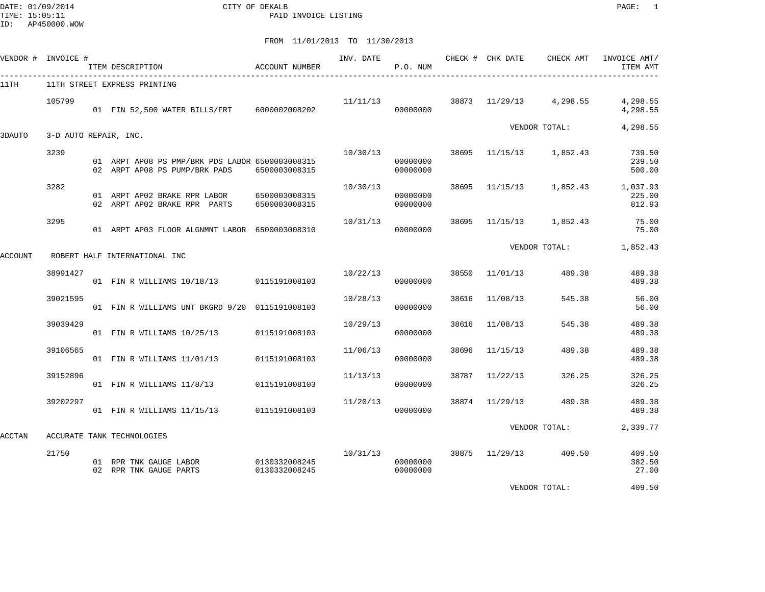CITY OF DEKALB

PAID INVOICE LISTING

DATE: 01/09/2014
TIME: 15:05:11
ID: AP450000.WOW

FROM 11/01/2013 TO 11/30/2013

| VENDOR # | INVOICE # | ITEM DESCRIPTION | ACCOUNT NUMBER | INV. DATE | P.O. NUM | CHECK # | CHK DATE | CHECK AMT | INVOICE AMT/ ITEM AMT |
|---|---|---|---|---|---|---|---|---|---|
| 11TH | 11TH STREET EXPRESS PRINTING | | | | | | | | |
| | 105799 | | | 11/11/13 | | 38873 | 11/29/13 | 4,298.55 | 4,298.55 |
| | | 01 FIN 52,500 WATER BILLS/FRT | 6000002008202 | | 00000000 | | | | 4,298.55 |
| | | | | | | | | VENDOR TOTAL: | 4,298.55 |
| 3DAUTO | 3-D AUTO REPAIR, INC. | | | | | | | | |
| | 3239 | | | 10/30/13 | | 38695 | 11/15/13 | 1,852.43 | 739.50 |
| | | 01 ARPT AP08 PS PMP/BRK PDS LABOR | 6500003008315 | | 00000000 | | | | 239.50 |
| | | 02 ARPT AP08 PS PUMP/BRK PADS | 6500003008315 | | 00000000 | | | | 500.00 |
| | 3282 | | | 10/30/13 | | 38695 | 11/15/13 | 1,852.43 | 1,037.93 |
| | | 01 ARPT AP02 BRAKE RPR LABOR | 6500003008315 | | 00000000 | | | | 225.00 |
| | | 02 ARPT AP02 BRAKE RPR PARTS | 6500003008315 | | 00000000 | | | | 812.93 |
| | 3295 | | | 10/31/13 | | 38695 | 11/15/13 | 1,852.43 | 75.00 |
| | | 01 ARPT AP03 FLOOR ALGNMNT LABOR | 6500003008310 | | 00000000 | | | | 75.00 |
| | | | | | | | | VENDOR TOTAL: | 1,852.43 |
| ACCOUNT | ROBERT HALF INTERNATIONAL INC | | | | | | | | |
| | 38991427 | | | 10/22/13 | | 38550 | 11/01/13 | 489.38 | 489.38 |
| | | 01 FIN R WILLIAMS 10/18/13 | 0115191008103 | | 00000000 | | | | 489.38 |
| | 39021595 | | | 10/28/13 | | 38616 | 11/08/13 | 545.38 | 56.00 |
| | | 01 FIN R WILLIAMS UNT BKGRD 9/20 | 0115191008103 | | 00000000 | | | | 56.00 |
| | 39039429 | | | 10/29/13 | | 38616 | 11/08/13 | 545.38 | 489.38 |
| | | 01 FIN R WILLIAMS 10/25/13 | 0115191008103 | | 00000000 | | | | 489.38 |
| | 39106565 | | | 11/06/13 | | 38696 | 11/15/13 | 489.38 | 489.38 |
| | | 01 FIN R WILLIAMS 11/01/13 | 0115191008103 | | 00000000 | | | | 489.38 |
| | 39152896 | | | 11/13/13 | | 38787 | 11/22/13 | 326.25 | 326.25 |
| | | 01 FIN R WILLIAMS 11/8/13 | 0115191008103 | | 00000000 | | | | 326.25 |
| | 39202297 | | | 11/20/13 | | 38874 | 11/29/13 | 489.38 | 489.38 |
| | | 01 FIN R WILLIAMS 11/15/13 | 0115191008103 | | 00000000 | | | | 489.38 |
| | | | | | | | | VENDOR TOTAL: | 2,339.77 |
| ACCTAN | ACCURATE TANK TECHNOLOGIES | | | | | | | | |
| | 21750 | | | 10/31/13 | | 38875 | 11/29/13 | 409.50 | 409.50 |
| | | 01 RPR TNK GAUGE LABOR | 0130332008245 | | 00000000 | | | | 382.50 |
| | | 02 RPR TNK GAUGE PARTS | 0130332008245 | | 00000000 | | | | 27.00 |
| | | | | | | | | VENDOR TOTAL: | 409.50 |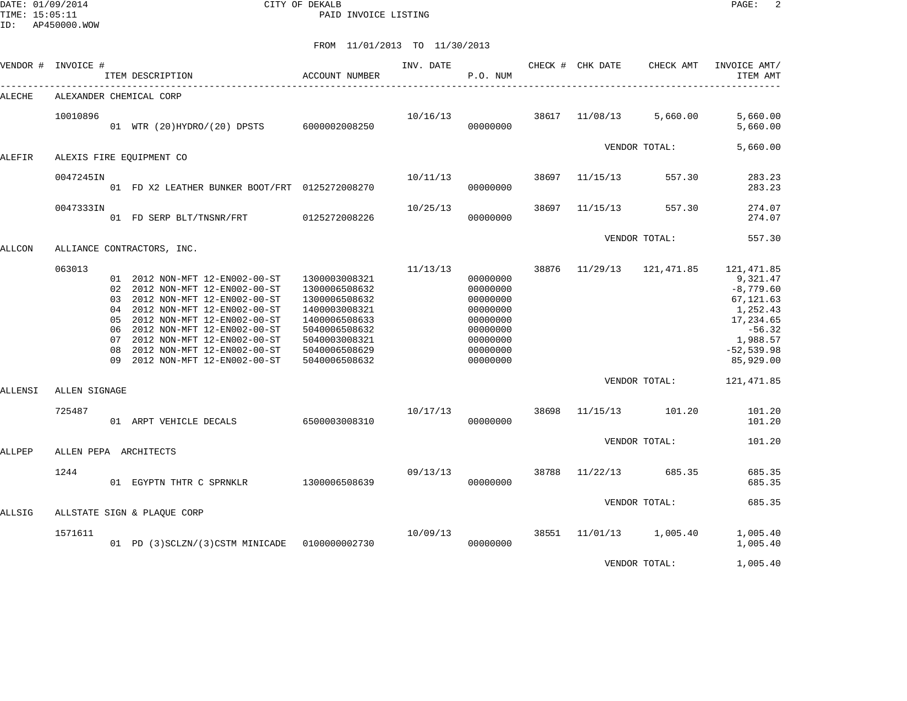CITY OF DEKALB

PAID INVOICE LISTING

DATE: 01/09/2014
TIME: 15:05:11
ID: AP450000.WOW

FROM 11/01/2013 TO 11/30/2013

| VENDOR # | INVOICE # | ITEM DESCRIPTION | ACCOUNT NUMBER | INV. DATE | P.O. NUM | CHECK # | CHK DATE | CHECK AMT | INVOICE AMT/ ITEM AMT |
|---|---|---|---|---|---|---|---|---|---|
| ALECHE | ALEXANDER CHEMICAL CORP | | | | | | | | |
| | 10010896 | | | 10/16/13 | | 38617 | 11/08/13 | 5,660.00 | 5,660.00 |
| | | 01 WTR (20)HYDRO/(20) DPSTS | 6000002008250 | | 00000000 | | | | 5,660.00 |
| | | | | | | | | VENDOR TOTAL: | 5,660.00 |
| ALEFIR | ALEXIS FIRE EQUIPMENT CO | | | | | | | | |
| | 0047245IN | | | 10/11/13 | | 38697 | 11/15/13 | 557.30 | 283.23 |
| | | 01 FD X2 LEATHER BUNKER BOOT/FRT | 0125272008270 | | 00000000 | | | | 283.23 |
| | 0047333IN | | | 10/25/13 | | 38697 | 11/15/13 | 557.30 | 274.07 |
| | | 01 FD SERP BLT/TNSNR/FRT | 0125272008226 | | 00000000 | | | | 274.07 |
| | | | | | | | | VENDOR TOTAL: | 557.30 |
| ALLCON | ALLIANCE CONTRACTORS, INC. | | | | | | | | |
| | 063013 | | | 11/13/13 | | 38876 | 11/29/13 | 121,471.85 | 121,471.85 |
| | | 01 2012 NON-MFT 12-EN002-00-ST | 1300003008321 | | 00000000 | | | | 9,321.47 |
| | | 02 2012 NON-MFT 12-EN002-00-ST | 1300006508632 | | 00000000 | | | | -8,779.60 |
| | | 03 2012 NON-MFT 12-EN002-00-ST | 1300006508632 | | 00000000 | | | | 67,121.63 |
| | | 04 2012 NON-MFT 12-EN002-00-ST | 1400003008321 | | 00000000 | | | | 1,252.43 |
| | | 05 2012 NON-MFT 12-EN002-00-ST | 1400006508633 | | 00000000 | | | | 17,234.65 |
| | | 06 2012 NON-MFT 12-EN002-00-ST | 5040006508632 | | 00000000 | | | | -56.32 |
| | | 07 2012 NON-MFT 12-EN002-00-ST | 5040003008321 | | 00000000 | | | | 1,988.57 |
| | | 08 2012 NON-MFT 12-EN002-00-ST | 5040006508629 | | 00000000 | | | | -52,539.98 |
| | | 09 2012 NON-MFT 12-EN002-00-ST | 5040006508632 | | 00000000 | | | | 85,929.00 |
| | | | | | | | | VENDOR TOTAL: | 121,471.85 |
| ALLENSI | ALLEN SIGNAGE | | | | | | | | |
| | 725487 | | | 10/17/13 | | 38698 | 11/15/13 | 101.20 | 101.20 |
| | | 01 ARPT VEHICLE DECALS | 6500003008310 | | 00000000 | | | | 101.20 |
| | | | | | | | | VENDOR TOTAL: | 101.20 |
| ALLPEP | ALLEN PEPA ARCHITECTS | | | | | | | | |
| | 1244 | | | 09/13/13 | | 38788 | 11/22/13 | 685.35 | 685.35 |
| | | 01 EGYPTN THTR C SPRNKLR | 1300006508639 | | 00000000 | | | | 685.35 |
| | | | | | | | | VENDOR TOTAL: | 685.35 |
| ALLSIG | ALLSTATE SIGN & PLAQUE CORP | | | | | | | | |
| | 1571611 | | | 10/09/13 | | 38551 | 11/01/13 | 1,005.40 | 1,005.40 |
| | | 01 PD (3)SCLZN/(3)CSTM MINICADE | 0100000002730 | | 00000000 | | | | 1,005.40 |
| | | | | | | | | VENDOR TOTAL: | 1,005.40 |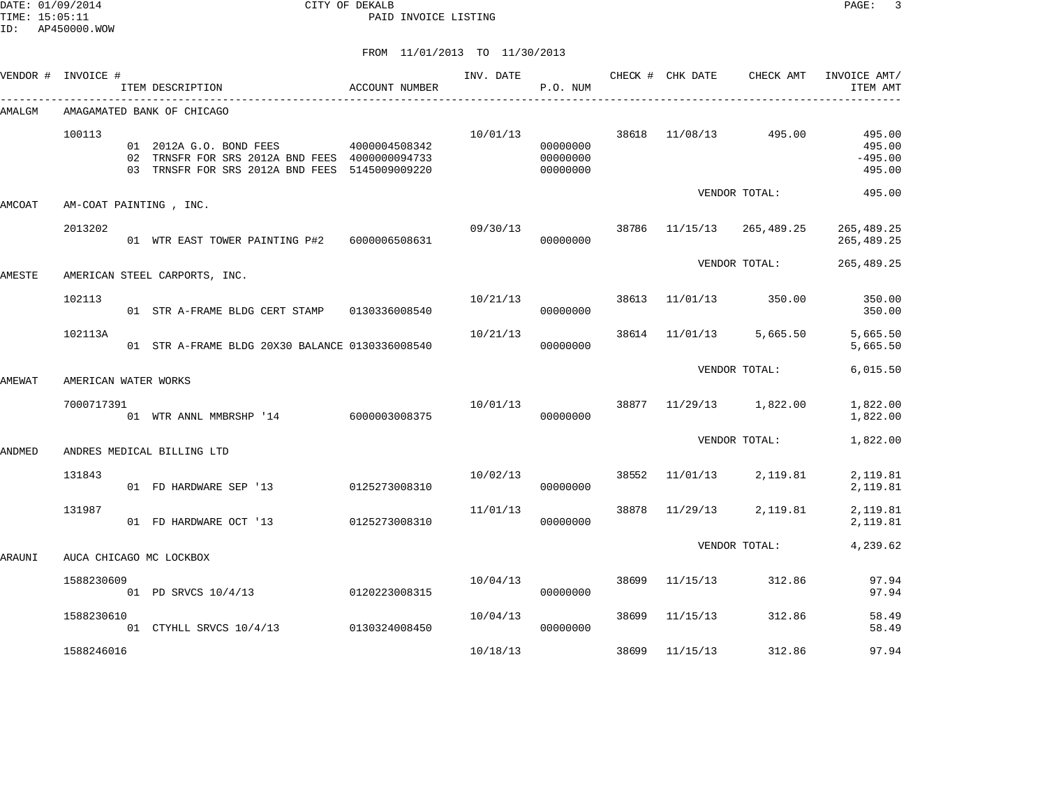DATE: 01/09/2014 CITY OF DEKALB
TIME: 15:05:11 PAID INVOICE LISTING
ID: AP450000.WOW

FROM 11/01/2013 TO 11/30/2013

| VENDOR # | INVOICE # | ITEM DESCRIPTION | ACCOUNT NUMBER | INV. DATE | P.O. NUM | CHECK # | CHK DATE | CHECK AMT | INVOICE AMT/ ITEM AMT |
|---|---|---|---|---|---|---|---|---|---|
| AMALGM | AMAGAMATED BANK OF CHICAGO | | | | | | | | |
| | 100113 | | | 10/01/13 | | 38618 | 11/08/13 | 495.00 | 495.00 |
| | | 01 2012A G.O. BOND FEES | 4000004508342 | | 00000000 | | | | 495.00 |
| | | 02 TRNSFR FOR SRS 2012A BND FEES | 4000000094733 | | 00000000 | | | | -495.00 |
| | | 03 TRNSFR FOR SRS 2012A BND FEES | 5145009009220 | | 00000000 | | | | 495.00 |
| | | | | | | | VENDOR TOTAL: | | 495.00 |
| AMCOAT | AM-COAT PAINTING , INC. | | | | | | | | |
| | 2013202 | | | 09/30/13 | | 38786 | 11/15/13 | 265,489.25 | 265,489.25 |
| | | 01 WTR EAST TOWER PAINTING P#2 | 6000006508631 | | 00000000 | | | | 265,489.25 |
| | | | | | | | VENDOR TOTAL: | | 265,489.25 |
| AMESTE | AMERICAN STEEL CARPORTS, INC. | | | | | | | | |
| | 102113 | | | 10/21/13 | | 38613 | 11/01/13 | 350.00 | 350.00 |
| | | 01 STR A-FRAME BLDG CERT STAMP | 0130336008540 | | 00000000 | | | | 350.00 |
| | 102113A | | | 10/21/13 | | 38614 | 11/01/13 | 5,665.50 | 5,665.50 |
| | | 01 STR A-FRAME BLDG 20X30 BALANCE | 0130336008540 | | 00000000 | | | | 5,665.50 |
| | | | | | | | VENDOR TOTAL: | | 6,015.50 |
| AMEWAT | AMERICAN WATER WORKS | | | | | | | | |
| | 7000717391 | | | 10/01/13 | | 38877 | 11/29/13 | 1,822.00 | 1,822.00 |
| | | 01 WTR ANNL MMBRSHP '14 | 6000003008375 | | 00000000 | | | | 1,822.00 |
| | | | | | | | VENDOR TOTAL: | | 1,822.00 |
| ANDMED | ANDRES MEDICAL BILLING LTD | | | | | | | | |
| | 131843 | | | 10/02/13 | | 38552 | 11/01/13 | 2,119.81 | 2,119.81 |
| | | 01 FD HARDWARE SEP '13 | 0125273008310 | | 00000000 | | | | 2,119.81 |
| | 131987 | | | 11/01/13 | | 38878 | 11/29/13 | 2,119.81 | 2,119.81 |
| | | 01 FD HARDWARE OCT '13 | 0125273008310 | | 00000000 | | | | 2,119.81 |
| | | | | | | | VENDOR TOTAL: | | 4,239.62 |
| ARAUNI | AUCA CHICAGO MC LOCKBOX | | | | | | | | |
| | 1588230609 | | | 10/04/13 | | 38699 | 11/15/13 | 312.86 | 97.94 |
| | | 01 PD SRVCS 10/4/13 | 0120223008315 | | 00000000 | | | | 97.94 |
| | 1588230610 | | | 10/04/13 | | 38699 | 11/15/13 | 312.86 | 58.49 |
| | | 01 CTYHLL SRVCS 10/4/13 | 0130324008450 | | 00000000 | | | | 58.49 |
| | 1588246016 | | | 10/18/13 | | 38699 | 11/15/13 | 312.86 | 97.94 |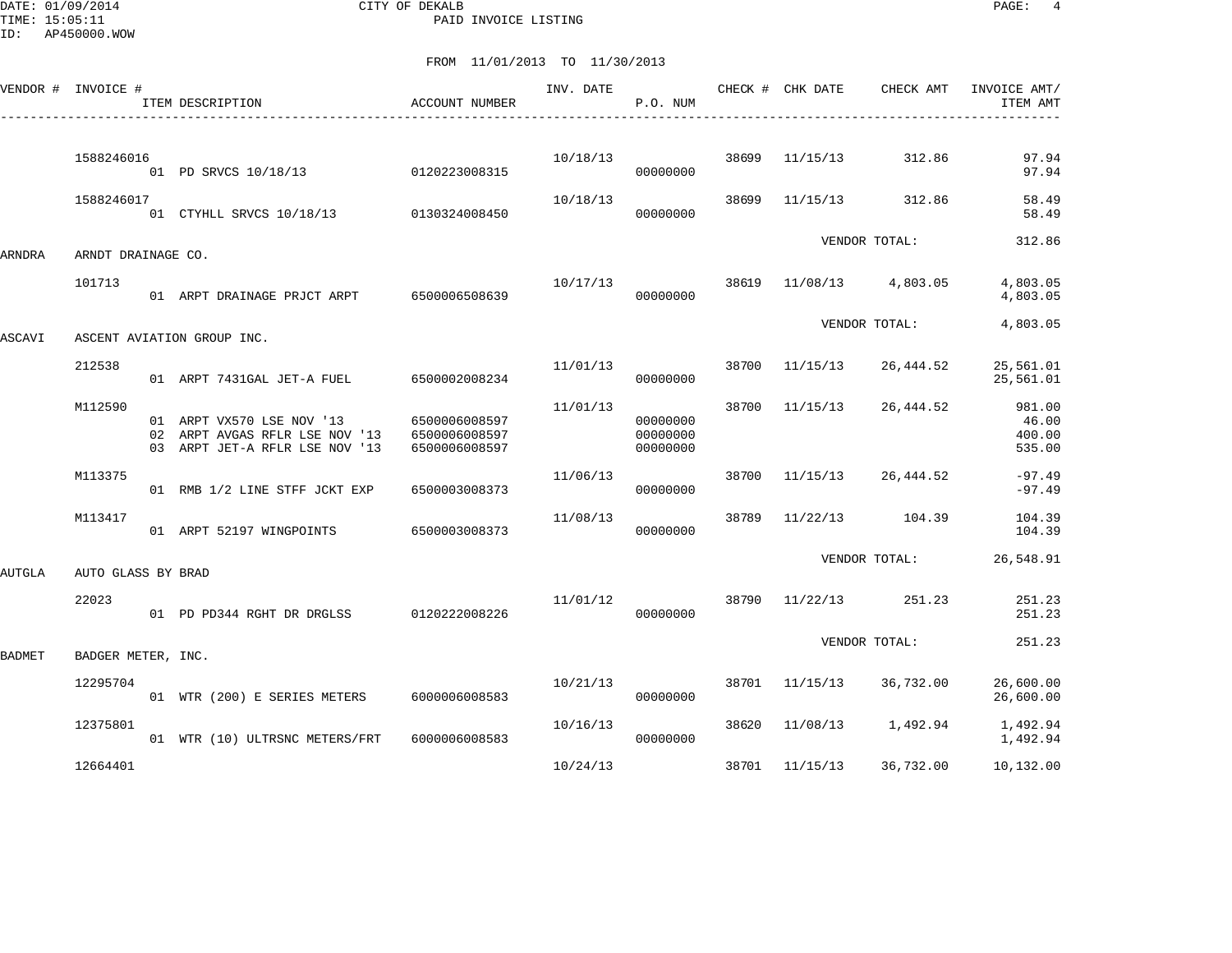DATE: 01/09/2014 CITY OF DEKALB
TIME: 15:05:11 PAID INVOICE LISTING
ID: AP450000.WOW

FROM 11/01/2013 TO 11/30/2013

| VENDOR # | INVOICE # | ITEM DESCRIPTION | ACCOUNT NUMBER | INV. DATE | P.O. NUM | CHECK # | CHK DATE | CHECK AMT | INVOICE AMT/ ITEM AMT |
|---|---|---|---|---|---|---|---|---|---|
| | 1588246016 | | | 10/18/13 | | 38699 | 11/15/13 | 312.86 | 97.94 |
| | | 01 PD SRVCS 10/18/13 | 0120223008315 | | 00000000 | | | | 97.94 |
| | 1588246017 | | | 10/18/13 | | 38699 | 11/15/13 | 312.86 | 58.49 |
| | | 01 CTYHLL SRVCS 10/18/13 | 0130324008450 | | 00000000 | | | | 58.49 |
| | | | | | | | VENDOR TOTAL: | | 312.86 |
| ARNDRA | ARNDT DRAINAGE CO. | | | | | | | | |
| | 101713 | | | 10/17/13 | | 38619 | 11/08/13 | 4,803.05 | 4,803.05 |
| | | 01 ARPT DRAINAGE PRJCT ARPT | 6500006508639 | | 00000000 | | | | 4,803.05 |
| | | | | | | | VENDOR TOTAL: | | 4,803.05 |
| ASCAVI | ASCENT AVIATION GROUP INC. | | | | | | | | |
| | 212538 | | | 11/01/13 | | 38700 | 11/15/13 | 26,444.52 | 25,561.01 |
| | | 01 ARPT 7431GAL JET-A FUEL | 6500002008234 | | 00000000 | | | | 25,561.01 |
| | M112590 | | | 11/01/13 | | 38700 | 11/15/13 | 26,444.52 | 981.00 |
| | | 01 ARPT VX570 LSE NOV '13 | 6500006008597 | | 00000000 | | | | 46.00 |
| | | 02 ARPT AVGAS RFLR LSE NOV '13 | 6500006008597 | | 00000000 | | | | 400.00 |
| | | 03 ARPT JET-A RFLR LSE NOV '13 | 6500006008597 | | 00000000 | | | | 535.00 |
| | M113375 | | | 11/06/13 | | 38700 | 11/15/13 | 26,444.52 | -97.49 |
| | | 01 RMB 1/2 LINE STFF JCKT EXP | 6500003008373 | | 00000000 | | | | -97.49 |
| | M113417 | | | 11/08/13 | | 38789 | 11/22/13 | 104.39 | 104.39 |
| | | 01 ARPT 52197 WINGPOINTS | 6500003008373 | | 00000000 | | | | 104.39 |
| | | | | | | | VENDOR TOTAL: | | 26,548.91 |
| AUTGLA | AUTO GLASS BY BRAD | | | | | | | | |
| | 22023 | | | 11/01/12 | | 38790 | 11/22/13 | 251.23 | 251.23 |
| | | 01 PD PD344 RGHT DR DRGLSS | 0120222008226 | | 00000000 | | | | 251.23 |
| | | | | | | | VENDOR TOTAL: | | 251.23 |
| BADMET | BADGER METER, INC. | | | | | | | | |
| | 12295704 | | | 10/21/13 | | 38701 | 11/15/13 | 36,732.00 | 26,600.00 |
| | | 01 WTR (200) E SERIES METERS | 6000006008583 | | 00000000 | | | | 26,600.00 |
| | 12375801 | | | 10/16/13 | | 38620 | 11/08/13 | 1,492.94 | 1,492.94 |
| | | 01 WTR (10) ULTRSNC METERS/FRT | 6000006008583 | | 00000000 | | | | 1,492.94 |
| | 12664401 | | | 10/24/13 | | 38701 | 11/15/13 | 36,732.00 | 10,132.00 |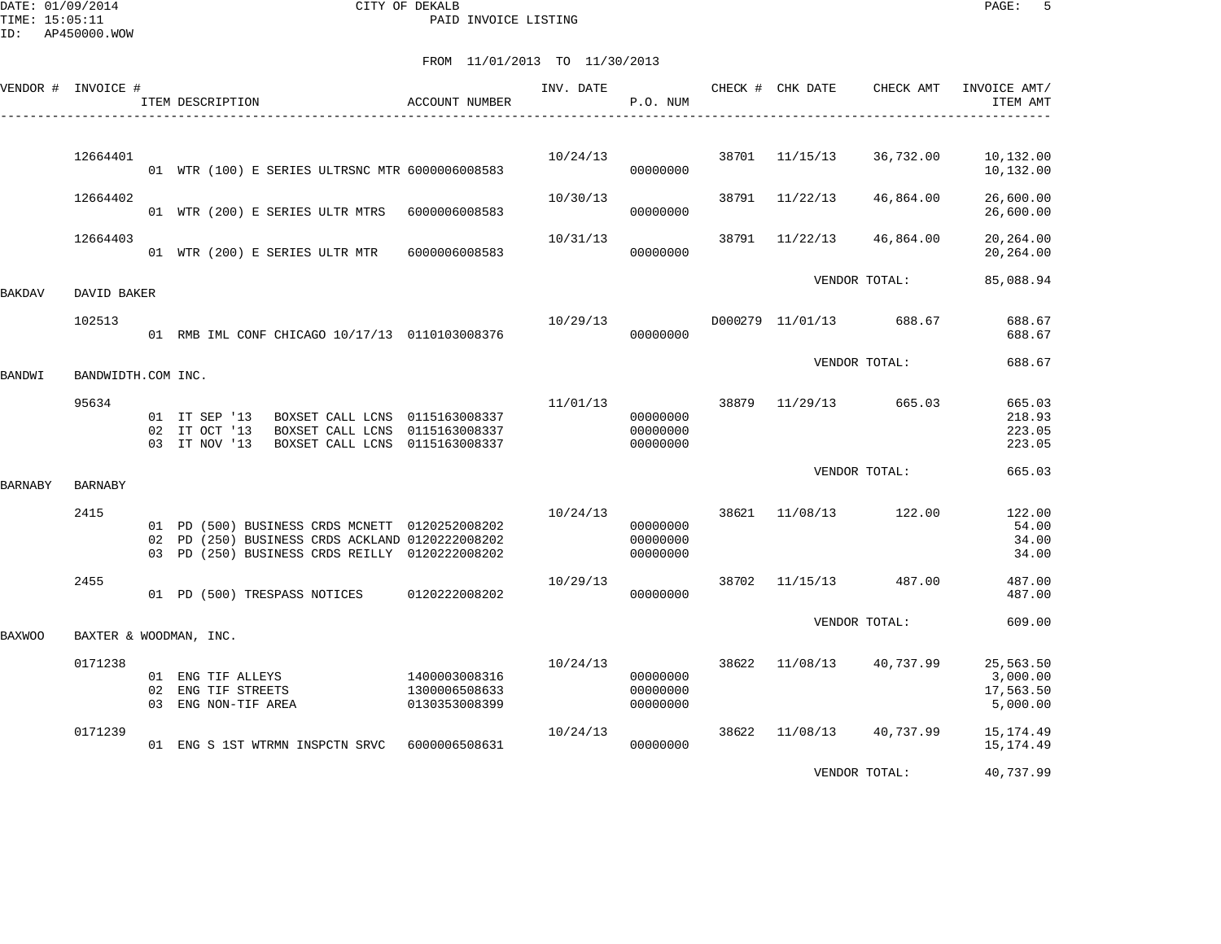DATE: 01/09/2014 CITY OF DEKALB
TIME: 15:05:11 PAID INVOICE LISTING
ID: AP450000.WOW

FROM 11/01/2013 TO 11/30/2013

| VENDOR # | INVOICE # | ITEM DESCRIPTION | ACCOUNT NUMBER | INV. DATE | P.O. NUM | CHECK # | CHK DATE | CHECK AMT | INVOICE AMT/ ITEM AMT |
|---|---|---|---|---|---|---|---|---|---|
| | 12664401 | | | 10/24/13 | | 38701 | 11/15/13 | 36,732.00 | 10,132.00 |
| | | 01 WTR (100) E SERIES ULTRSNC MTR | 6000006008583 | | 00000000 | | | | 10,132.00 |
| | 12664402 | | | 10/30/13 | | 38791 | 11/22/13 | 46,864.00 | 26,600.00 |
| | | 01 WTR (200) E SERIES ULTR MTRS | 6000006008583 | | 00000000 | | | | 26,600.00 |
| | 12664403 | | | 10/31/13 | | 38791 | 11/22/13 | 46,864.00 | 20,264.00 |
| | | 01 WTR (200) E SERIES ULTR MTR | 6000006008583 | | 00000000 | | | | 20,264.00 |
| | | | | | | | VENDOR TOTAL: | | 85,088.94 |
| BAKDAV | DAVID BAKER | | | | | | | | |
| | 102513 | | | 10/29/13 | | D000279 | 11/01/13 | 688.67 | 688.67 |
| | | 01 RMB IML CONF CHICAGO 10/17/13 | 0110103008376 | | 00000000 | | | | 688.67 |
| | | | | | | | VENDOR TOTAL: | | 688.67 |
| BANDWI | BANDWIDTH.COM INC. | | | | | | | | |
| | 95634 | | | 11/01/13 | | 38879 | 11/29/13 | 665.03 | 665.03 |
| | | 01 IT SEP '13 BOXSET CALL LCNS | 0115163008337 | | 00000000 | | | | 218.93 |
| | | 02 IT OCT '13 BOXSET CALL LCNS | 0115163008337 | | 00000000 | | | | 223.05 |
| | | 03 IT NOV '13 BOXSET CALL LCNS | 0115163008337 | | 00000000 | | | | 223.05 |
| | | | | | | | VENDOR TOTAL: | | 665.03 |
| BARNABY | BARNABY | | | | | | | | |
| | 2415 | | | 10/24/13 | | 38621 | 11/08/13 | 122.00 | 122.00 |
| | | 01 PD (500) BUSINESS CRDS MCNETT | 0120252008202 | | 00000000 | | | | 54.00 |
| | | 02 PD (250) BUSINESS CRDS ACKLAND | 0120222008202 | | 00000000 | | | | 34.00 |
| | | 03 PD (250) BUSINESS CRDS REILLY | 0120222008202 | | 00000000 | | | | 34.00 |
| | 2455 | | | 10/29/13 | | 38702 | 11/15/13 | 487.00 | 487.00 |
| | | 01 PD (500) TRESPASS NOTICES | 0120222008202 | | 00000000 | | | | 487.00 |
| | | | | | | | VENDOR TOTAL: | | 609.00 |
| BAXWOO | BAXTER & WOODMAN, INC. | | | | | | | | |
| | 0171238 | | | 10/24/13 | | 38622 | 11/08/13 | 40,737.99 | 25,563.50 |
| | | 01 ENG TIF ALLEYS | 1400003008316 | | 00000000 | | | | 3,000.00 |
| | | 02 ENG TIF STREETS | 1300006508633 | | 00000000 | | | | 17,563.50 |
| | | 03 ENG NON-TIF AREA | 0130353008399 | | 00000000 | | | | 5,000.00 |
| | 0171239 | | | 10/24/13 | | 38622 | 11/08/13 | 40,737.99 | 15,174.49 |
| | | 01 ENG S 1ST WTRMN INSPCTN SRVC | 6000006508631 | | 00000000 | | | | 15,174.49 |
| | | | | | | | VENDOR TOTAL: | | 40,737.99 |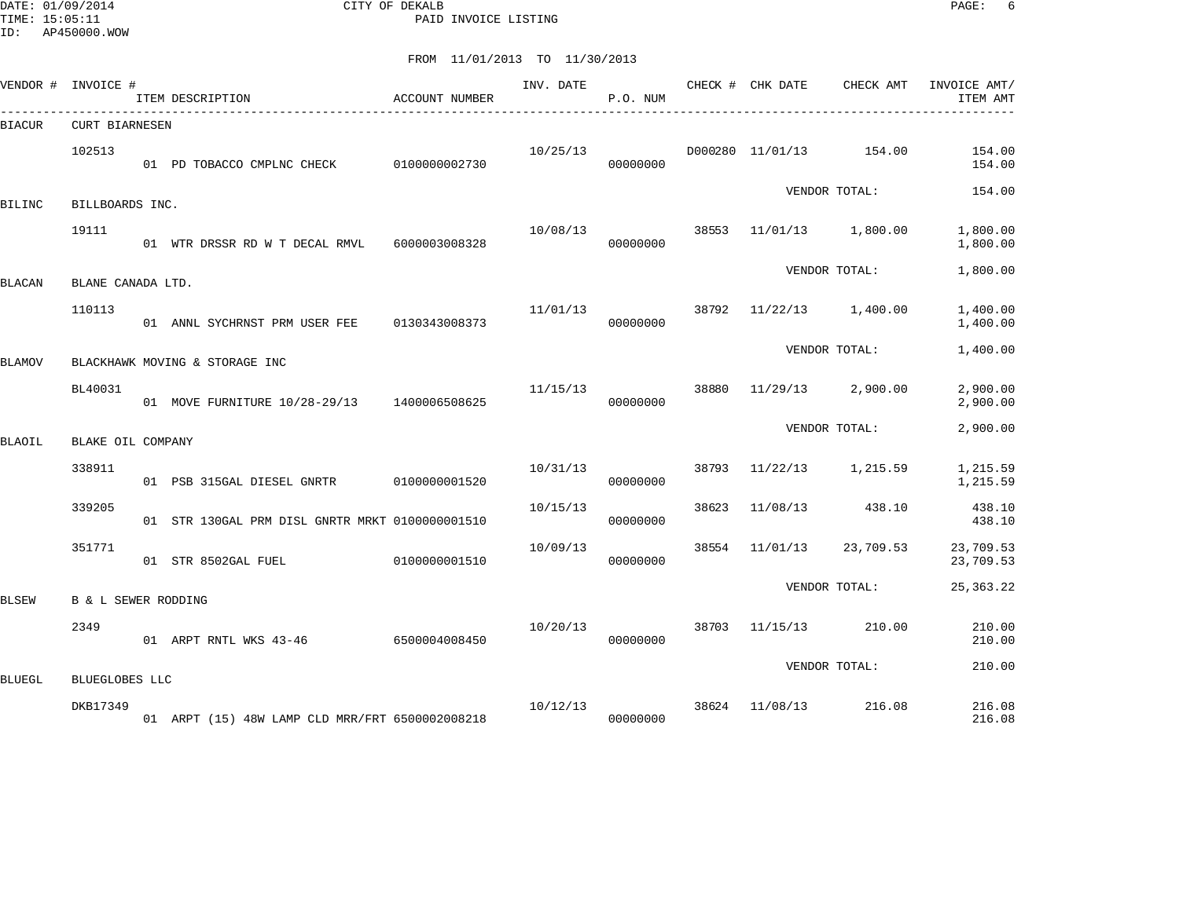DATE: 01/09/2014 CITY OF DEKALB
TIME: 15:05:11 PAID INVOICE LISTING
ID: AP450000.WOW

FROM 11/01/2013 TO 11/30/2013

| VENDOR # | INVOICE # | ITEM DESCRIPTION | ACCOUNT NUMBER | INV. DATE | P.O. NUM | CHECK # | CHK DATE | CHECK AMT | INVOICE AMT/ ITEM AMT |
|---|---|---|---|---|---|---|---|---|---|
| BIACUR | CURT BIARNESEN | | | | | | | | |
| | 102513 | | | 10/25/13 | | D000280 | 11/01/13 | 154.00 | 154.00 |
| | | 01 PD TOBACCO CMPLNC CHECK | 0100000002730 | | 00000000 | | | | 154.00 |
| | | | | | | | | VENDOR TOTAL: | 154.00 |
| BILINC | BILLBOARDS INC. | | | | | | | | |
| | 19111 | | | 10/08/13 | | 38553 | 11/01/13 | 1,800.00 | 1,800.00 |
| | | 01 WTR DRSSR RD W T DECAL RMVL | 6000003008328 | | 00000000 | | | | 1,800.00 |
| | | | | | | | | VENDOR TOTAL: | 1,800.00 |
| BLACAN | BLANE CANADA LTD. | | | | | | | | |
| | 110113 | | | 11/01/13 | | 38792 | 11/22/13 | 1,400.00 | 1,400.00 |
| | | 01 ANNL SYCHRNST PRM USER FEE | 0130343008373 | | 00000000 | | | | 1,400.00 |
| | | | | | | | | VENDOR TOTAL: | 1,400.00 |
| BLAMOV | BLACKHAWK MOVING & STORAGE INC | | | | | | | | |
| | BL40031 | | | 11/15/13 | | 38880 | 11/29/13 | 2,900.00 | 2,900.00 |
| | | 01 MOVE FURNITURE 10/28-29/13 | 1400006508625 | | 00000000 | | | | 2,900.00 |
| | | | | | | | | VENDOR TOTAL: | 2,900.00 |
| BLAOIL | BLAKE OIL COMPANY | | | | | | | | |
| | 338911 | | | 10/31/13 | | 38793 | 11/22/13 | 1,215.59 | 1,215.59 |
| | | 01 PSB 315GAL DIESEL GNRTR | 0100000001520 | | 00000000 | | | | 1,215.59 |
| | 339205 | | | 10/15/13 | | 38623 | 11/08/13 | 438.10 | 438.10 |
| | | 01 STR 130GAL PRM DISL GNRTR MRKT | 0100000001510 | | 00000000 | | | | 438.10 |
| | 351771 | | | 10/09/13 | | 38554 | 11/01/13 | 23,709.53 | 23,709.53 |
| | | 01 STR 8502GAL FUEL | 0100000001510 | | 00000000 | | | | 23,709.53 |
| | | | | | | | | VENDOR TOTAL: | 25,363.22 |
| BLSEW | B & L SEWER RODDING | | | | | | | | |
| | 2349 | | | 10/20/13 | | 38703 | 11/15/13 | 210.00 | 210.00 |
| | | 01 ARPT RNTL WKS 43-46 | 6500004008450 | | 00000000 | | | | 210.00 |
| | | | | | | | | VENDOR TOTAL: | 210.00 |
| BLUEGL | BLUEGLOBES LLC | | | | | | | | |
| | DKB17349 | | | 10/12/13 | | 38624 | 11/08/13 | 216.08 | 216.08 |
| | | 01 ARPT (15) 48W LAMP CLD MRR/FRT | 6500002008218 | | 00000000 | | | | 216.08 |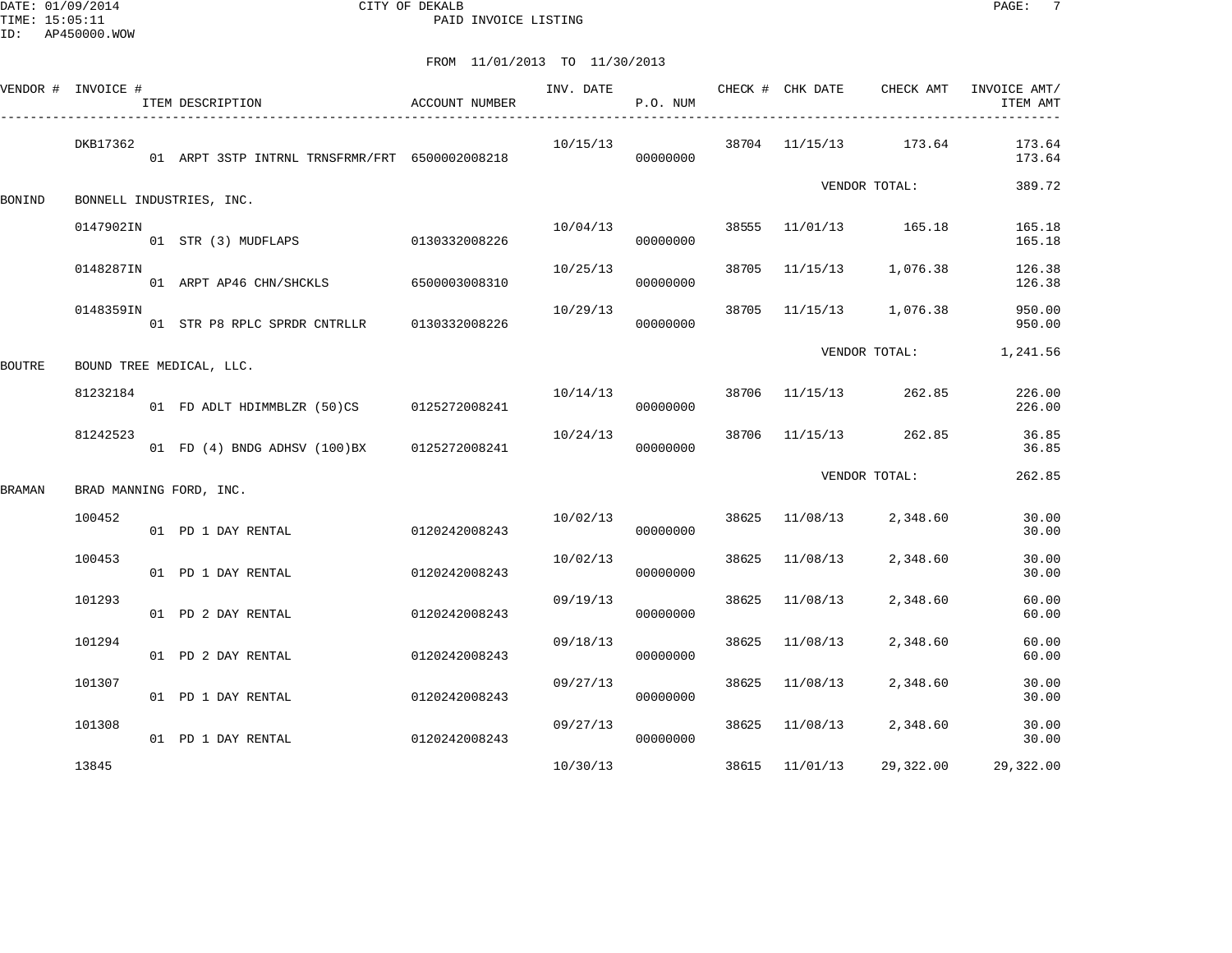CITY OF DEKALB
PAID INVOICE LISTING

DATE: 01/09/2014
TIME: 15:05:11
ID: AP450000.WOW

FROM 11/01/2013 TO 11/30/2013

| VENDOR # | INVOICE # | ITEM DESCRIPTION | ACCOUNT NUMBER | INV. DATE | P.O. NUM | CHECK # | CHK DATE | CHECK AMT | INVOICE AMT/ ITEM AMT |
|---|---|---|---|---|---|---|---|---|---|
| | DKB17362 | | | 10/15/13 | | 38704 | 11/15/13 | 173.64 | 173.64 |
| | | 01 ARPT 3STP INTRNL TRNSFRMR/FRT | 6500002008218 | | 00000000 | | | | 173.64 |
| | | | | | | | | VENDOR TOTAL: | 389.72 |
| BONIND | BONNELL INDUSTRIES, INC. | | | | | | | | |
| | 0147902IN | | | 10/04/13 | | 38555 | 11/01/13 | 165.18 | 165.18 |
| | | 01 STR (3) MUDFLAPS | 0130332008226 | | 00000000 | | | | 165.18 |
| | 0148287IN | | | 10/25/13 | | 38705 | 11/15/13 | 1,076.38 | 126.38 |
| | | 01 ARPT AP46 CHN/SHCKLS | 6500003008310 | | 00000000 | | | | 126.38 |
| | 0148359IN | | | 10/29/13 | | 38705 | 11/15/13 | 1,076.38 | 950.00 |
| | | 01 STR P8 RPLC SPRDR CNTRLLR | 0130332008226 | | 00000000 | | | | 950.00 |
| | | | | | | | | VENDOR TOTAL: | 1,241.56 |
| BOUTRE | BOUND TREE MEDICAL, LLC. | | | | | | | | |
| | 81232184 | | | 10/14/13 | | 38706 | 11/15/13 | 262.85 | 226.00 |
| | | 01 FD ADLT HDIMMBLZR (50)CS | 0125272008241 | | 00000000 | | | | 226.00 |
| | 81242523 | | | 10/24/13 | | 38706 | 11/15/13 | 262.85 | 36.85 |
| | | 01 FD (4) BNDG ADHSV (100)BX | 0125272008241 | | 00000000 | | | | 36.85 |
| | | | | | | | | VENDOR TOTAL: | 262.85 |
| BRAMAN | BRAD MANNING FORD, INC. | | | | | | | | |
| | 100452 | | | 10/02/13 | | 38625 | 11/08/13 | 2,348.60 | 30.00 |
| | | 01 PD 1 DAY RENTAL | 0120242008243 | | 00000000 | | | | 30.00 |
| | 100453 | | | 10/02/13 | | 38625 | 11/08/13 | 2,348.60 | 30.00 |
| | | 01 PD 1 DAY RENTAL | 0120242008243 | | 00000000 | | | | 30.00 |
| | 101293 | | | 09/19/13 | | 38625 | 11/08/13 | 2,348.60 | 60.00 |
| | | 01 PD 2 DAY RENTAL | 0120242008243 | | 00000000 | | | | 60.00 |
| | 101294 | | | 09/18/13 | | 38625 | 11/08/13 | 2,348.60 | 60.00 |
| | | 01 PD 2 DAY RENTAL | 0120242008243 | | 00000000 | | | | 60.00 |
| | 101307 | | | 09/27/13 | | 38625 | 11/08/13 | 2,348.60 | 30.00 |
| | | 01 PD 1 DAY RENTAL | 0120242008243 | | 00000000 | | | | 30.00 |
| | 101308 | | | 09/27/13 | | 38625 | 11/08/13 | 2,348.60 | 30.00 |
| | | 01 PD 1 DAY RENTAL | 0120242008243 | | 00000000 | | | | 30.00 |
| | 13845 | | | 10/30/13 | | 38615 | 11/01/13 | 29,322.00 | 29,322.00 |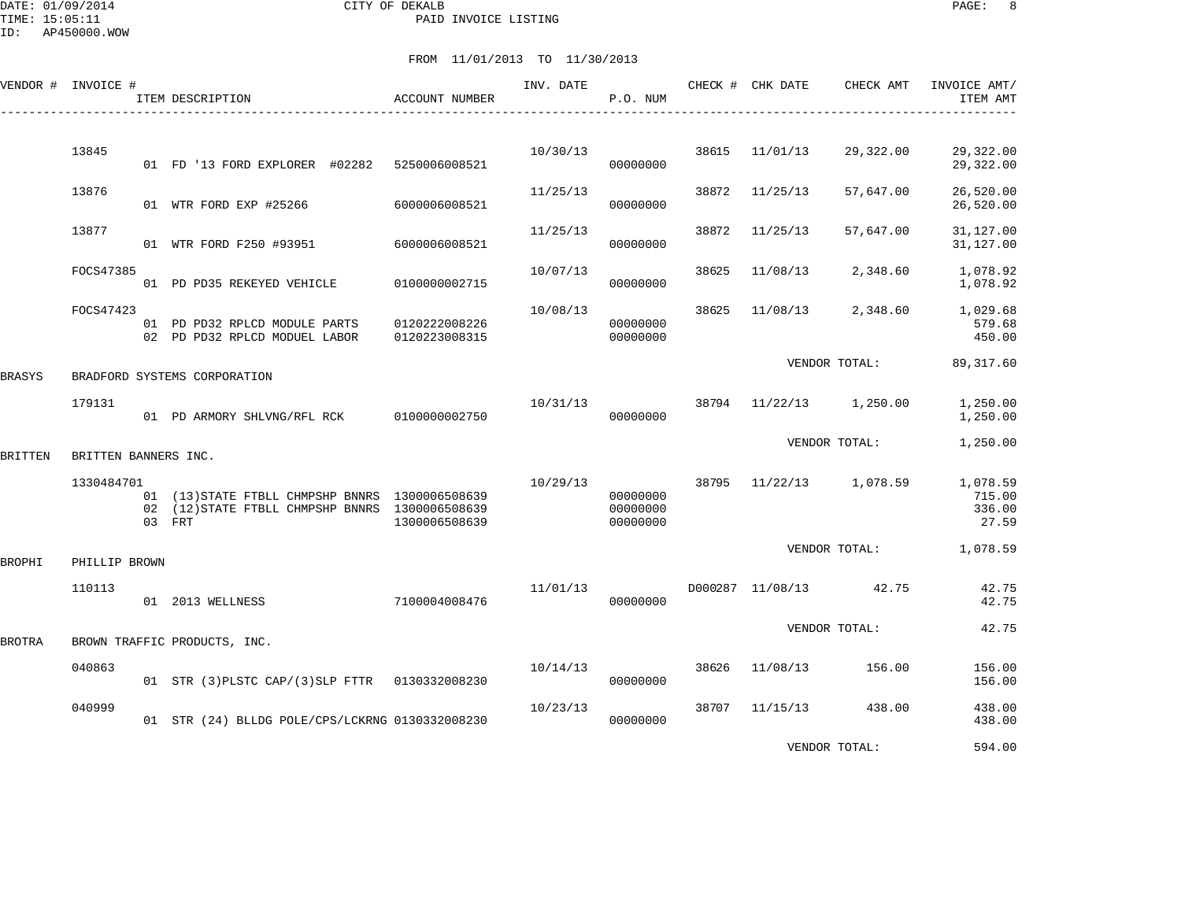CITY OF DEKALB
PAID INVOICE LISTING

FROM 11/01/2013 TO 11/30/2013

| VENDOR # | INVOICE # | ITEM DESCRIPTION | ACCOUNT NUMBER | INV. DATE | P.O. NUM | CHECK # | CHK DATE | CHECK AMT | INVOICE AMT/ ITEM AMT |
|---|---|---|---|---|---|---|---|---|---|
| | 13845 | | | 10/30/13 | | 38615 | 11/01/13 | 29,322.00 | 29,322.00 |
| | | 01 FD '13 FORD EXPLORER #02282 | 5250006008521 | | 00000000 | | | | 29,322.00 |
| | 13876 | | | 11/25/13 | | 38872 | 11/25/13 | 57,647.00 | 26,520.00 |
| | | 01 WTR FORD EXP #25266 | 6000006008521 | | 00000000 | | | | 26,520.00 |
| | 13877 | | | 11/25/13 | | 38872 | 11/25/13 | 57,647.00 | 31,127.00 |
| | | 01 WTR FORD F250 #93951 | 6000006008521 | | 00000000 | | | | 31,127.00 |
| | FOCS47385 | | | 10/07/13 | | 38625 | 11/08/13 | 2,348.60 | 1,078.92 |
| | | 01 PD PD35 REKEYED VEHICLE | 0100000002715 | | 00000000 | | | | 1,078.92 |
| | FOCS47423 | | | 10/08/13 | | 38625 | 11/08/13 | 2,348.60 | 1,029.68 |
| | | 01 PD PD32 RPLCD MODULE PARTS | 0120222008226 | | 00000000 | | | | 579.68 |
| | | 02 PD PD32 RPLCD MODUEL LABOR | 0120223008315 | | 00000000 | | | | 450.00 |
| | | | | | | | | VENDOR TOTAL: | 89,317.60 |
| BRASYS | BRADFORD SYSTEMS CORPORATION | | | | | | | | |
| | 179131 | | | 10/31/13 | | 38794 | 11/22/13 | 1,250.00 | 1,250.00 |
| | | 01 PD ARMORY SHLVNG/RFL RCK | 0100000002750 | | 00000000 | | | | 1,250.00 |
| | | | | | | | | VENDOR TOTAL: | 1,250.00 |
| BRITTEN | BRITTEN BANNERS INC. | | | | | | | | |
| | 1330484701 | | | 10/29/13 | | 38795 | 11/22/13 | 1,078.59 | 1,078.59 |
| | | 01 (13)STATE FTBLL CHMPSHP BNNRS | 1300006508639 | | 00000000 | | | | 715.00 |
| | | 02 (12)STATE FTBLL CHMPSHP BNNRS | 1300006508639 | | 00000000 | | | | 336.00 |
| | | 03 FRT | 1300006508639 | | 00000000 | | | | 27.59 |
| | | | | | | | | VENDOR TOTAL: | 1,078.59 |
| BROPHI | PHILLIP BROWN | | | | | | | | |
| | 110113 | | | 11/01/13 | | D000287 | 11/08/13 | 42.75 | 42.75 |
| | | 01 2013 WELLNESS | 7100004008476 | | 00000000 | | | | 42.75 |
| | | | | | | | | VENDOR TOTAL: | 42.75 |
| BROTRA | BROWN TRAFFIC PRODUCTS, INC. | | | | | | | | |
| | 040863 | | | 10/14/13 | | 38626 | 11/08/13 | 156.00 | 156.00 |
| | | 01 STR (3)PLSTC CAP/(3)SLP FTTR | 0130332008230 | | 00000000 | | | | 156.00 |
| | 040999 | | | 10/23/13 | | 38707 | 11/15/13 | 438.00 | 438.00 |
| | | 01 STR (24) BLLDG POLE/CPS/LCKRNG | 0130332008230 | | 00000000 | | | | 438.00 |
| | | | | | | | | VENDOR TOTAL: | 594.00 |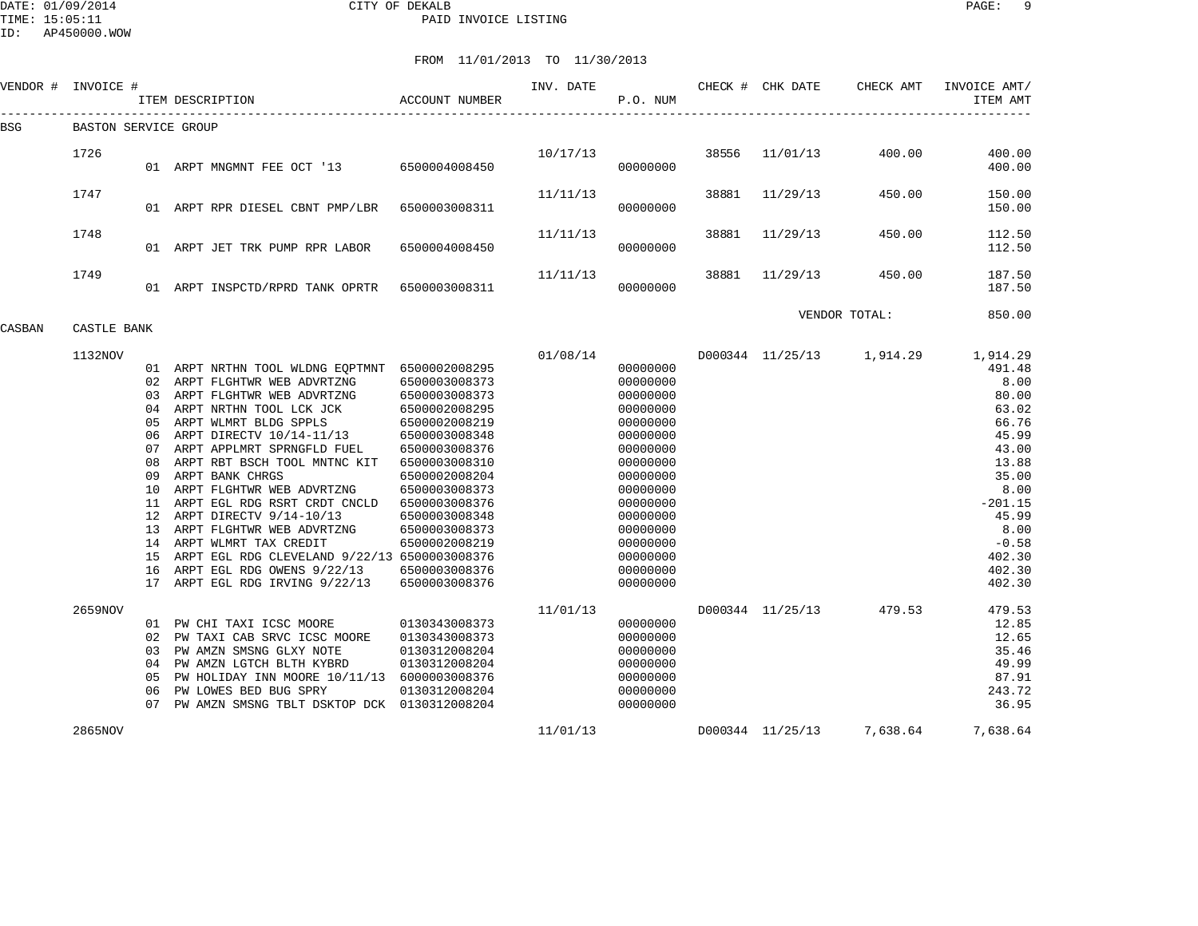CITY OF DEKALB
PAID INVOICE LISTING

FROM 11/01/2013 TO 11/30/2013

| VENDOR # | INVOICE # | ITEM DESCRIPTION | ACCOUNT NUMBER | INV. DATE | P.O. NUM | CHECK # | CHK DATE | CHECK AMT | INVOICE AMT/ ITEM AMT |
|---|---|---|---|---|---|---|---|---|---|
| BSG | BASTON SERVICE GROUP | | | | | | | | |
| | 1726 | | | 10/17/13 | | 38556 | 11/01/13 | 400.00 | 400.00 |
| | | 01 ARPT MNGMNT FEE OCT '13 | 6500004008450 | | 00000000 | | | | 400.00 |
| | 1747 | | | 11/11/13 | | 38881 | 11/29/13 | 450.00 | 150.00 |
| | | 01 ARPT RPR DIESEL CBNT PMP/LBR | 6500003008311 | | 00000000 | | | | 150.00 |
| | 1748 | | | 11/11/13 | | 38881 | 11/29/13 | 450.00 | 112.50 |
| | | 01 ARPT JET TRK PUMP RPR LABOR | 6500004008450 | | 00000000 | | | | 112.50 |
| | 1749 | | | 11/11/13 | | 38881 | 11/29/13 | 450.00 | 187.50 |
| | | 01 ARPT INSPCTD/RPRD TANK OPRTR | 6500003008311 | | 00000000 | | | | 187.50 |
| | | | | | | | | VENDOR TOTAL: | 850.00 |
| CASBAN | CASTLE BANK | | | | | | | | |
| | 1132NOV | | | 01/08/14 | | D000344 | 11/25/13 | 1,914.29 | 1,914.29 |
| | | 01 ARPT NRTHN TOOL WLDNG EQPTMNT | 6500002008295 | | 00000000 | | | | 491.48 |
| | | 02 ARPT FLGHTWR WEB ADVRTZNG | 6500003008373 | | 00000000 | | | | 8.00 |
| | | 03 ARPT FLGHTWR WEB ADVRTZNG | 6500003008373 | | 00000000 | | | | 80.00 |
| | | 04 ARPT NRTHN TOOL LCK JCK | 6500002008295 | | 00000000 | | | | 63.02 |
| | | 05 ARPT WLMRT BLDG SPPLS | 6500002008219 | | 00000000 | | | | 66.76 |
| | | 06 ARPT DIRECTV 10/14-11/13 | 6500003008348 | | 00000000 | | | | 45.99 |
| | | 07 ARPT APPLMRT SPRNGFLD FUEL | 6500003008376 | | 00000000 | | | | 43.00 |
| | | 08 ARPT RBT BSCH TOOL MNTNC KIT | 6500003008310 | | 00000000 | | | | 13.88 |
| | | 09 ARPT BANK CHRGS | 6500002008204 | | 00000000 | | | | 35.00 |
| | | 10 ARPT FLGHTWR WEB ADVRTZNG | 6500003008373 | | 00000000 | | | | 8.00 |
| | | 11 ARPT EGL RDG RSRT CRDT CNCLD | 6500003008376 | | 00000000 | | | | -201.15 |
| | | 12 ARPT DIRECTV 9/14-10/13 | 6500003008348 | | 00000000 | | | | 45.99 |
| | | 13 ARPT FLGHTWR WEB ADVRTZNG | 6500003008373 | | 00000000 | | | | 8.00 |
| | | 14 ARPT WLMRT TAX CREDIT | 6500002008219 | | 00000000 | | | | -0.58 |
| | | 15 ARPT EGL RDG CLEVELAND 9/22/13 | 6500003008376 | | 00000000 | | | | 402.30 |
| | | 16 ARPT EGL RDG OWENS 9/22/13 | 6500003008376 | | 00000000 | | | | 402.30 |
| | | 17 ARPT EGL RDG IRVING 9/22/13 | 6500003008376 | | 00000000 | | | | 402.30 |
| | 2659NOV | | | 11/01/13 | | D000344 | 11/25/13 | 479.53 | 479.53 |
| | | 01 PW CHI TAXI ICSC MOORE | 0130343008373 | | 00000000 | | | | 12.85 |
| | | 02 PW TAXI CAB SRVC ICSC MOORE | 0130343008373 | | 00000000 | | | | 12.65 |
| | | 03 PW AMZN SMSNG GLXY NOTE | 0130312008204 | | 00000000 | | | | 35.46 |
| | | 04 PW AMZN LGTCH BLTH KYBRD | 0130312008204 | | 00000000 | | | | 49.99 |
| | | 05 PW HOLIDAY INN MOORE 10/11/13 | 6000003008376 | | 00000000 | | | | 87.91 |
| | | 06 PW LOWES BED BUG SPRY | 0130312008204 | | 00000000 | | | | 243.72 |
| | | 07 PW AMZN SMSNG TBLT DSKTOP DCK | 0130312008204 | | 00000000 | | | | 36.95 |
| | 2865NOV | | | 11/01/13 | | D000344 | 11/25/13 | 7,638.64 | 7,638.64 |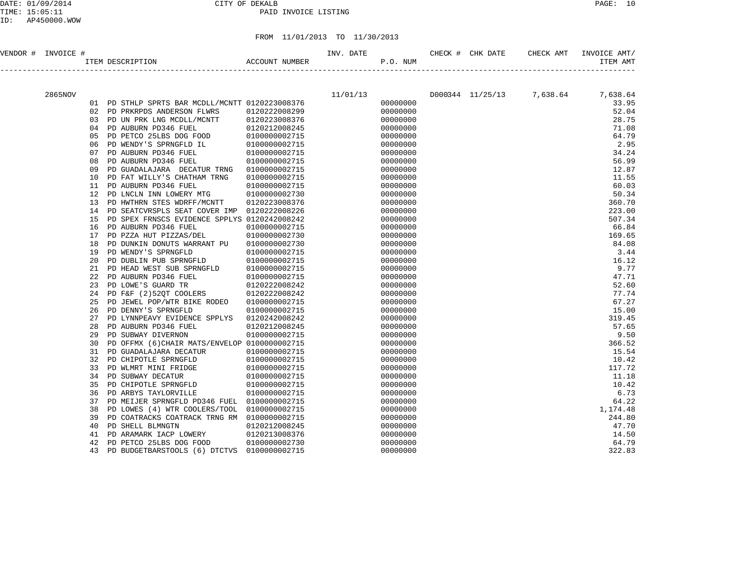CITY OF DEKALB

PAID INVOICE LISTING

DATE: 01/09/2014
TIME: 15:05:11
ID: AP450000.WOW

FROM 11/01/2013 TO 11/30/2013

| VENDOR # | INVOICE # | ITEM DESCRIPTION | ACCOUNT NUMBER | INV. DATE | P.O. NUM | CHECK # | CHK DATE | CHECK AMT | INVOICE AMT/ ITEM AMT |
|---|---|---|---|---|---|---|---|---|---|
| | 2865NOV | | | 11/01/13 | | D000344 | 11/25/13 | 7,638.64 | 7,638.64 |
| | | 01 PD STHLP SPRTS BAR MCDLL/MCNTT | 0120223008376 | | 00000000 | | | | 33.95 |
| | | 02 PD PRKRPDS ANDERSON FLWRS | 0120222008299 | | 00000000 | | | | 52.04 |
| | | 03 PD UN PRK LNG MCDLL/MCNTT | 0120223008376 | | 00000000 | | | | 28.75 |
| | | 04 PD AUBURN PD346 FUEL | 0120212008245 | | 00000000 | | | | 71.08 |
| | | 05 PD PETCO 25LBS DOG FOOD | 0100000002715 | | 00000000 | | | | 64.79 |
| | | 06 PD WENDY'S SPRNGFLD IL | 0100000002715 | | 00000000 | | | | 2.95 |
| | | 07 PD AUBURN PD346 FUEL | 0100000002715 | | 00000000 | | | | 34.24 |
| | | 08 PD AUBURN PD346 FUEL | 0100000002715 | | 00000000 | | | | 56.99 |
| | | 09 PD GUADALAJARA DECATUR TRNG | 0100000002715 | | 00000000 | | | | 12.87 |
| | | 10 PD FAT WILLY'S CHATHAM TRNG | 0100000002715 | | 00000000 | | | | 11.55 |
| | | 11 PD AUBURN PD346 FUEL | 0100000002715 | | 00000000 | | | | 60.03 |
| | | 12 PD LNCLN INN LOWERY MTG | 0100000002730 | | 00000000 | | | | 50.34 |
| | | 13 PD HWTHRN STES WDRFF/MCNTT | 0120223008376 | | 00000000 | | | | 360.70 |
| | | 14 PD SEATCVRSPLS SEAT COVER IMP | 0120222008226 | | 00000000 | | | | 223.00 |
| | | 15 PD SPEX FRNSCS EVIDENCE SPPLYS | 0120242008242 | | 00000000 | | | | 507.34 |
| | | 16 PD AUBURN PD346 FUEL | 0100000002715 | | 00000000 | | | | 66.84 |
| | | 17 PD PZZA HUT PIZZAS/DEL | 0100000002730 | | 00000000 | | | | 169.65 |
| | | 18 PD DUNKIN DONUTS WARRANT PU | 0100000002730 | | 00000000 | | | | 84.08 |
| | | 19 PD WENDY'S SPRNGFLD | 0100000002715 | | 00000000 | | | | 3.44 |
| | | 20 PD DUBLIN PUB SPRNGFLD | 0100000002715 | | 00000000 | | | | 16.12 |
| | | 21 PD HEAD WEST SUB SPRNGFLD | 0100000002715 | | 00000000 | | | | 9.77 |
| | | 22 PD AUBURN PD346 FUEL | 0100000002715 | | 00000000 | | | | 47.71 |
| | | 23 PD LOWE'S GUARD TR | 0120222008242 | | 00000000 | | | | 52.60 |
| | | 24 PD F&F (2)52QT COOLERS | 0120222008242 | | 00000000 | | | | 77.74 |
| | | 25 PD JEWEL POP/WTR BIKE RODEO | 0100000002715 | | 00000000 | | | | 67.27 |
| | | 26 PD DENNY'S SPRNGFLD | 0100000002715 | | 00000000 | | | | 15.00 |
| | | 27 PD LYNNPEAVY EVIDENCE SPPLYS | 0120242008242 | | 00000000 | | | | 319.45 |
| | | 28 PD AUBURN PD346 FUEL | 0120212008245 | | 00000000 | | | | 57.65 |
| | | 29 PD SUBWAY DIVERNON | 0100000002715 | | 00000000 | | | | 9.50 |
| | | 30 PD OFFMX (6)CHAIR MATS/ENVELOP | 0100000002715 | | 00000000 | | | | 366.52 |
| | | 31 PD GUADALAJARA DECATUR | 0100000002715 | | 00000000 | | | | 15.54 |
| | | 32 PD CHIPOTLE SPRNGFLD | 0100000002715 | | 00000000 | | | | 10.42 |
| | | 33 PD WLMRT MINI FRIDGE | 0100000002715 | | 00000000 | | | | 117.72 |
| | | 34 PD SUBWAY DECATUR | 0100000002715 | | 00000000 | | | | 11.18 |
| | | 35 PD CHIPOTLE SPRNGFLD | 0100000002715 | | 00000000 | | | | 10.42 |
| | | 36 PD ARBYS TAYLORVILLE | 0100000002715 | | 00000000 | | | | 6.73 |
| | | 37 PD MEIJER SPRNGFLD PD346 FUEL | 0100000002715 | | 00000000 | | | | 64.22 |
| | | 38 PD LOWES (4) WTR COOLERS/TOOL | 0100000002715 | | 00000000 | | | | 1,174.48 |
| | | 39 PD COATRACKS COATRACK TRNG RM | 0100000002715 | | 00000000 | | | | 244.80 |
| | | 40 PD SHELL BLMNGTN | 0120212008245 | | 00000000 | | | | 47.70 |
| | | 41 PD ARAMARK IACP LOWERY | 0120213008376 | | 00000000 | | | | 14.50 |
| | | 42 PD PETCO 25LBS DOG FOOD | 0100000002730 | | 00000000 | | | | 64.79 |
| | | 43 PD BUDGETBARSTOOLS (6) DTCTVS | 0100000002715 | | 00000000 | | | | 322.83 |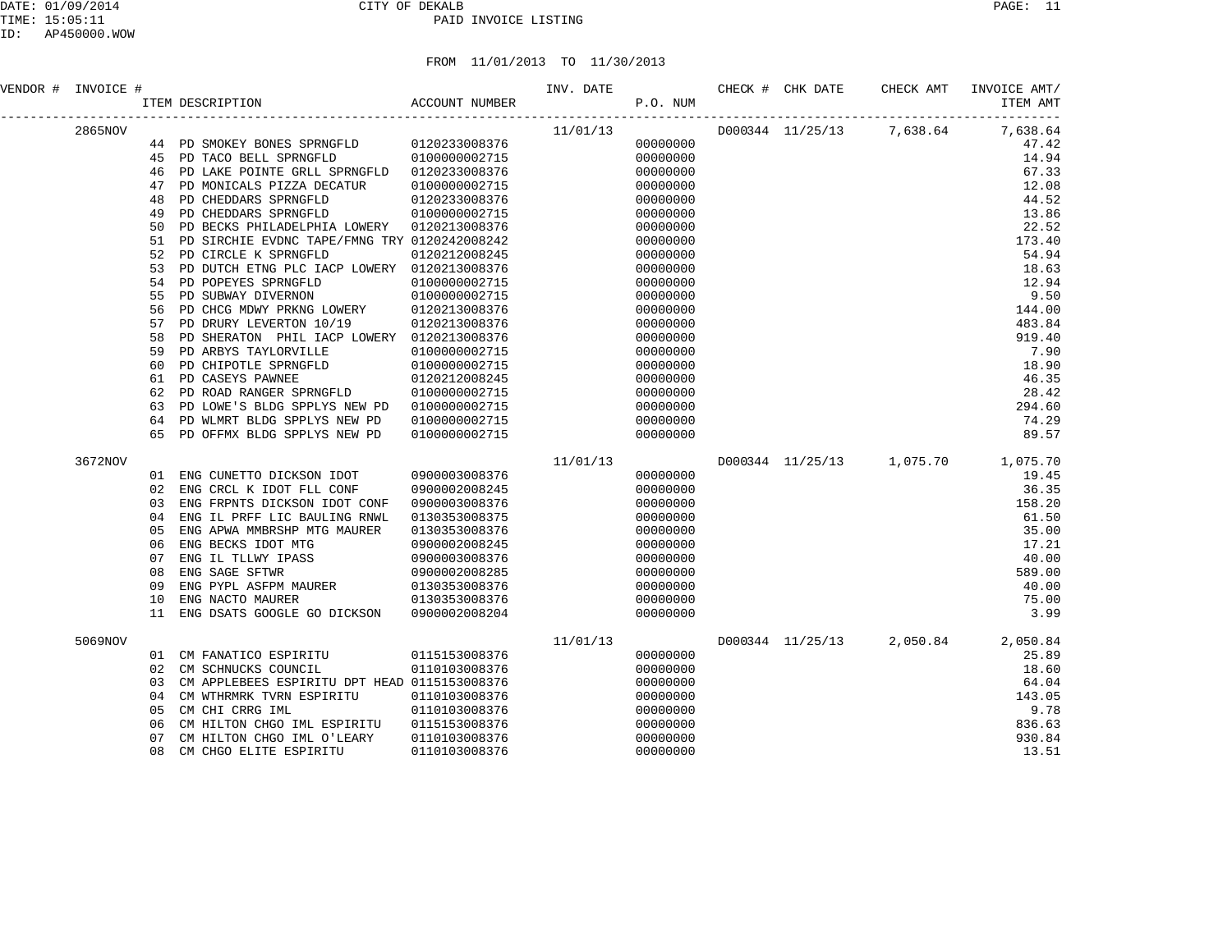CITY OF DEKALB
PAID INVOICE LISTING

FROM 11/01/2013 TO 11/30/2013

| VENDOR # | INVOICE # | ITEM DESCRIPTION | ACCOUNT NUMBER | INV. DATE | P.O. NUM | CHECK # | CHK DATE | CHECK AMT | INVOICE AMT/ ITEM AMT |
|---|---|---|---|---|---|---|---|---|---|
| | 2865NOV | | | 11/01/13 | | D000344 | 11/25/13 | 7,638.64 | 7,638.64 |
| | 44 | PD SMOKEY BONES SPRNGFLD | 0120233008376 | | 00000000 | | | | 47.42 |
| | 45 | PD TACO BELL SPRNGFLD | 0100000002715 | | 00000000 | | | | 14.94 |
| | 46 | PD LAKE POINTE GRLL SPRNGFLD | 0120233008376 | | 00000000 | | | | 67.33 |
| | 47 | PD MONICALS PIZZA DECATUR | 0100000002715 | | 00000000 | | | | 12.08 |
| | 48 | PD CHEDDARS SPRNGFLD | 0120233008376 | | 00000000 | | | | 44.52 |
| | 49 | PD CHEDDARS SPRNGFLD | 0100000002715 | | 00000000 | | | | 13.86 |
| | 50 | PD BECKS PHILADELPHIA LOWERY | 0120213008376 | | 00000000 | | | | 22.52 |
| | 51 | PD SIRCHIE EVDNC TAPE/FMNG TRY | 0120242008242 | | 00000000 | | | | 173.40 |
| | 52 | PD CIRCLE K SPRNGFLD | 0120212008245 | | 00000000 | | | | 54.94 |
| | 53 | PD DUTCH ETNG PLC IACP LOWERY | 0120213008376 | | 00000000 | | | | 18.63 |
| | 54 | PD POPEYES SPRNGFLD | 0100000002715 | | 00000000 | | | | 12.94 |
| | 55 | PD SUBWAY DIVERNON | 0100000002715 | | 00000000 | | | | 9.50 |
| | 56 | PD CHCG MDWY PRKNG LOWERY | 0120213008376 | | 00000000 | | | | 144.00 |
| | 57 | PD DRURY LEVERTON 10/19 | 0120213008376 | | 00000000 | | | | 483.84 |
| | 58 | PD SHERATON PHIL IACP LOWERY | 0120213008376 | | 00000000 | | | | 919.40 |
| | 59 | PD ARBYS TAYLORVILLE | 0100000002715 | | 00000000 | | | | 7.90 |
| | 60 | PD CHIPOTLE SPRNGFLD | 0100000002715 | | 00000000 | | | | 18.90 |
| | 61 | PD CASEYS PAWNEE | 0120212008245 | | 00000000 | | | | 46.35 |
| | 62 | PD ROAD RANGER SPRNGFLD | 0100000002715 | | 00000000 | | | | 28.42 |
| | 63 | PD LOWE'S BLDG SPPLYS NEW PD | 0100000002715 | | 00000000 | | | | 294.60 |
| | 64 | PD WLMRT BLDG SPPLYS NEW PD | 0100000002715 | | 00000000 | | | | 74.29 |
| | 65 | PD OFFMX BLDG SPPLYS NEW PD | 0100000002715 | | 00000000 | | | | 89.57 |
| | 3672NOV | | | 11/01/13 | | D000344 | 11/25/13 | 1,075.70 | 1,075.70 |
| | 01 | ENG CUNETTO DICKSON IDOT | 0900003008376 | | 00000000 | | | | 19.45 |
| | 02 | ENG CRCL K IDOT FLL CONF | 0900002008245 | | 00000000 | | | | 36.35 |
| | 03 | ENG FRPNTS DICKSON IDOT CONF | 0900003008376 | | 00000000 | | | | 158.20 |
| | 04 | ENG IL PRFF LIC BAULING RNWL | 0130353008375 | | 00000000 | | | | 61.50 |
| | 05 | ENG APWA MMBRSHP MTG MAURER | 0130353008376 | | 00000000 | | | | 35.00 |
| | 06 | ENG BECKS IDOT MTG | 0900002008245 | | 00000000 | | | | 17.21 |
| | 07 | ENG IL TLLWY IPASS | 0900003008376 | | 00000000 | | | | 40.00 |
| | 08 | ENG SAGE SFTWR | 0900002008285 | | 00000000 | | | | 589.00 |
| | 09 | ENG PYPL ASFPM MAURER | 0130353008376 | | 00000000 | | | | 40.00 |
| | 10 | ENG NACTO MAURER | 0130353008376 | | 00000000 | | | | 75.00 |
| | 11 | ENG DSATS GOOGLE GO DICKSON | 0900002008204 | | 00000000 | | | | 3.99 |
| | 5069NOV | | | 11/01/13 | | D000344 | 11/25/13 | 2,050.84 | 2,050.84 |
| | 01 | CM FANATICO ESPIRITU | 0115153008376 | | 00000000 | | | | 25.89 |
| | 02 | CM SCHNUCKS COUNCIL | 0110103008376 | | 00000000 | | | | 18.60 |
| | 03 | CM APPLEBEES ESPIRITU DPT HEAD | 0115153008376 | | 00000000 | | | | 64.04 |
| | 04 | CM WTHRMRK TVRN ESPIRITU | 0110103008376 | | 00000000 | | | | 143.05 |
| | 05 | CM CHI CRRG IML | 0110103008376 | | 00000000 | | | | 9.78 |
| | 06 | CM HILTON CHGO IML ESPIRITU | 0115153008376 | | 00000000 | | | | 836.63 |
| | 07 | CM HILTON CHGO IML O'LEARY | 0110103008376 | | 00000000 | | | | 930.84 |
| | 08 | CM CHGO ELITE ESPIRITU | 0110103008376 | | 00000000 | | | | 13.51 |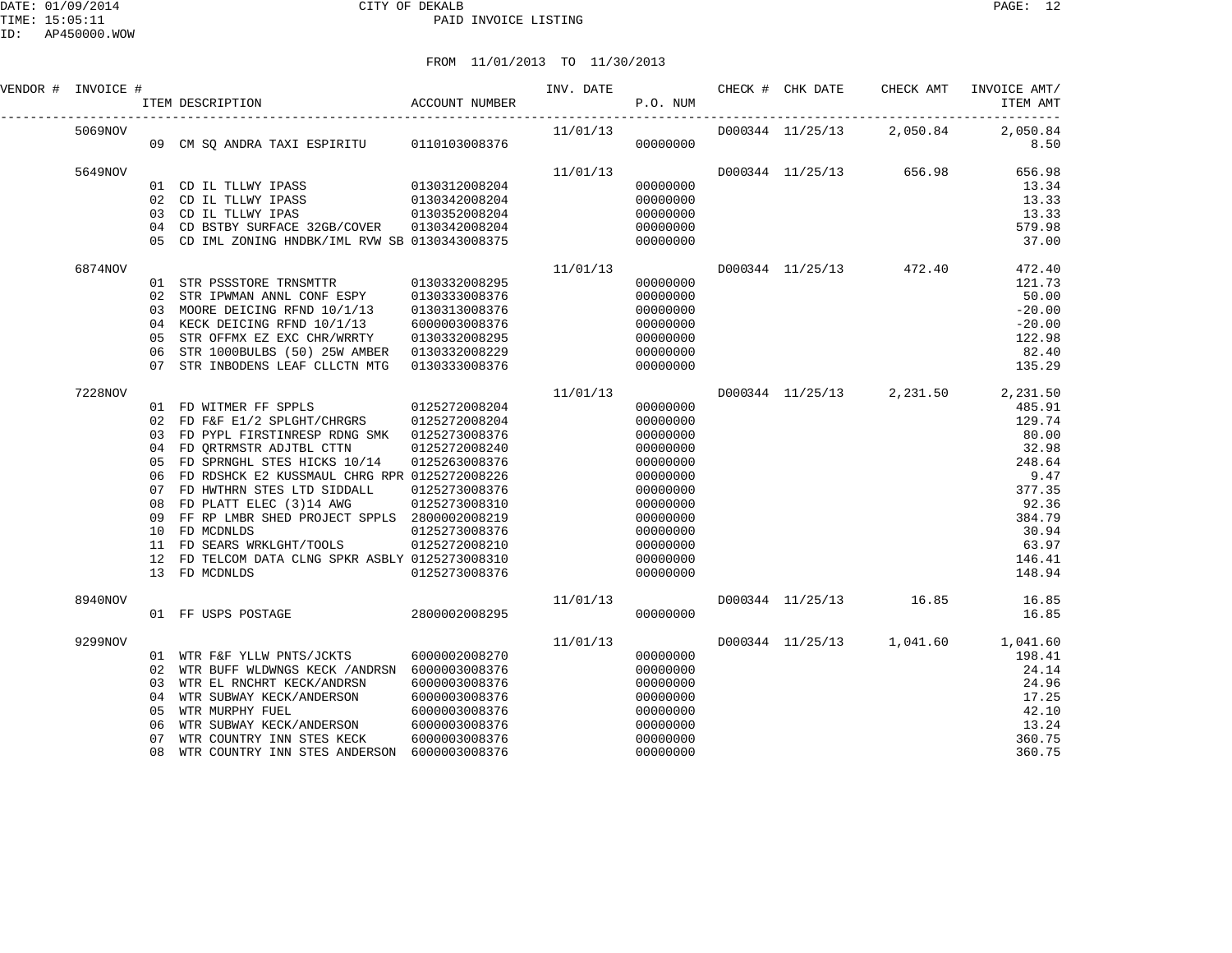CITY OF DEKALB
PAID INVOICE LISTING

DATE: 01/09/2014
TIME: 15:05:11
ID: AP450000.WOW

FROM 11/01/2013 TO 11/30/2013

| VENDOR # | INVOICE # | ITEM DESCRIPTION | ACCOUNT NUMBER | INV. DATE | P.O. NUM | CHECK # | CHK DATE | CHECK AMT | INVOICE AMT/ ITEM AMT |
|---|---|---|---|---|---|---|---|---|---|
| | 5069NOV | | | 11/01/13 | | D000344 | 11/25/13 | 2,050.84 | 2,050.84 |
| | | 09 CM SQ ANDRA TAXI ESPIRITU | 0110103008376 | | 00000000 | | | | 8.50 |
| | 5649NOV | | | 11/01/13 | | D000344 | 11/25/13 | 656.98 | 656.98 |
| | | 01 CD IL TLLWY IPASS | 0130312008204 | | 00000000 | | | | 13.34 |
| | | 02 CD IL TLLWY IPASS | 0130342008204 | | 00000000 | | | | 13.33 |
| | | 03 CD IL TLLWY IPAS | 0130352008204 | | 00000000 | | | | 13.33 |
| | | 04 CD BSTBY SURFACE 32GB/COVER | 0130342008204 | | 00000000 | | | | 579.98 |
| | | 05 CD IML ZONING HNDBK/IML RVW SB | 0130343008375 | | 00000000 | | | | 37.00 |
| | 6874NOV | | | 11/01/13 | | D000344 | 11/25/13 | 472.40 | 472.40 |
| | | 01 STR PSSSTORE TRNSMTTR | 0130332008295 | | 00000000 | | | | 121.73 |
| | | 02 STR IPWMAN ANNL CONF ESPY | 0130333008376 | | 00000000 | | | | 50.00 |
| | | 03 MOORE DEICING RFND 10/1/13 | 0130313008376 | | 00000000 | | | | -20.00 |
| | | 04 KECK DEICING RFND 10/1/13 | 6000003008376 | | 00000000 | | | | -20.00 |
| | | 05 STR OFFMX EZ EXC CHR/WRRTY | 0130332008295 | | 00000000 | | | | 122.98 |
| | | 06 STR 1000BULBS (50) 25W AMBER | 0130332008229 | | 00000000 | | | | 82.40 |
| | | 07 STR INBODENS LEAF CLLCTN MTG | 0130333008376 | | 00000000 | | | | 135.29 |
| | 7228NOV | | | 11/01/13 | | D000344 | 11/25/13 | 2,231.50 | 2,231.50 |
| | | 01 FD WITMER FF SPPLS | 0125272008204 | | 00000000 | | | | 485.91 |
| | | 02 FD F&F E1/2 SPLGHT/CHRGRS | 0125272008204 | | 00000000 | | | | 129.74 |
| | | 03 FD PYPL FIRSTINRESP RDNG SMK | 0125273008376 | | 00000000 | | | | 80.00 |
| | | 04 FD QRTRMSTR ADJTBL CTTN | 0125272008240 | | 00000000 | | | | 32.98 |
| | | 05 FD SPRNGHL STES HICKS 10/14 | 0125263008376 | | 00000000 | | | | 248.64 |
| | | 06 FD RDSHCK E2 KUSSMAUL CHRG RPR | 0125272008226 | | 00000000 | | | | 9.47 |
| | | 07 FD HWTHRN STES LTD SIDDALL | 0125273008376 | | 00000000 | | | | 377.35 |
| | | 08 FD PLATT ELEC (3)14 AWG | 0125273008310 | | 00000000 | | | | 92.36 |
| | | 09 FF RP LMBR SHED PROJECT SPPLS | 2800002008219 | | 00000000 | | | | 384.79 |
| | | 10 FD MCDNLDS | 0125273008376 | | 00000000 | | | | 30.94 |
| | | 11 FD SEARS WRKLGHT/TOOLS | 0125272008210 | | 00000000 | | | | 63.97 |
| | | 12 FD TELCOM DATA CLNG SPKR ASBLY | 0125273008310 | | 00000000 | | | | 146.41 |
| | | 13 FD MCDNLDS | 0125273008376 | | 00000000 | | | | 148.94 |
| | 8940NOV | | | 11/01/13 | | D000344 | 11/25/13 | 16.85 | 16.85 |
| | | 01 FF USPS POSTAGE | 2800002008295 | | 00000000 | | | | 16.85 |
| | 9299NOV | | | 11/01/13 | | D000344 | 11/25/13 | 1,041.60 | 1,041.60 |
| | | 01 WTR F&F YLLW PNTS/JCKTS | 6000002008270 | | 00000000 | | | | 198.41 |
| | | 02 WTR BUFF WLDWNGS KECK /ANDRSN | 6000003008376 | | 00000000 | | | | 24.14 |
| | | 03 WTR EL RNCHRT KECK/ANDRSN | 6000003008376 | | 00000000 | | | | 24.96 |
| | | 04 WTR SUBWAY KECK/ANDERSON | 6000003008376 | | 00000000 | | | | 17.25 |
| | | 05 WTR MURPHY FUEL | 6000003008376 | | 00000000 | | | | 42.10 |
| | | 06 WTR SUBWAY KECK/ANDERSON | 6000003008376 | | 00000000 | | | | 13.24 |
| | | 07 WTR COUNTRY INN STES KECK | 6000003008376 | | 00000000 | | | | 360.75 |
| | | 08 WTR COUNTRY INN STES ANDERSON | 6000003008376 | | 00000000 | | | | 360.75 |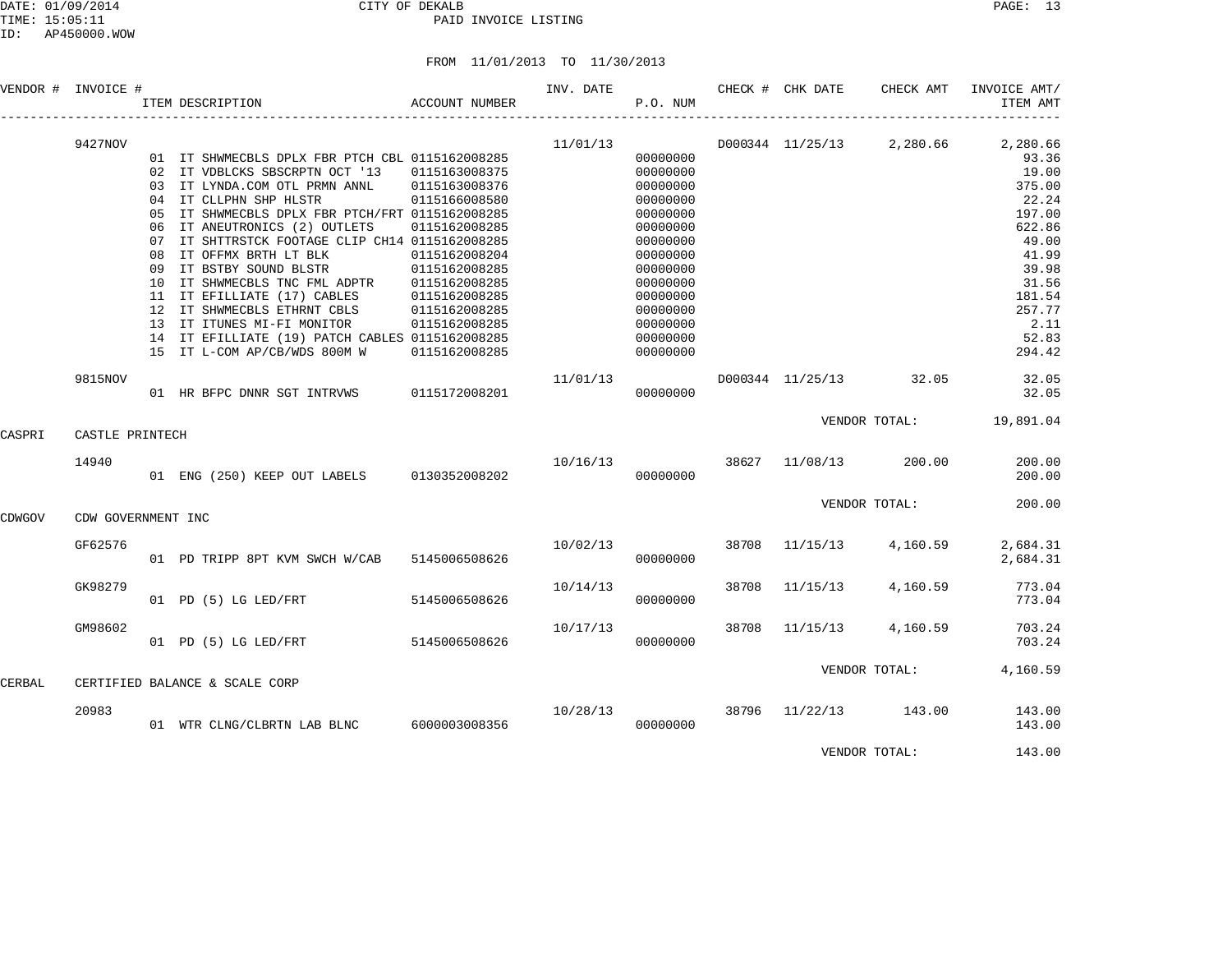CITY OF DEKALB

PAID INVOICE LISTING

DATE: 01/09/2014
TIME: 15:05:11
ID: AP450000.WOW

FROM 11/01/2013 TO 11/30/2013

| VENDOR # | INVOICE # | ITEM DESCRIPTION | ACCOUNT NUMBER | INV. DATE | P.O. NUM | CHECK # | CHK DATE | CHECK AMT | INVOICE AMT/ ITEM AMT |
|---|---|---|---|---|---|---|---|---|---|
| | 9427NOV | | | 11/01/13 | | D000344 | 11/25/13 | 2,280.66 | 2,280.66 |
| | | 01 IT SHWMECBLS DPLX FBR PTCH CBL | 0115162008285 | | 00000000 | | | | 93.36 |
| | | 02 IT VDBLCKS SBSCRPTN OCT '13 | 0115163008375 | | 00000000 | | | | 19.00 |
| | | 03 IT LYNDA.COM OTL PRMN ANNL | 0115163008376 | | 00000000 | | | | 375.00 |
| | | 04 IT CLLPHN SHP HLSTR | 0115166008580 | | 00000000 | | | | 22.24 |
| | | 05 IT SHWMECBLS DPLX FBR PTCH/FRT | 0115162008285 | | 00000000 | | | | 197.00 |
| | | 06 IT ANEUTRONICS (2) OUTLETS | 0115162008285 | | 00000000 | | | | 622.86 |
| | | 07 IT SHTTRSTCK FOOTAGE CLIP CH14 | 0115162008285 | | 00000000 | | | | 49.00 |
| | | 08 IT OFFMX BRTH LT BLK | 0115162008204 | | 00000000 | | | | 41.99 |
| | | 09 IT BSTBY SOUND BLSTR | 0115162008285 | | 00000000 | | | | 39.98 |
| | | 10 IT SHWMECBLS TNC FML ADPTR | 0115162008285 | | 00000000 | | | | 31.56 |
| | | 11 IT EFILLIATE (17) CABLES | 0115162008285 | | 00000000 | | | | 181.54 |
| | | 12 IT SHWMECBLS ETHRNT CBLS | 0115162008285 | | 00000000 | | | | 257.77 |
| | | 13 IT ITUNES MI-FI MONITOR | 0115162008285 | | 00000000 | | | | 2.11 |
| | | 14 IT EFILLIATE (19) PATCH CABLES | 0115162008285 | | 00000000 | | | | 52.83 |
| | | 15 IT L-COM AP/CB/WDS 800M W | 0115162008285 | | 00000000 | | | | 294.42 |
| | 9815NOV | | | 11/01/13 | | D000344 | 11/25/13 | 32.05 | 32.05 |
| | | 01 HR BFPC DNNR SGT INTRVWS | 0115172008201 | | 00000000 | | | | 32.05 |
| | | | | | | | VENDOR TOTAL: | | 19,891.04 |
| CASPRI | CASTLE PRINTECH | | | | | | | | |
| | 14940 | | | 10/16/13 | | 38627 | 11/08/13 | 200.00 | 200.00 |
| | | 01 ENG (250) KEEP OUT LABELS | 0130352008202 | | 00000000 | | | | 200.00 |
| | | | | | | | VENDOR TOTAL: | | 200.00 |
| CDWGOV | CDW GOVERNMENT INC | | | | | | | | |
| | GF62576 | | | 10/02/13 | | 38708 | 11/15/13 | 4,160.59 | 2,684.31 |
| | | 01 PD TRIPP 8PT KVM SWCH W/CAB | 5145006508626 | | 00000000 | | | | 2,684.31 |
| | GK98279 | | | 10/14/13 | | 38708 | 11/15/13 | 4,160.59 | 773.04 |
| | | 01 PD (5) LG LED/FRT | 5145006508626 | | 00000000 | | | | 773.04 |
| | GM98602 | | | 10/17/13 | | 38708 | 11/15/13 | 4,160.59 | 703.24 |
| | | 01 PD (5) LG LED/FRT | 5145006508626 | | 00000000 | | | | 703.24 |
| | | | | | | | VENDOR TOTAL: | | 4,160.59 |
| CERBAL | CERTIFIED BALANCE & SCALE CORP | | | | | | | | |
| | 20983 | | | 10/28/13 | | 38796 | 11/22/13 | 143.00 | 143.00 |
| | | 01 WTR CLNG/CLBRTN LAB BLNC | 6000003008356 | | 00000000 | | | | 143.00 |
| | | | | | | | VENDOR TOTAL: | | 143.00 |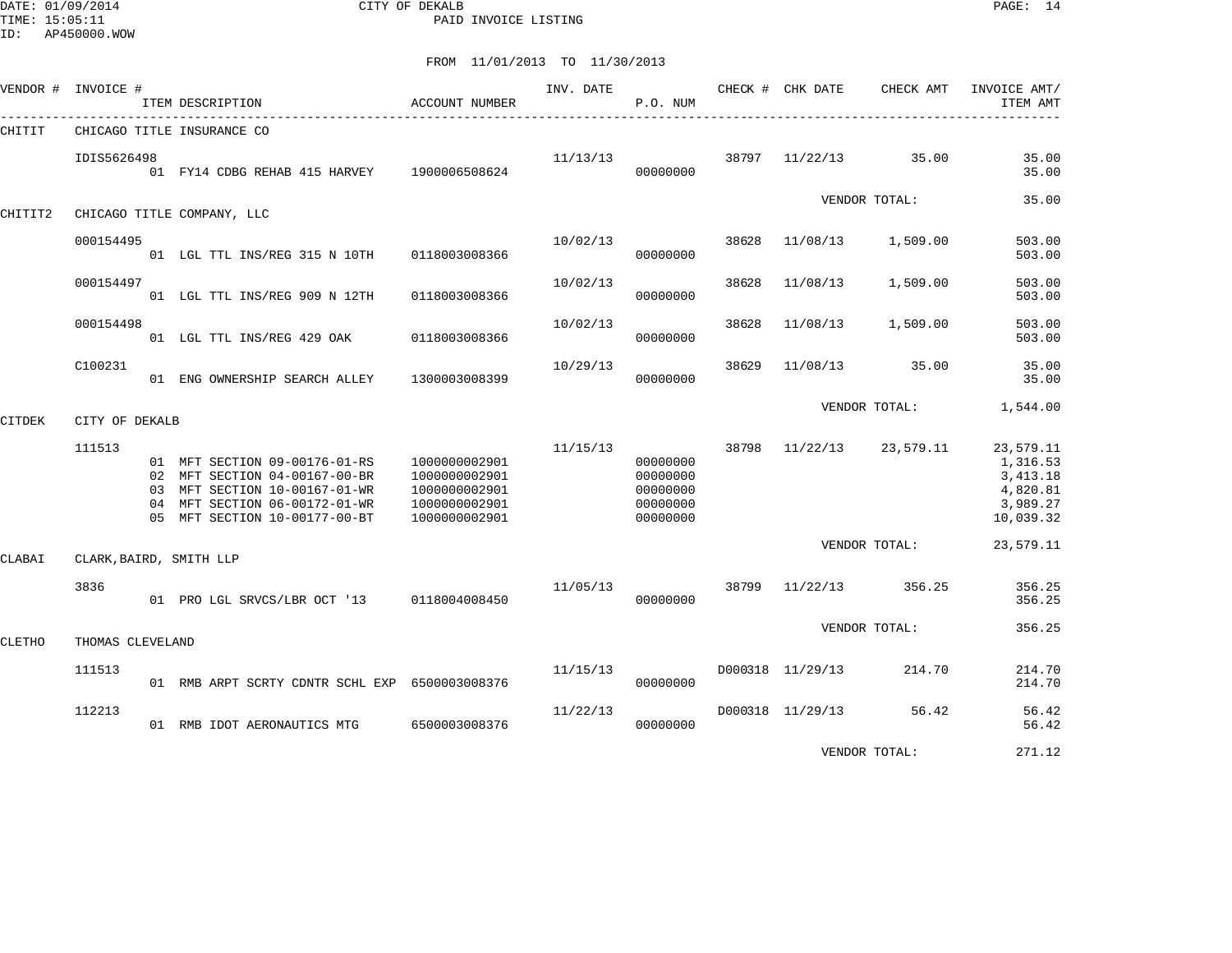CITY OF DEKALB

PAID INVOICE LISTING

FROM 11/01/2013 TO 11/30/2013

| VENDOR # | INVOICE # / ITEM DESCRIPTION | ACCOUNT NUMBER | INV. DATE | P.O. NUM | CHECK # | CHK DATE | CHECK AMT | INVOICE AMT/ ITEM AMT |
|---|---|---|---|---|---|---|---|---|
| CHITIT | CHICAGO TITLE INSURANCE CO | | | | | | | |
| | IDIS5626498 | | 11/13/13 | | 38797 | 11/22/13 | 35.00 | 35.00 |
| | 01 FY14 CDBG REHAB 415 HARVEY | 1900006508624 | | 00000000 | | | | 35.00 |
| | | | | | | VENDOR TOTAL: | | 35.00 |
| CHITIT2 | CHICAGO TITLE COMPANY, LLC | | | | | | | |
| | 000154495 | | 10/02/13 | | 38628 | 11/08/13 | 1,509.00 | 503.00 |
| | 01 LGL TTL INS/REG 315 N 10TH | 0118003008366 | | 00000000 | | | | 503.00 |
| | 000154497 | | 10/02/13 | | 38628 | 11/08/13 | 1,509.00 | 503.00 |
| | 01 LGL TTL INS/REG 909 N 12TH | 0118003008366 | | 00000000 | | | | 503.00 |
| | 000154498 | | 10/02/13 | | 38628 | 11/08/13 | 1,509.00 | 503.00 |
| | 01 LGL TTL INS/REG 429 OAK | 0118003008366 | | 00000000 | | | | 503.00 |
| | C100231 | | 10/29/13 | | 38629 | 11/08/13 | 35.00 | 35.00 |
| | 01 ENG OWNERSHIP SEARCH ALLEY | 1300003008399 | | 00000000 | | | | 35.00 |
| | | | | | | VENDOR TOTAL: | | 1,544.00 |
| CITDEK | CITY OF DEKALB | | | | | | | |
| | 111513 | | 11/15/13 | | 38798 | 11/22/13 | 23,579.11 | 23,579.11 |
| | 01 MFT SECTION 09-00176-01-RS | 1000000002901 | | 00000000 | | | | 1,316.53 |
| | 02 MFT SECTION 04-00167-00-BR | 1000000002901 | | 00000000 | | | | 3,413.18 |
| | 03 MFT SECTION 10-00167-01-WR | 1000000002901 | | 00000000 | | | | 4,820.81 |
| | 04 MFT SECTION 06-00172-01-WR | 1000000002901 | | 00000000 | | | | 3,989.27 |
| | 05 MFT SECTION 10-00177-00-BT | 1000000002901 | | 00000000 | | | | 10,039.32 |
| | | | | | | VENDOR TOTAL: | | 23,579.11 |
| CLABAI | CLARK,BAIRD, SMITH LLP | | | | | | | |
| | 3836 | | 11/05/13 | | 38799 | 11/22/13 | 356.25 | 356.25 |
| | 01 PRO LGL SRVCS/LBR OCT '13 | 0118004008450 | | 00000000 | | | | 356.25 |
| | | | | | | VENDOR TOTAL: | | 356.25 |
| CLETHO | THOMAS CLEVELAND | | | | | | | |
| | 111513 | | 11/15/13 | | D000318 | 11/29/13 | 214.70 | 214.70 |
| | 01 RMB ARPT SCRTY CDNTR SCHL EXP | 6500003008376 | | 00000000 | | | | 214.70 |
| | 112213 | | 11/22/13 | | D000318 | 11/29/13 | 56.42 | 56.42 |
| | 01 RMB IDOT AERONAUTICS MTG | 6500003008376 | | 00000000 | | | | 56.42 |
| | | | | | | VENDOR TOTAL: | | 271.12 |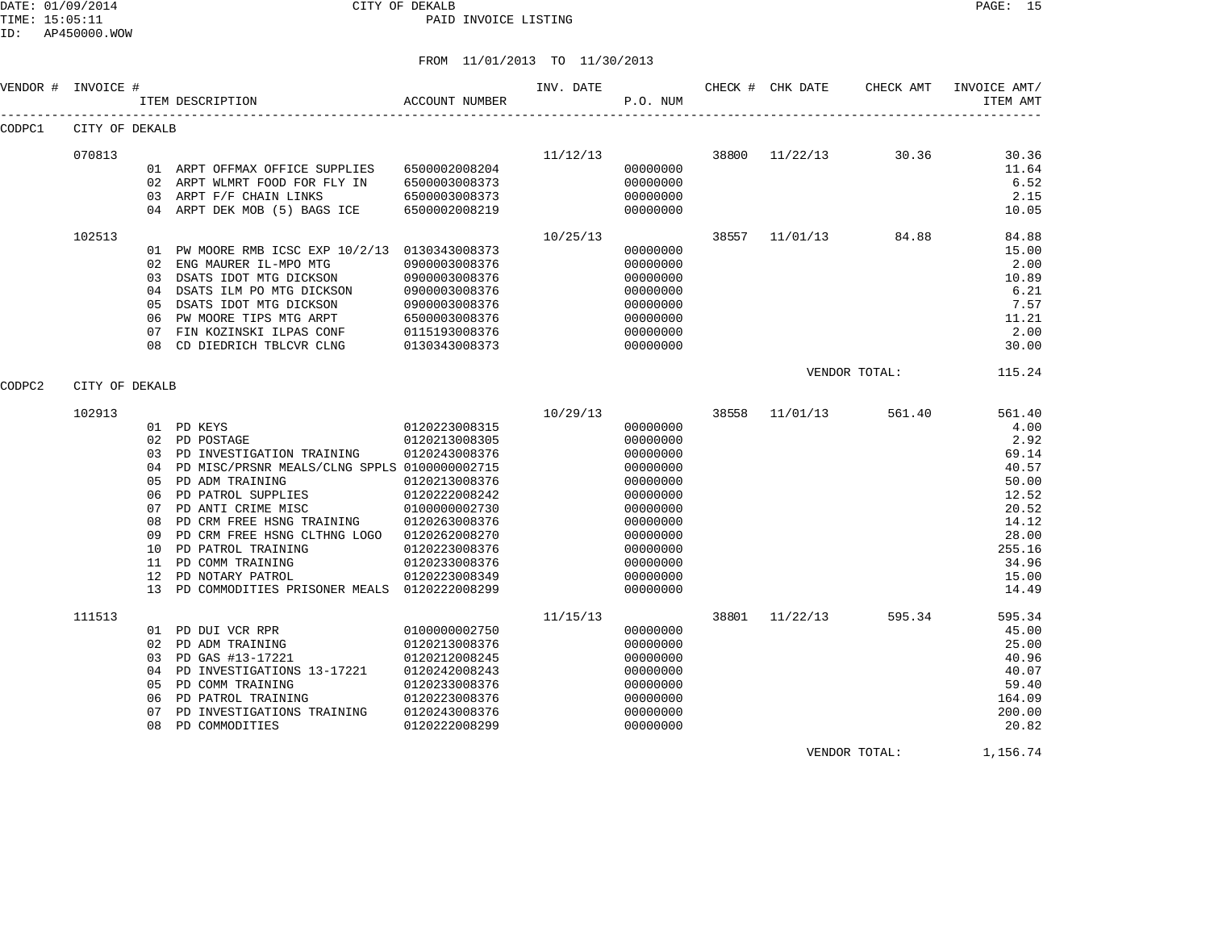CITY OF DEKALB

PAID INVOICE LISTING

FROM 11/01/2013 TO 11/30/2013

| VENDOR # | INVOICE # | ITEM DESCRIPTION | ACCOUNT NUMBER | INV. DATE | P.O. NUM | CHECK # | CHK DATE | CHECK AMT | INVOICE AMT/ ITEM AMT |
|---|---|---|---|---|---|---|---|---|---|
| CODPC1 | CITY OF DEKALB | | | | | | | | |
| | 070813 | | | 11/12/13 | | 38800 | 11/22/13 | 30.36 | 30.36 |
| | | 01 ARPT OFFMAX OFFICE SUPPLIES | 6500002008204 | | 00000000 | | | | 11.64 |
| | | 02 ARPT WLMRT FOOD FOR FLY IN | 6500003008373 | | 00000000 | | | | 6.52 |
| | | 03 ARPT F/F CHAIN LINKS | 6500003008373 | | 00000000 | | | | 2.15 |
| | | 04 ARPT DEK MOB (5) BAGS ICE | 6500002008219 | | 00000000 | | | | 10.05 |
| | 102513 | | | 10/25/13 | | 38557 | 11/01/13 | 84.88 | 84.88 |
| | | 01 PW MOORE RMB ICSC EXP 10/2/13 | 0130343008373 | | 00000000 | | | | 15.00 |
| | | 02 ENG MAURER IL-MPO MTG | 0900003008376 | | 00000000 | | | | 2.00 |
| | | 03 DSATS IDOT MTG DICKSON | 0900003008376 | | 00000000 | | | | 10.89 |
| | | 04 DSATS ILM PO MTG DICKSON | 0900003008376 | | 00000000 | | | | 6.21 |
| | | 05 DSATS IDOT MTG DICKSON | 0900003008376 | | 00000000 | | | | 7.57 |
| | | 06 PW MOORE TIPS MTG ARPT | 6500003008376 | | 00000000 | | | | 11.21 |
| | | 07 FIN KOZINSKI ILPAS CONF | 0115193008376 | | 00000000 | | | | 2.00 |
| | | 08 CD DIEDRICH TBLCVR CLNG | 0130343008373 | | 00000000 | | | | 30.00 |
| | | | | | | | | VENDOR TOTAL: | 115.24 |
| CODPC2 | CITY OF DEKALB | | | | | | | | |
| | 102913 | | | 10/29/13 | | 38558 | 11/01/13 | 561.40 | 561.40 |
| | | 01 PD KEYS | 0120223008315 | | 00000000 | | | | 4.00 |
| | | 02 PD POSTAGE | 0120213008305 | | 00000000 | | | | 2.92 |
| | | 03 PD INVESTIGATION TRAINING | 0120243008376 | | 00000000 | | | | 69.14 |
| | | 04 PD MISC/PRSNR MEALS/CLNG SPPLS | 0100000002715 | | 00000000 | | | | 40.57 |
| | | 05 PD ADM TRAINING | 0120213008376 | | 00000000 | | | | 50.00 |
| | | 06 PD PATROL SUPPLIES | 0120222008242 | | 00000000 | | | | 12.52 |
| | | 07 PD ANTI CRIME MISC | 0100000002730 | | 00000000 | | | | 20.52 |
| | | 08 PD CRM FREE HSNG TRAINING | 0120263008376 | | 00000000 | | | | 14.12 |
| | | 09 PD CRM FREE HSNG CLTHNG LOGO | 0120262008270 | | 00000000 | | | | 28.00 |
| | | 10 PD PATROL TRAINING | 0120223008376 | | 00000000 | | | | 255.16 |
| | | 11 PD COMM TRAINING | 0120233008376 | | 00000000 | | | | 34.96 |
| | | 12 PD NOTARY PATROL | 0120223008349 | | 00000000 | | | | 15.00 |
| | | 13 PD COMMODITIES PRISONER MEALS | 0120222008299 | | 00000000 | | | | 14.49 |
| | 111513 | | | 11/15/13 | | 38801 | 11/22/13 | 595.34 | 595.34 |
| | | 01 PD DUI VCR RPR | 0100000002750 | | 00000000 | | | | 45.00 |
| | | 02 PD ADM TRAINING | 0120213008376 | | 00000000 | | | | 25.00 |
| | | 03 PD GAS #13-17221 | 0120212008245 | | 00000000 | | | | 40.96 |
| | | 04 PD INVESTIGATIONS 13-17221 | 0120242008243 | | 00000000 | | | | 40.07 |
| | | 05 PD COMM TRAINING | 0120233008376 | | 00000000 | | | | 59.40 |
| | | 06 PD PATROL TRAINING | 0120223008376 | | 00000000 | | | | 164.09 |
| | | 07 PD INVESTIGATIONS TRAINING | 0120243008376 | | 00000000 | | | | 200.00 |
| | | 08 PD COMMODITIES | 0120222008299 | | 00000000 | | | | 20.82 |
| | | | | | | | | VENDOR TOTAL: | 1,156.74 |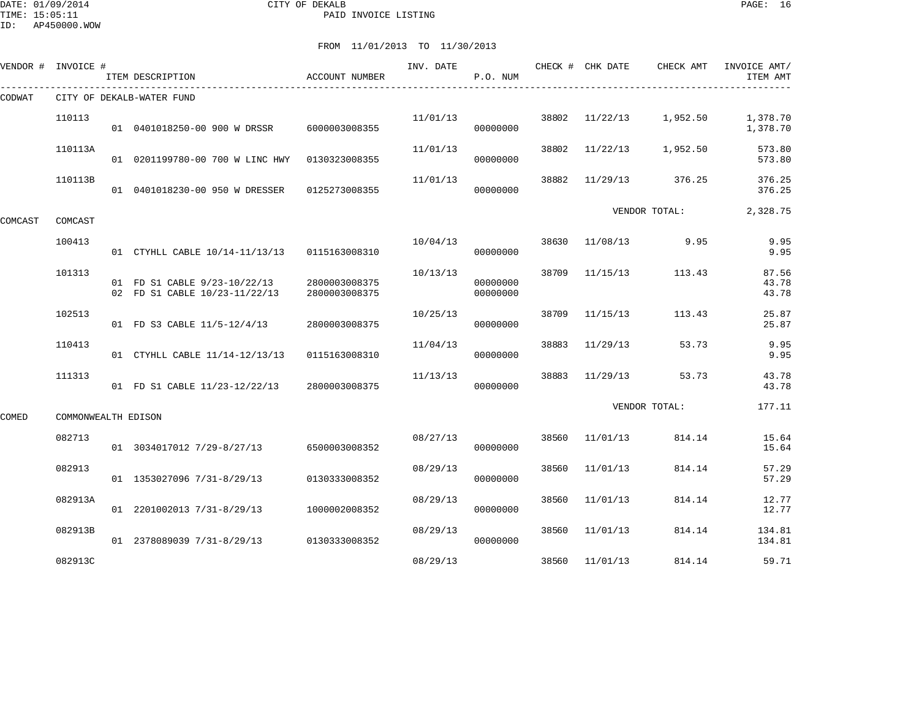FROM 11/01/2013 TO 11/30/2013

| VENDOR # | INVOICE # | ITEM DESCRIPTION | ACCOUNT NUMBER | INV. DATE | P.O. NUM | CHECK # | CHK DATE | CHECK AMT | INVOICE AMT/ ITEM AMT |
|---|---|---|---|---|---|---|---|---|---|
| CODWAT | CITY OF DEKALB-WATER FUND | | | | | | | | |
| | 110113 | | | 11/01/13 | | 38802 | 11/22/13 | 1,952.50 | 1,378.70 |
| | | 01 0401018250-00 900 W DRSSR | 6000003008355 | | 00000000 | | | | 1,378.70 |
| | 110113A | | | 11/01/13 | | 38802 | 11/22/13 | 1,952.50 | 573.80 |
| | | 01 0201199780-00 700 W LINC HWY | 0130323008355 | | 00000000 | | | | 573.80 |
| | 110113B | | | 11/01/13 | | 38882 | 11/29/13 | 376.25 | 376.25 |
| | | 01 0401018230-00 950 W DRESSER | 0125273008355 | | 00000000 | | | | 376.25 |
| | | | | | | | | VENDOR TOTAL: | 2,328.75 |
| COMCAST | COMCAST | | | | | | | | |
| | 100413 | | | 10/04/13 | | 38630 | 11/08/13 | 9.95 | 9.95 |
| | | 01 CTYHLL CABLE 10/14-11/13/13 | 0115163008310 | | 00000000 | | | | 9.95 |
| | 101313 | | | 10/13/13 | | 38709 | 11/15/13 | 113.43 | 87.56 |
| | | 01 FD S1 CABLE 9/23-10/22/13 | 2800003008375 | | 00000000 | | | | 43.78 |
| | | 02 FD S1 CABLE 10/23-11/22/13 | 2800003008375 | | 00000000 | | | | 43.78 |
| | 102513 | | | 10/25/13 | | 38709 | 11/15/13 | 113.43 | 25.87 |
| | | 01 FD S3 CABLE 11/5-12/4/13 | 2800003008375 | | 00000000 | | | | 25.87 |
| | 110413 | | | 11/04/13 | | 38883 | 11/29/13 | 53.73 | 9.95 |
| | | 01 CTYHLL CABLE 11/14-12/13/13 | 0115163008310 | | 00000000 | | | | 9.95 |
| | 111313 | | | 11/13/13 | | 38883 | 11/29/13 | 53.73 | 43.78 |
| | | 01 FD S1 CABLE 11/23-12/22/13 | 2800003008375 | | 00000000 | | | | 43.78 |
| | | | | | | | | VENDOR TOTAL: | 177.11 |
| COMED | COMMONWEALTH EDISON | | | | | | | | |
| | 082713 | | | 08/27/13 | | 38560 | 11/01/13 | 814.14 | 15.64 |
| | | 01 3034017012 7/29-8/27/13 | 6500003008352 | | 00000000 | | | | 15.64 |
| | 082913 | | | 08/29/13 | | 38560 | 11/01/13 | 814.14 | 57.29 |
| | | 01 1353027096 7/31-8/29/13 | 0130333008352 | | 00000000 | | | | 57.29 |
| | 082913A | | | 08/29/13 | | 38560 | 11/01/13 | 814.14 | 12.77 |
| | | 01 2201002013 7/31-8/29/13 | 1000002008352 | | 00000000 | | | | 12.77 |
| | 082913B | | | 08/29/13 | | 38560 | 11/01/13 | 814.14 | 134.81 |
| | | 01 2378089039 7/31-8/29/13 | 0130333008352 | | 00000000 | | | | 134.81 |
| | 082913C | | | 08/29/13 | | 38560 | 11/01/13 | 814.14 | 59.71 |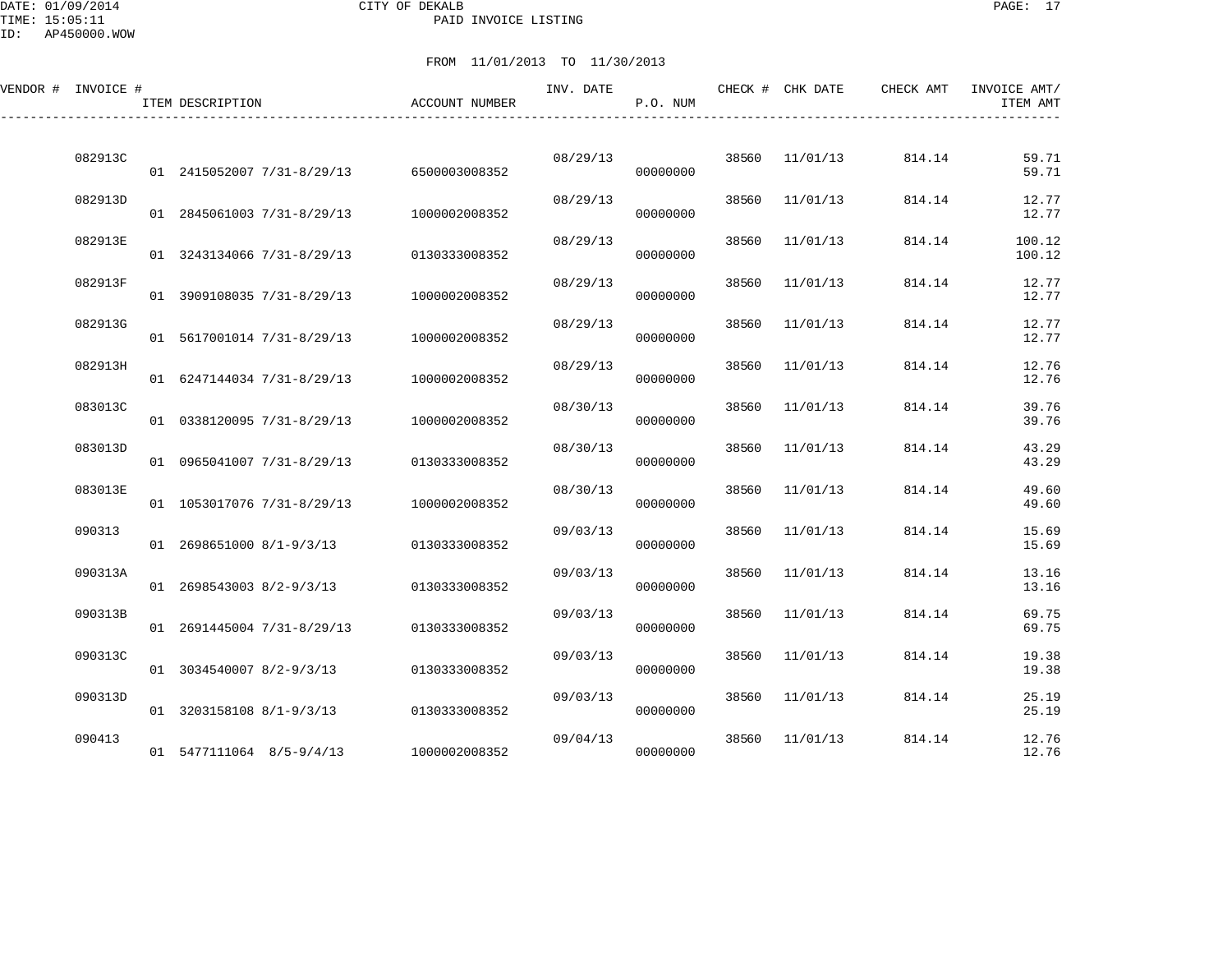DATE: 01/09/2014
TIME: 15:05:11
ID: AP450000.WOW

CITY OF DEKALB
PAID INVOICE LISTING

FROM 11/01/2013 TO 11/30/2013

| VENDOR # | INVOICE # | ITEM DESCRIPTION | ACCOUNT NUMBER | INV. DATE | P.O. NUM | CHECK # | CHK DATE | CHECK AMT | INVOICE AMT/ ITEM AMT |
|---|---|---|---|---|---|---|---|---|---|
| | 082913C | | | 08/29/13 | | 38560 | 11/01/13 | 814.14 | 59.71 |
| | | 01 2415052007 7/31-8/29/13 | 6500003008352 | | 00000000 | | | | 59.71 |
| | 082913D | | | 08/29/13 | | 38560 | 11/01/13 | 814.14 | 12.77 |
| | | 01 2845061003 7/31-8/29/13 | 1000002008352 | | 00000000 | | | | 12.77 |
| | 082913E | | | 08/29/13 | | 38560 | 11/01/13 | 814.14 | 100.12 |
| | | 01 3243134066 7/31-8/29/13 | 0130333008352 | | 00000000 | | | | 100.12 |
| | 082913F | | | 08/29/13 | | 38560 | 11/01/13 | 814.14 | 12.77 |
| | | 01 3909108035 7/31-8/29/13 | 1000002008352 | | 00000000 | | | | 12.77 |
| | 082913G | | | 08/29/13 | | 38560 | 11/01/13 | 814.14 | 12.77 |
| | | 01 5617001014 7/31-8/29/13 | 1000002008352 | | 00000000 | | | | 12.77 |
| | 082913H | | | 08/29/13 | | 38560 | 11/01/13 | 814.14 | 12.76 |
| | | 01 6247144034 7/31-8/29/13 | 1000002008352 | | 00000000 | | | | 12.76 |
| | 083013C | | | 08/30/13 | | 38560 | 11/01/13 | 814.14 | 39.76 |
| | | 01 0338120095 7/31-8/29/13 | 1000002008352 | | 00000000 | | | | 39.76 |
| | 083013D | | | 08/30/13 | | 38560 | 11/01/13 | 814.14 | 43.29 |
| | | 01 0965041007 7/31-8/29/13 | 0130333008352 | | 00000000 | | | | 43.29 |
| | 083013E | | | 08/30/13 | | 38560 | 11/01/13 | 814.14 | 49.60 |
| | | 01 1053017076 7/31-8/29/13 | 1000002008352 | | 00000000 | | | | 49.60 |
| | 090313 | | | 09/03/13 | | 38560 | 11/01/13 | 814.14 | 15.69 |
| | | 01 2698651000 8/1-9/3/13 | 0130333008352 | | 00000000 | | | | 15.69 |
| | 090313A | | | 09/03/13 | | 38560 | 11/01/13 | 814.14 | 13.16 |
| | | 01 2698543003 8/2-9/3/13 | 0130333008352 | | 00000000 | | | | 13.16 |
| | 090313B | | | 09/03/13 | | 38560 | 11/01/13 | 814.14 | 69.75 |
| | | 01 2691445004 7/31-8/29/13 | 0130333008352 | | 00000000 | | | | 69.75 |
| | 090313C | | | 09/03/13 | | 38560 | 11/01/13 | 814.14 | 19.38 |
| | | 01 3034540007 8/2-9/3/13 | 0130333008352 | | 00000000 | | | | 19.38 |
| | 090313D | | | 09/03/13 | | 38560 | 11/01/13 | 814.14 | 25.19 |
| | | 01 3203158108 8/1-9/3/13 | 0130333008352 | | 00000000 | | | | 25.19 |
| | 090413 | | | 09/04/13 | | 38560 | 11/01/13 | 814.14 | 12.76 |
| | | 01 5477111064 8/5-9/4/13 | 1000002008352 | | 00000000 | | | | 12.76 |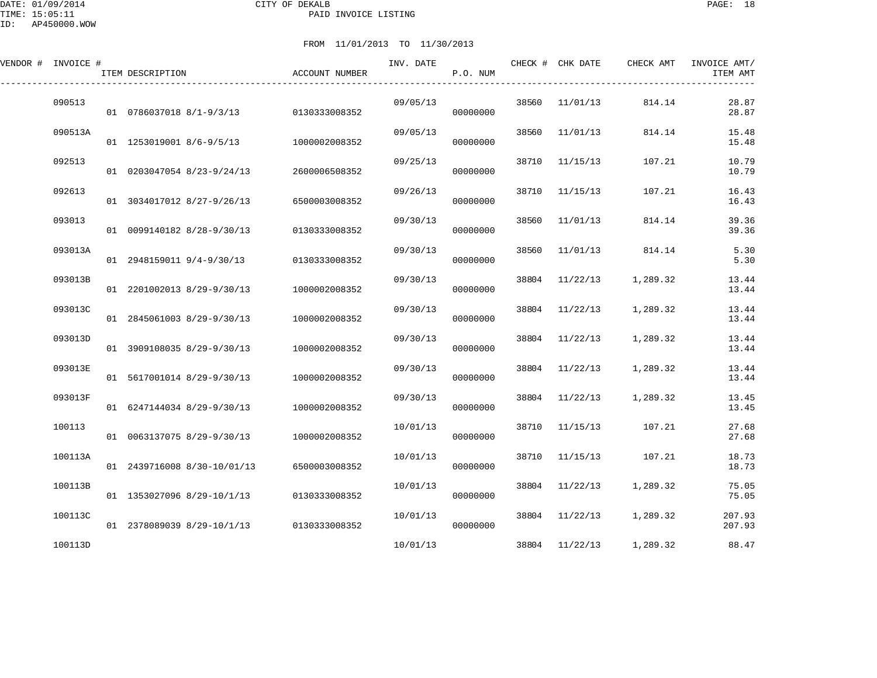CITY OF DEKALB
PAID INVOICE LISTING

FROM 11/01/2013 TO 11/30/2013

| VENDOR # | INVOICE # | ITEM DESCRIPTION | ACCOUNT NUMBER | INV. DATE | P.O. NUM | CHECK # | CHK DATE | CHECK AMT | INVOICE AMT/ ITEM AMT |
|---|---|---|---|---|---|---|---|---|---|
| | 090513 | | | 09/05/13 | | 38560 | 11/01/13 | 814.14 | 28.87 |
| | | 01 0786037018 8/1-9/3/13 | 0130333008352 | | 00000000 | | | | 28.87 |
| | 090513A | | | 09/05/13 | | 38560 | 11/01/13 | 814.14 | 15.48 |
| | | 01 1253019001 8/6-9/5/13 | 1000002008352 | | 00000000 | | | | 15.48 |
| | 092513 | | | 09/25/13 | | 38710 | 11/15/13 | 107.21 | 10.79 |
| | | 01 0203047054 8/23-9/24/13 | 2600006508352 | | 00000000 | | | | 10.79 |
| | 092613 | | | 09/26/13 | | 38710 | 11/15/13 | 107.21 | 16.43 |
| | | 01 3034017012 8/27-9/26/13 | 6500003008352 | | 00000000 | | | | 16.43 |
| | 093013 | | | 09/30/13 | | 38560 | 11/01/13 | 814.14 | 39.36 |
| | | 01 0099140182 8/28-9/30/13 | 0130333008352 | | 00000000 | | | | 39.36 |
| | 093013A | | | 09/30/13 | | 38560 | 11/01/13 | 814.14 | 5.30 |
| | | 01 2948159011 9/4-9/30/13 | 0130333008352 | | 00000000 | | | | 5.30 |
| | 093013B | | | 09/30/13 | | 38804 | 11/22/13 | 1,289.32 | 13.44 |
| | | 01 2201002013 8/29-9/30/13 | 1000002008352 | | 00000000 | | | | 13.44 |
| | 093013C | | | 09/30/13 | | 38804 | 11/22/13 | 1,289.32 | 13.44 |
| | | 01 2845061003 8/29-9/30/13 | 1000002008352 | | 00000000 | | | | 13.44 |
| | 093013D | | | 09/30/13 | | 38804 | 11/22/13 | 1,289.32 | 13.44 |
| | | 01 3909108035 8/29-9/30/13 | 1000002008352 | | 00000000 | | | | 13.44 |
| | 093013E | | | 09/30/13 | | 38804 | 11/22/13 | 1,289.32 | 13.44 |
| | | 01 5617001014 8/29-9/30/13 | 1000002008352 | | 00000000 | | | | 13.44 |
| | 093013F | | | 09/30/13 | | 38804 | 11/22/13 | 1,289.32 | 13.45 |
| | | 01 6247144034 8/29-9/30/13 | 1000002008352 | | 00000000 | | | | 13.45 |
| | 100113 | | | 10/01/13 | | 38710 | 11/15/13 | 107.21 | 27.68 |
| | | 01 0063137075 8/29-9/30/13 | 1000002008352 | | 00000000 | | | | 27.68 |
| | 100113A | | | 10/01/13 | | 38710 | 11/15/13 | 107.21 | 18.73 |
| | | 01 2439716008 8/30-10/01/13 | 6500003008352 | | 00000000 | | | | 18.73 |
| | 100113B | | | 10/01/13 | | 38804 | 11/22/13 | 1,289.32 | 75.05 |
| | | 01 1353027096 8/29-10/1/13 | 0130333008352 | | 00000000 | | | | 75.05 |
| | 100113C | | | 10/01/13 | | 38804 | 11/22/13 | 1,289.32 | 207.93 |
| | | 01 2378089039 8/29-10/1/13 | 0130333008352 | | 00000000 | | | | 207.93 |
| | 100113D | | | 10/01/13 | | 38804 | 11/22/13 | 1,289.32 | 88.47 |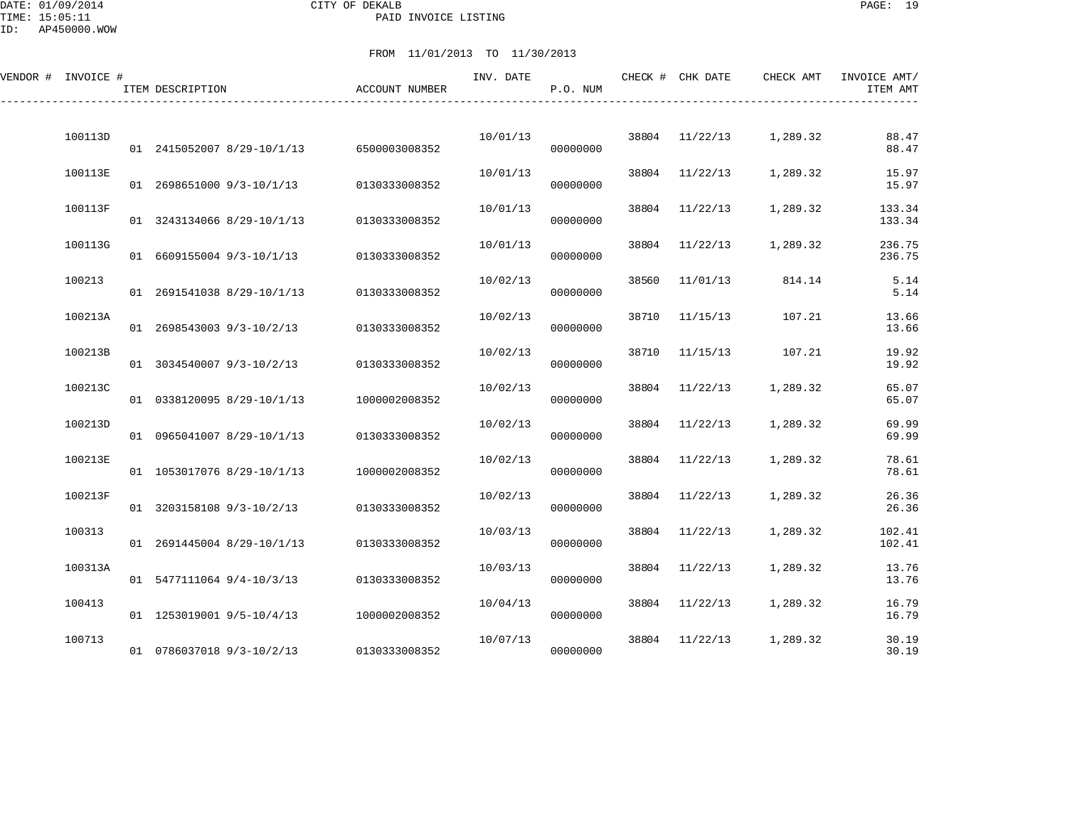CITY OF DEKALB
PAID INVOICE LISTING

DATE: 01/09/2014
TIME: 15:05:11
ID: AP450000.WOW

FROM 11/01/2013 TO 11/30/2013

| VENDOR # | INVOICE # | ITEM DESCRIPTION | ACCOUNT NUMBER | INV. DATE | P.O. NUM | CHECK # | CHK DATE | CHECK AMT | INVOICE AMT/ ITEM AMT |
|---|---|---|---|---|---|---|---|---|---|
| | 100113D | | | 10/01/13 | | 38804 | 11/22/13 | 1,289.32 | 88.47 |
| | | 01 2415052007 8/29-10/1/13 | 6500003008352 | | 00000000 | | | | 88.47 |
| | 100113E | | | 10/01/13 | | 38804 | 11/22/13 | 1,289.32 | 15.97 |
| | | 01 2698651000 9/3-10/1/13 | 0130333008352 | | 00000000 | | | | 15.97 |
| | 100113F | | | 10/01/13 | | 38804 | 11/22/13 | 1,289.32 | 133.34 |
| | | 01 3243134066 8/29-10/1/13 | 0130333008352 | | 00000000 | | | | 133.34 |
| | 100113G | | | 10/01/13 | | 38804 | 11/22/13 | 1,289.32 | 236.75 |
| | | 01 6609155004 9/3-10/1/13 | 0130333008352 | | 00000000 | | | | 236.75 |
| | 100213 | | | 10/02/13 | | 38560 | 11/01/13 | 814.14 | 5.14 |
| | | 01 2691541038 8/29-10/1/13 | 0130333008352 | | 00000000 | | | | 5.14 |
| | 100213A | | | 10/02/13 | | 38710 | 11/15/13 | 107.21 | 13.66 |
| | | 01 2698543003 9/3-10/2/13 | 0130333008352 | | 00000000 | | | | 13.66 |
| | 100213B | | | 10/02/13 | | 38710 | 11/15/13 | 107.21 | 19.92 |
| | | 01 3034540007 9/3-10/2/13 | 0130333008352 | | 00000000 | | | | 19.92 |
| | 100213C | | | 10/02/13 | | 38804 | 11/22/13 | 1,289.32 | 65.07 |
| | | 01 0338120095 8/29-10/1/13 | 1000002008352 | | 00000000 | | | | 65.07 |
| | 100213D | | | 10/02/13 | | 38804 | 11/22/13 | 1,289.32 | 69.99 |
| | | 01 0965041007 8/29-10/1/13 | 0130333008352 | | 00000000 | | | | 69.99 |
| | 100213E | | | 10/02/13 | | 38804 | 11/22/13 | 1,289.32 | 78.61 |
| | | 01 1053017076 8/29-10/1/13 | 1000002008352 | | 00000000 | | | | 78.61 |
| | 100213F | | | 10/02/13 | | 38804 | 11/22/13 | 1,289.32 | 26.36 |
| | | 01 3203158108 9/3-10/2/13 | 0130333008352 | | 00000000 | | | | 26.36 |
| | 100313 | | | 10/03/13 | | 38804 | 11/22/13 | 1,289.32 | 102.41 |
| | | 01 2691445004 8/29-10/1/13 | 0130333008352 | | 00000000 | | | | 102.41 |
| | 100313A | | | 10/03/13 | | 38804 | 11/22/13 | 1,289.32 | 13.76 |
| | | 01 5477111064 9/4-10/3/13 | 0130333008352 | | 00000000 | | | | 13.76 |
| | 100413 | | | 10/04/13 | | 38804 | 11/22/13 | 1,289.32 | 16.79 |
| | | 01 1253019001 9/5-10/4/13 | 1000002008352 | | 00000000 | | | | 16.79 |
| | 100713 | | | 10/07/13 | | 38804 | 11/22/13 | 1,289.32 | 30.19 |
| | | 01 0786037018 9/3-10/2/13 | 0130333008352 | | 00000000 | | | | 30.19 |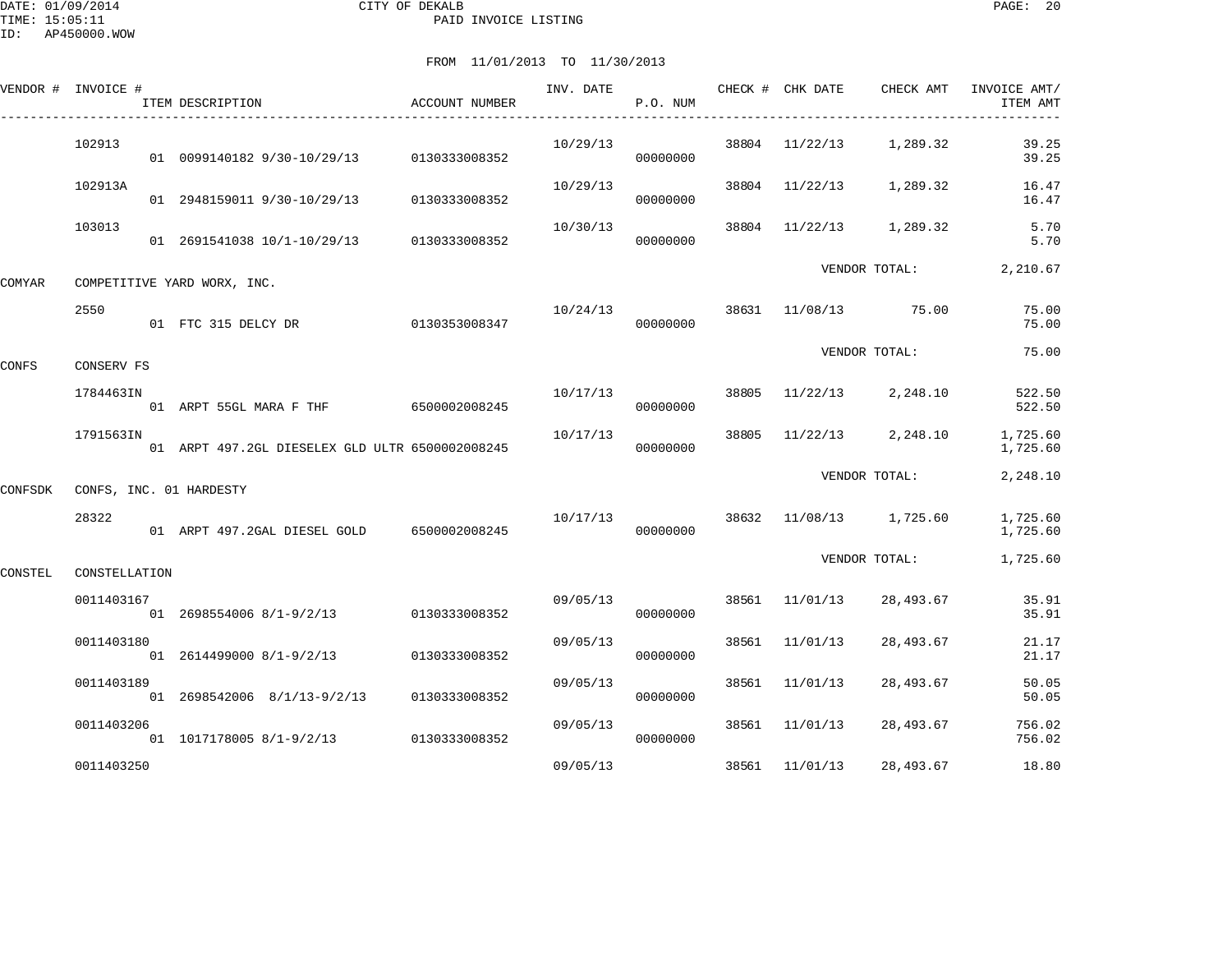DATE: 01/09/2014 CITY OF DEKALB
TIME: 15:05:11 PAID INVOICE LISTING
ID: AP450000.WOW

FROM 11/01/2013 TO 11/30/2013

| VENDOR # | INVOICE # / ITEM DESCRIPTION | ACCOUNT NUMBER | INV. DATE | P.O. NUM | CHECK # | CHK DATE | CHECK AMT | INVOICE AMT/ ITEM AMT |
|---|---|---|---|---|---|---|---|---|
| | 102913 | | 10/29/13 | | 38804 | 11/22/13 | 1,289.32 | 39.25 |
| | 01 0099140182 9/30-10/29/13 | 0130333008352 | | 00000000 | | | | 39.25 |
| | 102913A | | 10/29/13 | | 38804 | 11/22/13 | 1,289.32 | 16.47 |
| | 01 2948159011 9/30-10/29/13 | 0130333008352 | | 00000000 | | | | 16.47 |
| | 103013 | | 10/30/13 | | 38804 | 11/22/13 | 1,289.32 | 5.70 |
| | 01 2691541038 10/1-10/29/13 | 0130333008352 | | 00000000 | | | | 5.70 |
| | | | | | | VENDOR TOTAL: | | 2,210.67 |
| COMYAR | COMPETITIVE YARD WORX, INC. | | | | | | | |
| | 2550 | | 10/24/13 | | 38631 | 11/08/13 | 75.00 | 75.00 |
| | 01 FTC 315 DELCY DR | 0130353008347 | | 00000000 | | | | 75.00 |
| | | | | | | VENDOR TOTAL: | | 75.00 |
| CONFS | CONSERV FS | | | | | | | |
| | 1784463IN | | 10/17/13 | | 38805 | 11/22/13 | 2,248.10 | 522.50 |
| | 01 ARPT 55GL MARA F THF | 6500002008245 | | 00000000 | | | | 522.50 |
| | 1791563IN | | 10/17/13 | | 38805 | 11/22/13 | 2,248.10 | 1,725.60 |
| | 01 ARPT 497.2GL DIESELEX GLD ULTR | 6500002008245 | | 00000000 | | | | 1,725.60 |
| | | | | | | VENDOR TOTAL: | | 2,248.10 |
| CONFSDK | CONFS, INC. 01 HARDESTY | | | | | | | |
| | 28322 | | 10/17/13 | | 38632 | 11/08/13 | 1,725.60 | 1,725.60 |
| | 01 ARPT 497.2GAL DIESEL GOLD | 6500002008245 | | 00000000 | | | | 1,725.60 |
| | | | | | | VENDOR TOTAL: | | 1,725.60 |
| CONSTEL | CONSTELLATION | | | | | | | |
| | 0011403167 | | 09/05/13 | | 38561 | 11/01/13 | 28,493.67 | 35.91 |
| | 01 2698554006 8/1-9/2/13 | 0130333008352 | | 00000000 | | | | 35.91 |
| | 0011403180 | | 09/05/13 | | 38561 | 11/01/13 | 28,493.67 | 21.17 |
| | 01 2614499000 8/1-9/2/13 | 0130333008352 | | 00000000 | | | | 21.17 |
| | 0011403189 | | 09/05/13 | | 38561 | 11/01/13 | 28,493.67 | 50.05 |
| | 01 2698542006 8/1/13-9/2/13 | 0130333008352 | | 00000000 | | | | 50.05 |
| | 0011403206 | | 09/05/13 | | 38561 | 11/01/13 | 28,493.67 | 756.02 |
| | 01 1017178005 8/1-9/2/13 | 0130333008352 | | 00000000 | | | | 756.02 |
| | 0011403250 | | 09/05/13 | | 38561 | 11/01/13 | 28,493.67 | 18.80 |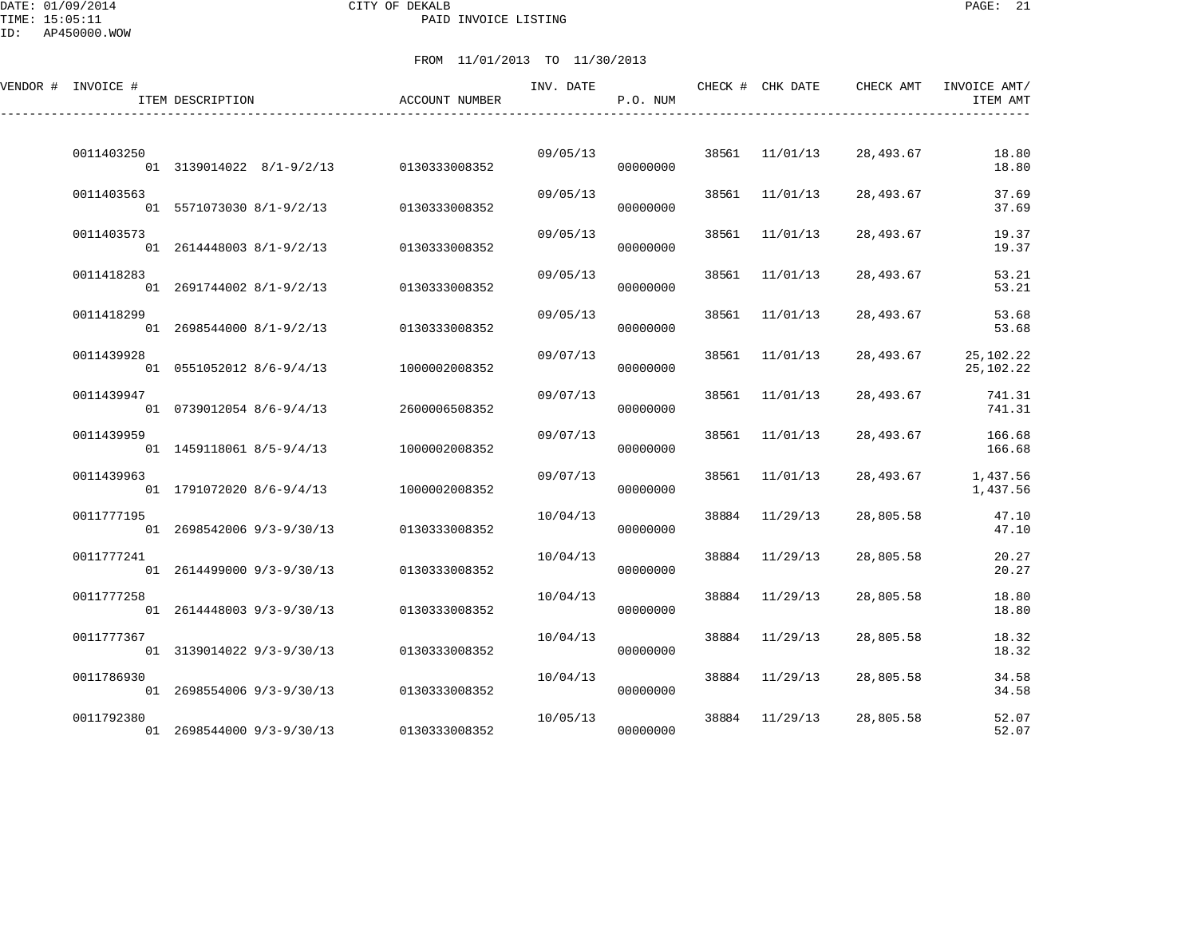DATE: 01/09/2014
TIME: 15:05:11
ID: AP450000.WOW

CITY OF DEKALB
PAID INVOICE LISTING

FROM 11/01/2013 TO 11/30/2013

| VENDOR # | INVOICE # / ITEM DESCRIPTION | ACCOUNT NUMBER | INV. DATE | P.O. NUM | CHECK # | CHK DATE | CHECK AMT | INVOICE AMT/ ITEM AMT |
|---|---|---|---|---|---|---|---|---|
| | 0011403250 | | 09/05/13 | | 38561 | 11/01/13 | 28,493.67 | 18.80 |
| | 01 3139014022 8/1-9/2/13 | 0130333008352 | | 00000000 | | | | 18.80 |
| | 0011403563 | | 09/05/13 | | 38561 | 11/01/13 | 28,493.67 | 37.69 |
| | 01 5571073030 8/1-9/2/13 | 0130333008352 | | 00000000 | | | | 37.69 |
| | 0011403573 | | 09/05/13 | | 38561 | 11/01/13 | 28,493.67 | 19.37 |
| | 01 2614448003 8/1-9/2/13 | 0130333008352 | | 00000000 | | | | 19.37 |
| | 0011418283 | | 09/05/13 | | 38561 | 11/01/13 | 28,493.67 | 53.21 |
| | 01 2691744002 8/1-9/2/13 | 0130333008352 | | 00000000 | | | | 53.21 |
| | 0011418299 | | 09/05/13 | | 38561 | 11/01/13 | 28,493.67 | 53.68 |
| | 01 2698544000 8/1-9/2/13 | 0130333008352 | | 00000000 | | | | 53.68 |
| | 0011439928 | | 09/07/13 | | 38561 | 11/01/13 | 28,493.67 | 25,102.22 |
| | 01 0551052012 8/6-9/4/13 | 1000002008352 | | 00000000 | | | | 25,102.22 |
| | 0011439947 | | 09/07/13 | | 38561 | 11/01/13 | 28,493.67 | 741.31 |
| | 01 0739012054 8/6-9/4/13 | 2600006508352 | | 00000000 | | | | 741.31 |
| | 0011439959 | | 09/07/13 | | 38561 | 11/01/13 | 28,493.67 | 166.68 |
| | 01 1459118061 8/5-9/4/13 | 1000002008352 | | 00000000 | | | | 166.68 |
| | 0011439963 | | 09/07/13 | | 38561 | 11/01/13 | 28,493.67 | 1,437.56 |
| | 01 1791072020 8/6-9/4/13 | 1000002008352 | | 00000000 | | | | 1,437.56 |
| | 0011777195 | | 10/04/13 | | 38884 | 11/29/13 | 28,805.58 | 47.10 |
| | 01 2698542006 9/3-9/30/13 | 0130333008352 | | 00000000 | | | | 47.10 |
| | 0011777241 | | 10/04/13 | | 38884 | 11/29/13 | 28,805.58 | 20.27 |
| | 01 2614499000 9/3-9/30/13 | 0130333008352 | | 00000000 | | | | 20.27 |
| | 0011777258 | | 10/04/13 | | 38884 | 11/29/13 | 28,805.58 | 18.80 |
| | 01 2614448003 9/3-9/30/13 | 0130333008352 | | 00000000 | | | | 18.80 |
| | 0011777367 | | 10/04/13 | | 38884 | 11/29/13 | 28,805.58 | 18.32 |
| | 01 3139014022 9/3-9/30/13 | 0130333008352 | | 00000000 | | | | 18.32 |
| | 0011786930 | | 10/04/13 | | 38884 | 11/29/13 | 28,805.58 | 34.58 |
| | 01 2698554006 9/3-9/30/13 | 0130333008352 | | 00000000 | | | | 34.58 |
| | 0011792380 | | 10/05/13 | | 38884 | 11/29/13 | 28,805.58 | 52.07 |
| | 01 2698544000 9/3-9/30/13 | 0130333008352 | | 00000000 | | | | 52.07 |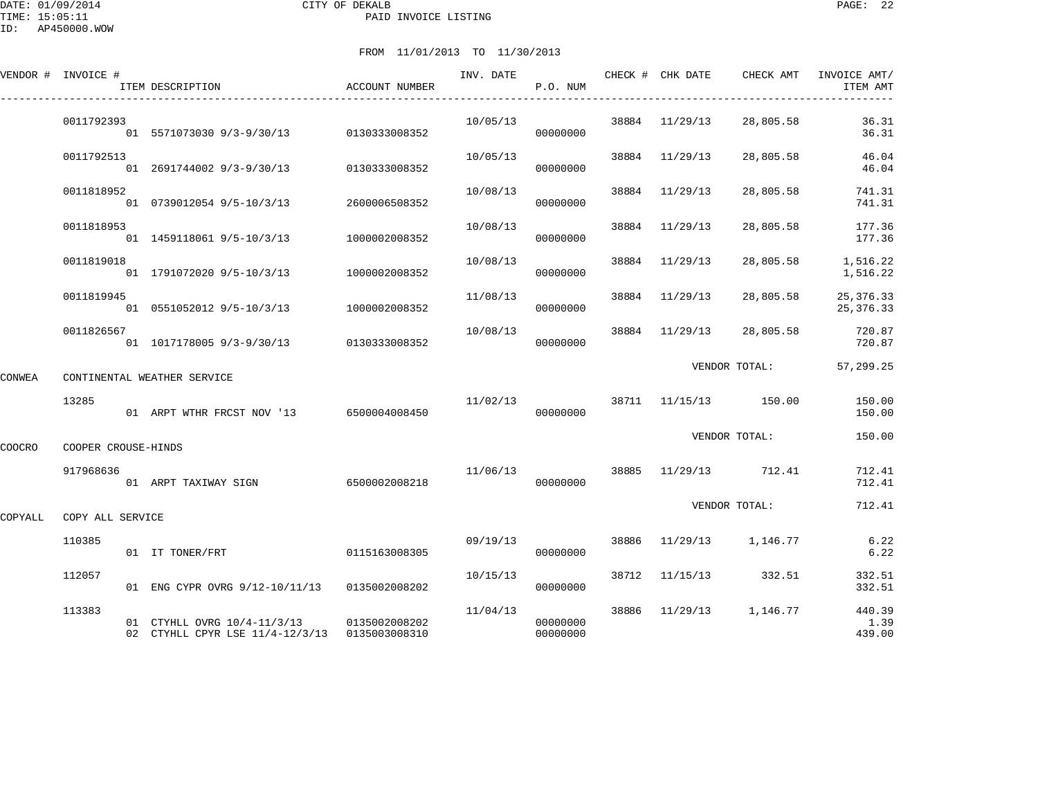CITY OF DEKALB
PAID INVOICE LISTING

DATE: 01/09/2014
TIME: 15:05:11
ID: AP450000.WOW

FROM 11/01/2013 TO 11/30/2013

| VENDOR # | INVOICE # | ITEM DESCRIPTION | ACCOUNT NUMBER | INV. DATE | P.O. NUM | CHECK # | CHK DATE | CHECK AMT | INVOICE AMT/ ITEM AMT |
|---|---|---|---|---|---|---|---|---|---|
| | 0011792393 | | | 10/05/13 | | 38884 | 11/29/13 | 28,805.58 | 36.31 |
| | | 01 5571073030 9/3-9/30/13 | 0130333008352 | | 00000000 | | | | 36.31 |
| | 0011792513 | | | 10/05/13 | | 38884 | 11/29/13 | 28,805.58 | 46.04 |
| | | 01 2691744002 9/3-9/30/13 | 0130333008352 | | 00000000 | | | | 46.04 |
| | 0011818952 | | | 10/08/13 | | 38884 | 11/29/13 | 28,805.58 | 741.31 |
| | | 01 0739012054 9/5-10/3/13 | 2600006508352 | | 00000000 | | | | 741.31 |
| | 0011818953 | | | 10/08/13 | | 38884 | 11/29/13 | 28,805.58 | 177.36 |
| | | 01 1459118061 9/5-10/3/13 | 1000002008352 | | 00000000 | | | | 177.36 |
| | 0011819018 | | | 10/08/13 | | 38884 | 11/29/13 | 28,805.58 | 1,516.22 |
| | | 01 1791072020 9/5-10/3/13 | 1000002008352 | | 00000000 | | | | 1,516.22 |
| | 0011819945 | | | 11/08/13 | | 38884 | 11/29/13 | 28,805.58 | 25,376.33 |
| | | 01 0551052012 9/5-10/3/13 | 1000002008352 | | 00000000 | | | | 25,376.33 |
| | 0011826567 | | | 10/08/13 | | 38884 | 11/29/13 | 28,805.58 | 720.87 |
| | | 01 1017178005 9/3-9/30/13 | 0130333008352 | | 00000000 | | | | 720.87 |
| | | | | | | | VENDOR TOTAL: | | 57,299.25 |
| CONWEA | CONTINENTAL WEATHER SERVICE | | | | | | | | |
| | 13285 | | | 11/02/13 | | 38711 | 11/15/13 | 150.00 | 150.00 |
| | | 01 ARPT WTHR FRCST NOV '13 | 6500004008450 | | 00000000 | | | | 150.00 |
| | | | | | | | VENDOR TOTAL: | | 150.00 |
| COOCRO | COOPER CROUSE-HINDS | | | | | | | | |
| | 917968636 | | | 11/06/13 | | 38885 | 11/29/13 | 712.41 | 712.41 |
| | | 01 ARPT TAXIWAY SIGN | 6500002008218 | | 00000000 | | | | 712.41 |
| | | | | | | | VENDOR TOTAL: | | 712.41 |
| COPYALL | COPY ALL SERVICE | | | | | | | | |
| | 110385 | | | 09/19/13 | | 38886 | 11/29/13 | 1,146.77 | 6.22 |
| | | 01 IT TONER/FRT | 0115163008305 | | 00000000 | | | | 6.22 |
| | 112057 | | | 10/15/13 | | 38712 | 11/15/13 | 332.51 | 332.51 |
| | | 01 ENG CYPR OVRG 9/12-10/11/13 | 0135002008202 | | 00000000 | | | | 332.51 |
| | 113383 | | | 11/04/13 | | 38886 | 11/29/13 | 1,146.77 | 440.39 |
| | | 01 CTYHLL OVRG 10/4-11/3/13 | 0135002008202 | | 00000000 | | | | 1.39 |
| | | 02 CTYHLL CPYR LSE 11/4-12/3/13 | 0135003008310 | | 00000000 | | | | 439.00 |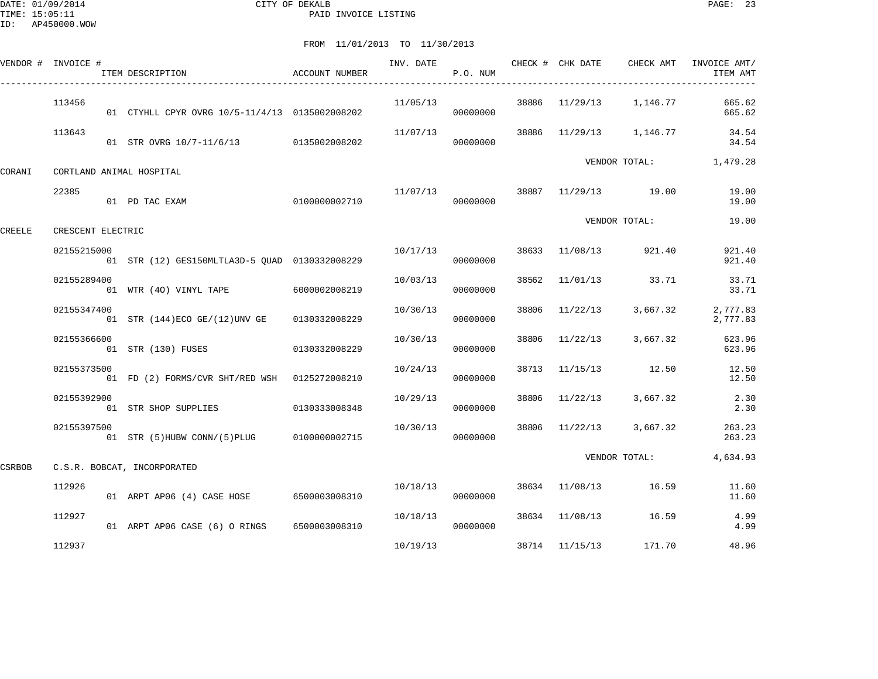DATE: 01/09/2014 CITY OF DEKALB
TIME: 15:05:11 PAID INVOICE LISTING
ID: AP450000.WOW

FROM 11/01/2013 TO 11/30/2013

| VENDOR # | INVOICE # | ITEM DESCRIPTION | ACCOUNT NUMBER | INV. DATE | P.O. NUM | CHECK # | CHK DATE | CHECK AMT | INVOICE AMT/ ITEM AMT |
|---|---|---|---|---|---|---|---|---|---|
| | 113456 | | | 11/05/13 | | 38886 | 11/29/13 | 1,146.77 | 665.62 |
| | | 01 CTYHLL CPYR OVRG 10/5-11/4/13 | 0135002008202 | | 00000000 | | | | 665.62 |
| | 113643 | | | 11/07/13 | | 38886 | 11/29/13 | 1,146.77 | 34.54 |
| | | 01 STR OVRG 10/7-11/6/13 | 0135002008202 | | 00000000 | | | | 34.54 |
| | | | | | | | VENDOR TOTAL: | | 1,479.28 |
| CORANI | CORTLAND ANIMAL HOSPITAL | | | | | | | | |
| | 22385 | | | 11/07/13 | | 38887 | 11/29/13 | 19.00 | 19.00 |
| | | 01 PD TAC EXAM | 0100000002710 | | 00000000 | | | | 19.00 |
| | | | | | | | VENDOR TOTAL: | | 19.00 |
| CREELE | CRESCENT ELECTRIC | | | | | | | | |
| | 02155215000 | | | 10/17/13 | | 38633 | 11/08/13 | 921.40 | 921.40 |
| | | 01 STR (12) GES150MLTLA3D-5 QUAD | 0130332008229 | | 00000000 | | | | 921.40 |
| | 02155289400 | | | 10/03/13 | | 38562 | 11/01/13 | 33.71 | 33.71 |
| | | 01 WTR (4O) VINYL TAPE | 6000002008219 | | 00000000 | | | | 33.71 |
| | 02155347400 | | | 10/30/13 | | 38806 | 11/22/13 | 3,667.32 | 2,777.83 |
| | | 01 STR (144)ECO GE/(12)UNV GE | 0130332008229 | | 00000000 | | | | 2,777.83 |
| | 02155366600 | | | 10/30/13 | | 38806 | 11/22/13 | 3,667.32 | 623.96 |
| | | 01 STR (130) FUSES | 0130332008229 | | 00000000 | | | | 623.96 |
| | 02155373500 | | | 10/24/13 | | 38713 | 11/15/13 | 12.50 | 12.50 |
| | | 01 FD (2) FORMS/CVR SHT/RED WSH | 0125272008210 | | 00000000 | | | | 12.50 |
| | 02155392900 | | | 10/29/13 | | 38806 | 11/22/13 | 3,667.32 | 2.30 |
| | | 01 STR SHOP SUPPLIES | 0130333008348 | | 00000000 | | | | 2.30 |
| | 02155397500 | | | 10/30/13 | | 38806 | 11/22/13 | 3,667.32 | 263.23 |
| | | 01 STR (5)HUBW CONN/(5)PLUG | 0100000002715 | | 00000000 | | | | 263.23 |
| | | | | | | | VENDOR TOTAL: | | 4,634.93 |
| CSRBOB | C.S.R. BOBCAT, INCORPORATED | | | | | | | | |
| | 112926 | | | 10/18/13 | | 38634 | 11/08/13 | 16.59 | 11.60 |
| | | 01 ARPT AP06 (4) CASE HOSE | 6500003008310 | | 00000000 | | | | 11.60 |
| | 112927 | | | 10/18/13 | | 38634 | 11/08/13 | 16.59 | 4.99 |
| | | 01 ARPT AP06 CASE (6) O RINGS | 6500003008310 | | 00000000 | | | | 4.99 |
| | 112937 | | | 10/19/13 | | 38714 | 11/15/13 | 171.70 | 48.96 |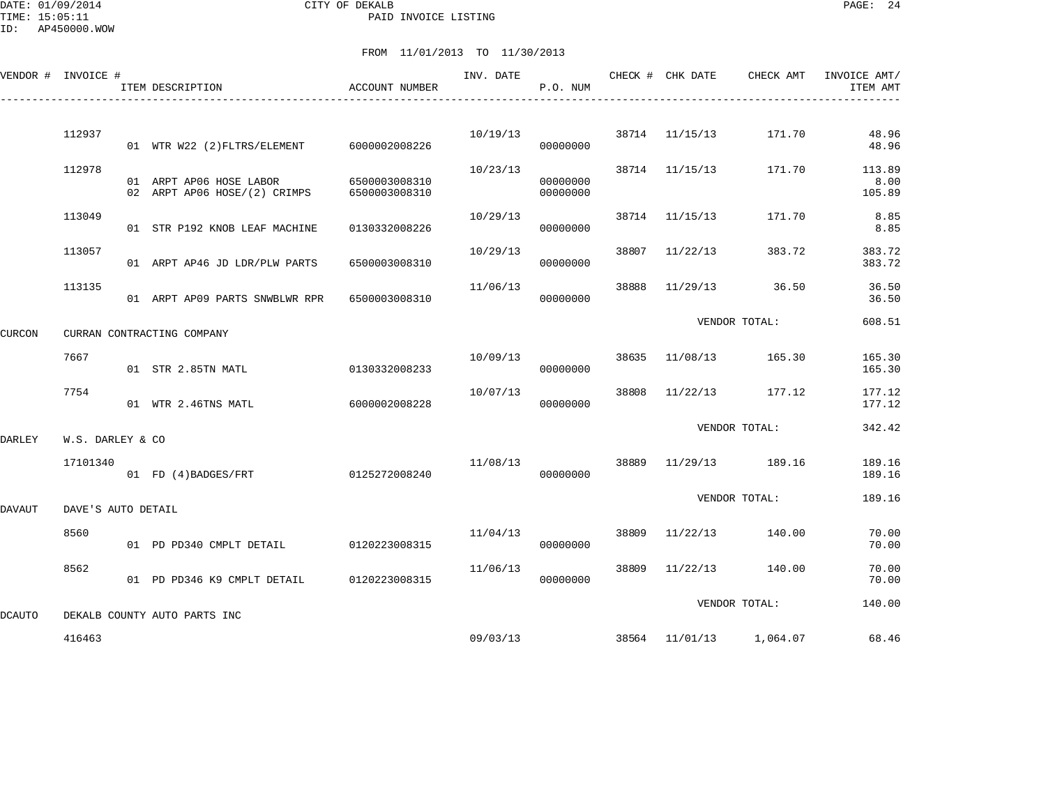DATE: 01/09/2014 CITY OF DEKALB
TIME: 15:05:11 PAID INVOICE LISTING
ID: AP450000.WOW

FROM 11/01/2013 TO 11/30/2013

| VENDOR # | INVOICE # | ITEM DESCRIPTION | ACCOUNT NUMBER | INV. DATE | P.O. NUM | CHECK # | CHK DATE | CHECK AMT | INVOICE AMT/ ITEM AMT |
|---|---|---|---|---|---|---|---|---|---|
| | 112937 | | | 10/19/13 | | 38714 | 11/15/13 | 171.70 | 48.96 |
| | | 01 WTR W22 (2)FLTRS/ELEMENT | 6000002008226 | | 00000000 | | | | 48.96 |
| | 112978 | | | 10/23/13 | | 38714 | 11/15/13 | 171.70 | 113.89 |
| | | 01 ARPT AP06 HOSE LABOR | 6500003008310 | | 00000000 | | | | 8.00 |
| | | 02 ARPT AP06 HOSE/(2) CRIMPS | 6500003008310 | | 00000000 | | | | 105.89 |
| | 113049 | | | 10/29/13 | | 38714 | 11/15/13 | 171.70 | 8.85 |
| | | 01 STR P192 KNOB LEAF MACHINE | 0130332008226 | | 00000000 | | | | 8.85 |
| | 113057 | | | 10/29/13 | | 38807 | 11/22/13 | 383.72 | 383.72 |
| | | 01 ARPT AP46 JD LDR/PLW PARTS | 6500003008310 | | 00000000 | | | | 383.72 |
| | 113135 | | | 11/06/13 | | 38888 | 11/29/13 | 36.50 | 36.50 |
| | | 01 ARPT AP09 PARTS SNWBLWR RPR | 6500003008310 | | 00000000 | | | | 36.50 |
| | | | | | | | VENDOR TOTAL: | | 608.51 |
| CURCON | CURRAN CONTRACTING COMPANY | | | | | | | | |
| | 7667 | | | 10/09/13 | | 38635 | 11/08/13 | 165.30 | 165.30 |
| | | 01 STR 2.85TN MATL | 0130332008233 | | 00000000 | | | | 165.30 |
| | 7754 | | | 10/07/13 | | 38808 | 11/22/13 | 177.12 | 177.12 |
| | | 01 WTR 2.46TNS MATL | 6000002008228 | | 00000000 | | | | 177.12 |
| | | | | | | | VENDOR TOTAL: | | 342.42 |
| DARLEY | W.S. DARLEY & CO | | | | | | | | |
| | 17101340 | | | 11/08/13 | | 38889 | 11/29/13 | 189.16 | 189.16 |
| | | 01 FD (4)BADGES/FRT | 0125272008240 | | 00000000 | | | | 189.16 |
| | | | | | | | VENDOR TOTAL: | | 189.16 |
| DAVAUT | DAVE'S AUTO DETAIL | | | | | | | | |
| | 8560 | | | 11/04/13 | | 38809 | 11/22/13 | 140.00 | 70.00 |
| | | 01 PD PD340 CMPLT DETAIL | 0120223008315 | | 00000000 | | | | 70.00 |
| | 8562 | | | 11/06/13 | | 38809 | 11/22/13 | 140.00 | 70.00 |
| | | 01 PD PD346 K9 CMPLT DETAIL | 0120223008315 | | 00000000 | | | | 70.00 |
| | | | | | | | VENDOR TOTAL: | | 140.00 |
| DCAUTO | DEKALB COUNTY AUTO PARTS INC | | | | | | | | |
| | 416463 | | | 09/03/13 | | 38564 | 11/01/13 | 1,064.07 | 68.46 |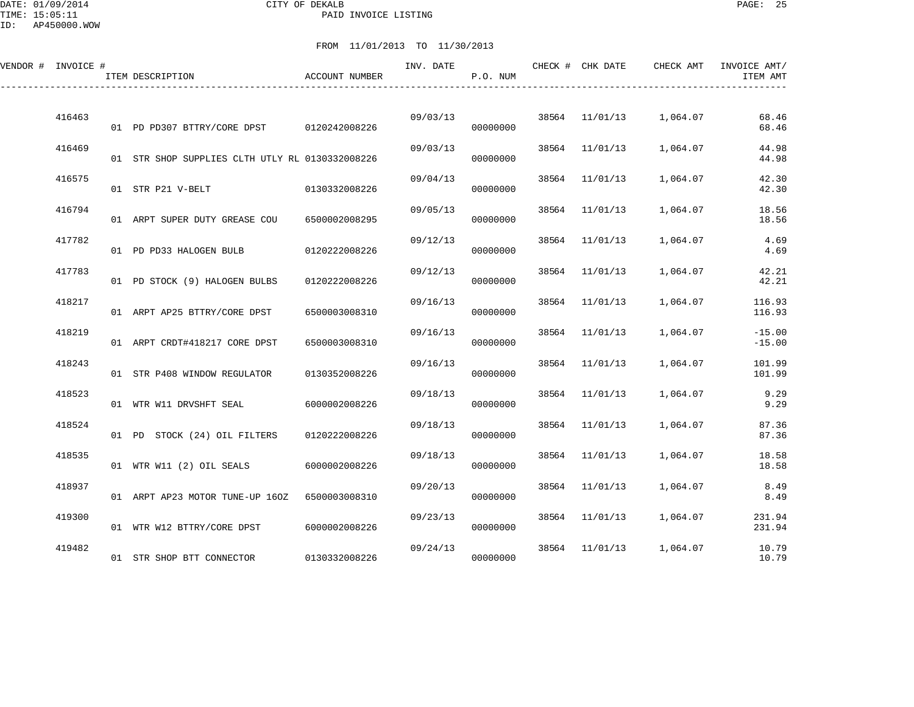CITY OF DEKALB
PAID INVOICE LISTING

DATE: 01/09/2014
TIME: 15:05:11
ID: AP450000.WOW

FROM 11/01/2013 TO 11/30/2013

| VENDOR # | INVOICE # | ITEM DESCRIPTION | ACCOUNT NUMBER | INV. DATE | P.O. NUM | CHECK # | CHK DATE | CHECK AMT | INVOICE AMT/ ITEM AMT |
|---|---|---|---|---|---|---|---|---|---|
| | 416463 | | | 09/03/13 | | 38564 | 11/01/13 | 1,064.07 | 68.46 |
| | | 01 PD PD307 BTTRY/CORE DPST | 0120242008226 | | 00000000 | | | | 68.46 |
| | 416469 | | | 09/03/13 | | 38564 | 11/01/13 | 1,064.07 | 44.98 |
| | | 01 STR SHOP SUPPLIES CLTH UTLY RL | 0130332008226 | | 00000000 | | | | 44.98 |
| | 416575 | | | 09/04/13 | | 38564 | 11/01/13 | 1,064.07 | 42.30 |
| | | 01 STR P21 V-BELT | 0130332008226 | | 00000000 | | | | 42.30 |
| | 416794 | | | 09/05/13 | | 38564 | 11/01/13 | 1,064.07 | 18.56 |
| | | 01 ARPT SUPER DUTY GREASE COU | 6500002008295 | | 00000000 | | | | 18.56 |
| | 417782 | | | 09/12/13 | | 38564 | 11/01/13 | 1,064.07 | 4.69 |
| | | 01 PD PD33 HALOGEN BULB | 0120222008226 | | 00000000 | | | | 4.69 |
| | 417783 | | | 09/12/13 | | 38564 | 11/01/13 | 1,064.07 | 42.21 |
| | | 01 PD STOCK (9) HALOGEN BULBS | 0120222008226 | | 00000000 | | | | 42.21 |
| | 418217 | | | 09/16/13 | | 38564 | 11/01/13 | 1,064.07 | 116.93 |
| | | 01 ARPT AP25 BTTRY/CORE DPST | 6500003008310 | | 00000000 | | | | 116.93 |
| | 418219 | | | 09/16/13 | | 38564 | 11/01/13 | 1,064.07 | -15.00 |
| | | 01 ARPT CRDT#418217 CORE DPST | 6500003008310 | | 00000000 | | | | -15.00 |
| | 418243 | | | 09/16/13 | | 38564 | 11/01/13 | 1,064.07 | 101.99 |
| | | 01 STR P408 WINDOW REGULATOR | 0130352008226 | | 00000000 | | | | 101.99 |
| | 418523 | | | 09/18/13 | | 38564 | 11/01/13 | 1,064.07 | 9.29 |
| | | 01 WTR W11 DRVSHFT SEAL | 6000002008226 | | 00000000 | | | | 9.29 |
| | 418524 | | | 09/18/13 | | 38564 | 11/01/13 | 1,064.07 | 87.36 |
| | | 01 PD STOCK (24) OIL FILTERS | 0120222008226 | | 00000000 | | | | 87.36 |
| | 418535 | | | 09/18/13 | | 38564 | 11/01/13 | 1,064.07 | 18.58 |
| | | 01 WTR W11 (2) OIL SEALS | 6000002008226 | | 00000000 | | | | 18.58 |
| | 418937 | | | 09/20/13 | | 38564 | 11/01/13 | 1,064.07 | 8.49 |
| | | 01 ARPT AP23 MOTOR TUNE-UP 16OZ | 6500003008310 | | 00000000 | | | | 8.49 |
| | 419300 | | | 09/23/13 | | 38564 | 11/01/13 | 1,064.07 | 231.94 |
| | | 01 WTR W12 BTTRY/CORE DPST | 6000002008226 | | 00000000 | | | | 231.94 |
| | 419482 | | | 09/24/13 | | 38564 | 11/01/13 | 1,064.07 | 10.79 |
| | | 01 STR SHOP BTT CONNECTOR | 0130332008226 | | 00000000 | | | | 10.79 |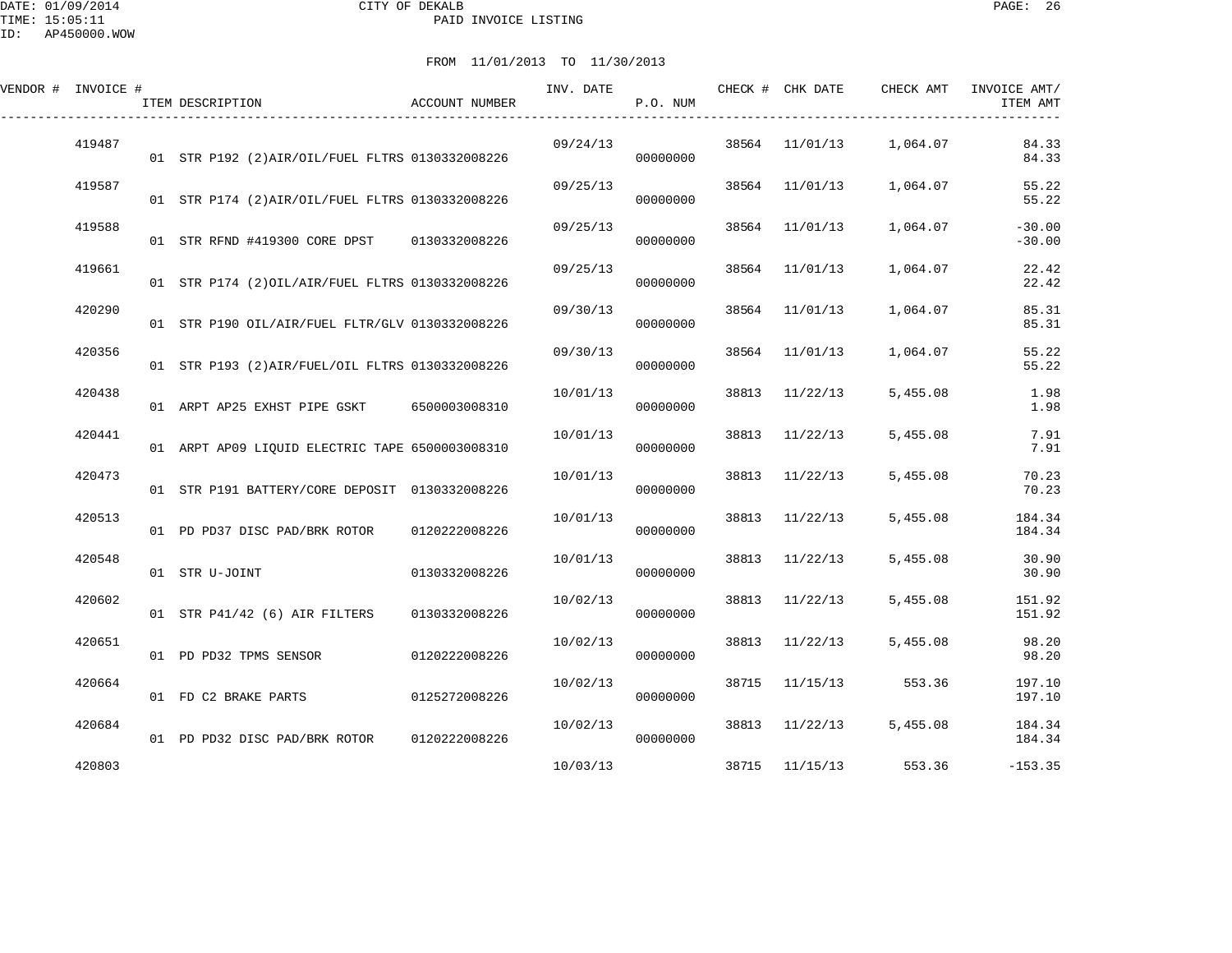CITY OF DEKALB

PAID INVOICE LISTING

DATE: 01/09/2014
TIME: 15:05:11
ID: AP450000.WOW

FROM 11/01/2013 TO 11/30/2013

| VENDOR # | INVOICE # | ITEM DESCRIPTION | ACCOUNT NUMBER | INV. DATE | P.O. NUM | CHECK # | CHK DATE | CHECK AMT | INVOICE AMT/ ITEM AMT |
|---|---|---|---|---|---|---|---|---|---|
| | 419487 | | | 09/24/13 | | 38564 | 11/01/13 | 1,064.07 | 84.33 |
| | | 01 STR P192 (2)AIR/OIL/FUEL FLTRS | 0130332008226 | | 00000000 | | | | 84.33 |
| | 419587 | | | 09/25/13 | | 38564 | 11/01/13 | 1,064.07 | 55.22 |
| | | 01 STR P174 (2)AIR/OIL/FUEL FLTRS | 0130332008226 | | 00000000 | | | | 55.22 |
| | 419588 | | | 09/25/13 | | 38564 | 11/01/13 | 1,064.07 | -30.00 |
| | | 01 STR RFND #419300 CORE DPST | 0130332008226 | | 00000000 | | | | -30.00 |
| | 419661 | | | 09/25/13 | | 38564 | 11/01/13 | 1,064.07 | 22.42 |
| | | 01 STR P174 (2)OIL/AIR/FUEL FLTRS | 0130332008226 | | 00000000 | | | | 22.42 |
| | 420290 | | | 09/30/13 | | 38564 | 11/01/13 | 1,064.07 | 85.31 |
| | | 01 STR P190 OIL/AIR/FUEL FLTR/GLV | 0130332008226 | | 00000000 | | | | 85.31 |
| | 420356 | | | 09/30/13 | | 38564 | 11/01/13 | 1,064.07 | 55.22 |
| | | 01 STR P193 (2)AIR/FUEL/OIL FLTRS | 0130332008226 | | 00000000 | | | | 55.22 |
| | 420438 | | | 10/01/13 | | 38813 | 11/22/13 | 5,455.08 | 1.98 |
| | | 01 ARPT AP25 EXHST PIPE GSKT | 6500003008310 | | 00000000 | | | | 1.98 |
| | 420441 | | | 10/01/13 | | 38813 | 11/22/13 | 5,455.08 | 7.91 |
| | | 01 ARPT AP09 LIQUID ELECTRIC TAPE | 6500003008310 | | 00000000 | | | | 7.91 |
| | 420473 | | | 10/01/13 | | 38813 | 11/22/13 | 5,455.08 | 70.23 |
| | | 01 STR P191 BATTERY/CORE DEPOSIT | 0130332008226 | | 00000000 | | | | 70.23 |
| | 420513 | | | 10/01/13 | | 38813 | 11/22/13 | 5,455.08 | 184.34 |
| | | 01 PD PD37 DISC PAD/BRK ROTOR | 0120222008226 | | 00000000 | | | | 184.34 |
| | 420548 | | | 10/01/13 | | 38813 | 11/22/13 | 5,455.08 | 30.90 |
| | | 01 STR U-JOINT | 0130332008226 | | 00000000 | | | | 30.90 |
| | 420602 | | | 10/02/13 | | 38813 | 11/22/13 | 5,455.08 | 151.92 |
| | | 01 STR P41/42 (6) AIR FILTERS | 0130332008226 | | 00000000 | | | | 151.92 |
| | 420651 | | | 10/02/13 | | 38813 | 11/22/13 | 5,455.08 | 98.20 |
| | | 01 PD PD32 TPMS SENSOR | 0120222008226 | | 00000000 | | | | 98.20 |
| | 420664 | | | 10/02/13 | | 38715 | 11/15/13 | 553.36 | 197.10 |
| | | 01 FD C2 BRAKE PARTS | 0125272008226 | | 00000000 | | | | 197.10 |
| | 420684 | | | 10/02/13 | | 38813 | 11/22/13 | 5,455.08 | 184.34 |
| | | 01 PD PD32 DISC PAD/BRK ROTOR | 0120222008226 | | 00000000 | | | | 184.34 |
| | 420803 | | | 10/03/13 | | 38715 | 11/15/13 | 553.36 | -153.35 |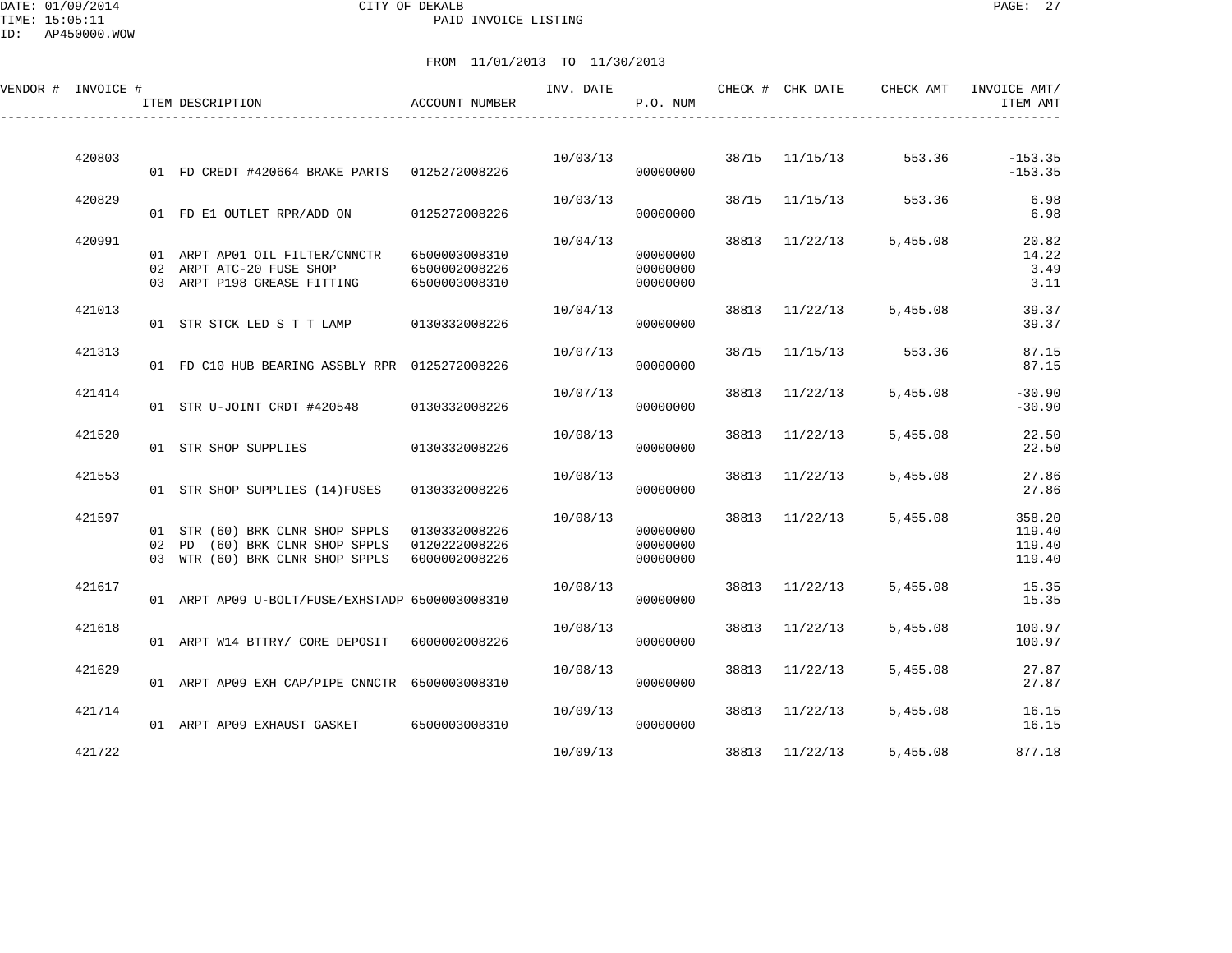CITY OF DEKALB

PAID INVOICE LISTING

DATE: 01/09/2014
TIME: 15:05:11
ID: AP450000.WOW

FROM 11/01/2013 TO 11/30/2013

| VENDOR # | INVOICE # | ITEM DESCRIPTION | ACCOUNT NUMBER | INV. DATE | P.O. NUM | CHECK # | CHK DATE | CHECK AMT | INVOICE AMT/ ITEM AMT |
|---|---|---|---|---|---|---|---|---|---|
| | 420803 | | | 10/03/13 | | 38715 | 11/15/13 | 553.36 | -153.35 |
| | | 01 FD CREDT #420664 BRAKE PARTS | 0125272008226 | | 00000000 | | | | -153.35 |
| | 420829 | | | 10/03/13 | | 38715 | 11/15/13 | 553.36 | 6.98 |
| | | 01 FD E1 OUTLET RPR/ADD ON | 0125272008226 | | 00000000 | | | | 6.98 |
| | 420991 | | | 10/04/13 | | 38813 | 11/22/13 | 5,455.08 | 20.82 |
| | | 01 ARPT AP01 OIL FILTER/CNNCTR | 6500003008310 | | 00000000 | | | | 14.22 |
| | | 02 ARPT ATC-20 FUSE SHOP | 6500002008226 | | 00000000 | | | | 3.49 |
| | | 03 ARPT P198 GREASE FITTING | 6500003008310 | | 00000000 | | | | 3.11 |
| | 421013 | | | 10/04/13 | | 38813 | 11/22/13 | 5,455.08 | 39.37 |
| | | 01 STR STCK LED S T T LAMP | 0130332008226 | | 00000000 | | | | 39.37 |
| | 421313 | | | 10/07/13 | | 38715 | 11/15/13 | 553.36 | 87.15 |
| | | 01 FD C10 HUB BEARING ASSBLY RPR | 0125272008226 | | 00000000 | | | | 87.15 |
| | 421414 | | | 10/07/13 | | 38813 | 11/22/13 | 5,455.08 | -30.90 |
| | | 01 STR U-JOINT CRDT #420548 | 0130332008226 | | 00000000 | | | | -30.90 |
| | 421520 | | | 10/08/13 | | 38813 | 11/22/13 | 5,455.08 | 22.50 |
| | | 01 STR SHOP SUPPLIES | 0130332008226 | | 00000000 | | | | 22.50 |
| | 421553 | | | 10/08/13 | | 38813 | 11/22/13 | 5,455.08 | 27.86 |
| | | 01 STR SHOP SUPPLIES (14)FUSES | 0130332008226 | | 00000000 | | | | 27.86 |
| | 421597 | | | 10/08/13 | | 38813 | 11/22/13 | 5,455.08 | 358.20 |
| | | 01 STR (60) BRK CLNR SHOP SPPLS | 0130332008226 | | 00000000 | | | | 119.40 |
| | | 02 PD (60) BRK CLNR SHOP SPPLS | 0120222008226 | | 00000000 | | | | 119.40 |
| | | 03 WTR (60) BRK CLNR SHOP SPPLS | 6000002008226 | | 00000000 | | | | 119.40 |
| | 421617 | | | 10/08/13 | | 38813 | 11/22/13 | 5,455.08 | 15.35 |
| | | 01 ARPT AP09 U-BOLT/FUSE/EXHSTADP | 6500003008310 | | 00000000 | | | | 15.35 |
| | 421618 | | | 10/08/13 | | 38813 | 11/22/13 | 5,455.08 | 100.97 |
| | | 01 ARPT W14 BTTRY/ CORE DEPOSIT | 6000002008226 | | 00000000 | | | | 100.97 |
| | 421629 | | | 10/08/13 | | 38813 | 11/22/13 | 5,455.08 | 27.87 |
| | | 01 ARPT AP09 EXH CAP/PIPE CNNCTR | 6500003008310 | | 00000000 | | | | 27.87 |
| | 421714 | | | 10/09/13 | | 38813 | 11/22/13 | 5,455.08 | 16.15 |
| | | 01 ARPT AP09 EXHAUST GASKET | 6500003008310 | | 00000000 | | | | 16.15 |
| | 421722 | | | 10/09/13 | | 38813 | 11/22/13 | 5,455.08 | 877.18 |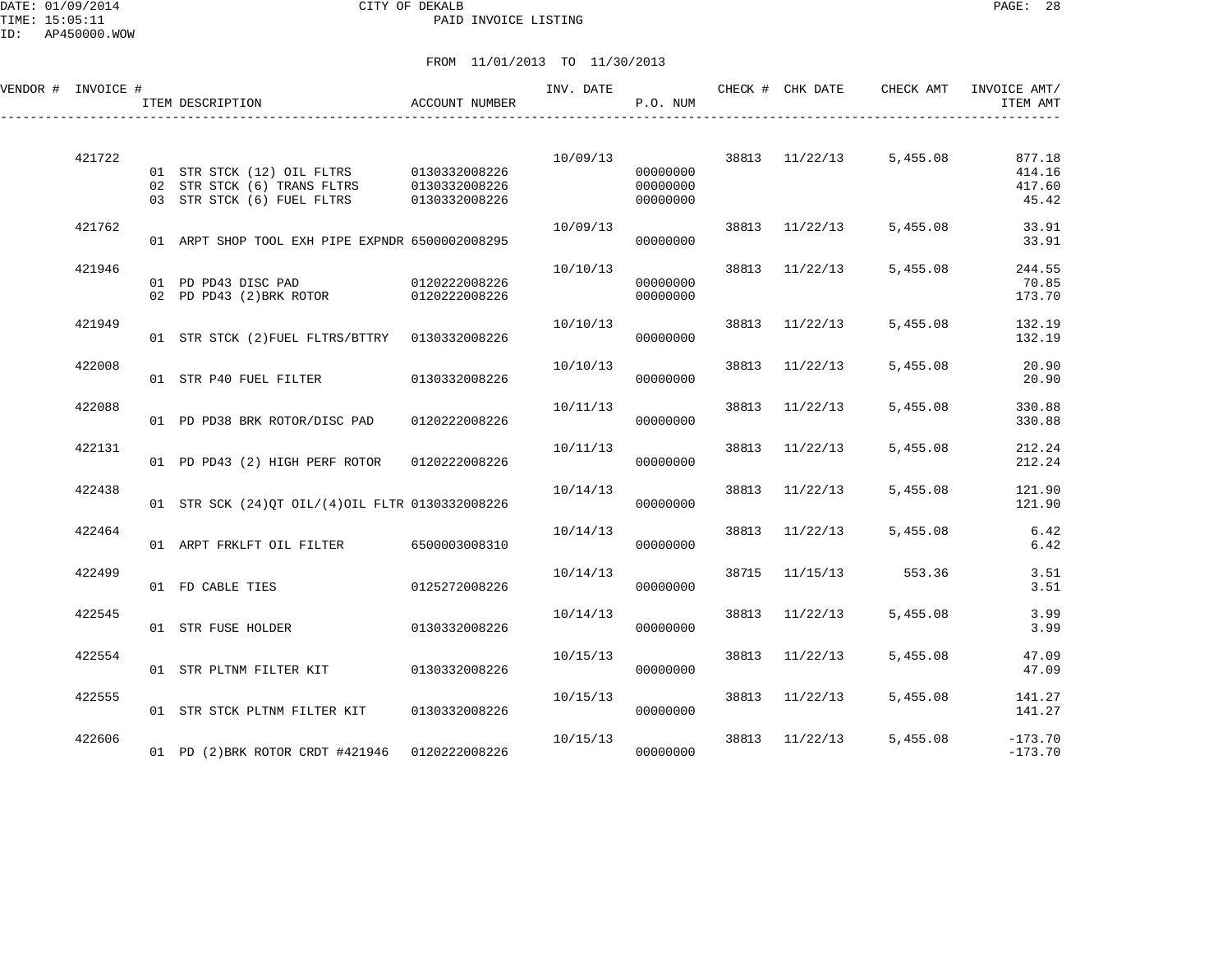CITY OF DEKALB

PAID INVOICE LISTING

DATE: 01/09/2014
TIME: 15:05:11
ID: AP450000.WOW

FROM 11/01/2013 TO 11/30/2013

| VENDOR # | INVOICE # | ITEM DESCRIPTION | ACCOUNT NUMBER | INV. DATE | P.O. NUM | CHECK # | CHK DATE | CHECK AMT | INVOICE AMT/ ITEM AMT |
|---|---|---|---|---|---|---|---|---|---|
| | 421722 | | | 10/09/13 | | 38813 | 11/22/13 | 5,455.08 | 877.18 |
| | | 01 STR STCK (12) OIL FLTRS | 0130332008226 | | 00000000 | | | | 414.16 |
| | | 02 STR STCK (6) TRANS FLTRS | 0130332008226 | | 00000000 | | | | 417.60 |
| | | 03 STR STCK (6) FUEL FLTRS | 0130332008226 | | 00000000 | | | | 45.42 |
| | 421762 | | | 10/09/13 | | 38813 | 11/22/13 | 5,455.08 | 33.91 |
| | | 01 ARPT SHOP TOOL EXH PIPE EXPNDR | 6500002008295 | | 00000000 | | | | 33.91 |
| | 421946 | | | 10/10/13 | | 38813 | 11/22/13 | 5,455.08 | 244.55 |
| | | 01 PD PD43 DISC PAD | 0120222008226 | | 00000000 | | | | 70.85 |
| | | 02 PD PD43 (2)BRK ROTOR | 0120222008226 | | 00000000 | | | | 173.70 |
| | 421949 | | | 10/10/13 | | 38813 | 11/22/13 | 5,455.08 | 132.19 |
| | | 01 STR STCK (2)FUEL FLTRS/BTTRY | 0130332008226 | | 00000000 | | | | 132.19 |
| | 422008 | | | 10/10/13 | | 38813 | 11/22/13 | 5,455.08 | 20.90 |
| | | 01 STR P40 FUEL FILTER | 0130332008226 | | 00000000 | | | | 20.90 |
| | 422088 | | | 10/11/13 | | 38813 | 11/22/13 | 5,455.08 | 330.88 |
| | | 01 PD PD38 BRK ROTOR/DISC PAD | 0120222008226 | | 00000000 | | | | 330.88 |
| | 422131 | | | 10/11/13 | | 38813 | 11/22/13 | 5,455.08 | 212.24 |
| | | 01 PD PD43 (2) HIGH PERF ROTOR | 0120222008226 | | 00000000 | | | | 212.24 |
| | 422438 | | | 10/14/13 | | 38813 | 11/22/13 | 5,455.08 | 121.90 |
| | | 01 STR SCK (24)QT OIL/(4)OIL FLTR | 0130332008226 | | 00000000 | | | | 121.90 |
| | 422464 | | | 10/14/13 | | 38813 | 11/22/13 | 5,455.08 | 6.42 |
| | | 01 ARPT FRKLFT OIL FILTER | 6500003008310 | | 00000000 | | | | 6.42 |
| | 422499 | | | 10/14/13 | | 38715 | 11/15/13 | 553.36 | 3.51 |
| | | 01 FD CABLE TIES | 0125272008226 | | 00000000 | | | | 3.51 |
| | 422545 | | | 10/14/13 | | 38813 | 11/22/13 | 5,455.08 | 3.99 |
| | | 01 STR FUSE HOLDER | 0130332008226 | | 00000000 | | | | 3.99 |
| | 422554 | | | 10/15/13 | | 38813 | 11/22/13 | 5,455.08 | 47.09 |
| | | 01 STR PLTNM FILTER KIT | 0130332008226 | | 00000000 | | | | 47.09 |
| | 422555 | | | 10/15/13 | | 38813 | 11/22/13 | 5,455.08 | 141.27 |
| | | 01 STR STCK PLTNM FILTER KIT | 0130332008226 | | 00000000 | | | | 141.27 |
| | 422606 | | | 10/15/13 | | 38813 | 11/22/13 | 5,455.08 | -173.70 |
| | | 01 PD (2)BRK ROTOR CRDT #421946 | 0120222008226 | | 00000000 | | | | -173.70 |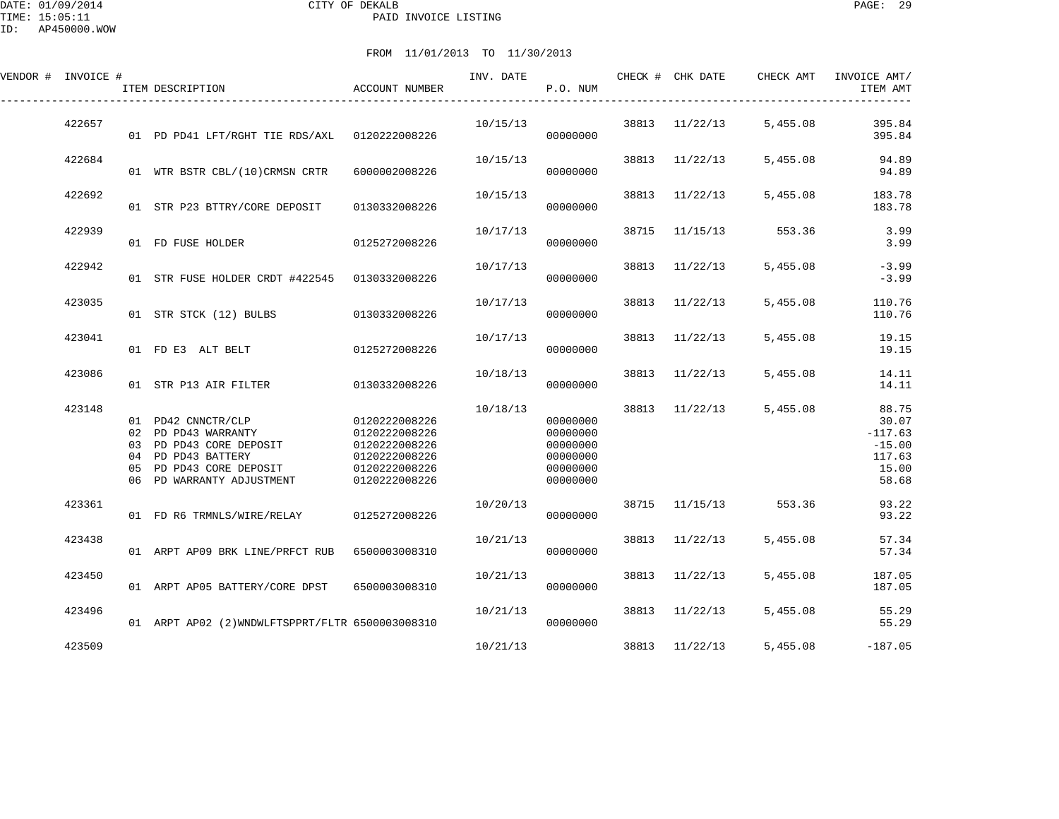CITY OF DEKALB
PAID INVOICE LISTING

DATE: 01/09/2014
TIME: 15:05:11
ID: AP450000.WOW

FROM 11/01/2013 TO 11/30/2013

| VENDOR # | INVOICE # | ITEM DESCRIPTION | ACCOUNT NUMBER | INV. DATE | P.O. NUM | CHECK # | CHK DATE | CHECK AMT | INVOICE AMT/ ITEM AMT |
|---|---|---|---|---|---|---|---|---|---|
| | 422657 | | | 10/15/13 | | 38813 | 11/22/13 | 5,455.08 | 395.84 |
| | | 01 PD PD41 LFT/RGHT TIE RDS/AXL | 0120222008226 | | 00000000 | | | | 395.84 |
| | 422684 | | | 10/15/13 | | 38813 | 11/22/13 | 5,455.08 | 94.89 |
| | | 01 WTR BSTR CBL/(10)CRMSN CRTR | 6000002008226 | | 00000000 | | | | 94.89 |
| | 422692 | | | 10/15/13 | | 38813 | 11/22/13 | 5,455.08 | 183.78 |
| | | 01 STR P23 BTTRY/CORE DEPOSIT | 0130332008226 | | 00000000 | | | | 183.78 |
| | 422939 | | | 10/17/13 | | 38715 | 11/15/13 | 553.36 | 3.99 |
| | | 01 FD FUSE HOLDER | 0125272008226 | | 00000000 | | | | 3.99 |
| | 422942 | | | 10/17/13 | | 38813 | 11/22/13 | 5,455.08 | -3.99 |
| | | 01 STR FUSE HOLDER CRDT #422545 | 0130332008226 | | 00000000 | | | | -3.99 |
| | 423035 | | | 10/17/13 | | 38813 | 11/22/13 | 5,455.08 | 110.76 |
| | | 01 STR STCK (12) BULBS | 0130332008226 | | 00000000 | | | | 110.76 |
| | 423041 | | | 10/17/13 | | 38813 | 11/22/13 | 5,455.08 | 19.15 |
| | | 01 FD E3 ALT BELT | 0125272008226 | | 00000000 | | | | 19.15 |
| | 423086 | | | 10/18/13 | | 38813 | 11/22/13 | 5,455.08 | 14.11 |
| | | 01 STR P13 AIR FILTER | 0130332008226 | | 00000000 | | | | 14.11 |
| | 423148 | | | 10/18/13 | | 38813 | 11/22/13 | 5,455.08 | 88.75 |
| | | 01 PD42 CNNCTR/CLP | 0120222008226 | | 00000000 | | | | 30.07 |
| | | 02 PD PD43 WARRANTY | 0120222008226 | | 00000000 | | | | -117.63 |
| | | 03 PD PD43 CORE DEPOSIT | 0120222008226 | | 00000000 | | | | -15.00 |
| | | 04 PD PD43 BATTERY | 0120222008226 | | 00000000 | | | | 117.63 |
| | | 05 PD PD43 CORE DEPOSIT | 0120222008226 | | 00000000 | | | | 15.00 |
| | | 06 PD WARRANTY ADJUSTMENT | 0120222008226 | | 00000000 | | | | 58.68 |
| | 423361 | | | 10/20/13 | | 38715 | 11/15/13 | 553.36 | 93.22 |
| | | 01 FD R6 TRMNLS/WIRE/RELAY | 0125272008226 | | 00000000 | | | | 93.22 |
| | 423438 | | | 10/21/13 | | 38813 | 11/22/13 | 5,455.08 | 57.34 |
| | | 01 ARPT AP09 BRK LINE/PRFCT RUB | 6500003008310 | | 00000000 | | | | 57.34 |
| | 423450 | | | 10/21/13 | | 38813 | 11/22/13 | 5,455.08 | 187.05 |
| | | 01 ARPT AP05 BATTERY/CORE DPST | 6500003008310 | | 00000000 | | | | 187.05 |
| | 423496 | | | 10/21/13 | | 38813 | 11/22/13 | 5,455.08 | 55.29 |
| | | 01 ARPT AP02 (2)WNDWLFTSPPRT/FLTR | 6500003008310 | | 00000000 | | | | 55.29 |
| | 423509 | | | 10/21/13 | | 38813 | 11/22/13 | 5,455.08 | -187.05 |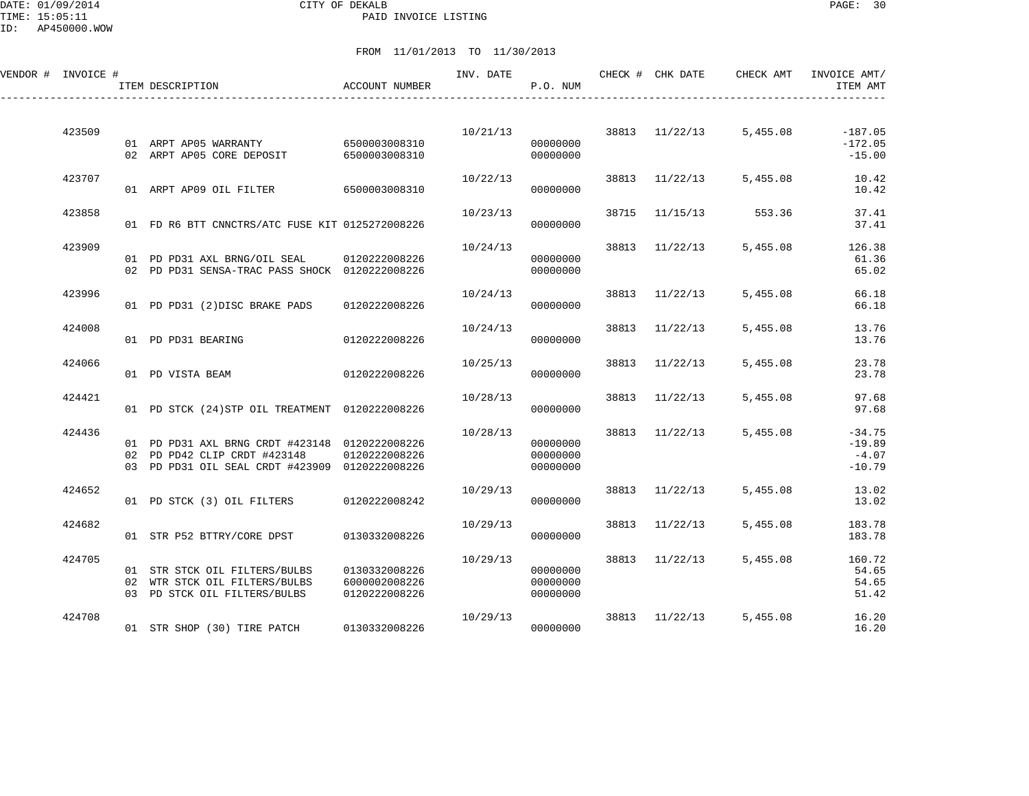CITY OF DEKALB
PAID INVOICE LISTING

DATE: 01/09/2014
TIME: 15:05:11
ID: AP450000.WOW

FROM 11/01/2013 TO 11/30/2013

| VENDOR # | INVOICE # | ITEM DESCRIPTION | ACCOUNT NUMBER | INV. DATE | P.O. NUM | CHECK # | CHK DATE | CHECK AMT | INVOICE AMT/ ITEM AMT |
|---|---|---|---|---|---|---|---|---|---|
| | 423509 | | | 10/21/13 | | 38813 | 11/22/13 | 5,455.08 | -187.05 |
| | | 01 ARPT AP05 WARRANTY | 6500003008310 | | 00000000 | | | | -172.05 |
| | | 02 ARPT AP05 CORE DEPOSIT | 6500003008310 | | 00000000 | | | | -15.00 |
| | 423707 | | | 10/22/13 | | 38813 | 11/22/13 | 5,455.08 | 10.42 |
| | | 01 ARPT AP09 OIL FILTER | 6500003008310 | | 00000000 | | | | 10.42 |
| | 423858 | | | 10/23/13 | | 38715 | 11/15/13 | 553.36 | 37.41 |
| | | 01 FD R6 BTT CNNCTRS/ATC FUSE KIT | 0125272008226 | | 00000000 | | | | 37.41 |
| | 423909 | | | 10/24/13 | | 38813 | 11/22/13 | 5,455.08 | 126.38 |
| | | 01 PD PD31 AXL BRNG/OIL SEAL | 0120222008226 | | 00000000 | | | | 61.36 |
| | | 02 PD PD31 SENSA-TRAC PASS SHOCK | 0120222008226 | | 00000000 | | | | 65.02 |
| | 423996 | | | 10/24/13 | | 38813 | 11/22/13 | 5,455.08 | 66.18 |
| | | 01 PD PD31 (2)DISC BRAKE PADS | 0120222008226 | | 00000000 | | | | 66.18 |
| | 424008 | | | 10/24/13 | | 38813 | 11/22/13 | 5,455.08 | 13.76 |
| | | 01 PD PD31 BEARING | 0120222008226 | | 00000000 | | | | 13.76 |
| | 424066 | | | 10/25/13 | | 38813 | 11/22/13 | 5,455.08 | 23.78 |
| | | 01 PD VISTA BEAM | 0120222008226 | | 00000000 | | | | 23.78 |
| | 424421 | | | 10/28/13 | | 38813 | 11/22/13 | 5,455.08 | 97.68 |
| | | 01 PD STCK (24)STP OIL TREATMENT | 0120222008226 | | 00000000 | | | | 97.68 |
| | 424436 | | | 10/28/13 | | 38813 | 11/22/13 | 5,455.08 | -34.75 |
| | | 01 PD PD31 AXL BRNG CRDT #423148 | 0120222008226 | | 00000000 | | | | -19.89 |
| | | 02 PD PD42 CLIP CRDT #423148 | 0120222008226 | | 00000000 | | | | -4.07 |
| | | 03 PD PD31 OIL SEAL CRDT #423909 | 0120222008226 | | 00000000 | | | | -10.79 |
| | 424652 | | | 10/29/13 | | 38813 | 11/22/13 | 5,455.08 | 13.02 |
| | | 01 PD STCK (3) OIL FILTERS | 0120222008242 | | 00000000 | | | | 13.02 |
| | 424682 | | | 10/29/13 | | 38813 | 11/22/13 | 5,455.08 | 183.78 |
| | | 01 STR P52 BTTRY/CORE DPST | 0130332008226 | | 00000000 | | | | 183.78 |
| | 424705 | | | 10/29/13 | | 38813 | 11/22/13 | 5,455.08 | 160.72 |
| | | 01 STR STCK OIL FILTERS/BULBS | 0130332008226 | | 00000000 | | | | 54.65 |
| | | 02 WTR STCK OIL FILTERS/BULBS | 6000002008226 | | 00000000 | | | | 54.65 |
| | | 03 PD STCK OIL FILTERS/BULBS | 0120222008226 | | 00000000 | | | | 51.42 |
| | 424708 | | | 10/29/13 | | 38813 | 11/22/13 | 5,455.08 | 16.20 |
| | | 01 STR SHOP (30) TIRE PATCH | 0130332008226 | | 00000000 | | | | 16.20 |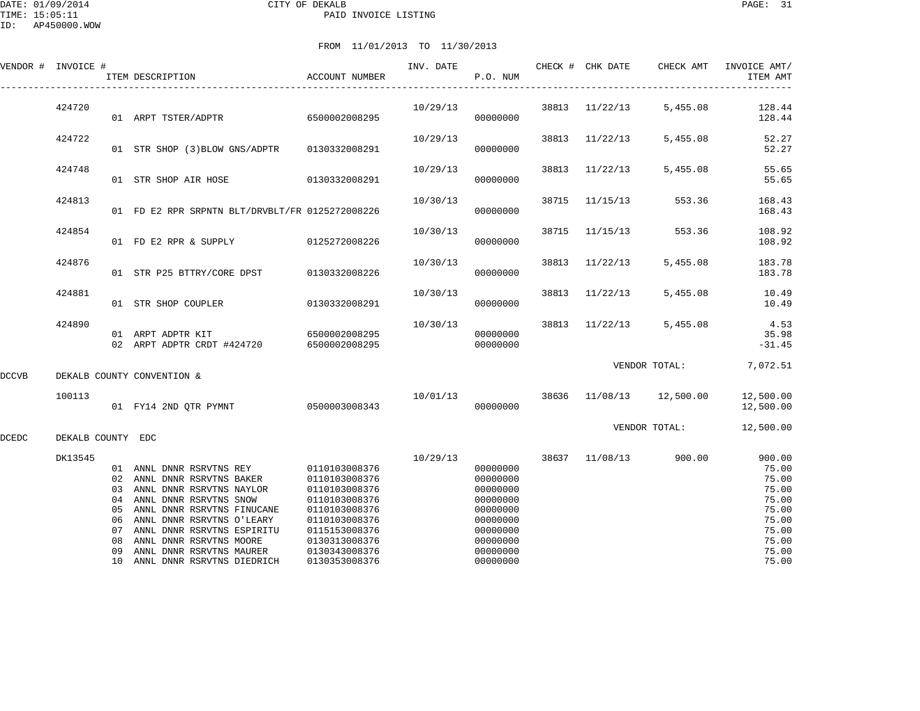DATE: 01/09/2014 CITY OF DEKALB
TIME: 15:05:11 PAID INVOICE LISTING
ID: AP450000.WOW

FROM 11/01/2013 TO 11/30/2013

| VENDOR # | INVOICE # | ITEM DESCRIPTION | ACCOUNT NUMBER | INV. DATE | P.O. NUM | CHECK # | CHK DATE | CHECK AMT | INVOICE AMT/ ITEM AMT |
|---|---|---|---|---|---|---|---|---|---|
| | 424720 | | | 10/29/13 | | 38813 | 11/22/13 | 5,455.08 | 128.44 |
| | | 01 ARPT TSTER/ADPTR | 6500002008295 | | 00000000 | | | | 128.44 |
| | 424722 | | | 10/29/13 | | 38813 | 11/22/13 | 5,455.08 | 52.27 |
| | | 01 STR SHOP (3)BLOW GNS/ADPTR | 0130332008291 | | 00000000 | | | | 52.27 |
| | 424748 | | | 10/29/13 | | 38813 | 11/22/13 | 5,455.08 | 55.65 |
| | | 01 STR SHOP AIR HOSE | 0130332008291 | | 00000000 | | | | 55.65 |
| | 424813 | | | 10/30/13 | | 38715 | 11/15/13 | 553.36 | 168.43 |
| | | 01 FD E2 RPR SRPNTN BLT/DRVBLT/FR | 0125272008226 | | 00000000 | | | | 168.43 |
| | 424854 | | | 10/30/13 | | 38715 | 11/15/13 | 553.36 | 108.92 |
| | | 01 FD E2 RPR & SUPPLY | 0125272008226 | | 00000000 | | | | 108.92 |
| | 424876 | | | 10/30/13 | | 38813 | 11/22/13 | 5,455.08 | 183.78 |
| | | 01 STR P25 BTTRY/CORE DPST | 0130332008226 | | 00000000 | | | | 183.78 |
| | 424881 | | | 10/30/13 | | 38813 | 11/22/13 | 5,455.08 | 10.49 |
| | | 01 STR SHOP COUPLER | 0130332008291 | | 00000000 | | | | 10.49 |
| | 424890 | | | 10/30/13 | | 38813 | 11/22/13 | 5,455.08 | 4.53 |
| | | 01 ARPT ADPTR KIT | 6500002008295 | | 00000000 | | | | 35.98 |
| | | 02 ARPT ADPTR CRDT #424720 | 6500002008295 | | 00000000 | | | | -31.45 |
| | | | | | | | VENDOR TOTAL: | | 7,072.51 |
| DCCVB | DEKALB COUNTY CONVENTION & | | | | | | | | |
| | 100113 | | | 10/01/13 | | 38636 | 11/08/13 | 12,500.00 | 12,500.00 |
| | | 01 FY14 2ND QTR PYMNT | 0500003008343 | | 00000000 | | | | 12,500.00 |
| | | | | | | | VENDOR TOTAL: | | 12,500.00 |
| DCEDC | DEKALB COUNTY EDC | | | | | | | | |
| | DK13545 | | | 10/29/13 | | 38637 | 11/08/13 | 900.00 | 900.00 |
| | | 01 ANNL DNNR RSRVTNS REY | 0110103008376 | | 00000000 | | | | 75.00 |
| | | 02 ANNL DNNR RSRVTNS BAKER | 0110103008376 | | 00000000 | | | | 75.00 |
| | | 03 ANNL DNNR RSRVTNS NAYLOR | 0110103008376 | | 00000000 | | | | 75.00 |
| | | 04 ANNL DNNR RSRVTNS SNOW | 0110103008376 | | 00000000 | | | | 75.00 |
| | | 05 ANNL DNNR RSRVTNS FINUCANE | 0110103008376 | | 00000000 | | | | 75.00 |
| | | 06 ANNL DNNR RSRVTNS O'LEARY | 0110103008376 | | 00000000 | | | | 75.00 |
| | | 07 ANNL DNNR RSRVTNS ESPIRITU | 0115153008376 | | 00000000 | | | | 75.00 |
| | | 08 ANNL DNNR RSRVTNS MOORE | 0130313008376 | | 00000000 | | | | 75.00 |
| | | 09 ANNL DNNR RSRVTNS MAURER | 0130343008376 | | 00000000 | | | | 75.00 |
| | | 10 ANNL DNNR RSRVTNS DIEDRICH | 0130353008376 | | 00000000 | | | | 75.00 |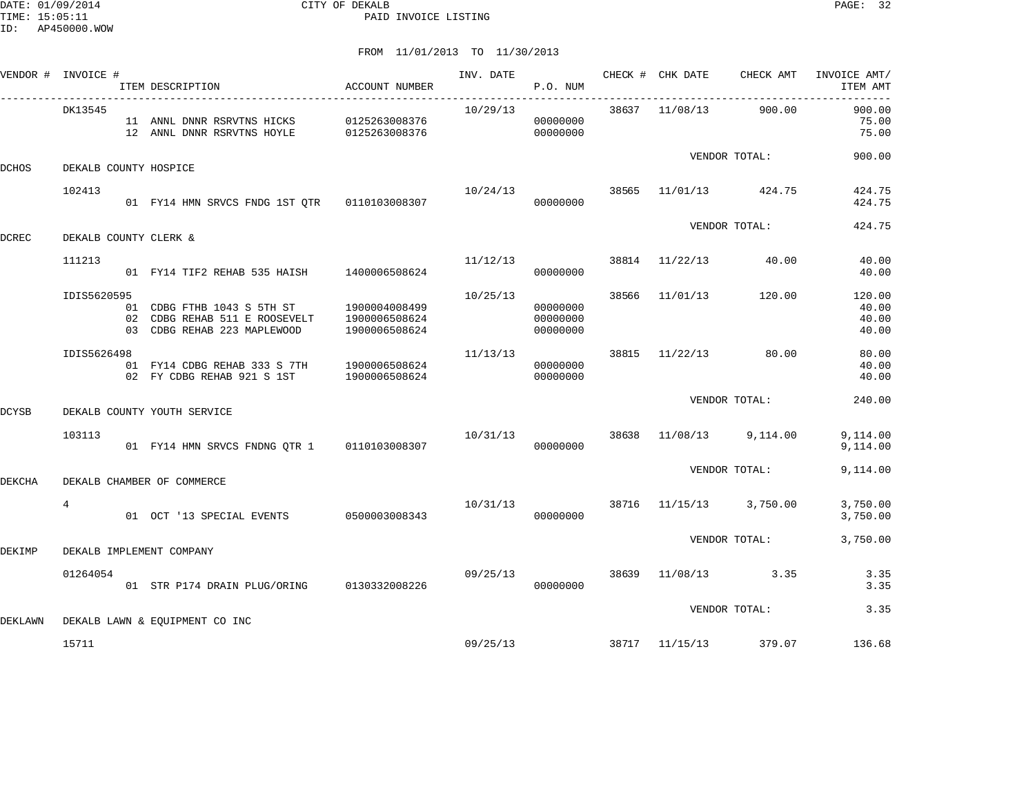DATE: 01/09/2014 CITY OF DEKALB
TIME: 15:05:11 PAID INVOICE LISTING
ID: AP450000.WOW

FROM 11/01/2013 TO 11/30/2013

| VENDOR # | INVOICE # | ITEM DESCRIPTION | ACCOUNT NUMBER | INV. DATE | P.O. NUM | CHECK # | CHK DATE | CHECK AMT | INVOICE AMT/ ITEM AMT |
|---|---|---|---|---|---|---|---|---|---|
| | DK13545 | | | 10/29/13 | | 38637 | 11/08/13 | 900.00 | 900.00 |
| | | 11 ANNL DNNR RSRVTNS HICKS | 0125263008376 | | 00000000 | | | | 75.00 |
| | | 12 ANNL DNNR RSRVTNS HOYLE | 0125263008376 | | 00000000 | | | | 75.00 |
| | | | | | | | VENDOR TOTAL: | | 900.00 |
| DCHOS | DEKALB COUNTY HOSPICE | | | | | | | | |
| | 102413 | | | 10/24/13 | | 38565 | 11/01/13 | 424.75 | 424.75 |
| | | 01 FY14 HMN SRVCS FNDG 1ST QTR | 0110103008307 | | 00000000 | | | | 424.75 |
| | | | | | | | VENDOR TOTAL: | | 424.75 |
| DCREC | DEKALB COUNTY CLERK & | | | | | | | | |
| | 111213 | | | 11/12/13 | | 38814 | 11/22/13 | 40.00 | 40.00 |
| | | 01 FY14 TIF2 REHAB 535 HAISH | 1400006508624 | | 00000000 | | | | 40.00 |
| | IDIS5620595 | | | 10/25/13 | | 38566 | 11/01/13 | 120.00 | 120.00 |
| | | 01 CDBG FTHB 1043 S 5TH ST | 1900004008499 | | 00000000 | | | | 40.00 |
| | | 02 CDBG REHAB 511 E ROOSEVELT | 1900006508624 | | 00000000 | | | | 40.00 |
| | | 03 CDBG REHAB 223 MAPLEWOOD | 1900006508624 | | 00000000 | | | | 40.00 |
| | IDIS5626498 | | | 11/13/13 | | 38815 | 11/22/13 | 80.00 | 80.00 |
| | | 01 FY14 CDBG REHAB 333 S 7TH | 1900006508624 | | 00000000 | | | | 40.00 |
| | | 02 FY CDBG REHAB 921 S 1ST | 1900006508624 | | 00000000 | | | | 40.00 |
| | | | | | | | VENDOR TOTAL: | | 240.00 |
| DCYSB | DEKALB COUNTY YOUTH SERVICE | | | | | | | | |
| | 103113 | | | 10/31/13 | | 38638 | 11/08/13 | 9,114.00 | 9,114.00 |
| | | 01 FY14 HMN SRVCS FNDNG QTR 1 | 0110103008307 | | 00000000 | | | | 9,114.00 |
| | | | | | | | VENDOR TOTAL: | | 9,114.00 |
| DEKCHA | DEKALB CHAMBER OF COMMERCE | | | | | | | | |
| | 4 | | | 10/31/13 | | 38716 | 11/15/13 | 3,750.00 | 3,750.00 |
| | | 01 OCT '13 SPECIAL EVENTS | 0500003008343 | | 00000000 | | | | 3,750.00 |
| | | | | | | | VENDOR TOTAL: | | 3,750.00 |
| DEKIMP | DEKALB IMPLEMENT COMPANY | | | | | | | | |
| | 01264054 | | | 09/25/13 | | 38639 | 11/08/13 | 3.35 | 3.35 |
| | | 01 STR P174 DRAIN PLUG/ORING | 0130332008226 | | 00000000 | | | | 3.35 |
| | | | | | | | VENDOR TOTAL: | | 3.35 |
| DEKLAWN | DEKALB LAWN & EQUIPMENT CO INC | | | | | | | | |
| | 15711 | | | 09/25/13 | | 38717 | 11/15/13 | 379.07 | 136.68 |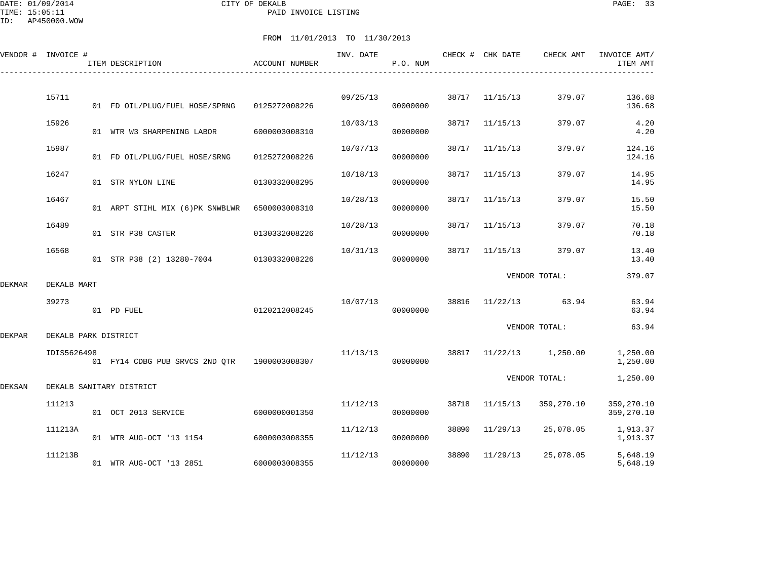DATE: 01/09/2014 CITY OF DEKALB
TIME: 15:05:11 PAID INVOICE LISTING
ID: AP450000.WOW

FROM 11/01/2013 TO 11/30/2013

| VENDOR # | INVOICE # | ITEM DESCRIPTION | ACCOUNT NUMBER | INV. DATE | P.O. NUM | CHECK # | CHK DATE | CHECK AMT | INVOICE AMT/ ITEM AMT |
|---|---|---|---|---|---|---|---|---|---|
| | 15711 | | | 09/25/13 | | 38717 | 11/15/13 | 379.07 | 136.68 |
| | | 01 FD OIL/PLUG/FUEL HOSE/SPRNG | 0125272008226 | | 00000000 | | | | 136.68 |
| | 15926 | | | 10/03/13 | | 38717 | 11/15/13 | 379.07 | 4.20 |
| | | 01 WTR W3 SHARPENING LABOR | 6000003008310 | | 00000000 | | | | 4.20 |
| | 15987 | | | 10/07/13 | | 38717 | 11/15/13 | 379.07 | 124.16 |
| | | 01 FD OIL/PLUG/FUEL HOSE/SRNG | 0125272008226 | | 00000000 | | | | 124.16 |
| | 16247 | | | 10/18/13 | | 38717 | 11/15/13 | 379.07 | 14.95 |
| | | 01 STR NYLON LINE | 0130332008295 | | 00000000 | | | | 14.95 |
| | 16467 | | | 10/28/13 | | 38717 | 11/15/13 | 379.07 | 15.50 |
| | | 01 ARPT STIHL MIX (6)PK SNWBLWR | 6500003008310 | | 00000000 | | | | 15.50 |
| | 16489 | | | 10/28/13 | | 38717 | 11/15/13 | 379.07 | 70.18 |
| | | 01 STR P38 CASTER | 0130332008226 | | 00000000 | | | | 70.18 |
| | 16568 | | | 10/31/13 | | 38717 | 11/15/13 | 379.07 | 13.40 |
| | | 01 STR P38 (2) 13280-7004 | 0130332008226 | | 00000000 | | | | 13.40 |
| | | | | | | | | VENDOR TOTAL: | 379.07 |
| DEKMAR | DEKALB MART | | | | | | | | |
| | 39273 | | | 10/07/13 | | 38816 | 11/22/13 | 63.94 | 63.94 |
| | | 01 PD FUEL | 0120212008245 | | 00000000 | | | | 63.94 |
| | | | | | | | | VENDOR TOTAL: | 63.94 |
| DEKPAR | DEKALB PARK DISTRICT | | | | | | | | |
| | IDIS5626498 | | | 11/13/13 | | 38817 | 11/22/13 | 1,250.00 | 1,250.00 |
| | | 01 FY14 CDBG PUB SRVCS 2ND QTR | 1900003008307 | | 00000000 | | | | 1,250.00 |
| | | | | | | | | VENDOR TOTAL: | 1,250.00 |
| DEKSAN | DEKALB SANITARY DISTRICT | | | | | | | | |
| | 111213 | | | 11/12/13 | | 38718 | 11/15/13 | 359,270.10 | 359,270.10 |
| | | 01 OCT 2013 SERVICE | 6000000001350 | | 00000000 | | | | 359,270.10 |
| | 111213A | | | 11/12/13 | | 38890 | 11/29/13 | 25,078.05 | 1,913.37 |
| | | 01 WTR AUG-OCT '13 1154 | 6000003008355 | | 00000000 | | | | 1,913.37 |
| | 111213B | | | 11/12/13 | | 38890 | 11/29/13 | 25,078.05 | 5,648.19 |
| | | 01 WTR AUG-OCT '13 2851 | 6000003008355 | | 00000000 | | | | 5,648.19 |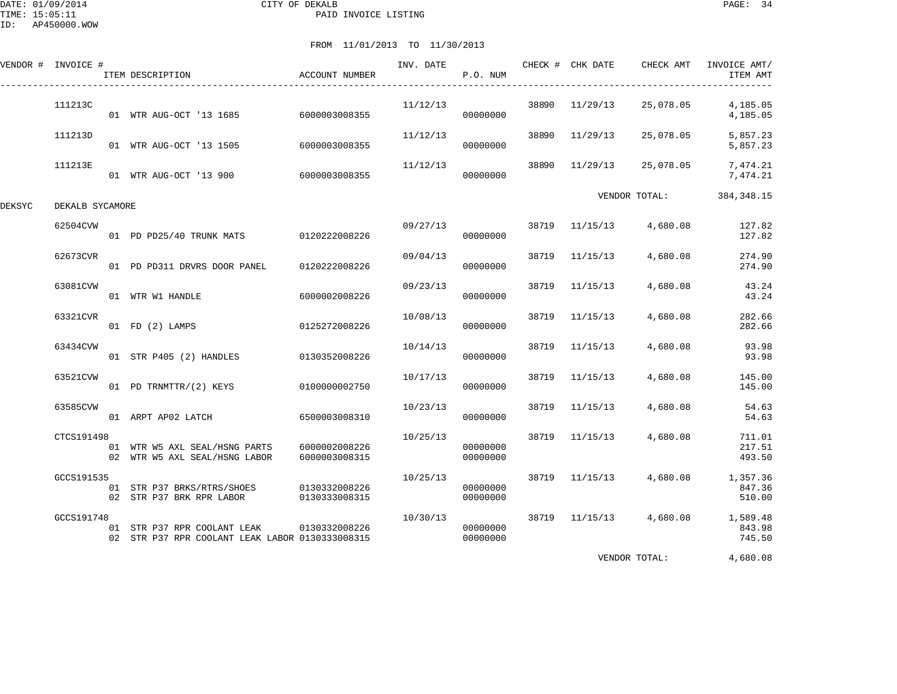CITY OF DEKALB
PAID INVOICE LISTING

DATE: 01/09/2014
TIME: 15:05:11
ID: AP450000.WOW

FROM 11/01/2013 TO 11/30/2013

| VENDOR # | INVOICE # | ITEM DESCRIPTION | ACCOUNT NUMBER | INV. DATE | P.O. NUM | CHECK # | CHK DATE | CHECK AMT | INVOICE AMT/ ITEM AMT |
|---|---|---|---|---|---|---|---|---|---|
| | 111213C | | | 11/12/13 | | 38890 | 11/29/13 | 25,078.05 | 4,185.05 |
| | | 01 WTR AUG-OCT '13 1685 | 6000003008355 | | 00000000 | | | | 4,185.05 |
| | 111213D | | | 11/12/13 | | 38890 | 11/29/13 | 25,078.05 | 5,857.23 |
| | | 01 WTR AUG-OCT '13 1505 | 6000003008355 | | 00000000 | | | | 5,857.23 |
| | 111213E | | | 11/12/13 | | 38890 | 11/29/13 | 25,078.05 | 7,474.21 |
| | | 01 WTR AUG-OCT '13 900 | 6000003008355 | | 00000000 | | | | 7,474.21 |
| | | | | | | | | VENDOR TOTAL: | 384,348.15 |
| DEKSYC | DEKALB SYCAMORE | | | | | | | | |
| | 62504CVW | | | 09/27/13 | | 38719 | 11/15/13 | 4,680.08 | 127.82 |
| | | 01 PD PD25/40 TRUNK MATS | 0120222008226 | | 00000000 | | | | 127.82 |
| | 62673CVR | | | 09/04/13 | | 38719 | 11/15/13 | 4,680.08 | 274.90 |
| | | 01 PD PD311 DRVRS DOOR PANEL | 0120222008226 | | 00000000 | | | | 274.90 |
| | 63081CVW | | | 09/23/13 | | 38719 | 11/15/13 | 4,680.08 | 43.24 |
| | | 01 WTR W1 HANDLE | 6000002008226 | | 00000000 | | | | 43.24 |
| | 63321CVR | | | 10/08/13 | | 38719 | 11/15/13 | 4,680.08 | 282.66 |
| | | 01 FD (2) LAMPS | 0125272008226 | | 00000000 | | | | 282.66 |
| | 63434CVW | | | 10/14/13 | | 38719 | 11/15/13 | 4,680.08 | 93.98 |
| | | 01 STR P405 (2) HANDLES | 0130352008226 | | 00000000 | | | | 93.98 |
| | 63521CVW | | | 10/17/13 | | 38719 | 11/15/13 | 4,680.08 | 145.00 |
| | | 01 PD TRNMTTR/(2) KEYS | 0100000002750 | | 00000000 | | | | 145.00 |
| | 63585CVW | | | 10/23/13 | | 38719 | 11/15/13 | 4,680.08 | 54.63 |
| | | 01 ARPT AP02 LATCH | 6500003008310 | | 00000000 | | | | 54.63 |
| | CTCS191498 | | | 10/25/13 | | 38719 | 11/15/13 | 4,680.08 | 711.01 |
| | | 01 WTR W5 AXL SEAL/HSNG PARTS | 6000002008226 | | 00000000 | | | | 217.51 |
| | | 02 WTR W5 AXL SEAL/HSNG LABOR | 6000003008315 | | 00000000 | | | | 493.50 |
| | GCCS191535 | | | 10/25/13 | | 38719 | 11/15/13 | 4,680.08 | 1,357.36 |
| | | 01 STR P37 BRKS/RTRS/SHOES | 0130332008226 | | 00000000 | | | | 847.36 |
| | | 02 STR P37 BRK RPR LABOR | 0130333008315 | | 00000000 | | | | 510.00 |
| | GCCS191748 | | | 10/30/13 | | 38719 | 11/15/13 | 4,680.08 | 1,589.48 |
| | | 01 STR P37 RPR COOLANT LEAK | 0130332008226 | | 00000000 | | | | 843.98 |
| | | 02 STR P37 RPR COOLANT LEAK LABOR | 0130333008315 | | 00000000 | | | | 745.50 |
| | | | | | | | | VENDOR TOTAL: | 4,680.08 |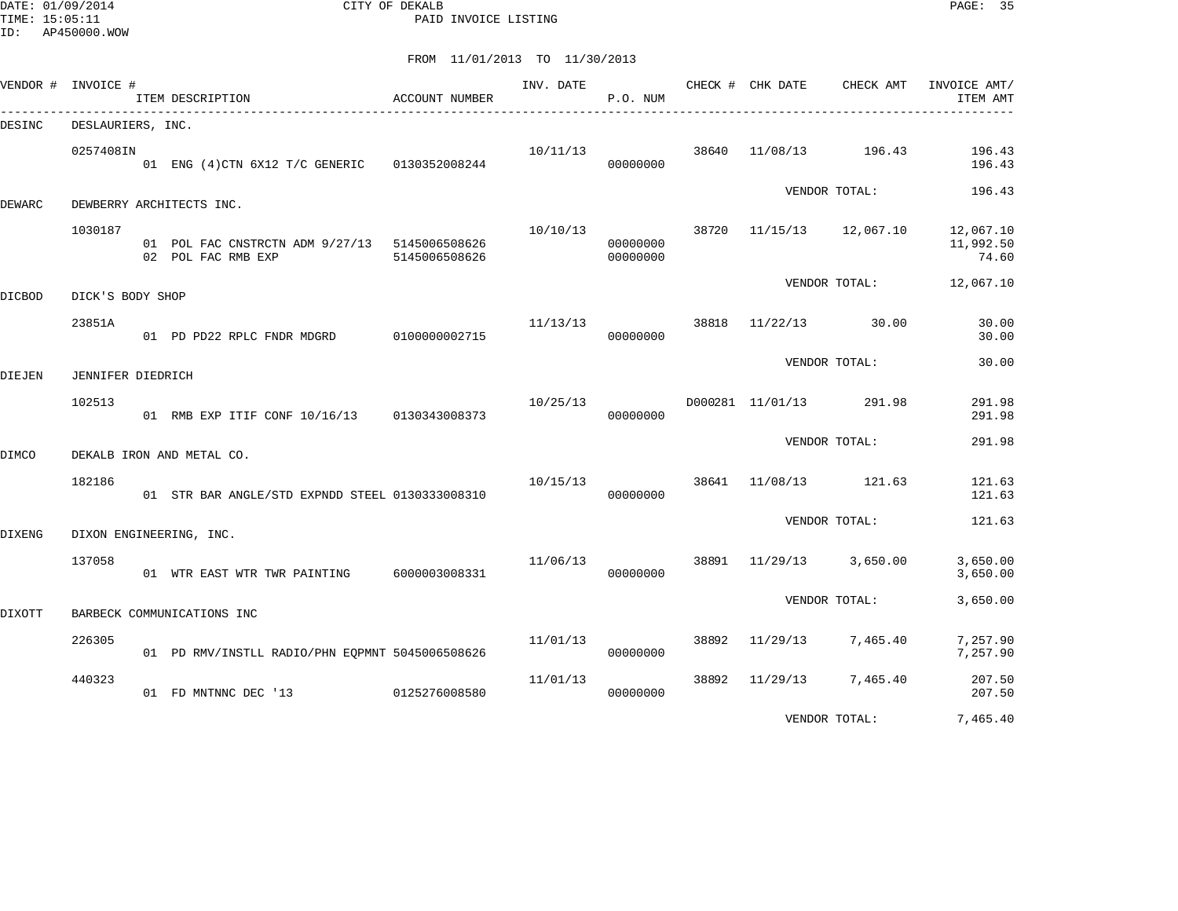DATE: 01/09/2014 CITY OF DEKALB
TIME: 15:05:11 PAID INVOICE LISTING
ID: AP450000.WOW

FROM 11/01/2013 TO 11/30/2013

| VENDOR # | INVOICE # | ITEM DESCRIPTION | ACCOUNT NUMBER | INV. DATE | P.O. NUM | CHECK # | CHK DATE | CHECK AMT | INVOICE AMT/ ITEM AMT |
|---|---|---|---|---|---|---|---|---|---|
| DESINC | DESLAURIERS, INC. | | | | | | | | |
| | 0257408IN | | | 10/11/13 | | 38640 | 11/08/13 | 196.43 | 196.43 |
| | | 01 ENG (4)CTN 6X12 T/C GENERIC | 0130352008244 | | 00000000 | | | | 196.43 |
| | | | | | | | | VENDOR TOTAL: | 196.43 |
| DEWARC | DEWBERRY ARCHITECTS INC. | | | | | | | | |
| | 1030187 | | | 10/10/13 | | 38720 | 11/15/13 | 12,067.10 | 12,067.10 |
| | | 01 POL FAC CNSTRCTN ADM 9/27/13 | 5145006508626 | | 00000000 | | | | 11,992.50 |
| | | 02 POL FAC RMB EXP | 5145006508626 | | 00000000 | | | | 74.60 |
| | | | | | | | | VENDOR TOTAL: | 12,067.10 |
| DICBOD | DICK'S BODY SHOP | | | | | | | | |
| | 23851A | | | 11/13/13 | | 38818 | 11/22/13 | 30.00 | 30.00 |
| | | 01 PD PD22 RPLC FNDR MDGRD | 0100000002715 | | 00000000 | | | | 30.00 |
| | | | | | | | | VENDOR TOTAL: | 30.00 |
| DIEJEN | JENNIFER DIEDRICH | | | | | | | | |
| | 102513 | | | 10/25/13 | | D000281 | 11/01/13 | 291.98 | 291.98 |
| | | 01 RMB EXP ITIF CONF 10/16/13 | 0130343008373 | | 00000000 | | | | 291.98 |
| | | | | | | | | VENDOR TOTAL: | 291.98 |
| DIMCO | DEKALB IRON AND METAL CO. | | | | | | | | |
| | 182186 | | | 10/15/13 | | 38641 | 11/08/13 | 121.63 | 121.63 |
| | | 01 STR BAR ANGLE/STD EXPNDD STEEL | 0130333008310 | | 00000000 | | | | 121.63 |
| | | | | | | | | VENDOR TOTAL: | 121.63 |
| DIXENG | DIXON ENGINEERING, INC. | | | | | | | | |
| | 137058 | | | 11/06/13 | | 38891 | 11/29/13 | 3,650.00 | 3,650.00 |
| | | 01 WTR EAST WTR TWR PAINTING | 6000003008331 | | 00000000 | | | | 3,650.00 |
| | | | | | | | | VENDOR TOTAL: | 3,650.00 |
| DIXOTT | BARBECK COMMUNICATIONS INC | | | | | | | | |
| | 226305 | | | 11/01/13 | | 38892 | 11/29/13 | 7,465.40 | 7,257.90 |
| | | 01 PD RMV/INSTLL RADIO/PHN EQPMNT | 5045006508626 | | 00000000 | | | | 7,257.90 |
| | 440323 | | | 11/01/13 | | 38892 | 11/29/13 | 7,465.40 | 207.50 |
| | | 01 FD MNTNNC DEC '13 | 0125276008580 | | 00000000 | | | | 207.50 |
| | | | | | | | | VENDOR TOTAL: | 7,465.40 |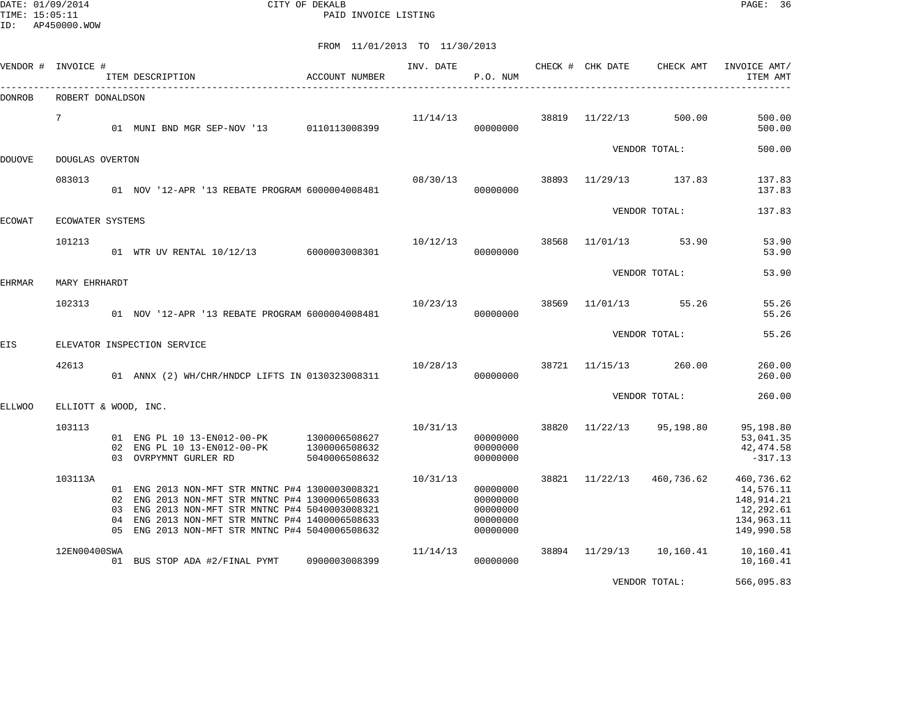CITY OF DEKALB
PAID INVOICE LISTING

FROM 11/01/2013 TO 11/30/2013

| VENDOR # | INVOICE # | ITEM DESCRIPTION | ACCOUNT NUMBER | INV. DATE | P.O. NUM | CHECK # | CHK DATE | CHECK AMT | INVOICE AMT/ ITEM AMT |
|---|---|---|---|---|---|---|---|---|---|
| DONROB | ROBERT DONALDSON | | | | | | | | |
| | 7 | | | 11/14/13 | | 38819 | 11/22/13 | 500.00 | 500.00 |
| | | 01 MUNI BND MGR SEP-NOV '13 | 0110113008399 | | 00000000 | | | | 500.00 |
| | | | | | | | | VENDOR TOTAL: | 500.00 |
| DOUOVE | DOUGLAS OVERTON | | | | | | | | |
| | 083013 | | | 08/30/13 | | 38893 | 11/29/13 | 137.83 | 137.83 |
| | | 01 NOV '12-APR '13 REBATE PROGRAM | 6000004008481 | | 00000000 | | | | 137.83 |
| | | | | | | | | VENDOR TOTAL: | 137.83 |
| ECOWAT | ECOWATER SYSTEMS | | | | | | | | |
| | 101213 | | | 10/12/13 | | 38568 | 11/01/13 | 53.90 | 53.90 |
| | | 01 WTR UV RENTAL 10/12/13 | 6000003008301 | | 00000000 | | | | 53.90 |
| | | | | | | | | VENDOR TOTAL: | 53.90 |
| EHRMAR | MARY EHRHARDT | | | | | | | | |
| | 102313 | | | 10/23/13 | | 38569 | 11/01/13 | 55.26 | 55.26 |
| | | 01 NOV '12-APR '13 REBATE PROGRAM | 6000004008481 | | 00000000 | | | | 55.26 |
| | | | | | | | | VENDOR TOTAL: | 55.26 |
| EIS | ELEVATOR INSPECTION SERVICE | | | | | | | | |
| | 42613 | | | 10/28/13 | | 38721 | 11/15/13 | 260.00 | 260.00 |
| | | 01 ANNX (2) WH/CHR/HNDCP LIFTS IN | 0130323008311 | | 00000000 | | | | 260.00 |
| | | | | | | | | VENDOR TOTAL: | 260.00 |
| ELLWOO | ELLIOTT & WOOD, INC. | | | | | | | | |
| | 103113 | | | 10/31/13 | | 38820 | 11/22/13 | 95,198.80 | 95,198.80 |
| | | 01 ENG PL 10 13-EN012-00-PK | 1300006508627 | | 00000000 | | | | 53,041.35 |
| | | 02 ENG PL 10 13-EN012-00-PK | 1300006508632 | | 00000000 | | | | 42,474.58 |
| | | 03 OVRPYMNT GURLER RD | 5040006508632 | | 00000000 | | | | -317.13 |
| | 103113A | | | 10/31/13 | | 38821 | 11/22/13 | 460,736.62 | 460,736.62 |
| | | 01 ENG 2013 NON-MFT STR MNTNC P#4 | 1300003008321 | | 00000000 | | | | 14,576.11 |
| | | 02 ENG 2013 NON-MFT STR MNTNC P#4 | 1300006508633 | | 00000000 | | | | 148,914.21 |
| | | 03 ENG 2013 NON-MFT STR MNTNC P#4 | 5040003008321 | | 00000000 | | | | 12,292.61 |
| | | 04 ENG 2013 NON-MFT STR MNTNC P#4 | 1400006508633 | | 00000000 | | | | 134,963.11 |
| | | 05 ENG 2013 NON-MFT STR MNTNC P#4 | 5040006508632 | | 00000000 | | | | 149,990.58 |
| | 12EN00400SWA | | | 11/14/13 | | 38894 | 11/29/13 | 10,160.41 | 10,160.41 |
| | | 01 BUS STOP ADA #2/FINAL PYMT | 0900003008399 | | 00000000 | | | | 10,160.41 |
| | | | | | | | | VENDOR TOTAL: | 566,095.83 |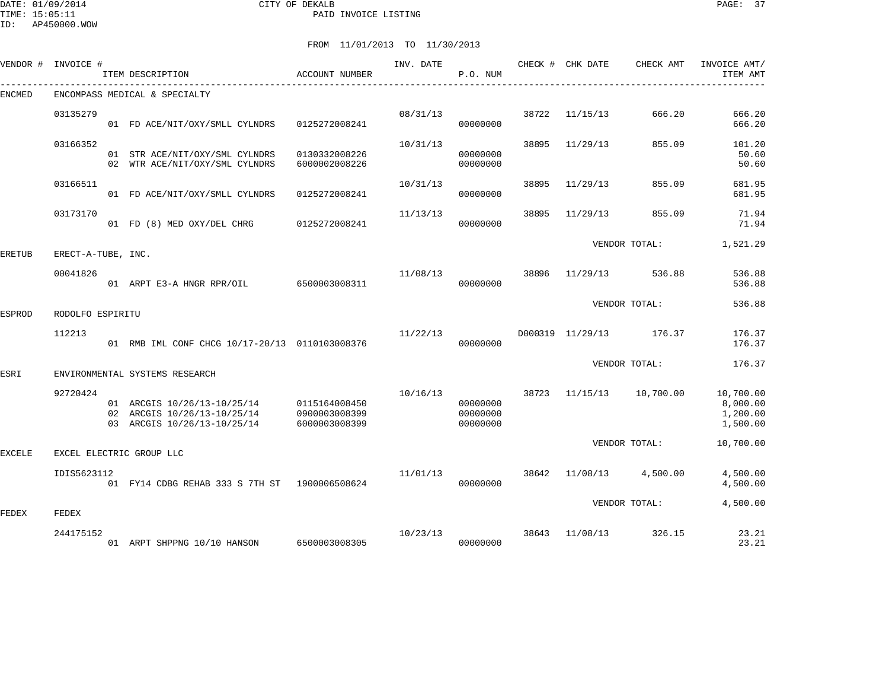CITY OF DEKALB
PAID INVOICE LISTING

DATE: 01/09/2014
TIME: 15:05:11
ID: AP450000.WOW

FROM 11/01/2013 TO 11/30/2013

| VENDOR # | INVOICE # | ITEM DESCRIPTION | ACCOUNT NUMBER | INV. DATE | P.O. NUM | CHECK # | CHK DATE | CHECK AMT | INVOICE AMT/ ITEM AMT |
|---|---|---|---|---|---|---|---|---|---|
| ENCMED | ENCOMPASS MEDICAL & SPECIALTY | | | | | | | | |
| | 03135279 | | | 08/31/13 | | 38722 | 11/15/13 | 666.20 | 666.20 |
| | | 01 FD ACE/NIT/OXY/SMLL CYLNDRS | 0125272008241 | | 00000000 | | | | 666.20 |
| | 03166352 | | | 10/31/13 | | 38895 | 11/29/13 | 855.09 | 101.20 |
| | | 01 STR ACE/NIT/OXY/SML CYLNDRS | 0130332008226 | | 00000000 | | | | 50.60 |
| | | 02 WTR ACE/NIT/OXY/SML CYLNDRS | 6000002008226 | | 00000000 | | | | 50.60 |
| | 03166511 | | | 10/31/13 | | 38895 | 11/29/13 | 855.09 | 681.95 |
| | | 01 FD ACE/NIT/OXY/SMLL CYLNDRS | 0125272008241 | | 00000000 | | | | 681.95 |
| | 03173170 | | | 11/13/13 | | 38895 | 11/29/13 | 855.09 | 71.94 |
| | | 01 FD (8) MED OXY/DEL CHRG | 0125272008241 | | 00000000 | | | | 71.94 |
| | | | | | | | VENDOR TOTAL: | | 1,521.29 |
| ERETUB | ERECT-A-TUBE, INC. | | | | | | | | |
| | 00041826 | | | 11/08/13 | | 38896 | 11/29/13 | 536.88 | 536.88 |
| | | 01 ARPT E3-A HNGR RPR/OIL | 6500003008311 | | 00000000 | | | | 536.88 |
| | | | | | | | VENDOR TOTAL: | | 536.88 |
| ESPROD | RODOLFO ESPIRITU | | | | | | | | |
| | 112213 | | | 11/22/13 | | D000319 | 11/29/13 | 176.37 | 176.37 |
| | | 01 RMB IML CONF CHCG 10/17-20/13 | 0110103008376 | | 00000000 | | | | 176.37 |
| | | | | | | | VENDOR TOTAL: | | 176.37 |
| ESRI | ENVIRONMENTAL SYSTEMS RESEARCH | | | | | | | | |
| | 92720424 | | | 10/16/13 | | 38723 | 11/15/13 | 10,700.00 | 10,700.00 |
| | | 01 ARCGIS 10/26/13-10/25/14 | 0115164008450 | | 00000000 | | | | 8,000.00 |
| | | 02 ARCGIS 10/26/13-10/25/14 | 0900003008399 | | 00000000 | | | | 1,200.00 |
| | | 03 ARCGIS 10/26/13-10/25/14 | 6000003008399 | | 00000000 | | | | 1,500.00 |
| | | | | | | | VENDOR TOTAL: | | 10,700.00 |
| EXCELE | EXCEL ELECTRIC GROUP LLC | | | | | | | | |
| | IDIS5623112 | | | 11/01/13 | | 38642 | 11/08/13 | 4,500.00 | 4,500.00 |
| | | 01 FY14 CDBG REHAB 333 S 7TH ST | 1900006508624 | | 00000000 | | | | 4,500.00 |
| | | | | | | | VENDOR TOTAL: | | 4,500.00 |
| FEDEX | FEDEX | | | | | | | | |
| | 244175152 | | | 10/23/13 | | 38643 | 11/08/13 | 326.15 | 23.21 |
| | | 01 ARPT SHPPNG 10/10 HANSON | 6500003008305 | | 00000000 | | | | 23.21 |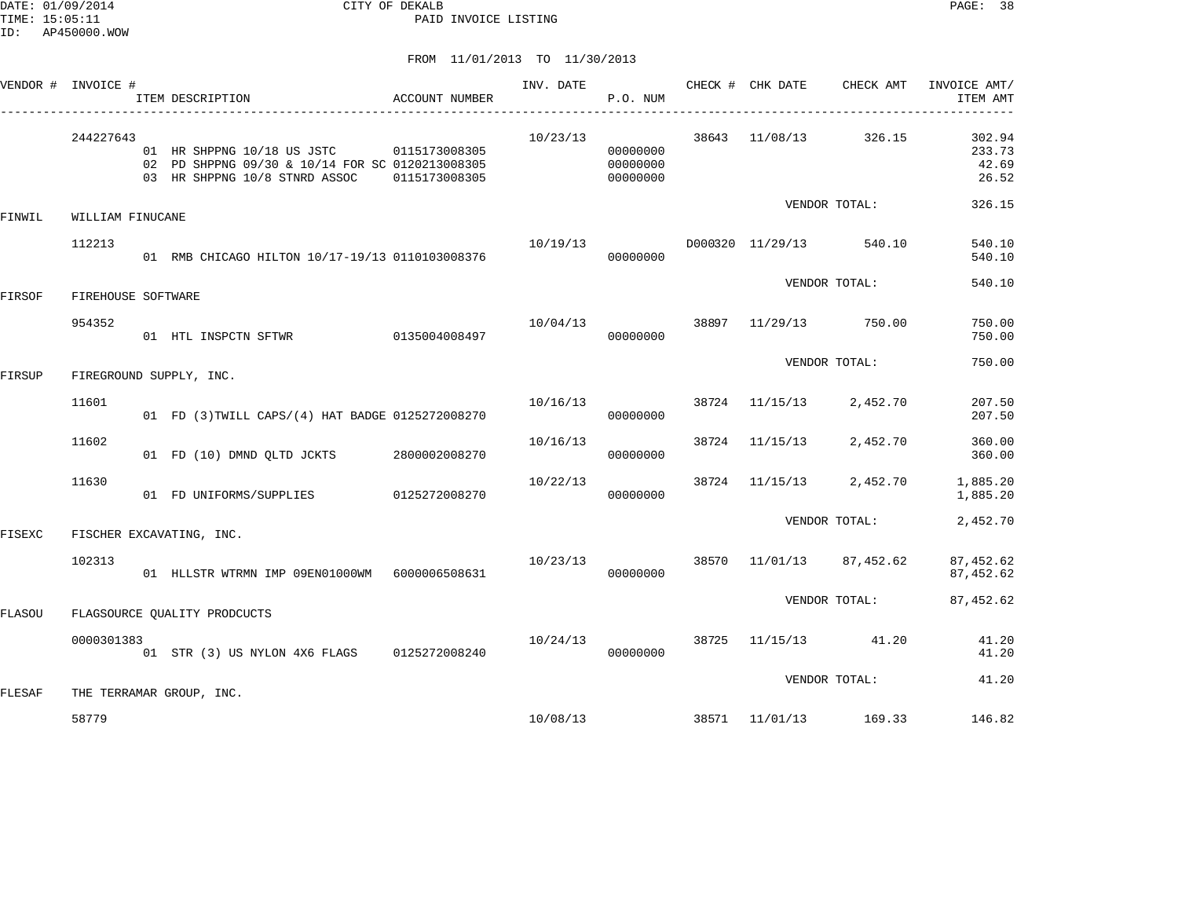DATE: 01/09/2014 CITY OF DEKALB
TIME: 15:05:11 PAID INVOICE LISTING
ID: AP450000.WOW

FROM 11/01/2013 TO 11/30/2013

| VENDOR # | INVOICE # | ITEM DESCRIPTION | ACCOUNT NUMBER | INV. DATE | P.O. NUM | CHECK # | CHK DATE | CHECK AMT | INVOICE AMT/ ITEM AMT |
|---|---|---|---|---|---|---|---|---|---|
| | 244227643 | | | 10/23/13 | | 38643 | 11/08/13 | 326.15 | 302.94 |
| | | 01 HR SHPPNG 10/18 US JSTC | 0115173008305 | | 00000000 | | | | 233.73 |
| | | 02 PD SHPPNG 09/30 & 10/14 FOR SC | 0120213008305 | | 00000000 | | | | 42.69 |
| | | 03 HR SHPPNG 10/8 STNRD ASSOC | 0115173008305 | | 00000000 | | | | 26.52 |
| | | | | | | | VENDOR TOTAL: | | 326.15 |
| FINWIL | WILLIAM FINUCANE | | | | | | | | |
| | 112213 | | | 10/19/13 | | D000320 | 11/29/13 | 540.10 | 540.10 |
| | | 01 RMB CHICAGO HILTON 10/17-19/13 | 0110103008376 | | 00000000 | | | | 540.10 |
| | | | | | | | VENDOR TOTAL: | | 540.10 |
| FIRSOF | FIREHOUSE SOFTWARE | | | | | | | | |
| | 954352 | | | 10/04/13 | | 38897 | 11/29/13 | 750.00 | 750.00 |
| | | 01 HTL INSPCTN SFTWR | 0135004008497 | | 00000000 | | | | 750.00 |
| | | | | | | | VENDOR TOTAL: | | 750.00 |
| FIRSUP | FIREGROUND SUPPLY, INC. | | | | | | | | |
| | 11601 | | | 10/16/13 | | 38724 | 11/15/13 | 2,452.70 | 207.50 |
| | | 01 FD (3)TWILL CAPS/(4) HAT BADGE | 0125272008270 | | 00000000 | | | | 207.50 |
| | 11602 | | | 10/16/13 | | 38724 | 11/15/13 | 2,452.70 | 360.00 |
| | | 01 FD (10) DMND QLTD JCKTS | 2800002008270 | | 00000000 | | | | 360.00 |
| | 11630 | | | 10/22/13 | | 38724 | 11/15/13 | 2,452.70 | 1,885.20 |
| | | 01 FD UNIFORMS/SUPPLIES | 0125272008270 | | 00000000 | | | | 1,885.20 |
| | | | | | | | VENDOR TOTAL: | | 2,452.70 |
| FISEXC | FISCHER EXCAVATING, INC. | | | | | | | | |
| | 102313 | | | 10/23/13 | | 38570 | 11/01/13 | 87,452.62 | 87,452.62 |
| | | 01 HLLSTR WTRMN IMP 09EN01000WM | 6000006508631 | | 00000000 | | | | 87,452.62 |
| | | | | | | | VENDOR TOTAL: | | 87,452.62 |
| FLASOU | FLAGSOURCE QUALITY PRODCUCTS | | | | | | | | |
| | 0000301383 | | | 10/24/13 | | 38725 | 11/15/13 | 41.20 | 41.20 |
| | | 01 STR (3) US NYLON 4X6 FLAGS | 0125272008240 | | 00000000 | | | | 41.20 |
| | | | | | | | VENDOR TOTAL: | | 41.20 |
| FLESAF | THE TERRAMAR GROUP, INC. | | | | | | | | |
| | 58779 | | | 10/08/13 | | 38571 | 11/01/13 | 169.33 | 146.82 |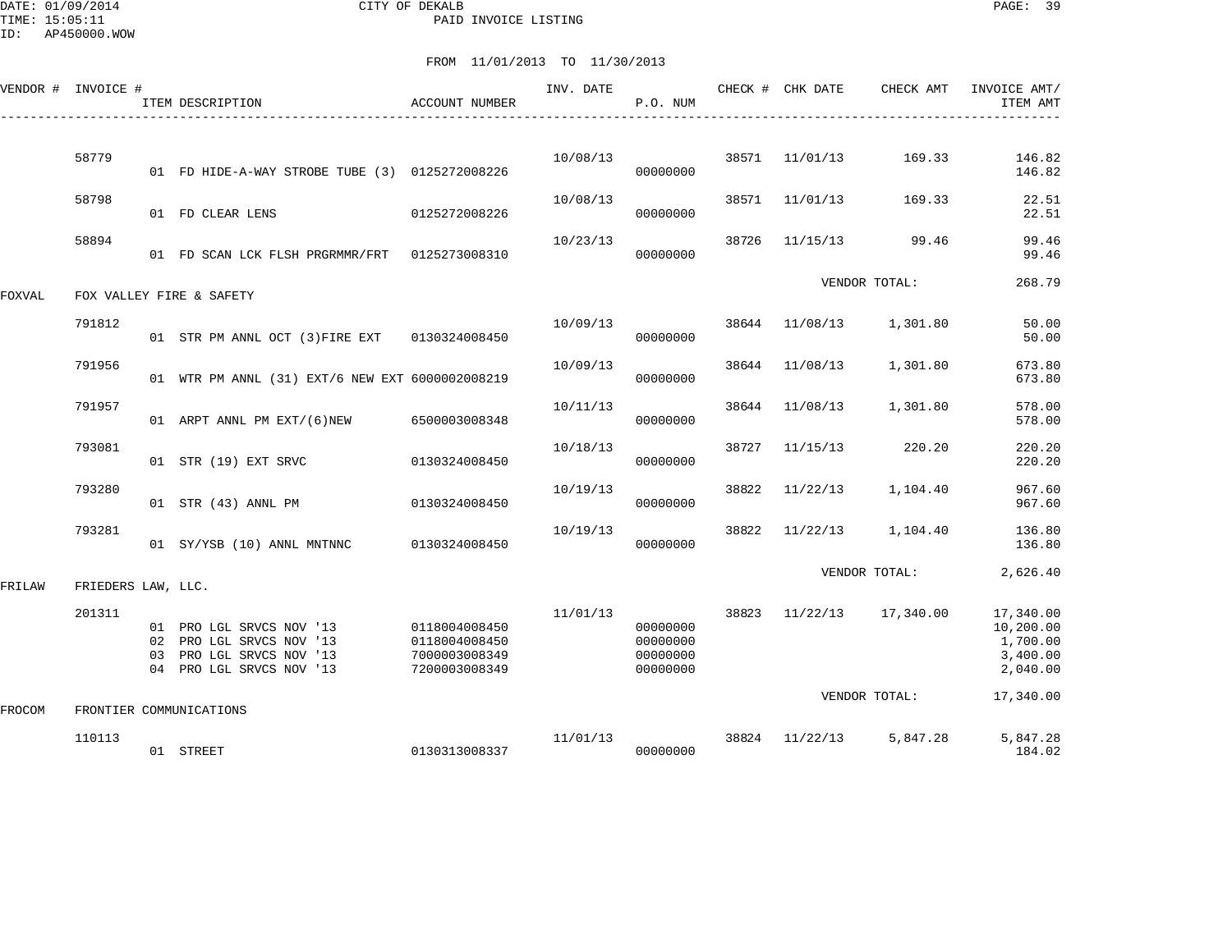CITY OF DEKALB

PAID INVOICE LISTING

FROM 11/01/2013 TO 11/30/2013

| VENDOR # | INVOICE # | ITEM DESCRIPTION | ACCOUNT NUMBER | INV. DATE | P.O. NUM | CHECK # | CHK DATE | CHECK AMT | INVOICE AMT/ ITEM AMT |
|---|---|---|---|---|---|---|---|---|---|
| | 58779 | | | 10/08/13 | | 38571 | 11/01/13 | 169.33 | 146.82 |
| | | 01 FD HIDE-A-WAY STROBE TUBE (3) | 0125272008226 | | 00000000 | | | | 146.82 |
| | 58798 | | | 10/08/13 | | 38571 | 11/01/13 | 169.33 | 22.51 |
| | | 01 FD CLEAR LENS | 0125272008226 | | 00000000 | | | | 22.51 |
| | 58894 | | | 10/23/13 | | 38726 | 11/15/13 | 99.46 | 99.46 |
| | | 01 FD SCAN LCK FLSH PRGRMMR/FRT | 0125273008310 | | 00000000 | | | | 99.46 |
| | | | | | | | VENDOR TOTAL: | | 268.79 |
| FOXVAL | FOX VALLEY FIRE & SAFETY | | | | | | | | |
| | 791812 | | | 10/09/13 | | 38644 | 11/08/13 | 1,301.80 | 50.00 |
| | | 01 STR PM ANNL OCT (3)FIRE EXT | 0130324008450 | | 00000000 | | | | 50.00 |
| | 791956 | | | 10/09/13 | | 38644 | 11/08/13 | 1,301.80 | 673.80 |
| | | 01 WTR PM ANNL (31) EXT/6 NEW EXT | 6000002008219 | | 00000000 | | | | 673.80 |
| | 791957 | | | 10/11/13 | | 38644 | 11/08/13 | 1,301.80 | 578.00 |
| | | 01 ARPT ANNL PM EXT/(6)NEW | 6500003008348 | | 00000000 | | | | 578.00 |
| | 793081 | | | 10/18/13 | | 38727 | 11/15/13 | 220.20 | 220.20 |
| | | 01 STR (19) EXT SRVC | 0130324008450 | | 00000000 | | | | 220.20 |
| | 793280 | | | 10/19/13 | | 38822 | 11/22/13 | 1,104.40 | 967.60 |
| | | 01 STR (43) ANNL PM | 0130324008450 | | 00000000 | | | | 967.60 |
| | 793281 | | | 10/19/13 | | 38822 | 11/22/13 | 1,104.40 | 136.80 |
| | | 01 SY/YSB (10) ANNL MNTNNC | 0130324008450 | | 00000000 | | | | 136.80 |
| | | | | | | | VENDOR TOTAL: | | 2,626.40 |
| FRILAW | FRIEDERS LAW, LLC. | | | | | | | | |
| | 201311 | | | 11/01/13 | | 38823 | 11/22/13 | 17,340.00 | 17,340.00 |
| | | 01 PRO LGL SRVCS NOV '13 | 0118004008450 | | 00000000 | | | | 10,200.00 |
| | | 02 PRO LGL SRVCS NOV '13 | 0118004008450 | | 00000000 | | | | 1,700.00 |
| | | 03 PRO LGL SRVCS NOV '13 | 7000003008349 | | 00000000 | | | | 3,400.00 |
| | | 04 PRO LGL SRVCS NOV '13 | 7200003008349 | | 00000000 | | | | 2,040.00 |
| | | | | | | | VENDOR TOTAL: | | 17,340.00 |
| FROCOM | FRONTIER COMMUNICATIONS | | | | | | | | |
| | 110113 | | | 11/01/13 | | 38824 | 11/22/13 | 5,847.28 | 5,847.28 |
| | | 01 STREET | 0130313008337 | | 00000000 | | | | 184.02 |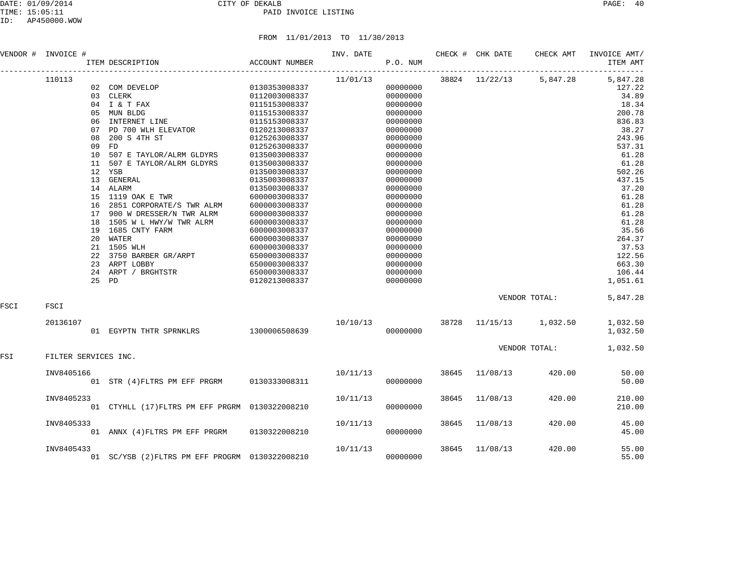CITY OF DEKALB

PAID INVOICE LISTING

FROM 11/01/2013 TO 11/30/2013

| VENDOR # | INVOICE # | ITEM DESCRIPTION | ACCOUNT NUMBER | INV. DATE | P.O. NUM | CHECK # | CHK DATE | CHECK AMT | INVOICE AMT/ ITEM AMT |
|---|---|---|---|---|---|---|---|---|---|
| | 110113 | | | 11/01/13 | | 38824 | 11/22/13 | 5,847.28 | 5,847.28 |
| | | 02 COM DEVELOP | 0130353008337 | | 00000000 | | | | 127.22 |
| | | 03 CLERK | 0112003008337 | | 00000000 | | | | 34.89 |
| | | 04 I & T FAX | 0115153008337 | | 00000000 | | | | 18.34 |
| | | 05 MUN BLDG | 0115153008337 | | 00000000 | | | | 200.78 |
| | | 06 INTERNET LINE | 0115153008337 | | 00000000 | | | | 836.83 |
| | | 07 PD 700 WLH ELEVATOR | 0120213008337 | | 00000000 | | | | 38.27 |
| | | 08 200 S 4TH ST | 0125263008337 | | 00000000 | | | | 243.96 |
| | | 09 FD | 0125263008337 | | 00000000 | | | | 537.31 |
| | | 10 507 E TAYLOR/ALRM GLDYRS | 0135003008337 | | 00000000 | | | | 61.28 |
| | | 11 507 E TAYLOR/ALRM GLDYRS | 0135003008337 | | 00000000 | | | | 61.28 |
| | | 12 YSB | 0135003008337 | | 00000000 | | | | 502.26 |
| | | 13 GENERAL | 0135003008337 | | 00000000 | | | | 437.15 |
| | | 14 ALARM | 0135003008337 | | 00000000 | | | | 37.20 |
| | | 15 1119 OAK E TWR | 6000003008337 | | 00000000 | | | | 61.28 |
| | | 16 2851 CORPORATE/S TWR ALRM | 6000003008337 | | 00000000 | | | | 61.28 |
| | | 17 900 W DRESSER/N TWR ALRM | 6000003008337 | | 00000000 | | | | 61.28 |
| | | 18 1505 W L HWY/W TWR ALRM | 6000003008337 | | 00000000 | | | | 61.28 |
| | | 19 1685 CNTY FARM | 6000003008337 | | 00000000 | | | | 35.56 |
| | | 20 WATER | 6000003008337 | | 00000000 | | | | 264.37 |
| | | 21 1505 WLH | 6000003008337 | | 00000000 | | | | 37.53 |
| | | 22 3750 BARBER GR/ARPT | 6500003008337 | | 00000000 | | | | 122.56 |
| | | 23 ARPT LOBBY | 6500003008337 | | 00000000 | | | | 663.30 |
| | | 24 ARPT / BRGHTSTR | 6500003008337 | | 00000000 | | | | 106.44 |
| | | 25 PD | 0120213008337 | | 00000000 | | | | 1,051.61 |
| | | | | | | | | VENDOR TOTAL: | 5,847.28 |
| FSCI | FSCI | | | | | | | | |
| | 20136107 | | | 10/10/13 | | 38728 | 11/15/13 | 1,032.50 | 1,032.50 |
| | | 01 EGYPTN THTR SPRNKLRS | 1300006508639 | | 00000000 | | | | 1,032.50 |
| | | | | | | | | VENDOR TOTAL: | 1,032.50 |
| FSI | FILTER SERVICES INC. | | | | | | | | |
| | INV8405166 | | | 10/11/13 | | 38645 | 11/08/13 | 420.00 | 50.00 |
| | | 01 STR (4)FLTRS PM EFF PRGRM | 0130333008311 | | 00000000 | | | | 50.00 |
| | INV8405233 | | | 10/11/13 | | 38645 | 11/08/13 | 420.00 | 210.00 |
| | | 01 CTYHLL (17)FLTRS PM EFF PRGRM | 0130322008210 | | 00000000 | | | | 210.00 |
| | INV8405333 | | | 10/11/13 | | 38645 | 11/08/13 | 420.00 | 45.00 |
| | | 01 ANNX (4)FLTRS PM EFF PRGRM | 0130322008210 | | 00000000 | | | | 45.00 |
| | INV8405433 | | | 10/11/13 | | 38645 | 11/08/13 | 420.00 | 55.00 |
| | | 01 SC/YSB (2)FLTRS PM EFF PROGRM | 0130322008210 | | 00000000 | | | | 55.00 |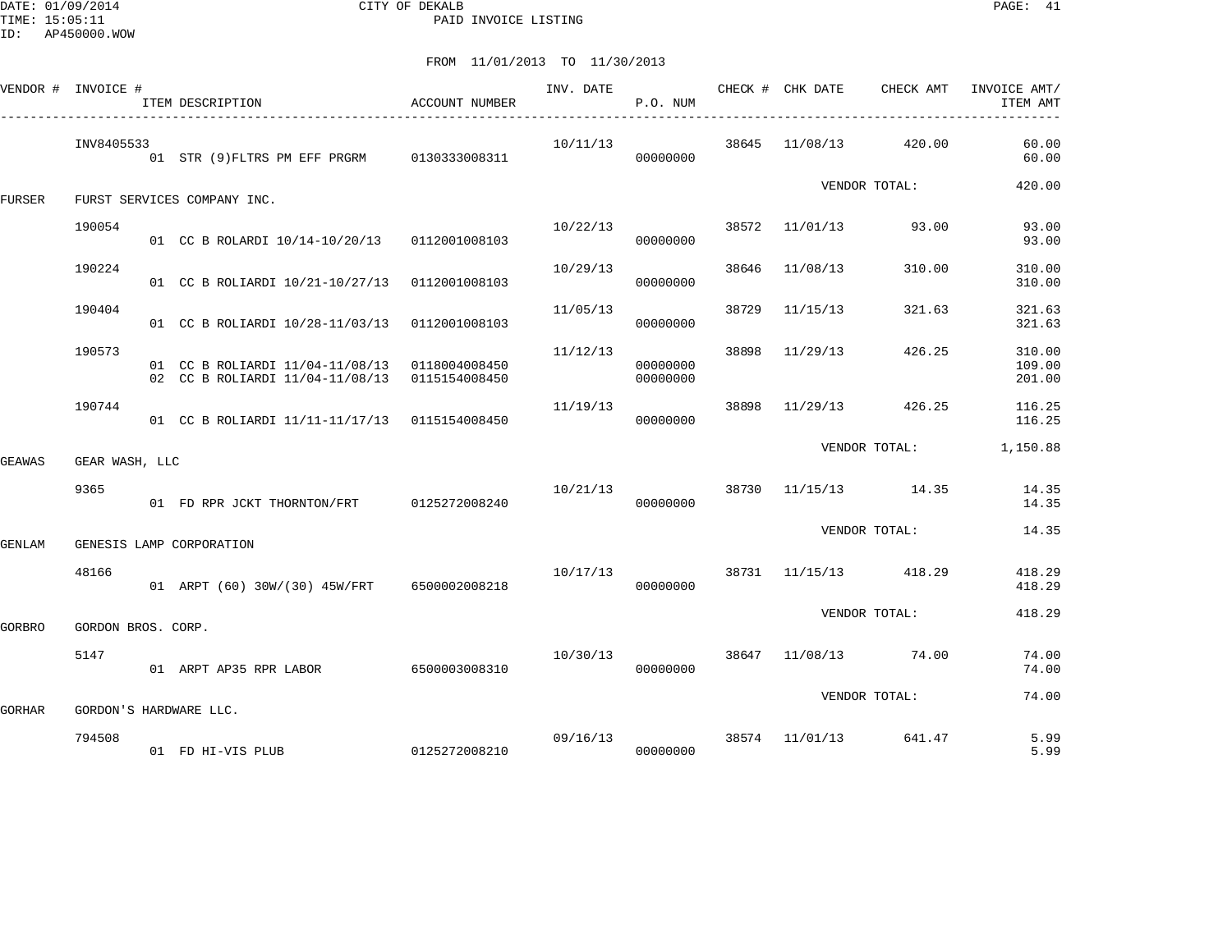DATE: 01/09/2014 CITY OF DEKALB
TIME: 15:05:11 PAID INVOICE LISTING
ID: AP450000.WOW

FROM 11/01/2013 TO 11/30/2013

| VENDOR # | INVOICE # | ITEM DESCRIPTION | ACCOUNT NUMBER | INV. DATE | P.O. NUM | CHECK # | CHK DATE | CHECK AMT | INVOICE AMT/ ITEM AMT |
|---|---|---|---|---|---|---|---|---|---|
| | INV8405533 | | | 10/11/13 | | 38645 | 11/08/13 | 420.00 | 60.00 |
| | | 01 STR (9)FLTRS PM EFF PRGRM | 0130333008311 | | 00000000 | | | | 60.00 |
| | | | | | | | VENDOR TOTAL: | | 420.00 |
| FURSER | FURST SERVICES COMPANY INC. | | | | | | | | |
| | 190054 | | | 10/22/13 | | 38572 | 11/01/13 | 93.00 | 93.00 |
| | | 01 CC B ROLARDI 10/14-10/20/13 | 0112001008103 | | 00000000 | | | | 93.00 |
| | 190224 | | | 10/29/13 | | 38646 | 11/08/13 | 310.00 | 310.00 |
| | | 01 CC B ROLIARDI 10/21-10/27/13 | 0112001008103 | | 00000000 | | | | 310.00 |
| | 190404 | | | 11/05/13 | | 38729 | 11/15/13 | 321.63 | 321.63 |
| | | 01 CC B ROLIARDI 10/28-11/03/13 | 0112001008103 | | 00000000 | | | | 321.63 |
| | 190573 | | | 11/12/13 | | 38898 | 11/29/13 | 426.25 | 310.00 |
| | | 01 CC B ROLIARDI 11/04-11/08/13 | 0118004008450 | | 00000000 | | | | 109.00 |
| | | 02 CC B ROLIARDI 11/04-11/08/13 | 0115154008450 | | 00000000 | | | | 201.00 |
| | 190744 | | | 11/19/13 | | 38898 | 11/29/13 | 426.25 | 116.25 |
| | | 01 CC B ROLIARDI 11/11-11/17/13 | 0115154008450 | | 00000000 | | | | 116.25 |
| | | | | | | | VENDOR TOTAL: | | 1,150.88 |
| GEAWAS | GEAR WASH, LLC | | | | | | | | |
| | 9365 | | | 10/21/13 | | 38730 | 11/15/13 | 14.35 | 14.35 |
| | | 01 FD RPR JCKT THORNTON/FRT | 0125272008240 | | 00000000 | | | | 14.35 |
| | | | | | | | VENDOR TOTAL: | | 14.35 |
| GENLAM | GENESIS LAMP CORPORATION | | | | | | | | |
| | 48166 | | | 10/17/13 | | 38731 | 11/15/13 | 418.29 | 418.29 |
| | | 01 ARPT (60) 30W/(30) 45W/FRT | 6500002008218 | | 00000000 | | | | 418.29 |
| | | | | | | | VENDOR TOTAL: | | 418.29 |
| GORBRO | GORDON BROS. CORP. | | | | | | | | |
| | 5147 | | | 10/30/13 | | 38647 | 11/08/13 | 74.00 | 74.00 |
| | | 01 ARPT AP35 RPR LABOR | 6500003008310 | | 00000000 | | | | 74.00 |
| | | | | | | | VENDOR TOTAL: | | 74.00 |
| GORHAR | GORDON'S HARDWARE LLC. | | | | | | | | |
| | 794508 | | | 09/16/13 | | 38574 | 11/01/13 | 641.47 | 5.99 |
| | | 01 FD HI-VIS PLUB | 0125272008210 | | 00000000 | | | | 5.99 |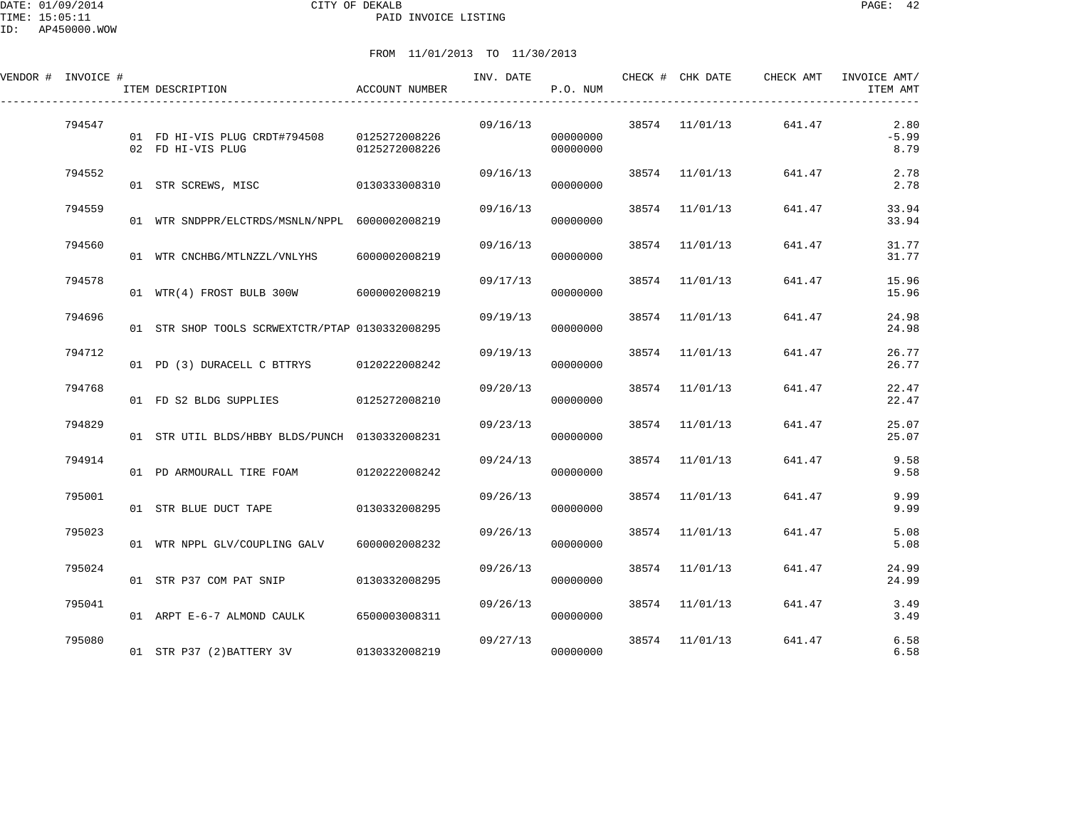CITY OF DEKALB
PAID INVOICE LISTING

DATE: 01/09/2014
TIME: 15:05:11
ID: AP450000.WOW

FROM 11/01/2013 TO 11/30/2013

| VENDOR # | INVOICE # | ITEM DESCRIPTION | ACCOUNT NUMBER | INV. DATE | P.O. NUM | CHECK # | CHK DATE | CHECK AMT | INVOICE AMT/ ITEM AMT |
|---|---|---|---|---|---|---|---|---|---|
| | 794547 | | | 09/16/13 | | 38574 | 11/01/13 | 641.47 | 2.80 |
| | | 01 FD HI-VIS PLUG CRDT#794508 | 0125272008226 | | 00000000 | | | | -5.99 |
| | | 02 FD HI-VIS PLUG | 0125272008226 | | 00000000 | | | | 8.79 |
| | 794552 | | | 09/16/13 | | 38574 | 11/01/13 | 641.47 | 2.78 |
| | | 01 STR SCREWS, MISC | 0130333008310 | | 00000000 | | | | 2.78 |
| | 794559 | | | 09/16/13 | | 38574 | 11/01/13 | 641.47 | 33.94 |
| | | 01 WTR SNDPPR/ELCTRDS/MSNLN/NPPL | 6000002008219 | | 00000000 | | | | 33.94 |
| | 794560 | | | 09/16/13 | | 38574 | 11/01/13 | 641.47 | 31.77 |
| | | 01 WTR CNCHBG/MTLNZZL/VNLYHS | 6000002008219 | | 00000000 | | | | 31.77 |
| | 794578 | | | 09/17/13 | | 38574 | 11/01/13 | 641.47 | 15.96 |
| | | 01 WTR(4) FROST BULB 300W | 6000002008219 | | 00000000 | | | | 15.96 |
| | 794696 | | | 09/19/13 | | 38574 | 11/01/13 | 641.47 | 24.98 |
| | | 01 STR SHOP TOOLS SCRWEXTCTR/PTAP | 0130332008295 | | 00000000 | | | | 24.98 |
| | 794712 | | | 09/19/13 | | 38574 | 11/01/13 | 641.47 | 26.77 |
| | | 01 PD (3) DURACELL C BTTRYS | 0120222008242 | | 00000000 | | | | 26.77 |
| | 794768 | | | 09/20/13 | | 38574 | 11/01/13 | 641.47 | 22.47 |
| | | 01 FD S2 BLDG SUPPLIES | 0125272008210 | | 00000000 | | | | 22.47 |
| | 794829 | | | 09/23/13 | | 38574 | 11/01/13 | 641.47 | 25.07 |
| | | 01 STR UTIL BLDS/HBBY BLDS/PUNCH | 0130332008231 | | 00000000 | | | | 25.07 |
| | 794914 | | | 09/24/13 | | 38574 | 11/01/13 | 641.47 | 9.58 |
| | | 01 PD ARMOURALL TIRE FOAM | 0120222008242 | | 00000000 | | | | 9.58 |
| | 795001 | | | 09/26/13 | | 38574 | 11/01/13 | 641.47 | 9.99 |
| | | 01 STR BLUE DUCT TAPE | 0130332008295 | | 00000000 | | | | 9.99 |
| | 795023 | | | 09/26/13 | | 38574 | 11/01/13 | 641.47 | 5.08 |
| | | 01 WTR NPPL GLV/COUPLING GALV | 6000002008232 | | 00000000 | | | | 5.08 |
| | 795024 | | | 09/26/13 | | 38574 | 11/01/13 | 641.47 | 24.99 |
| | | 01 STR P37 COM PAT SNIP | 0130332008295 | | 00000000 | | | | 24.99 |
| | 795041 | | | 09/26/13 | | 38574 | 11/01/13 | 641.47 | 3.49 |
| | | 01 ARPT E-6-7 ALMOND CAULK | 6500003008311 | | 00000000 | | | | 3.49 |
| | 795080 | | | 09/27/13 | | 38574 | 11/01/13 | 641.47 | 6.58 |
| | | 01 STR P37 (2)BATTERY 3V | 0130332008219 | | 00000000 | | | | 6.58 |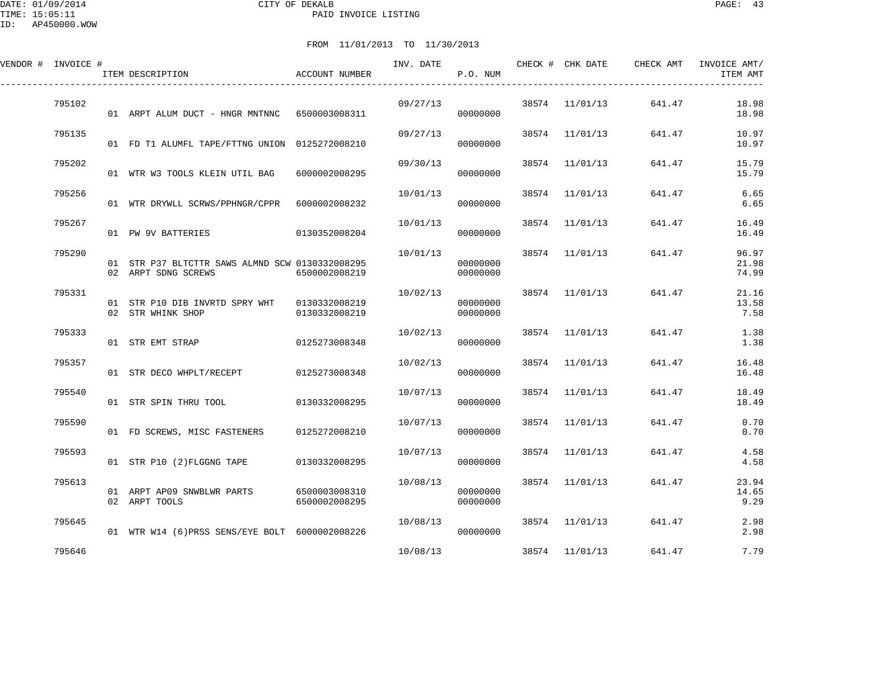CITY OF DEKALB
PAID INVOICE LISTING

DATE: 01/09/2014
TIME: 15:05:11
ID: AP450000.WOW

FROM 11/01/2013 TO 11/30/2013

| VENDOR # | INVOICE # | ITEM DESCRIPTION | ACCOUNT NUMBER | INV. DATE | P.O. NUM | CHECK # | CHK DATE | CHECK AMT | INVOICE AMT/ ITEM AMT |
|---|---|---|---|---|---|---|---|---|---|
| | 795102 | | | 09/27/13 | | 38574 | 11/01/13 | 641.47 | 18.98 |
| | | 01 ARPT ALUM DUCT - HNGR MNTNNC | 6500003008311 | | 00000000 | | | | 18.98 |
| | 795135 | | | 09/27/13 | | 38574 | 11/01/13 | 641.47 | 10.97 |
| | | 01 FD T1 ALUMFL TAPE/FTTNG UNION | 0125272008210 | | 00000000 | | | | 10.97 |
| | 795202 | | | 09/30/13 | | 38574 | 11/01/13 | 641.47 | 15.79 |
| | | 01 WTR W3 TOOLS KLEIN UTIL BAG | 6000002008295 | | 00000000 | | | | 15.79 |
| | 795256 | | | 10/01/13 | | 38574 | 11/01/13 | 641.47 | 6.65 |
| | | 01 WTR DRYWLL SCRWS/PPHNGR/CPPR | 6000002008232 | | 00000000 | | | | 6.65 |
| | 795267 | | | 10/01/13 | | 38574 | 11/01/13 | 641.47 | 16.49 |
| | | 01 PW 9V BATTERIES | 0130352008204 | | 00000000 | | | | 16.49 |
| | 795290 | | | 10/01/13 | | 38574 | 11/01/13 | 641.47 | 96.97 |
| | | 01 STR P37 BLTCTTR SAWS ALMND SCW | 0130332008295 | | 00000000 | | | | 21.98 |
| | | 02 ARPT SDNG SCREWS | 6500002008219 | | 00000000 | | | | 74.99 |
| | 795331 | | | 10/02/13 | | 38574 | 11/01/13 | 641.47 | 21.16 |
| | | 01 STR P10 DIB INVRTD SPRY WHT | 0130332008219 | | 00000000 | | | | 13.58 |
| | | 02 STR WHINK SHOP | 0130332008219 | | 00000000 | | | | 7.58 |
| | 795333 | | | 10/02/13 | | 38574 | 11/01/13 | 641.47 | 1.38 |
| | | 01 STR EMT STRAP | 0125273008348 | | 00000000 | | | | 1.38 |
| | 795357 | | | 10/02/13 | | 38574 | 11/01/13 | 641.47 | 16.48 |
| | | 01 STR DECO WHPLT/RECEPT | 0125273008348 | | 00000000 | | | | 16.48 |
| | 795540 | | | 10/07/13 | | 38574 | 11/01/13 | 641.47 | 18.49 |
| | | 01 STR SPIN THRU TOOL | 0130332008295 | | 00000000 | | | | 18.49 |
| | 795590 | | | 10/07/13 | | 38574 | 11/01/13 | 641.47 | 0.70 |
| | | 01 FD SCREWS, MISC FASTENERS | 0125272008210 | | 00000000 | | | | 0.70 |
| | 795593 | | | 10/07/13 | | 38574 | 11/01/13 | 641.47 | 4.58 |
| | | 01 STR P10 (2)FLGGNG TAPE | 0130332008295 | | 00000000 | | | | 4.58 |
| | 795613 | | | 10/08/13 | | 38574 | 11/01/13 | 641.47 | 23.94 |
| | | 01 ARPT AP09 SNWBLWR PARTS | 6500003008310 | | 00000000 | | | | 14.65 |
| | | 02 ARPT TOOLS | 6500002008295 | | 00000000 | | | | 9.29 |
| | 795645 | | | 10/08/13 | | 38574 | 11/01/13 | 641.47 | 2.98 |
| | | 01 WTR W14 (6)PRSS SENS/EYE BOLT | 6000002008226 | | 00000000 | | | | 2.98 |
| | 795646 | | | 10/08/13 | | 38574 | 11/01/13 | 641.47 | 7.79 |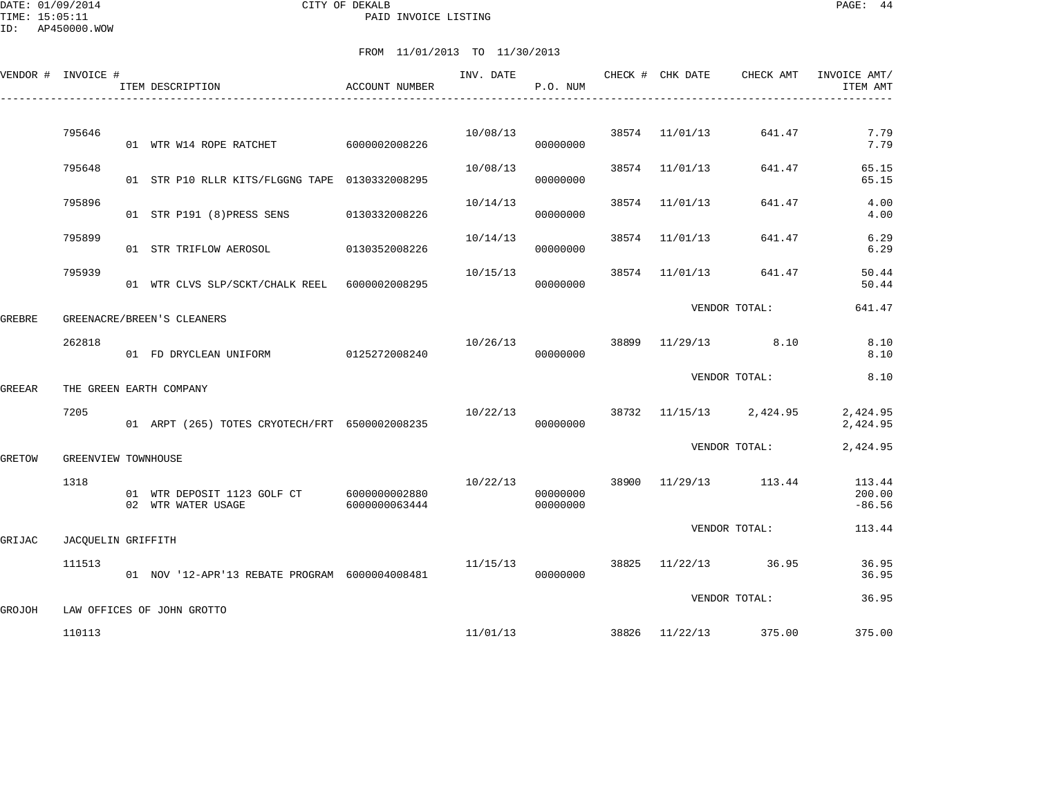DATE: 01/09/2014 CITY OF DEKALB
TIME: 15:05:11 PAID INVOICE LISTING
ID: AP450000.WOW

FROM 11/01/2013 TO 11/30/2013

| VENDOR # | INVOICE # | ITEM DESCRIPTION | ACCOUNT NUMBER | INV. DATE | P.O. NUM | CHECK # | CHK DATE | CHECK AMT | INVOICE AMT/ ITEM AMT |
|---|---|---|---|---|---|---|---|---|---|
| | 795646 | | | 10/08/13 | | 38574 | 11/01/13 | 641.47 | 7.79 |
| | | 01 WTR W14 ROPE RATCHET | 6000002008226 | | 00000000 | | | | 7.79 |
| | 795648 | | | 10/08/13 | | 38574 | 11/01/13 | 641.47 | 65.15 |
| | | 01 STR P10 RLLR KITS/FLGGNG TAPE | 0130332008295 | | 00000000 | | | | 65.15 |
| | 795896 | | | 10/14/13 | | 38574 | 11/01/13 | 641.47 | 4.00 |
| | | 01 STR P191 (8)PRESS SENS | 0130332008226 | | 00000000 | | | | 4.00 |
| | 795899 | | | 10/14/13 | | 38574 | 11/01/13 | 641.47 | 6.29 |
| | | 01 STR TRIFLOW AEROSOL | 0130352008226 | | 00000000 | | | | 6.29 |
| | 795939 | | | 10/15/13 | | 38574 | 11/01/13 | 641.47 | 50.44 |
| | | 01 WTR CLVS SLP/SCKT/CHALK REEL | 6000002008295 | | 00000000 | | | | 50.44 |
| | | | | | | | VENDOR TOTAL: | | 641.47 |
| GREBRE | GREENACRE/BREEN'S CLEANERS | | | | | | | | |
| | 262818 | | | 10/26/13 | | 38899 | 11/29/13 | 8.10 | 8.10 |
| | | 01 FD DRYCLEAN UNIFORM | 0125272008240 | | 00000000 | | | | 8.10 |
| | | | | | | | VENDOR TOTAL: | | 8.10 |
| GREEAR | THE GREEN EARTH COMPANY | | | | | | | | |
| | 7205 | | | 10/22/13 | | 38732 | 11/15/13 | 2,424.95 | 2,424.95 |
| | | 01 ARPT (265) TOTES CRYOTECH/FRT | 6500002008235 | | 00000000 | | | | 2,424.95 |
| | | | | | | | VENDOR TOTAL: | | 2,424.95 |
| GRETOW | GREENVIEW TOWNHOUSE | | | | | | | | |
| | 1318 | | | 10/22/13 | | 38900 | 11/29/13 | 113.44 | 113.44 |
| | | 01 WTR DEPOSIT 1123 GOLF CT | 6000000002880 | | 00000000 | | | | 200.00 |
| | | 02 WTR WATER USAGE | 6000000063444 | | 00000000 | | | | -86.56 |
| | | | | | | | VENDOR TOTAL: | | 113.44 |
| GRIJAC | JACQUELIN GRIFFITH | | | | | | | | |
| | 111513 | | | 11/15/13 | | 38825 | 11/22/13 | 36.95 | 36.95 |
| | | 01 NOV '12-APR'13 REBATE PROGRAM | 6000004008481 | | 00000000 | | | | 36.95 |
| | | | | | | | VENDOR TOTAL: | | 36.95 |
| GROJOH | LAW OFFICES OF JOHN GROTTO | | | | | | | | |
| | 110113 | | | 11/01/13 | | 38826 | 11/22/13 | 375.00 | 375.00 |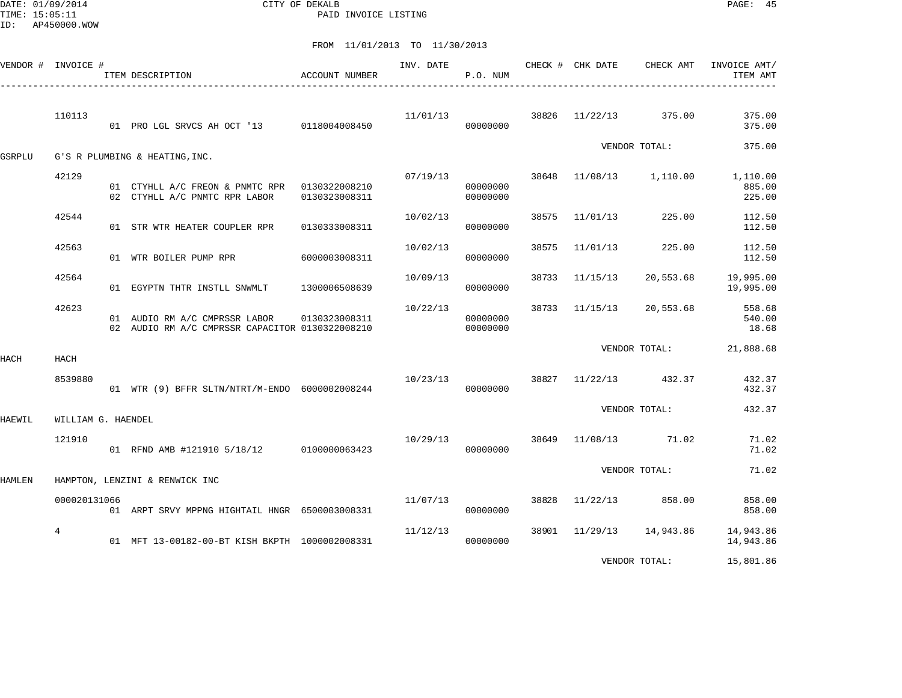DATE: 01/09/2014 CITY OF DEKALB
TIME: 15:05:11 PAID INVOICE LISTING
ID: AP450000.WOW

FROM 11/01/2013 TO 11/30/2013

| VENDOR # | INVOICE # | ITEM DESCRIPTION | ACCOUNT NUMBER | INV. DATE | P.O. NUM | CHECK # | CHK DATE | CHECK AMT | INVOICE AMT/ ITEM AMT |
|---|---|---|---|---|---|---|---|---|---|
| | 110113 | | | 11/01/13 | | 38826 | 11/22/13 | 375.00 | 375.00 |
| | | 01 PRO LGL SRVCS AH OCT '13 | 0118004008450 | | 00000000 | | | | 375.00 |
| | | | | | | | | VENDOR TOTAL: | 375.00 |
| GSRPLU | G'S R PLUMBING & HEATING,INC. | | | | | | | | |
| | 42129 | | | 07/19/13 | | 38648 | 11/08/13 | 1,110.00 | 1,110.00 |
| | | 01 CTYHLL A/C FREON & PNMTC RPR | 0130322008210 | | 00000000 | | | | 885.00 |
| | | 02 CTYHLL A/C PNMTC RPR LABOR | 0130323008311 | | 00000000 | | | | 225.00 |
| | 42544 | | | 10/02/13 | | 38575 | 11/01/13 | 225.00 | 112.50 |
| | | 01 STR WTR HEATER COUPLER RPR | 0130333008311 | | 00000000 | | | | 112.50 |
| | 42563 | | | 10/02/13 | | 38575 | 11/01/13 | 225.00 | 112.50 |
| | | 01 WTR BOILER PUMP RPR | 6000003008311 | | 00000000 | | | | 112.50 |
| | 42564 | | | 10/09/13 | | 38733 | 11/15/13 | 20,553.68 | 19,995.00 |
| | | 01 EGYPTN THTR INSTLL SNWMLT | 1300006508639 | | 00000000 | | | | 19,995.00 |
| | 42623 | | | 10/22/13 | | 38733 | 11/15/13 | 20,553.68 | 558.68 |
| | | 01 AUDIO RM A/C CMPRSSR LABOR | 0130323008311 | | 00000000 | | | | 540.00 |
| | | 02 AUDIO RM A/C CMPRSSR CAPACITOR | 0130322008210 | | 00000000 | | | | 18.68 |
| | | | | | | | | VENDOR TOTAL: | 21,888.68 |
| HACH | HACH | | | | | | | | |
| | 8539880 | | | 10/23/13 | | 38827 | 11/22/13 | 432.37 | 432.37 |
| | | 01 WTR (9) BFFR SLTN/NTRT/M-ENDO | 6000002008244 | | 00000000 | | | | 432.37 |
| | | | | | | | | VENDOR TOTAL: | 432.37 |
| HAEWIL | WILLIAM G. HAENDEL | | | | | | | | |
| | 121910 | | | 10/29/13 | | 38649 | 11/08/13 | 71.02 | 71.02 |
| | | 01 RFND AMB #121910 5/18/12 | 0100000063423 | | 00000000 | | | | 71.02 |
| | | | | | | | | VENDOR TOTAL: | 71.02 |
| HAMLEN | HAMPTON, LENZINI & RENWICK INC | | | | | | | | |
| | 000020131066 | | | 11/07/13 | | 38828 | 11/22/13 | 858.00 | 858.00 |
| | | 01 ARPT SRVY MPPNG HIGHTAIL HNGR | 6500003008331 | | 00000000 | | | | 858.00 |
| | 4 | | | 11/12/13 | | 38901 | 11/29/13 | 14,943.86 | 14,943.86 |
| | | 01 MFT 13-00182-00-BT KISH BKPTH | 1000002008331 | | 00000000 | | | | 14,943.86 |
| | | | | | | | | VENDOR TOTAL: | 15,801.86 |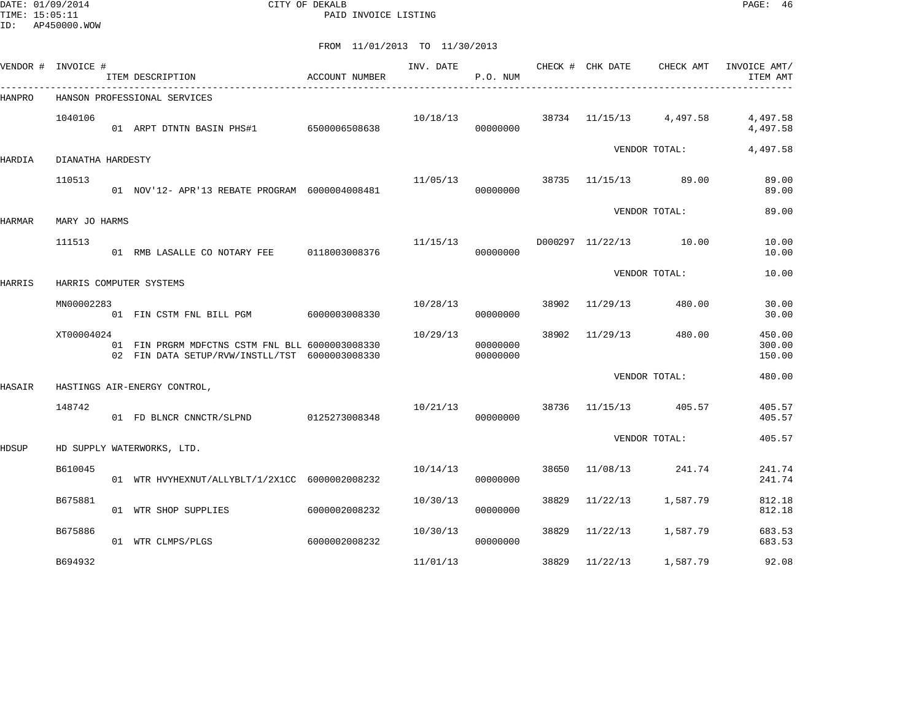CITY OF DEKALB
PAID INVOICE LISTING

FROM 11/01/2013 TO 11/30/2013

| VENDOR # | INVOICE # | ITEM DESCRIPTION | ACCOUNT NUMBER | INV. DATE | P.O. NUM | CHECK # | CHK DATE | CHECK AMT | INVOICE AMT/ ITEM AMT |
|---|---|---|---|---|---|---|---|---|---|
| HANPRO | HANSON PROFESSIONAL SERVICES | | | | | | | | |
| | 1040106 | | | 10/18/13 | | 38734 | 11/15/13 | 4,497.58 | 4,497.58 |
| | | 01 ARPT DTNTN BASIN PHS#1 | 6500006508638 | | 00000000 | | | | 4,497.58 |
| | | | | | | | | VENDOR TOTAL: | 4,497.58 |
| HARDIA | DIANATHA HARDESTY | | | | | | | | |
| | 110513 | | | 11/05/13 | | 38735 | 11/15/13 | 89.00 | 89.00 |
| | | 01 NOV'12- APR'13 REBATE PROGRAM | 6000004008481 | | 00000000 | | | | 89.00 |
| | | | | | | | | VENDOR TOTAL: | 89.00 |
| HARMAR | MARY JO HARMS | | | | | | | | |
| | 111513 | | | 11/15/13 | | D000297 | 11/22/13 | 10.00 | 10.00 |
| | | 01 RMB LASALLE CO NOTARY FEE | 0118003008376 | | 00000000 | | | | 10.00 |
| | | | | | | | | VENDOR TOTAL: | 10.00 |
| HARRIS | HARRIS COMPUTER SYSTEMS | | | | | | | | |
| | MN00002283 | | | 10/28/13 | | 38902 | 11/29/13 | 480.00 | 30.00 |
| | | 01 FIN CSTM FNL BILL PGM | 6000003008330 | | 00000000 | | | | 30.00 |
| | XT00004024 | | | 10/29/13 | | 38902 | 11/29/13 | 480.00 | 450.00 |
| | | 01 FIN PRGRM MDFCTNS CSTM FNL BLL | 6000003008330 | | 00000000 | | | | 300.00 |
| | | 02 FIN DATA SETUP/RVW/INSTLL/TST | 6000003008330 | | 00000000 | | | | 150.00 |
| | | | | | | | | VENDOR TOTAL: | 480.00 |
| HASAIR | HASTINGS AIR-ENERGY CONTROL, | | | | | | | | |
| | 148742 | | | 10/21/13 | | 38736 | 11/15/13 | 405.57 | 405.57 |
| | | 01 FD BLNCR CNNCTR/SLPND | 0125273008348 | | 00000000 | | | | 405.57 |
| | | | | | | | | VENDOR TOTAL: | 405.57 |
| HDSUP | HD SUPPLY WATERWORKS, LTD. | | | | | | | | |
| | B610045 | | | 10/14/13 | | 38650 | 11/08/13 | 241.74 | 241.74 |
| | | 01 WTR HVYHEXNUT/ALLYBLT/1/2X1CC | 6000002008232 | | 00000000 | | | | 241.74 |
| | B675881 | | | 10/30/13 | | 38829 | 11/22/13 | 1,587.79 | 812.18 |
| | | 01 WTR SHOP SUPPLIES | 6000002008232 | | 00000000 | | | | 812.18 |
| | B675886 | | | 10/30/13 | | 38829 | 11/22/13 | 1,587.79 | 683.53 |
| | | 01 WTR CLMPS/PLGS | 6000002008232 | | 00000000 | | | | 683.53 |
| | B694932 | | | 11/01/13 | | 38829 | 11/22/13 | 1,587.79 | 92.08 |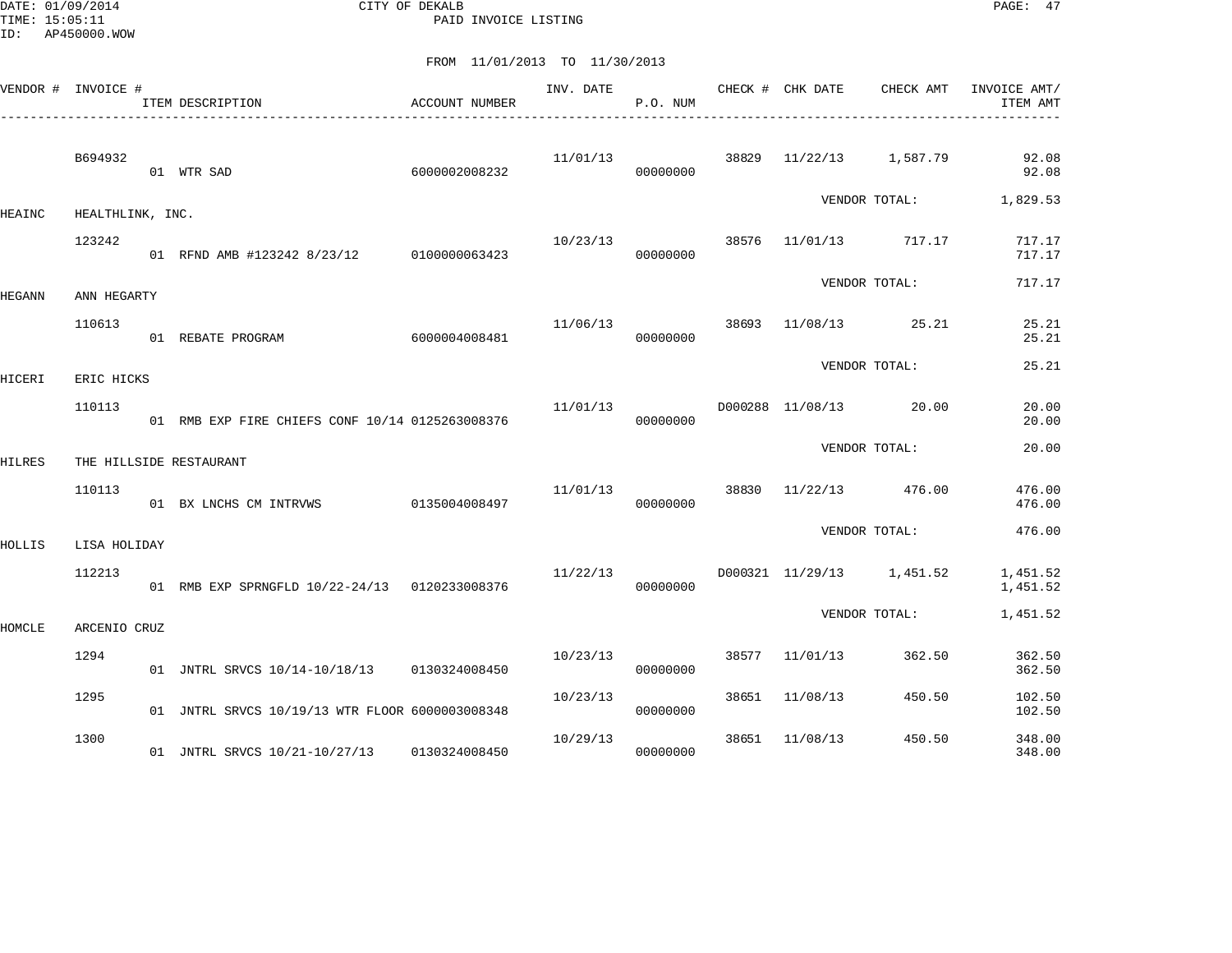CITY OF DEKALB
PAID INVOICE LISTING

FROM 11/01/2013 TO 11/30/2013

| VENDOR # | INVOICE # | ITEM DESCRIPTION | ACCOUNT NUMBER | INV. DATE | P.O. NUM | CHECK # | CHK DATE | CHECK AMT | INVOICE AMT/ ITEM AMT |
|---|---|---|---|---|---|---|---|---|---|
| | B694932 | | | 11/01/13 | | 38829 | 11/22/13 | 1,587.79 | 92.08 |
| | | 01 WTR SAD | 6000002008232 | | 00000000 | | | | 92.08 |
| | | | | | | | | VENDOR TOTAL: | 1,829.53 |
| HEAINC | HEALTHLINK, INC. | | | | | | | | |
| | 123242 | | | 10/23/13 | | 38576 | 11/01/13 | 717.17 | 717.17 |
| | | 01 RFND AMB #123242 8/23/12 | 0100000063423 | | 00000000 | | | | 717.17 |
| | | | | | | | | VENDOR TOTAL: | 717.17 |
| HEGANN | ANN HEGARTY | | | | | | | | |
| | 110613 | | | 11/06/13 | | 38693 | 11/08/13 | 25.21 | 25.21 |
| | | 01 REBATE PROGRAM | 6000004008481 | | 00000000 | | | | 25.21 |
| | | | | | | | | VENDOR TOTAL: | 25.21 |
| HICERI | ERIC HICKS | | | | | | | | |
| | 110113 | | | 11/01/13 | | D000288 | 11/08/13 | 20.00 | 20.00 |
| | | 01 RMB EXP FIRE CHIEFS CONF 10/14 | 0125263008376 | | 00000000 | | | | 20.00 |
| | | | | | | | | VENDOR TOTAL: | 20.00 |
| HILRES | THE HILLSIDE RESTAURANT | | | | | | | | |
| | 110113 | | | 11/01/13 | | 38830 | 11/22/13 | 476.00 | 476.00 |
| | | 01 BX LNCHS CM INTRVWS | 0135004008497 | | 00000000 | | | | 476.00 |
| | | | | | | | | VENDOR TOTAL: | 476.00 |
| HOLLIS | LISA HOLIDAY | | | | | | | | |
| | 112213 | | | 11/22/13 | | D000321 | 11/29/13 | 1,451.52 | 1,451.52 |
| | | 01 RMB EXP SPRNGFLD 10/22-24/13 | 0120233008376 | | 00000000 | | | | 1,451.52 |
| | | | | | | | | VENDOR TOTAL: | 1,451.52 |
| HOMCLE | ARCENIO CRUZ | | | | | | | | |
| | 1294 | | | 10/23/13 | | 38577 | 11/01/13 | 362.50 | 362.50 |
| | | 01 JNTRL SRVCS 10/14-10/18/13 | 0130324008450 | | 00000000 | | | | 362.50 |
| | 1295 | | | 10/23/13 | | 38651 | 11/08/13 | 450.50 | 102.50 |
| | | 01 JNTRL SRVCS 10/19/13 WTR FLOOR | 6000003008348 | | 00000000 | | | | 102.50 |
| | 1300 | | | 10/29/13 | | 38651 | 11/08/13 | 450.50 | 348.00 |
| | | 01 JNTRL SRVCS 10/21-10/27/13 | 0130324008450 | | 00000000 | | | | 348.00 |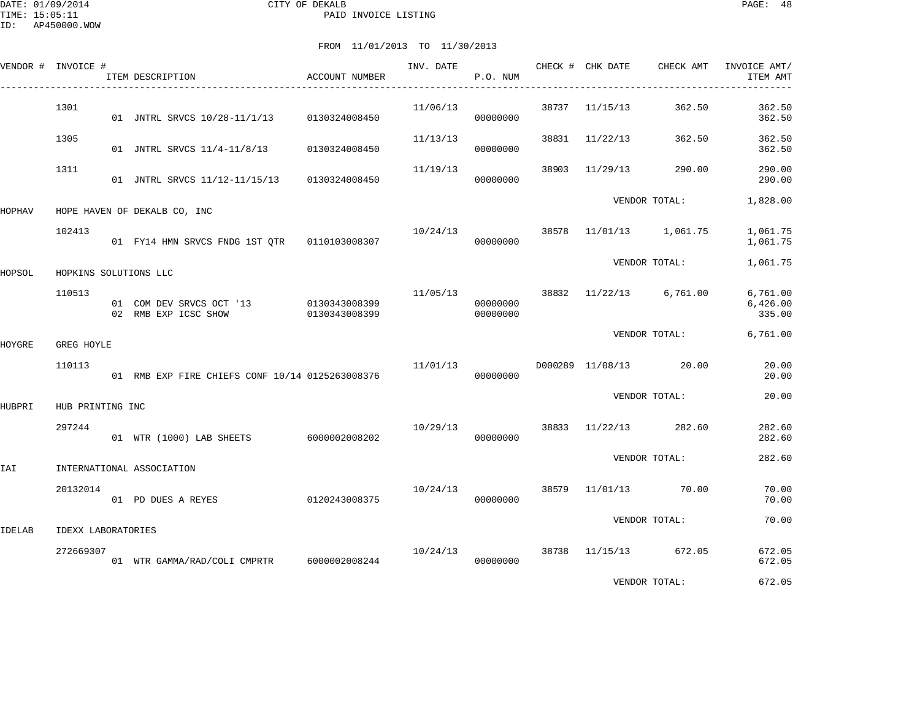DATE: 01/09/2014 CITY OF DEKALB
TIME: 15:05:11 PAID INVOICE LISTING
ID: AP450000.WOW

FROM 11/01/2013 TO 11/30/2013

| VENDOR # | INVOICE # | ITEM DESCRIPTION | ACCOUNT NUMBER | INV. DATE | P.O. NUM | CHECK # | CHK DATE | CHECK AMT | INVOICE AMT/ ITEM AMT |
|---|---|---|---|---|---|---|---|---|---|
| | 1301 | | | 11/06/13 | | 38737 | 11/15/13 | 362.50 | 362.50 |
| | | 01 JNTRL SRVCS 10/28-11/1/13 | 0130324008450 | | 00000000 | | | | 362.50 |
| | 1305 | | | 11/13/13 | | 38831 | 11/22/13 | 362.50 | 362.50 |
| | | 01 JNTRL SRVCS 11/4-11/8/13 | 0130324008450 | | 00000000 | | | | 362.50 |
| | 1311 | | | 11/19/13 | | 38903 | 11/29/13 | 290.00 | 290.00 |
| | | 01 JNTRL SRVCS 11/12-11/15/13 | 0130324008450 | | 00000000 | | | | 290.00 |
| | | | | | | | VENDOR TOTAL: | | 1,828.00 |
| HOPHAV | HOPE HAVEN OF DEKALB CO, INC | | | | | | | | |
| | 102413 | | | 10/24/13 | | 38578 | 11/01/13 | 1,061.75 | 1,061.75 |
| | | 01 FY14 HMN SRVCS FNDG 1ST QTR | 0110103008307 | | 00000000 | | | | 1,061.75 |
| | | | | | | | VENDOR TOTAL: | | 1,061.75 |
| HOPSOL | HOPKINS SOLUTIONS LLC | | | | | | | | |
| | 110513 | | | 11/05/13 | | 38832 | 11/22/13 | 6,761.00 | 6,761.00 |
| | | 01 COM DEV SRVCS OCT '13 | 0130343008399 | | 00000000 | | | | 6,426.00 |
| | | 02 RMB EXP ICSC SHOW | 0130343008399 | | 00000000 | | | | 335.00 |
| | | | | | | | VENDOR TOTAL: | | 6,761.00 |
| HOYGRE | GREG HOYLE | | | | | | | | |
| | 110113 | | | 11/01/13 | | D000289 | 11/08/13 | 20.00 | 20.00 |
| | | 01 RMB EXP FIRE CHIEFS CONF 10/14 | 0125263008376 | | 00000000 | | | | 20.00 |
| | | | | | | | VENDOR TOTAL: | | 20.00 |
| HUBPRI | HUB PRINTING INC | | | | | | | | |
| | 297244 | | | 10/29/13 | | 38833 | 11/22/13 | 282.60 | 282.60 |
| | | 01 WTR (1000) LAB SHEETS | 6000002008202 | | 00000000 | | | | 282.60 |
| | | | | | | | VENDOR TOTAL: | | 282.60 |
| IAI | INTERNATIONAL ASSOCIATION | | | | | | | | |
| | 20132014 | | | 10/24/13 | | 38579 | 11/01/13 | 70.00 | 70.00 |
| | | 01 PD DUES A REYES | 0120243008375 | | 00000000 | | | | 70.00 |
| | | | | | | | VENDOR TOTAL: | | 70.00 |
| IDELAB | IDEXX LABORATORIES | | | | | | | | |
| | 272669307 | | | 10/24/13 | | 38738 | 11/15/13 | 672.05 | 672.05 |
| | | 01 WTR GAMMA/RAD/COLI CMPRTR | 6000002008244 | | 00000000 | | | | 672.05 |
| | | | | | | | VENDOR TOTAL: | | 672.05 |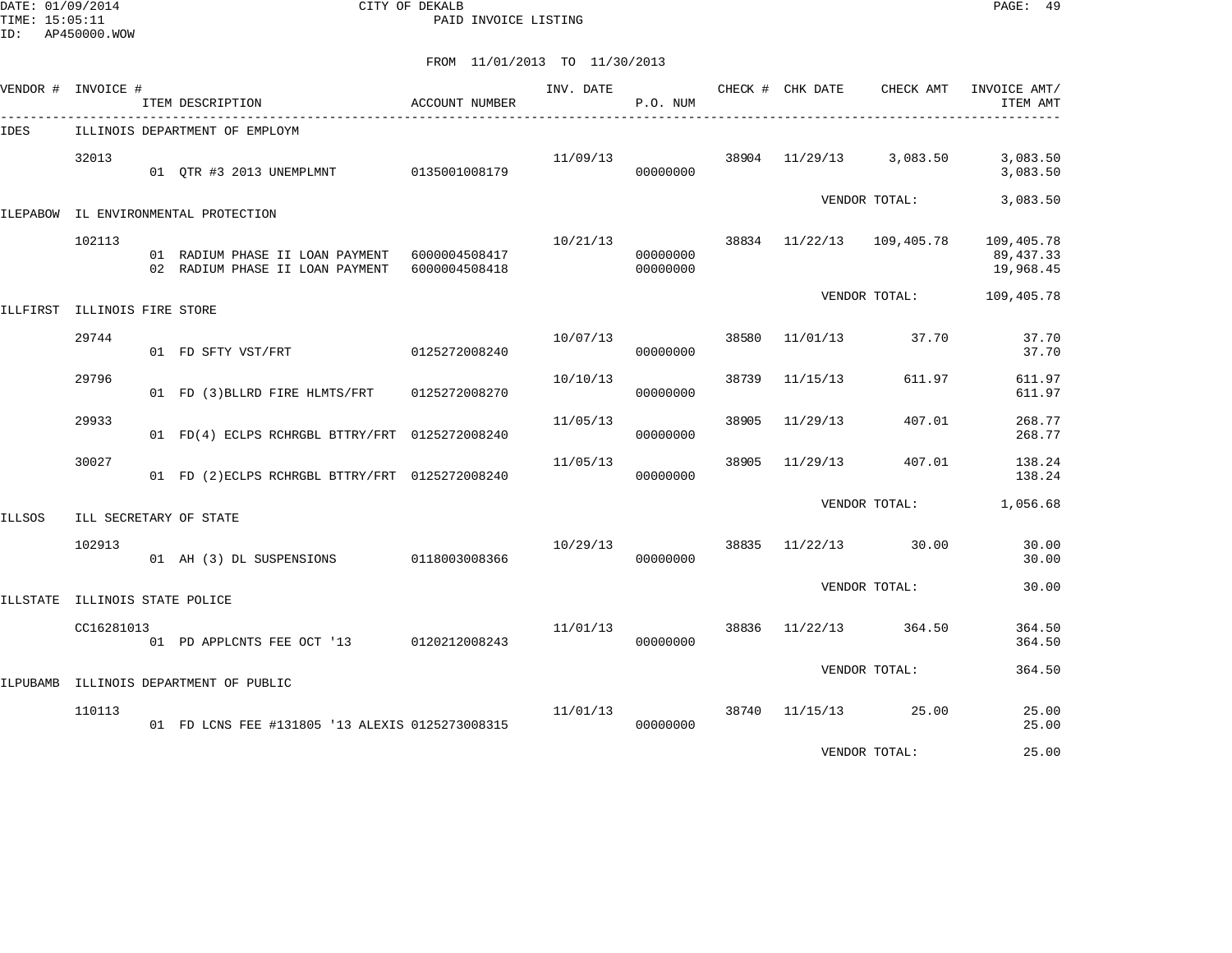CITY OF DEKALB
PAID INVOICE LISTING

FROM 11/01/2013 TO 11/30/2013

| VENDOR # | INVOICE # | ITEM DESCRIPTION | ACCOUNT NUMBER | INV. DATE | P.O. NUM | CHECK # | CHK DATE | CHECK AMT | INVOICE AMT/ ITEM AMT |
|---|---|---|---|---|---|---|---|---|---|
| IDES | ILLINOIS DEPARTMENT OF EMPLOYM | | | | | | | | |
| | 32013 | | | 11/09/13 | | 38904 | 11/29/13 | 3,083.50 | 3,083.50 |
| | | 01 QTR #3 2013 UNEMPLMNT | 0135001008179 | | 00000000 | | | | 3,083.50 |
| | | | | | | | | VENDOR TOTAL: | 3,083.50 |
| ILEPABOW | IL ENVIRONMENTAL PROTECTION | | | | | | | | |
| | 102113 | | | 10/21/13 | | 38834 | 11/22/13 | 109,405.78 | 109,405.78 |
| | | 01 RADIUM PHASE II LOAN PAYMENT | 6000004508417 | | 00000000 | | | | 89,437.33 |
| | | 02 RADIUM PHASE II LOAN PAYMENT | 6000004508418 | | 00000000 | | | | 19,968.45 |
| | | | | | | | | VENDOR TOTAL: | 109,405.78 |
| ILLFIRST | ILLINOIS FIRE STORE | | | | | | | | |
| | 29744 | | | 10/07/13 | | 38580 | 11/01/13 | 37.70 | 37.70 |
| | | 01 FD SFTY VST/FRT | 0125272008240 | | 00000000 | | | | 37.70 |
| | 29796 | | | 10/10/13 | | 38739 | 11/15/13 | 611.97 | 611.97 |
| | | 01 FD (3)BLLRD FIRE HLMTS/FRT | 0125272008270 | | 00000000 | | | | 611.97 |
| | 29933 | | | 11/05/13 | | 38905 | 11/29/13 | 407.01 | 268.77 |
| | | 01 FD(4) ECLPS RCHRGBL BTTRY/FRT | 0125272008240 | | 00000000 | | | | 268.77 |
| | 30027 | | | 11/05/13 | | 38905 | 11/29/13 | 407.01 | 138.24 |
| | | 01 FD (2)ECLPS RCHRGBL BTTRY/FRT | 0125272008240 | | 00000000 | | | | 138.24 |
| | | | | | | | | VENDOR TOTAL: | 1,056.68 |
| ILLSOS | ILL SECRETARY OF STATE | | | | | | | | |
| | 102913 | | | 10/29/13 | | 38835 | 11/22/13 | 30.00 | 30.00 |
| | | 01 AH (3) DL SUSPENSIONS | 0118003008366 | | 00000000 | | | | 30.00 |
| | | | | | | | | VENDOR TOTAL: | 30.00 |
| ILLSTATE | ILLINOIS STATE POLICE | | | | | | | | |
| | CC16281013 | | | 11/01/13 | | 38836 | 11/22/13 | 364.50 | 364.50 |
| | | 01 PD APPLCNTS FEE OCT '13 | 0120212008243 | | 00000000 | | | | 364.50 |
| | | | | | | | | VENDOR TOTAL: | 364.50 |
| ILPUBAMB | ILLINOIS DEPARTMENT OF PUBLIC | | | | | | | | |
| | 110113 | | | 11/01/13 | | 38740 | 11/15/13 | 25.00 | 25.00 |
| | | 01 FD LCNS FEE #131805 '13 ALEXIS | 0125273008315 | | 00000000 | | | | 25.00 |
| | | | | | | | | VENDOR TOTAL: | 25.00 |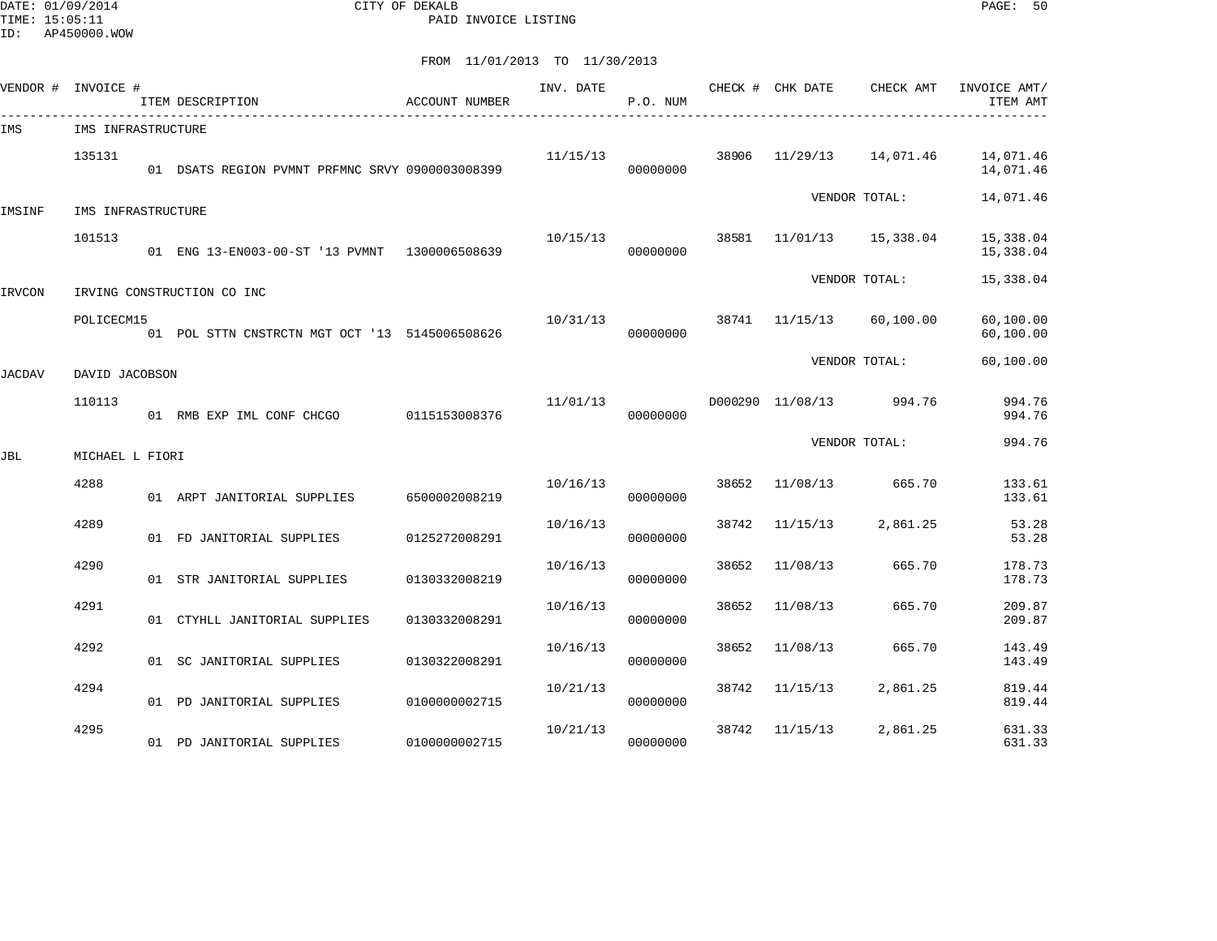DATE: 01/09/2014 CITY OF DEKALB
TIME: 15:05:11 PAID INVOICE LISTING
ID: AP450000.WOW

FROM 11/01/2013 TO 11/30/2013

| VENDOR # | INVOICE # | ITEM DESCRIPTION | ACCOUNT NUMBER | INV. DATE | P.O. NUM | CHECK # | CHK DATE | CHECK AMT | INVOICE AMT/ ITEM AMT |
|---|---|---|---|---|---|---|---|---|---|
| IMS | IMS INFRASTRUCTURE | | | | | | | | |
| | 135131 | | | 11/15/13 | | 38906 | 11/29/13 | 14,071.46 | 14,071.46 |
| | | 01 DSATS REGION PVMNT PRFMNC SRVY | 0900003008399 | | 00000000 | | | | 14,071.46 |
| | | | | | | | VENDOR TOTAL: | | 14,071.46 |
| IMSINF | IMS INFRASTRUCTURE | | | | | | | | |
| | 101513 | | | 10/15/13 | | 38581 | 11/01/13 | 15,338.04 | 15,338.04 |
| | | 01 ENG 13-EN003-00-ST '13 PVMNT | 1300006508639 | | 00000000 | | | | 15,338.04 |
| | | | | | | | VENDOR TOTAL: | | 15,338.04 |
| IRVCON | IRVING CONSTRUCTION CO INC | | | | | | | | |
| | POLICECM15 | | | 10/31/13 | | 38741 | 11/15/13 | 60,100.00 | 60,100.00 |
| | | 01 POL STTN CNSTRCTN MGT OCT '13 | 5145006508626 | | 00000000 | | | | 60,100.00 |
| | | | | | | | VENDOR TOTAL: | | 60,100.00 |
| JACDAV | DAVID JACOBSON | | | | | | | | |
| | 110113 | | | 11/01/13 | | D000290 | 11/08/13 | 994.76 | 994.76 |
| | | 01 RMB EXP IML CONF CHCGO | 0115153008376 | | 00000000 | | | | 994.76 |
| | | | | | | | VENDOR TOTAL: | | 994.76 |
| JBL | MICHAEL L FIORI | | | | | | | | |
| | 4288 | | | 10/16/13 | | 38652 | 11/08/13 | 665.70 | 133.61 |
| | | 01 ARPT JANITORIAL SUPPLIES | 6500002008219 | | 00000000 | | | | 133.61 |
| | 4289 | | | 10/16/13 | | 38742 | 11/15/13 | 2,861.25 | 53.28 |
| | | 01 FD JANITORIAL SUPPLIES | 0125272008291 | | 00000000 | | | | 53.28 |
| | 4290 | | | 10/16/13 | | 38652 | 11/08/13 | 665.70 | 178.73 |
| | | 01 STR JANITORIAL SUPPLIES | 0130332008219 | | 00000000 | | | | 178.73 |
| | 4291 | | | 10/16/13 | | 38652 | 11/08/13 | 665.70 | 209.87 |
| | | 01 CTYHLL JANITORIAL SUPPLIES | 0130332008291 | | 00000000 | | | | 209.87 |
| | 4292 | | | 10/16/13 | | 38652 | 11/08/13 | 665.70 | 143.49 |
| | | 01 SC JANITORIAL SUPPLIES | 0130322008291 | | 00000000 | | | | 143.49 |
| | 4294 | | | 10/21/13 | | 38742 | 11/15/13 | 2,861.25 | 819.44 |
| | | 01 PD JANITORIAL SUPPLIES | 0100000002715 | | 00000000 | | | | 819.44 |
| | 4295 | | | 10/21/13 | | 38742 | 11/15/13 | 2,861.25 | 631.33 |
| | | 01 PD JANITORIAL SUPPLIES | 0100000002715 | | 00000000 | | | | 631.33 |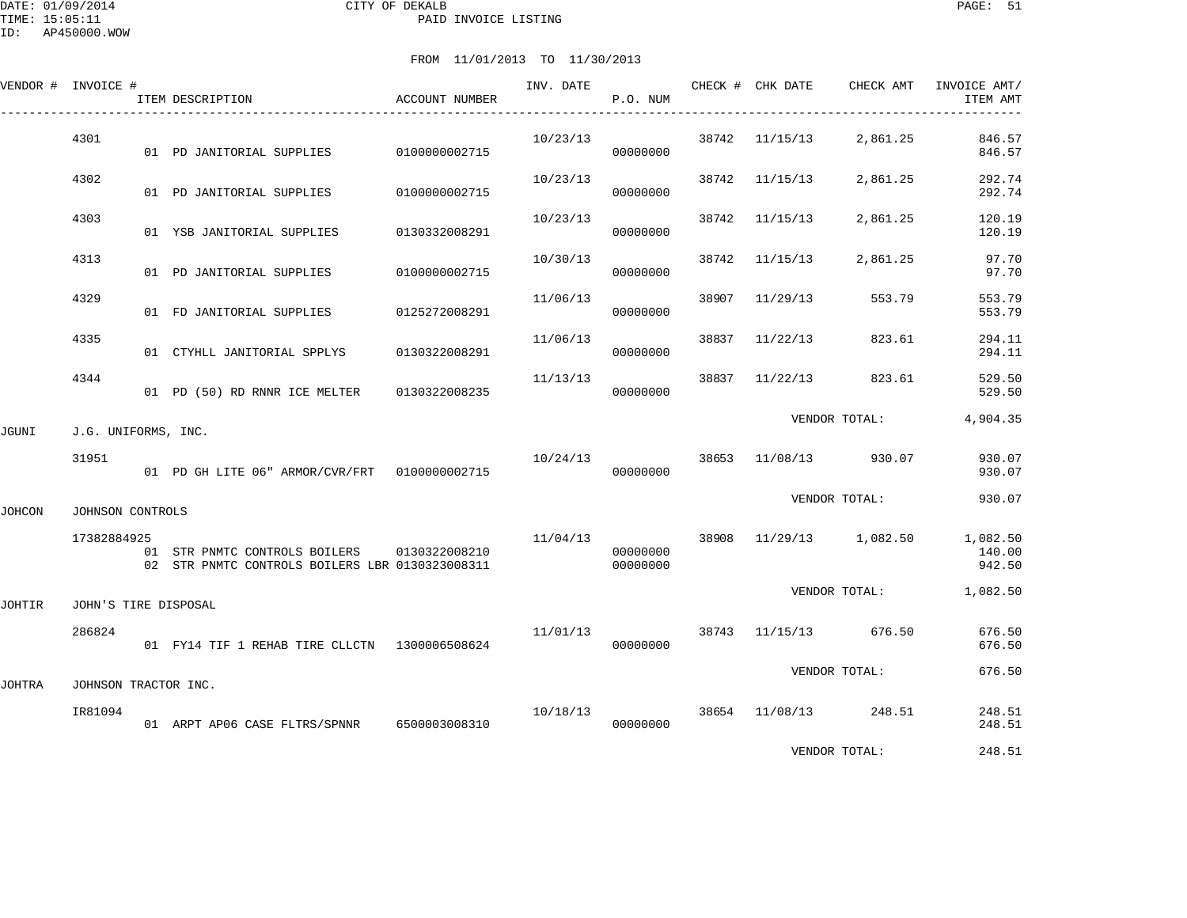DATE: 01/09/2014
TIME: 15:05:11
ID: AP450000.WOW

CITY OF DEKALB
PAID INVOICE LISTING

FROM 11/01/2013 TO 11/30/2013

| VENDOR # | INVOICE # | ITEM DESCRIPTION | ACCOUNT NUMBER | INV. DATE | P.O. NUM | CHECK # | CHK DATE | CHECK AMT | INVOICE AMT/ ITEM AMT |
|---|---|---|---|---|---|---|---|---|---|
| | 4301 | | | 10/23/13 | | 38742 | 11/15/13 | 2,861.25 | 846.57 |
| | | 01 PD JANITORIAL SUPPLIES | 0100000002715 | | 00000000 | | | | 846.57 |
| | 4302 | | | 10/23/13 | | 38742 | 11/15/13 | 2,861.25 | 292.74 |
| | | 01 PD JANITORIAL SUPPLIES | 0100000002715 | | 00000000 | | | | 292.74 |
| | 4303 | | | 10/23/13 | | 38742 | 11/15/13 | 2,861.25 | 120.19 |
| | | 01 YSB JANITORIAL SUPPLIES | 0130332008291 | | 00000000 | | | | 120.19 |
| | 4313 | | | 10/30/13 | | 38742 | 11/15/13 | 2,861.25 | 97.70 |
| | | 01 PD JANITORIAL SUPPLIES | 0100000002715 | | 00000000 | | | | 97.70 |
| | 4329 | | | 11/06/13 | | 38907 | 11/29/13 | 553.79 | 553.79 |
| | | 01 FD JANITORIAL SUPPLIES | 0125272008291 | | 00000000 | | | | 553.79 |
| | 4335 | | | 11/06/13 | | 38837 | 11/22/13 | 823.61 | 294.11 |
| | | 01 CTYHLL JANITORIAL SPPLYS | 0130322008291 | | 00000000 | | | | 294.11 |
| | 4344 | | | 11/13/13 | | 38837 | 11/22/13 | 823.61 | 529.50 |
| | | 01 PD (50) RD RNNR ICE MELTER | 0130322008235 | | 00000000 | | | | 529.50 |
| | | | | | | | VENDOR TOTAL: | | 4,904.35 |
| JGUNI | J.G. UNIFORMS, INC. | | | | | | | | |
| | 31951 | | | 10/24/13 | | 38653 | 11/08/13 | 930.07 | 930.07 |
| | | 01 PD GH LITE 06" ARMOR/CVR/FRT | 0100000002715 | | 00000000 | | | | 930.07 |
| | | | | | | | VENDOR TOTAL: | | 930.07 |
| JOHCON | JOHNSON CONTROLS | | | | | | | | |
| | 17382884925 | | | 11/04/13 | | 38908 | 11/29/13 | 1,082.50 | 1,082.50 |
| | | 01 STR PNMTC CONTROLS BOILERS | 0130322008210 | | 00000000 | | | | 140.00 |
| | | 02 STR PNMTC CONTROLS BOILERS LBR | 0130323008311 | | 00000000 | | | | 942.50 |
| | | | | | | | VENDOR TOTAL: | | 1,082.50 |
| JOHTIR | JOHN'S TIRE DISPOSAL | | | | | | | | |
| | 286824 | | | 11/01/13 | | 38743 | 11/15/13 | 676.50 | 676.50 |
| | | 01 FY14 TIF 1 REHAB TIRE CLLCTN | 1300006508624 | | 00000000 | | | | 676.50 |
| | | | | | | | VENDOR TOTAL: | | 676.50 |
| JOHTRA | JOHNSON TRACTOR INC. | | | | | | | | |
| | IR81094 | | | 10/18/13 | | 38654 | 11/08/13 | 248.51 | 248.51 |
| | | 01 ARPT AP06 CASE FLTRS/SPNNR | 6500003008310 | | 00000000 | | | | 248.51 |
| | | | | | | | VENDOR TOTAL: | | 248.51 |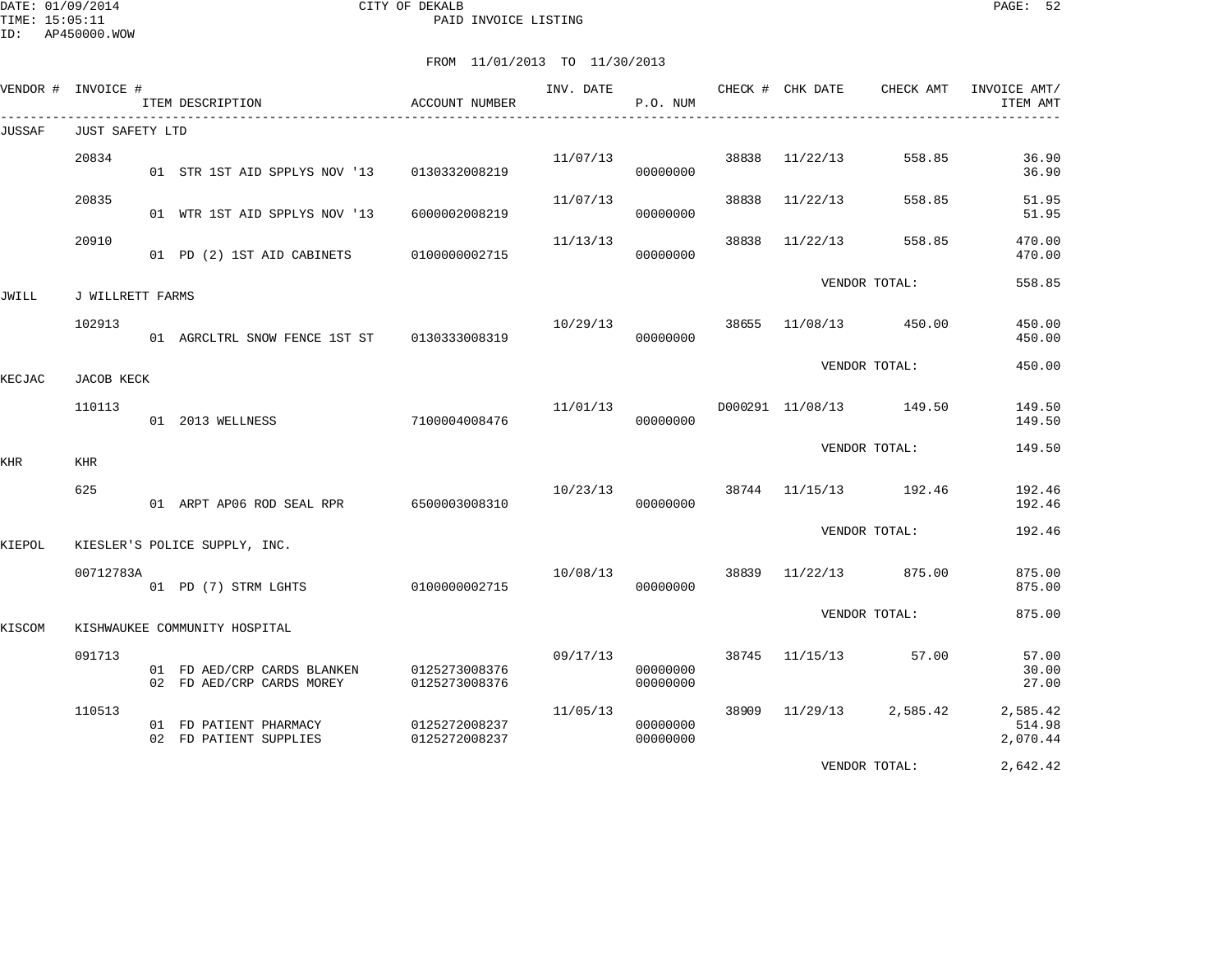DATE: 01/09/2014
TIME: 15:05:11
ID: AP450000.WOW

CITY OF DEKALB
PAID INVOICE LISTING

FROM 11/01/2013 TO 11/30/2013

| VENDOR # | INVOICE # | ITEM DESCRIPTION | ACCOUNT NUMBER | INV. DATE | P.O. NUM | CHECK # | CHK DATE | CHECK AMT | INVOICE AMT/ ITEM AMT |
|---|---|---|---|---|---|---|---|---|---|
| JUSSAF | JUST SAFETY LTD | | | | | | | | |
| | 20834 | | | 11/07/13 | | 38838 | 11/22/13 | 558.85 | 36.90 |
| | | 01 STR 1ST AID SPPLYS NOV '13 | 0130332008219 | | 00000000 | | | | 36.90 |
| | 20835 | | | 11/07/13 | | 38838 | 11/22/13 | 558.85 | 51.95 |
| | | 01 WTR 1ST AID SPPLYS NOV '13 | 6000002008219 | | 00000000 | | | | 51.95 |
| | 20910 | | | 11/13/13 | | 38838 | 11/22/13 | 558.85 | 470.00 |
| | | 01 PD (2) 1ST AID CABINETS | 0100000002715 | | 00000000 | | | | 470.00 |
| | | | | | | | VENDOR TOTAL: | | 558.85 |
| JWILL | J WILLRETT FARMS | | | | | | | | |
| | 102913 | | | 10/29/13 | | 38655 | 11/08/13 | 450.00 | 450.00 |
| | | 01 AGRCLTRL SNOW FENCE 1ST ST | 0130333008319 | | 00000000 | | | | 450.00 |
| | | | | | | | VENDOR TOTAL: | | 450.00 |
| KECJAC | JACOB KECK | | | | | | | | |
| | 110113 | | | 11/01/13 | | D000291 | 11/08/13 | 149.50 | 149.50 |
| | | 01 2013 WELLNESS | 7100004008476 | | 00000000 | | | | 149.50 |
| | | | | | | | VENDOR TOTAL: | | 149.50 |
| KHR | KHR | | | | | | | | |
| | 625 | | | 10/23/13 | | 38744 | 11/15/13 | 192.46 | 192.46 |
| | | 01 ARPT AP06 ROD SEAL RPR | 6500003008310 | | 00000000 | | | | 192.46 |
| | | | | | | | VENDOR TOTAL: | | 192.46 |
| KIEPOL | KIESLER'S POLICE SUPPLY, INC. | | | | | | | | |
| | 00712783A | | | 10/08/13 | | 38839 | 11/22/13 | 875.00 | 875.00 |
| | | 01 PD (7) STRM LGHTS | 0100000002715 | | 00000000 | | | | 875.00 |
| | | | | | | | VENDOR TOTAL: | | 875.00 |
| KISCOM | KISHWAUKEE COMMUNITY HOSPITAL | | | | | | | | |
| | 091713 | | | 09/17/13 | | 38745 | 11/15/13 | 57.00 | 57.00 |
| | | 01 FD AED/CRP CARDS BLANKEN | 0125273008376 | | 00000000 | | | | 30.00 |
| | | 02 FD AED/CRP CARDS MOREY | 0125273008376 | | 00000000 | | | | 27.00 |
| | 110513 | | | 11/05/13 | | 38909 | 11/29/13 | 2,585.42 | 2,585.42 |
| | | 01 FD PATIENT PHARMACY | 0125272008237 | | 00000000 | | | | 514.98 |
| | | 02 FD PATIENT SUPPLIES | 0125272008237 | | 00000000 | | | | 2,070.44 |
| | | | | | | | VENDOR TOTAL: | | 2,642.42 |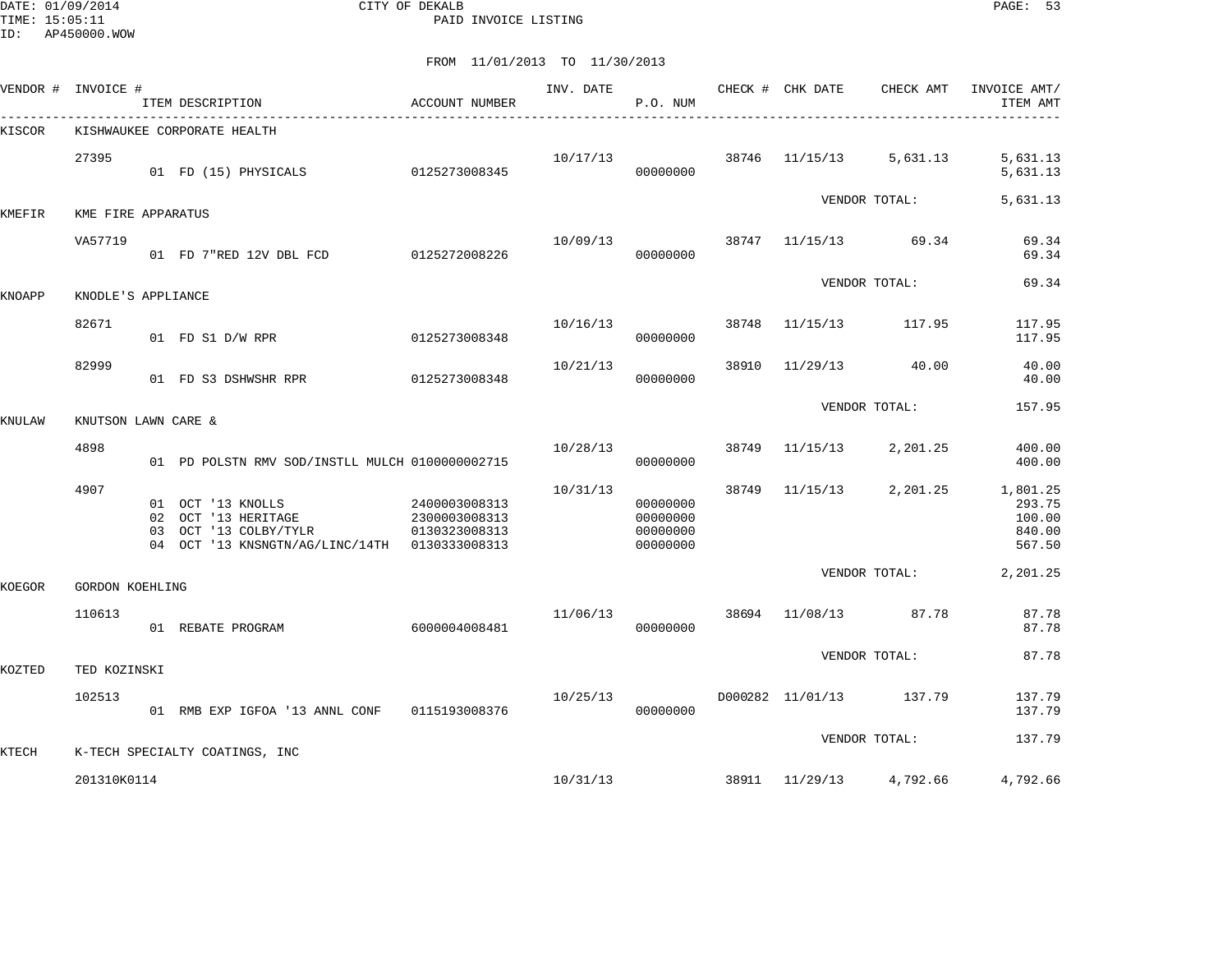CITY OF DEKALB
PAID INVOICE LISTING

DATE: 01/09/2014
TIME: 15:05:11
ID: AP450000.WOW

FROM 11/01/2013 TO 11/30/2013

| VENDOR # | INVOICE # | ITEM DESCRIPTION | ACCOUNT NUMBER | INV. DATE | P.O. NUM | CHECK # | CHK DATE | CHECK AMT | INVOICE AMT/ ITEM AMT |
|---|---|---|---|---|---|---|---|---|---|
| KISCOR | KISHWAUKEE CORPORATE HEALTH | | | | | | | | |
| | 27395 | | | 10/17/13 | | 38746 | 11/15/13 | 5,631.13 | 5,631.13 |
| | | 01 FD (15) PHYSICALS | 0125273008345 | | 00000000 | | | | 5,631.13 |
| | | | | | | | VENDOR TOTAL: | | 5,631.13 |
| KMEFIR | KME FIRE APPARATUS | | | | | | | | |
| | VA57719 | | | 10/09/13 | | 38747 | 11/15/13 | 69.34 | 69.34 |
| | | 01 FD 7"RED 12V DBL FCD | 0125272008226 | | 00000000 | | | | 69.34 |
| | | | | | | | VENDOR TOTAL: | | 69.34 |
| KNOAPP | KNODLE'S APPLIANCE | | | | | | | | |
| | 82671 | | | 10/16/13 | | 38748 | 11/15/13 | 117.95 | 117.95 |
| | | 01 FD S1 D/W RPR | 0125273008348 | | 00000000 | | | | 117.95 |
| | 82999 | | | 10/21/13 | | 38910 | 11/29/13 | 40.00 | 40.00 |
| | | 01 FD S3 DSHWSHR RPR | 0125273008348 | | 00000000 | | | | 40.00 |
| | | | | | | | VENDOR TOTAL: | | 157.95 |
| KNULAW | KNUTSON LAWN CARE & | | | | | | | | |
| | 4898 | | | 10/28/13 | | 38749 | 11/15/13 | 2,201.25 | 400.00 |
| | | 01 PD POLSTN RMV SOD/INSTLL MULCH | 0100000002715 | | 00000000 | | | | 400.00 |
| | 4907 | | | 10/31/13 | | 38749 | 11/15/13 | 2,201.25 | 1,801.25 |
| | | 01 OCT '13 KNOLLS | 2400003008313 | | 00000000 | | | | 293.75 |
| | | 02 OCT '13 HERITAGE | 2300003008313 | | 00000000 | | | | 100.00 |
| | | 03 OCT '13 COLBY/TYLR | 0130323008313 | | 00000000 | | | | 840.00 |
| | | 04 OCT '13 KNSNGTN/AG/LINC/14TH | 0130333008313 | | 00000000 | | | | 567.50 |
| | | | | | | | VENDOR TOTAL: | | 2,201.25 |
| KOEGOR | GORDON KOEHLING | | | | | | | | |
| | 110613 | | | 11/06/13 | | 38694 | 11/08/13 | 87.78 | 87.78 |
| | | 01 REBATE PROGRAM | 6000004008481 | | 00000000 | | | | 87.78 |
| | | | | | | | VENDOR TOTAL: | | 87.78 |
| KOZTED | TED KOZINSKI | | | | | | | | |
| | 102513 | | | 10/25/13 | | D000282 | 11/01/13 | 137.79 | 137.79 |
| | | 01 RMB EXP IGFOA '13 ANNL CONF | 0115193008376 | | 00000000 | | | | 137.79 |
| | | | | | | | VENDOR TOTAL: | | 137.79 |
| KTECH | K-TECH SPECIALTY COATINGS, INC | | | | | | | | |
| | 201310K0114 | | | 10/31/13 | | 38911 | 11/29/13 | 4,792.66 | 4,792.66 |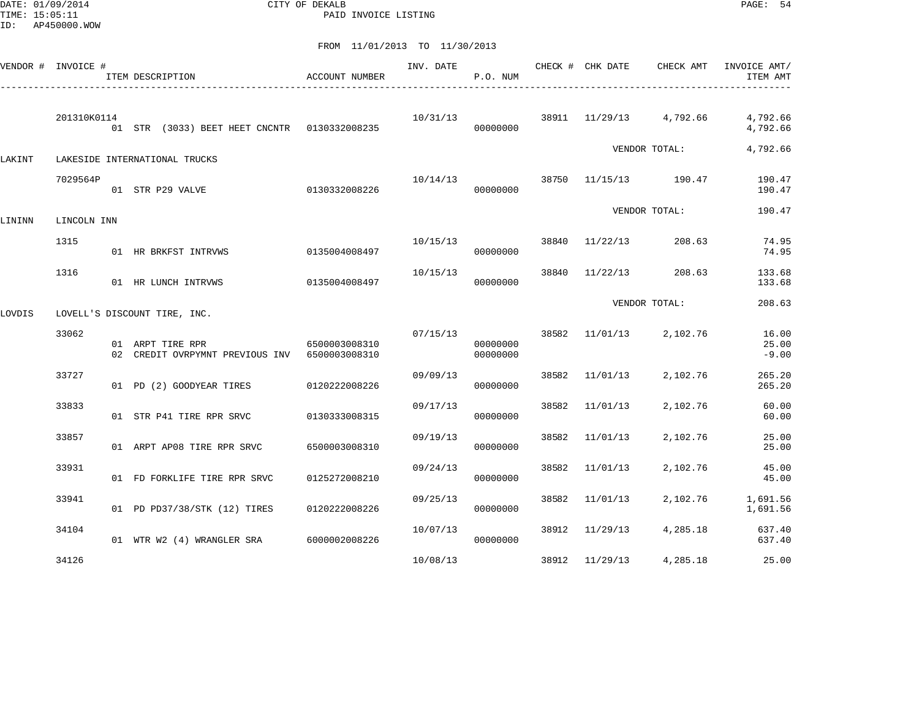CITY OF DEKALB
PAID INVOICE LISTING

FROM 11/01/2013 TO 11/30/2013

| VENDOR # | INVOICE # / ITEM DESCRIPTION | ACCOUNT NUMBER | INV. DATE | P.O. NUM | CHECK # | CHK DATE | CHECK AMT | INVOICE AMT/ ITEM AMT |
|---|---|---|---|---|---|---|---|---|
| | 201310K0114 | | 10/31/13 | | 38911 | 11/29/13 | 4,792.66 | 4,792.66 |
| | 01 STR (3033) BEET HEET CNCNTR | 0130332008235 | | 00000000 | | | | 4,792.66 |
| | | | | | | | VENDOR TOTAL: | 4,792.66 |
| LAKINT | LAKESIDE INTERNATIONAL TRUCKS | | | | | | | |
| | 7029564P | | 10/14/13 | | 38750 | 11/15/13 | 190.47 | 190.47 |
| | 01 STR P29 VALVE | 0130332008226 | | 00000000 | | | | 190.47 |
| | | | | | | | VENDOR TOTAL: | 190.47 |
| LININN | LINCOLN INN | | | | | | | |
| | 1315 | | 10/15/13 | | 38840 | 11/22/13 | 208.63 | 74.95 |
| | 01 HR BRKFST INTRVWS | 0135004008497 | | 00000000 | | | | 74.95 |
| | 1316 | | 10/15/13 | | 38840 | 11/22/13 | 208.63 | 133.68 |
| | 01 HR LUNCH INTRVWS | 0135004008497 | | 00000000 | | | | 133.68 |
| | | | | | | | VENDOR TOTAL: | 208.63 |
| LOVDIS | LOVELL'S DISCOUNT TIRE, INC. | | | | | | | |
| | 33062 | | 07/15/13 | | 38582 | 11/01/13 | 2,102.76 | 16.00 |
| | 01 ARPT TIRE RPR | 6500003008310 | | 00000000 | | | | 25.00 |
| | 02 CREDIT OVRPYMNT PREVIOUS INV | 6500003008310 | | 00000000 | | | | -9.00 |
| | 33727 | | 09/09/13 | | 38582 | 11/01/13 | 2,102.76 | 265.20 |
| | 01 PD (2) GOODYEAR TIRES | 0120222008226 | | 00000000 | | | | 265.20 |
| | 33833 | | 09/17/13 | | 38582 | 11/01/13 | 2,102.76 | 60.00 |
| | 01 STR P41 TIRE RPR SRVC | 0130333008315 | | 00000000 | | | | 60.00 |
| | 33857 | | 09/19/13 | | 38582 | 11/01/13 | 2,102.76 | 25.00 |
| | 01 ARPT AP08 TIRE RPR SRVC | 6500003008310 | | 00000000 | | | | 25.00 |
| | 33931 | | 09/24/13 | | 38582 | 11/01/13 | 2,102.76 | 45.00 |
| | 01 FD FORKLIFE TIRE RPR SRVC | 0125272008210 | | 00000000 | | | | 45.00 |
| | 33941 | | 09/25/13 | | 38582 | 11/01/13 | 2,102.76 | 1,691.56 |
| | 01 PD PD37/38/STK (12) TIRES | 0120222008226 | | 00000000 | | | | 1,691.56 |
| | 34104 | | 10/07/13 | | 38912 | 11/29/13 | 4,285.18 | 637.40 |
| | 01 WTR W2 (4) WRANGLER SRA | 6000002008226 | | 00000000 | | | | 637.40 |
| | 34126 | | 10/08/13 | | 38912 | 11/29/13 | 4,285.18 | 25.00 |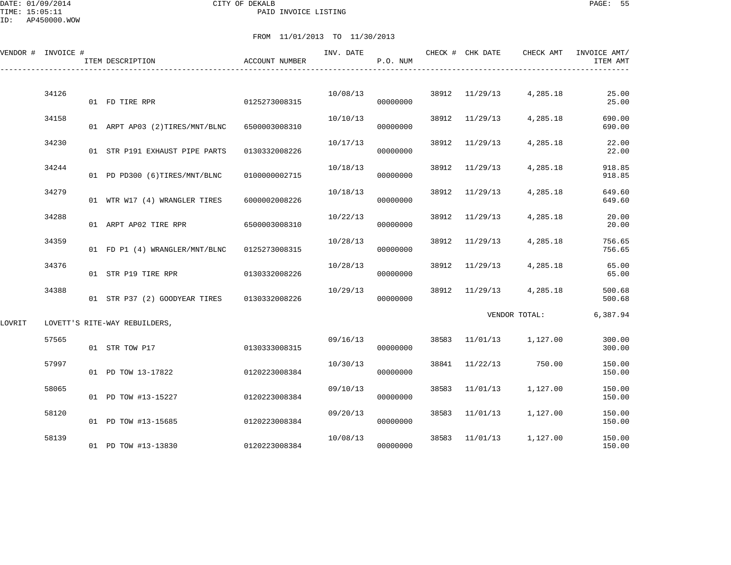CITY OF DEKALB
PAID INVOICE LISTING

DATE: 01/09/2014
TIME: 15:05:11
ID: AP450000.WOW

FROM 11/01/2013 TO 11/30/2013

| VENDOR # | INVOICE # | ITEM DESCRIPTION | ACCOUNT NUMBER | INV. DATE | P.O. NUM | CHECK # | CHK DATE | CHECK AMT | INVOICE AMT/ ITEM AMT |
|---|---|---|---|---|---|---|---|---|---|
| | 34126 | | | 10/08/13 | | 38912 | 11/29/13 | 4,285.18 | 25.00 |
| | | 01 FD TIRE RPR | 0125273008315 | | 00000000 | | | | 25.00 |
| | 34158 | | | 10/10/13 | | 38912 | 11/29/13 | 4,285.18 | 690.00 |
| | | 01 ARPT AP03 (2)TIRES/MNT/BLNC | 6500003008310 | | 00000000 | | | | 690.00 |
| | 34230 | | | 10/17/13 | | 38912 | 11/29/13 | 4,285.18 | 22.00 |
| | | 01 STR P191 EXHAUST PIPE PARTS | 0130332008226 | | 00000000 | | | | 22.00 |
| | 34244 | | | 10/18/13 | | 38912 | 11/29/13 | 4,285.18 | 918.85 |
| | | 01 PD PD300 (6)TIRES/MNT/BLNC | 0100000002715 | | 00000000 | | | | 918.85 |
| | 34279 | | | 10/18/13 | | 38912 | 11/29/13 | 4,285.18 | 649.60 |
| | | 01 WTR W17 (4) WRANGLER TIRES | 6000002008226 | | 00000000 | | | | 649.60 |
| | 34288 | | | 10/22/13 | | 38912 | 11/29/13 | 4,285.18 | 20.00 |
| | | 01 ARPT AP02 TIRE RPR | 6500003008310 | | 00000000 | | | | 20.00 |
| | 34359 | | | 10/28/13 | | 38912 | 11/29/13 | 4,285.18 | 756.65 |
| | | 01 FD P1 (4) WRANGLER/MNT/BLNC | 0125273008315 | | 00000000 | | | | 756.65 |
| | 34376 | | | 10/28/13 | | 38912 | 11/29/13 | 4,285.18 | 65.00 |
| | | 01 STR P19 TIRE RPR | 0130332008226 | | 00000000 | | | | 65.00 |
| | 34388 | | | 10/29/13 | | 38912 | 11/29/13 | 4,285.18 | 500.68 |
| | | 01 STR P37 (2) GOODYEAR TIRES | 0130332008226 | | 00000000 | | | | 500.68 |
| | | | | | | | VENDOR TOTAL: | | 6,387.94 |
| LOVRIT | LOVETT'S RITE-WAY REBUILDERS, | | | | | | | | |
| | 57565 | | | 09/16/13 | | 38583 | 11/01/13 | 1,127.00 | 300.00 |
| | | 01 STR TOW P17 | 0130333008315 | | 00000000 | | | | 300.00 |
| | 57997 | | | 10/30/13 | | 38841 | 11/22/13 | 750.00 | 150.00 |
| | | 01 PD TOW 13-17822 | 0120223008384 | | 00000000 | | | | 150.00 |
| | 58065 | | | 09/10/13 | | 38583 | 11/01/13 | 1,127.00 | 150.00 |
| | | 01 PD TOW #13-15227 | 0120223008384 | | 00000000 | | | | 150.00 |
| | 58120 | | | 09/20/13 | | 38583 | 11/01/13 | 1,127.00 | 150.00 |
| | | 01 PD TOW #13-15685 | 0120223008384 | | 00000000 | | | | 150.00 |
| | 58139 | | | 10/08/13 | | 38583 | 11/01/13 | 1,127.00 | 150.00 |
| | | 01 PD TOW #13-13830 | 0120223008384 | | 00000000 | | | | 150.00 |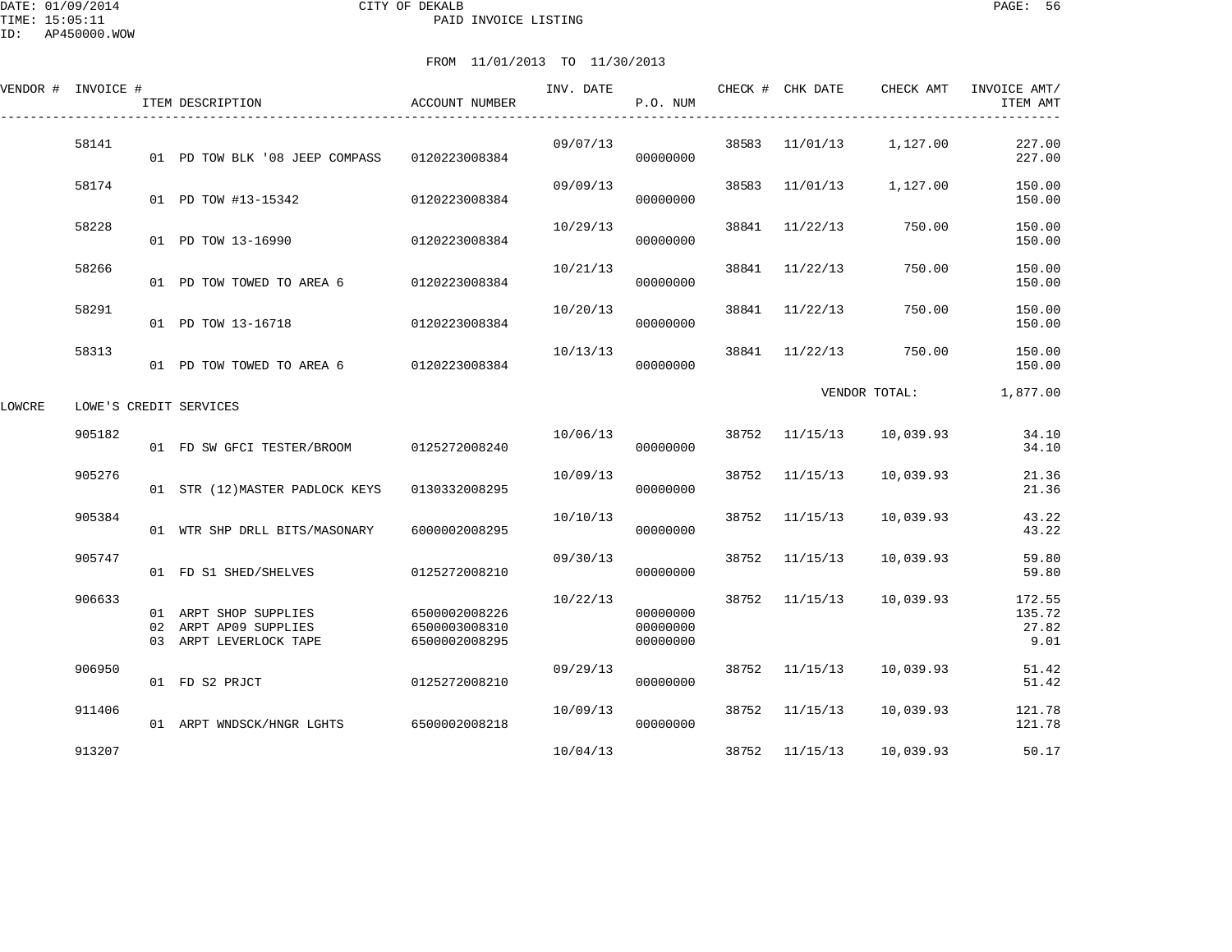CITY OF DEKALB

PAID INVOICE LISTING

FROM 11/01/2013 TO 11/30/2013

| VENDOR # | INVOICE # | ITEM DESCRIPTION | ACCOUNT NUMBER | INV. DATE | P.O. NUM | CHECK # | CHK DATE | CHECK AMT | INVOICE AMT/ ITEM AMT |
|---|---|---|---|---|---|---|---|---|---|
| | 58141 | | | 09/07/13 | | 38583 | 11/01/13 | 1,127.00 | 227.00 |
| | | 01 PD TOW BLK '08 JEEP COMPASS | 0120223008384 | | 00000000 | | | | 227.00 |
| | 58174 | | | 09/09/13 | | 38583 | 11/01/13 | 1,127.00 | 150.00 |
| | | 01 PD TOW #13-15342 | 0120223008384 | | 00000000 | | | | 150.00 |
| | 58228 | | | 10/29/13 | | 38841 | 11/22/13 | 750.00 | 150.00 |
| | | 01 PD TOW 13-16990 | 0120223008384 | | 00000000 | | | | 150.00 |
| | 58266 | | | 10/21/13 | | 38841 | 11/22/13 | 750.00 | 150.00 |
| | | 01 PD TOW TOWED TO AREA 6 | 0120223008384 | | 00000000 | | | | 150.00 |
| | 58291 | | | 10/20/13 | | 38841 | 11/22/13 | 750.00 | 150.00 |
| | | 01 PD TOW 13-16718 | 0120223008384 | | 00000000 | | | | 150.00 |
| | 58313 | | | 10/13/13 | | 38841 | 11/22/13 | 750.00 | 150.00 |
| | | 01 PD TOW TOWED TO AREA 6 | 0120223008384 | | 00000000 | | | | 150.00 |
| | | | | | | | VENDOR TOTAL: | | 1,877.00 |
| LOWCRE | LOWE'S CREDIT SERVICES | | | | | | | | |
| | 905182 | | | 10/06/13 | | 38752 | 11/15/13 | 10,039.93 | 34.10 |
| | | 01 FD SW GFCI TESTER/BROOM | 0125272008240 | | 00000000 | | | | 34.10 |
| | 905276 | | | 10/09/13 | | 38752 | 11/15/13 | 10,039.93 | 21.36 |
| | | 01 STR (12)MASTER PADLOCK KEYS | 0130332008295 | | 00000000 | | | | 21.36 |
| | 905384 | | | 10/10/13 | | 38752 | 11/15/13 | 10,039.93 | 43.22 |
| | | 01 WTR SHP DRLL BITS/MASONARY | 6000002008295 | | 00000000 | | | | 43.22 |
| | 905747 | | | 09/30/13 | | 38752 | 11/15/13 | 10,039.93 | 59.80 |
| | | 01 FD S1 SHED/SHELVES | 0125272008210 | | 00000000 | | | | 59.80 |
| | 906633 | | | 10/22/13 | | 38752 | 11/15/13 | 10,039.93 | 172.55 |
| | | 01 ARPT SHOP SUPPLIES | 6500002008226 | | 00000000 | | | | 135.72 |
| | | 02 ARPT AP09 SUPPLIES | 6500003008310 | | 00000000 | | | | 27.82 |
| | | 03 ARPT LEVERLOCK TAPE | 6500002008295 | | 00000000 | | | | 9.01 |
| | 906950 | | | 09/29/13 | | 38752 | 11/15/13 | 10,039.93 | 51.42 |
| | | 01 FD S2 PRJCT | 0125272008210 | | 00000000 | | | | 51.42 |
| | 911406 | | | 10/09/13 | | 38752 | 11/15/13 | 10,039.93 | 121.78 |
| | | 01 ARPT WNDSCK/HNGR LGHTS | 6500002008218 | | 00000000 | | | | 121.78 |
| | 913207 | | | 10/04/13 | | 38752 | 11/15/13 | 10,039.93 | 50.17 |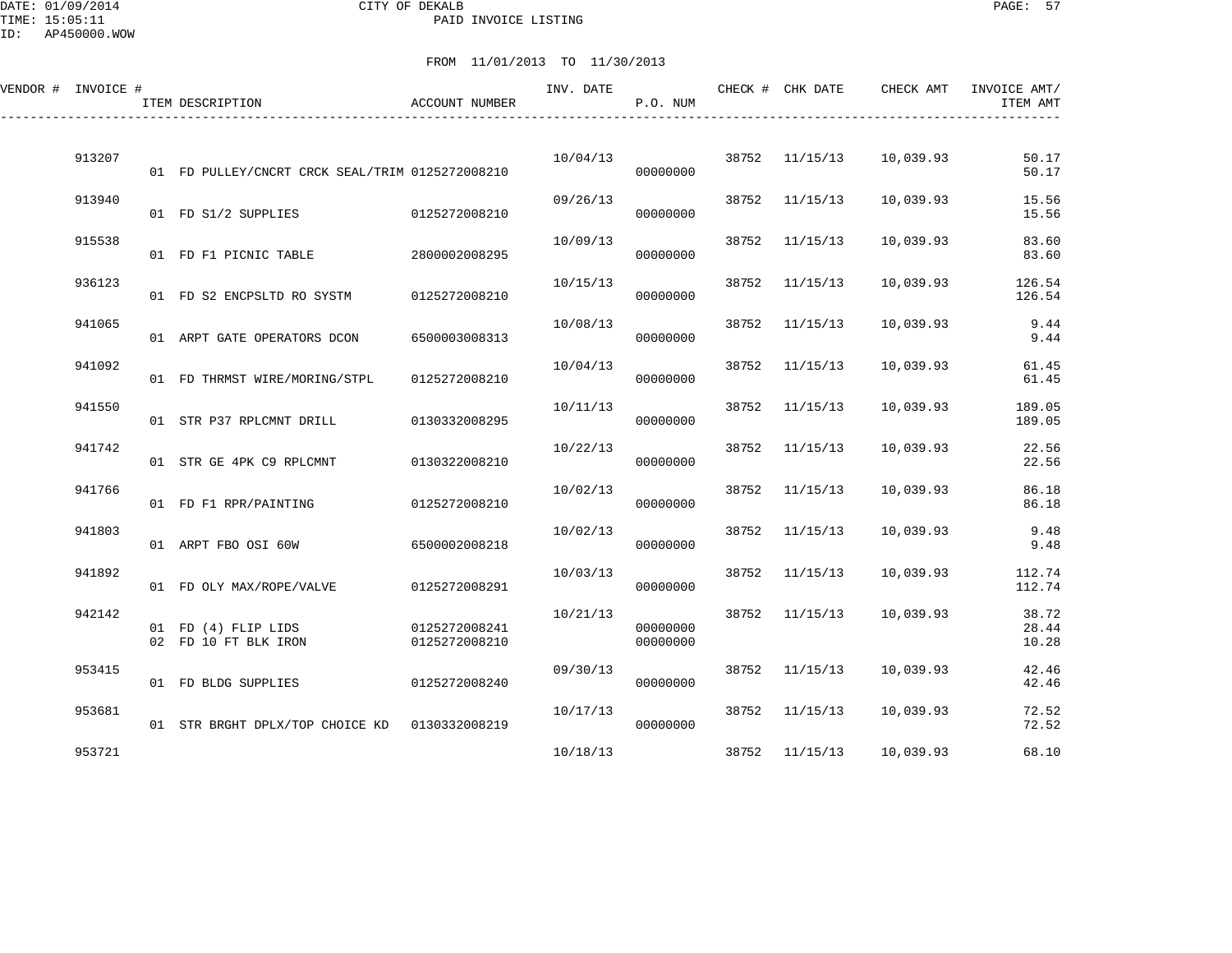DATE: 01/09/2014 CITY OF DEKALB
TIME: 15:05:11 PAID INVOICE LISTING
ID: AP450000.WOW

FROM 11/01/2013 TO 11/30/2013

| VENDOR # | INVOICE # | ITEM DESCRIPTION | ACCOUNT NUMBER | INV. DATE | P.O. NUM | CHECK # | CHK DATE | CHECK AMT | INVOICE AMT/ ITEM AMT |
|---|---|---|---|---|---|---|---|---|---|
| | 913207 | | | 10/04/13 | | 38752 | 11/15/13 | 10,039.93 | 50.17 |
| | | 01 FD PULLEY/CNCRT CRCK SEAL/TRIM | 0125272008210 | | 00000000 | | | | 50.17 |
| | 913940 | | | 09/26/13 | | 38752 | 11/15/13 | 10,039.93 | 15.56 |
| | | 01 FD S1/2 SUPPLIES | 0125272008210 | | 00000000 | | | | 15.56 |
| | 915538 | | | 10/09/13 | | 38752 | 11/15/13 | 10,039.93 | 83.60 |
| | | 01 FD F1 PICNIC TABLE | 2800002008295 | | 00000000 | | | | 83.60 |
| | 936123 | | | 10/15/13 | | 38752 | 11/15/13 | 10,039.93 | 126.54 |
| | | 01 FD S2 ENCPSLTD RO SYSTM | 0125272008210 | | 00000000 | | | | 126.54 |
| | 941065 | | | 10/08/13 | | 38752 | 11/15/13 | 10,039.93 | 9.44 |
| | | 01 ARPT GATE OPERATORS DCON | 6500003008313 | | 00000000 | | | | 9.44 |
| | 941092 | | | 10/04/13 | | 38752 | 11/15/13 | 10,039.93 | 61.45 |
| | | 01 FD THRMST WIRE/MORING/STPL | 0125272008210 | | 00000000 | | | | 61.45 |
| | 941550 | | | 10/11/13 | | 38752 | 11/15/13 | 10,039.93 | 189.05 |
| | | 01 STR P37 RPLCMNT DRILL | 0130332008295 | | 00000000 | | | | 189.05 |
| | 941742 | | | 10/22/13 | | 38752 | 11/15/13 | 10,039.93 | 22.56 |
| | | 01 STR GE 4PK C9 RPLCMNT | 0130322008210 | | 00000000 | | | | 22.56 |
| | 941766 | | | 10/02/13 | | 38752 | 11/15/13 | 10,039.93 | 86.18 |
| | | 01 FD F1 RPR/PAINTING | 0125272008210 | | 00000000 | | | | 86.18 |
| | 941803 | | | 10/02/13 | | 38752 | 11/15/13 | 10,039.93 | 9.48 |
| | | 01 ARPT FBO OSI 60W | 6500002008218 | | 00000000 | | | | 9.48 |
| | 941892 | | | 10/03/13 | | 38752 | 11/15/13 | 10,039.93 | 112.74 |
| | | 01 FD OLY MAX/ROPE/VALVE | 0125272008291 | | 00000000 | | | | 112.74 |
| | 942142 | | | 10/21/13 | | 38752 | 11/15/13 | 10,039.93 | 38.72 |
| | | 01 FD (4) FLIP LIDS | 0125272008241 | | 00000000 | | | | 28.44 |
| | | 02 FD 10 FT BLK IRON | 0125272008210 | | 00000000 | | | | 10.28 |
| | 953415 | | | 09/30/13 | | 38752 | 11/15/13 | 10,039.93 | 42.46 |
| | | 01 FD BLDG SUPPLIES | 0125272008240 | | 00000000 | | | | 42.46 |
| | 953681 | | | 10/17/13 | | 38752 | 11/15/13 | 10,039.93 | 72.52 |
| | | 01 STR BRGHT DPLX/TOP CHOICE KD | 0130332008219 | | 00000000 | | | | 72.52 |
| | 953721 | | | 10/18/13 | | 38752 | 11/15/13 | 10,039.93 | 68.10 |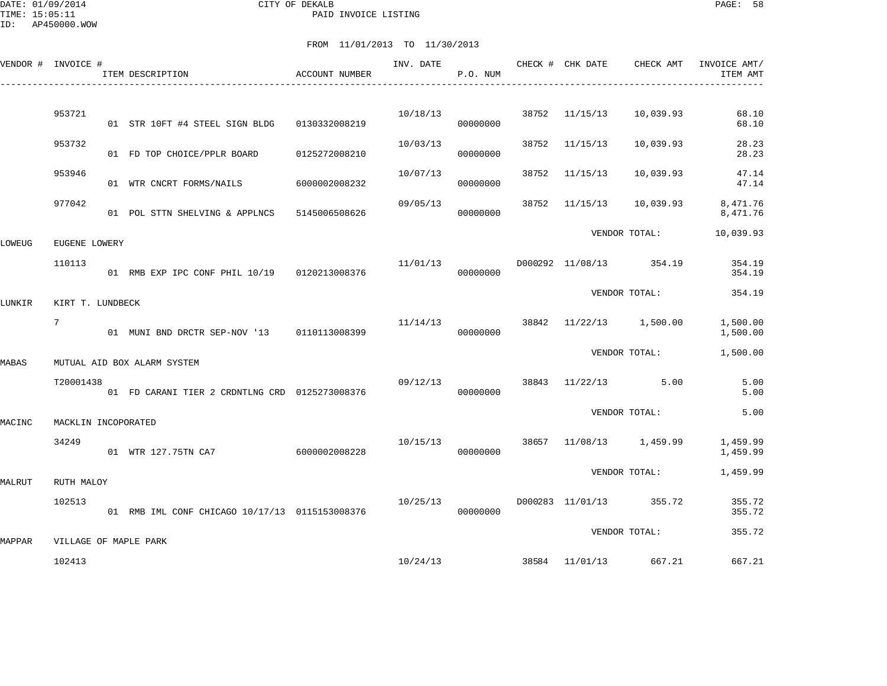CITY OF DEKALB
PAID INVOICE LISTING

DATE: 01/09/2014
TIME: 15:05:11
ID: AP450000.WOW

FROM 11/01/2013 TO 11/30/2013

| VENDOR # | INVOICE # | ITEM DESCRIPTION | ACCOUNT NUMBER | INV. DATE | P.O. NUM | CHECK # | CHK DATE | CHECK AMT | INVOICE AMT/ ITEM AMT |
|---|---|---|---|---|---|---|---|---|---|
| | 953721 | | | 10/18/13 | | 38752 | 11/15/13 | 10,039.93 | 68.10 |
| | | 01 STR 10FT #4 STEEL SIGN BLDG | 0130332008219 | | 00000000 | | | | 68.10 |
| | 953732 | | | 10/03/13 | | 38752 | 11/15/13 | 10,039.93 | 28.23 |
| | | 01 FD TOP CHOICE/PPLR BOARD | 0125272008210 | | 00000000 | | | | 28.23 |
| | 953946 | | | 10/07/13 | | 38752 | 11/15/13 | 10,039.93 | 47.14 |
| | | 01 WTR CNCRT FORMS/NAILS | 6000002008232 | | 00000000 | | | | 47.14 |
| | 977042 | | | 09/05/13 | | 38752 | 11/15/13 | 10,039.93 | 8,471.76 |
| | | 01 POL STTN SHELVING & APPLNCS | 5145006508626 | | 00000000 | | | | 8,471.76 |
| | | | | | | | VENDOR TOTAL: | | 10,039.93 |
| LOWEUG | EUGENE LOWERY | | | | | | | | |
| | 110113 | | | 11/01/13 | | D000292 | 11/08/13 | 354.19 | 354.19 |
| | | 01 RMB EXP IPC CONF PHIL 10/19 | 0120213008376 | | 00000000 | | | | 354.19 |
| | | | | | | | VENDOR TOTAL: | | 354.19 |
| LUNKIR | KIRT T. LUNDBECK | | | | | | | | |
| | 7 | | | 11/14/13 | | 38842 | 11/22/13 | 1,500.00 | 1,500.00 |
| | | 01 MUNI BND DRCTR SEP-NOV '13 | 0110113008399 | | 00000000 | | | | 1,500.00 |
| | | | | | | | VENDOR TOTAL: | | 1,500.00 |
| MABAS | MUTUAL AID BOX ALARM SYSTEM | | | | | | | | |
| | T20001438 | | | 09/12/13 | | 38843 | 11/22/13 | 5.00 | 5.00 |
| | | 01 FD CARANI TIER 2 CRDNTLNG CRD | 0125273008376 | | 00000000 | | | | 5.00 |
| | | | | | | | VENDOR TOTAL: | | 5.00 |
| MACINC | MACKLIN INCOPORATED | | | | | | | | |
| | 34249 | | | 10/15/13 | | 38657 | 11/08/13 | 1,459.99 | 1,459.99 |
| | | 01 WTR 127.75TN CA7 | 6000002008228 | | 00000000 | | | | 1,459.99 |
| | | | | | | | VENDOR TOTAL: | | 1,459.99 |
| MALRUT | RUTH MALOY | | | | | | | | |
| | 102513 | | | 10/25/13 | | D000283 | 11/01/13 | 355.72 | 355.72 |
| | | 01 RMB IML CONF CHICAGO 10/17/13 | 0115153008376 | | 00000000 | | | | 355.72 |
| | | | | | | | VENDOR TOTAL: | | 355.72 |
| MAPPAR | VILLAGE OF MAPLE PARK | | | | | | | | |
| | 102413 | | | 10/24/13 | | 38584 | 11/01/13 | 667.21 | 667.21 |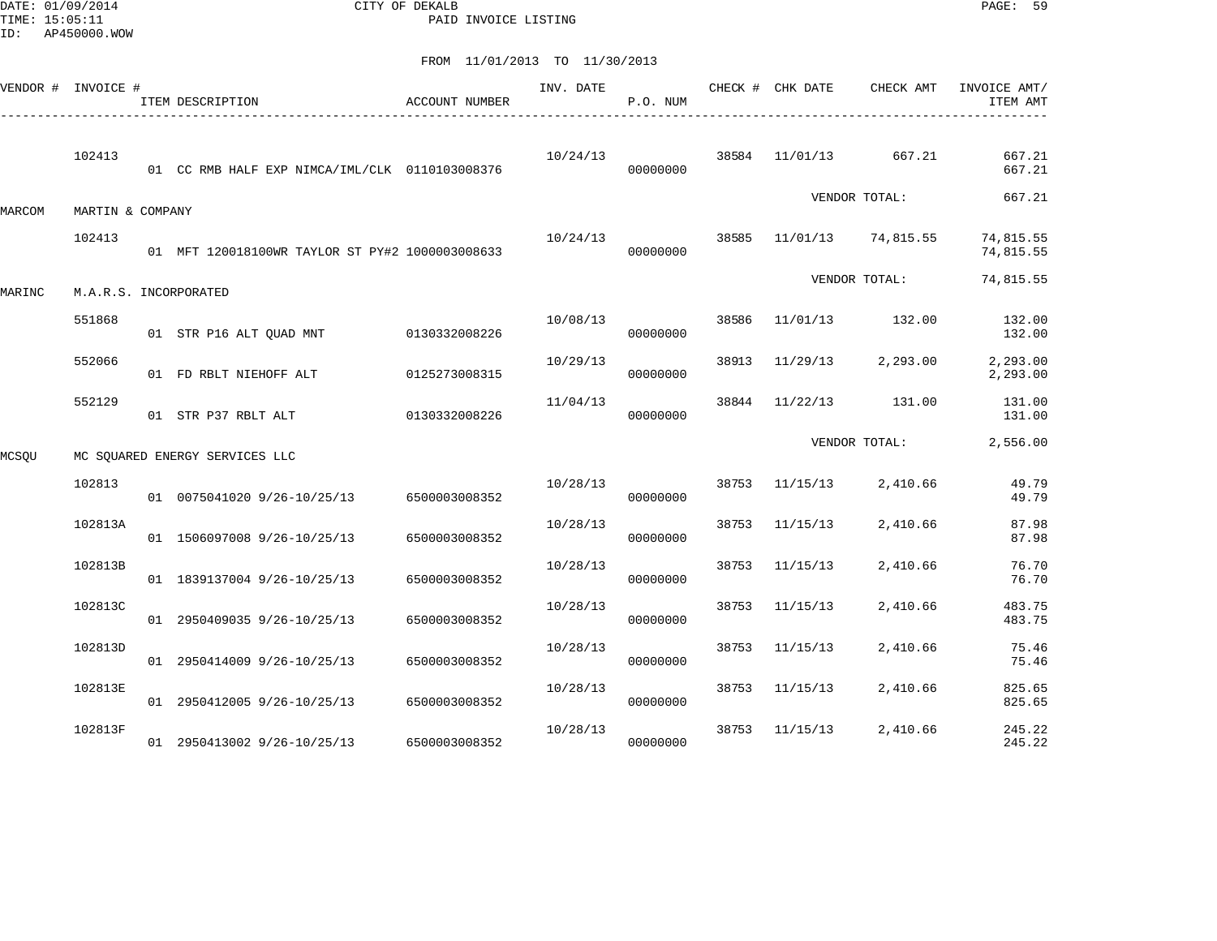DATE: 01/09/2014 CITY OF DEKALB
TIME: 15:05:11 PAID INVOICE LISTING
ID: AP450000.WOW

FROM 11/01/2013 TO 11/30/2013

| VENDOR # | INVOICE # | ITEM DESCRIPTION | ACCOUNT NUMBER | INV. DATE | P.O. NUM | CHECK # | CHK DATE | CHECK AMT | INVOICE AMT/ ITEM AMT |
|---|---|---|---|---|---|---|---|---|---|
| | 102413 | | | 10/24/13 | | 38584 | 11/01/13 | 667.21 | 667.21 |
| | | 01 CC RMB HALF EXP NIMCA/IML/CLK | 0110103008376 | | 00000000 | | | | 667.21 |
| | | | | | | | | VENDOR TOTAL: | 667.21 |
| MARCOM | MARTIN & COMPANY | | | | | | | | |
| | 102413 | | | 10/24/13 | | 38585 | 11/01/13 | 74,815.55 | 74,815.55 |
| | | 01 MFT 120018100WR TAYLOR ST PY#2 | 1000003008633 | | 00000000 | | | | 74,815.55 |
| | | | | | | | | VENDOR TOTAL: | 74,815.55 |
| MARINC | M.A.R.S. INCORPORATED | | | | | | | | |
| | 551868 | | | 10/08/13 | | 38586 | 11/01/13 | 132.00 | 132.00 |
| | | 01 STR P16 ALT QUAD MNT | 0130332008226 | | 00000000 | | | | 132.00 |
| | 552066 | | | 10/29/13 | | 38913 | 11/29/13 | 2,293.00 | 2,293.00 |
| | | 01 FD RBLT NIEHOFF ALT | 0125273008315 | | 00000000 | | | | 2,293.00 |
| | 552129 | | | 11/04/13 | | 38844 | 11/22/13 | 131.00 | 131.00 |
| | | 01 STR P37 RBLT ALT | 0130332008226 | | 00000000 | | | | 131.00 |
| | | | | | | | | VENDOR TOTAL: | 2,556.00 |
| MCSQU | MC SQUARED ENERGY SERVICES LLC | | | | | | | | |
| | 102813 | | | 10/28/13 | | 38753 | 11/15/13 | 2,410.66 | 49.79 |
| | | 01 0075041020 9/26-10/25/13 | 6500003008352 | | 00000000 | | | | 49.79 |
| | 102813A | | | 10/28/13 | | 38753 | 11/15/13 | 2,410.66 | 87.98 |
| | | 01 1506097008 9/26-10/25/13 | 6500003008352 | | 00000000 | | | | 87.98 |
| | 102813B | | | 10/28/13 | | 38753 | 11/15/13 | 2,410.66 | 76.70 |
| | | 01 1839137004 9/26-10/25/13 | 6500003008352 | | 00000000 | | | | 76.70 |
| | 102813C | | | 10/28/13 | | 38753 | 11/15/13 | 2,410.66 | 483.75 |
| | | 01 2950409035 9/26-10/25/13 | 6500003008352 | | 00000000 | | | | 483.75 |
| | 102813D | | | 10/28/13 | | 38753 | 11/15/13 | 2,410.66 | 75.46 |
| | | 01 2950414009 9/26-10/25/13 | 6500003008352 | | 00000000 | | | | 75.46 |
| | 102813E | | | 10/28/13 | | 38753 | 11/15/13 | 2,410.66 | 825.65 |
| | | 01 2950412005 9/26-10/25/13 | 6500003008352 | | 00000000 | | | | 825.65 |
| | 102813F | | | 10/28/13 | | 38753 | 11/15/13 | 2,410.66 | 245.22 |
| | | 01 2950413002 9/26-10/25/13 | 6500003008352 | | 00000000 | | | | 245.22 |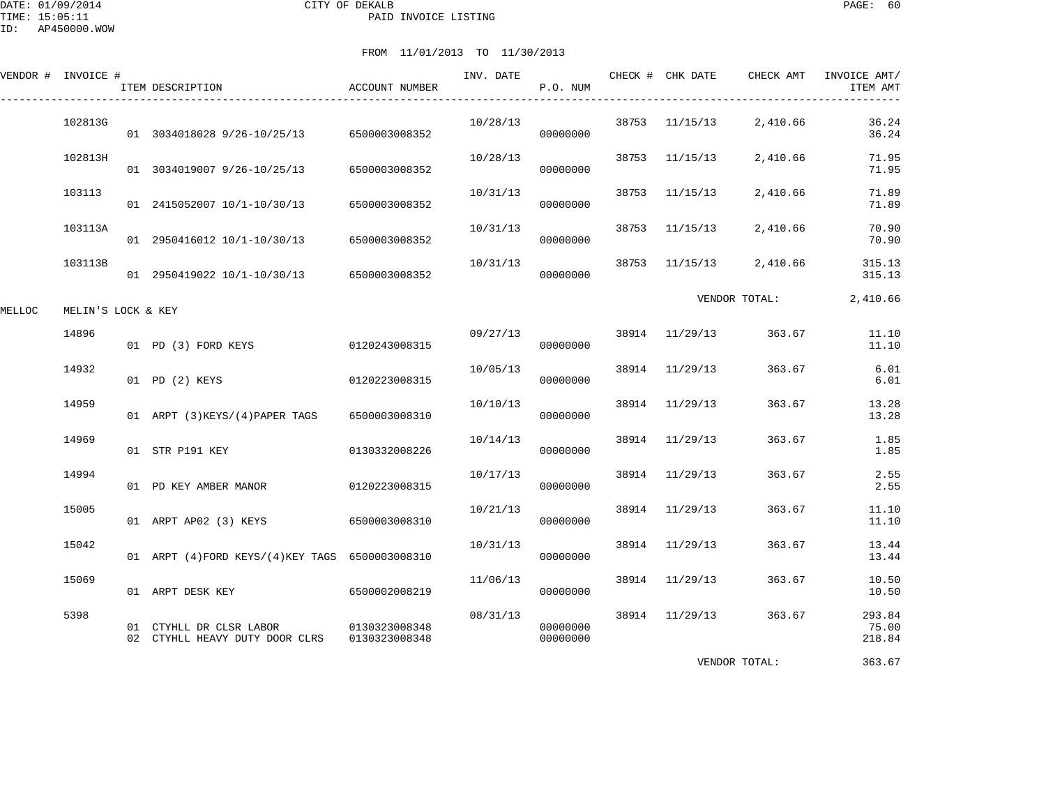DATE: 01/09/2014 CITY OF DEKALB
TIME: 15:05:11 PAID INVOICE LISTING
ID: AP450000.WOW

FROM 11/01/2013 TO 11/30/2013

| VENDOR # | INVOICE # | ITEM DESCRIPTION | ACCOUNT NUMBER | INV. DATE | P.O. NUM | CHECK # | CHK DATE | CHECK AMT | INVOICE AMT/ ITEM AMT |
|---|---|---|---|---|---|---|---|---|---|
| | 102813G | | | 10/28/13 | | 38753 | 11/15/13 | 2,410.66 | 36.24 |
| | | 01 3034018028 9/26-10/25/13 | 6500003008352 | | 00000000 | | | | 36.24 |
| | 102813H | | | 10/28/13 | | 38753 | 11/15/13 | 2,410.66 | 71.95 |
| | | 01 3034019007 9/26-10/25/13 | 6500003008352 | | 00000000 | | | | 71.95 |
| | 103113 | | | 10/31/13 | | 38753 | 11/15/13 | 2,410.66 | 71.89 |
| | | 01 2415052007 10/1-10/30/13 | 6500003008352 | | 00000000 | | | | 71.89 |
| | 103113A | | | 10/31/13 | | 38753 | 11/15/13 | 2,410.66 | 70.90 |
| | | 01 2950416012 10/1-10/30/13 | 6500003008352 | | 00000000 | | | | 70.90 |
| | 103113B | | | 10/31/13 | | 38753 | 11/15/13 | 2,410.66 | 315.13 |
| | | 01 2950419022 10/1-10/30/13 | 6500003008352 | | 00000000 | | | | 315.13 |
| | | | | | | | VENDOR TOTAL: | | 2,410.66 |
| MELLOC | MELIN'S LOCK & KEY | | | | | | | | |
| | 14896 | | | 09/27/13 | | 38914 | 11/29/13 | 363.67 | 11.10 |
| | | 01 PD (3) FORD KEYS | 0120243008315 | | 00000000 | | | | 11.10 |
| | 14932 | | | 10/05/13 | | 38914 | 11/29/13 | 363.67 | 6.01 |
| | | 01 PD (2) KEYS | 0120223008315 | | 00000000 | | | | 6.01 |
| | 14959 | | | 10/10/13 | | 38914 | 11/29/13 | 363.67 | 13.28 |
| | | 01 ARPT (3)KEYS/(4)PAPER TAGS | 6500003008310 | | 00000000 | | | | 13.28 |
| | 14969 | | | 10/14/13 | | 38914 | 11/29/13 | 363.67 | 1.85 |
| | | 01 STR P191 KEY | 0130332008226 | | 00000000 | | | | 1.85 |
| | 14994 | | | 10/17/13 | | 38914 | 11/29/13 | 363.67 | 2.55 |
| | | 01 PD KEY AMBER MANOR | 0120223008315 | | 00000000 | | | | 2.55 |
| | 15005 | | | 10/21/13 | | 38914 | 11/29/13 | 363.67 | 11.10 |
| | | 01 ARPT AP02 (3) KEYS | 6500003008310 | | 00000000 | | | | 11.10 |
| | 15042 | | | 10/31/13 | | 38914 | 11/29/13 | 363.67 | 13.44 |
| | | 01 ARPT (4)FORD KEYS/(4)KEY TAGS | 6500003008310 | | 00000000 | | | | 13.44 |
| | 15069 | | | 11/06/13 | | 38914 | 11/29/13 | 363.67 | 10.50 |
| | | 01 ARPT DESK KEY | 6500002008219 | | 00000000 | | | | 10.50 |
| | 5398 | | | 08/31/13 | | 38914 | 11/29/13 | 363.67 | 293.84 |
| | | 01 CTYHLL DR CLSR LABOR | 0130323008348 | | 00000000 | | | | 75.00 |
| | | 02 CTYHLL HEAVY DUTY DOOR CLRS | 0130323008348 | | 00000000 | | | | 218.84 |
| | | | | | | | VENDOR TOTAL: | | 363.67 |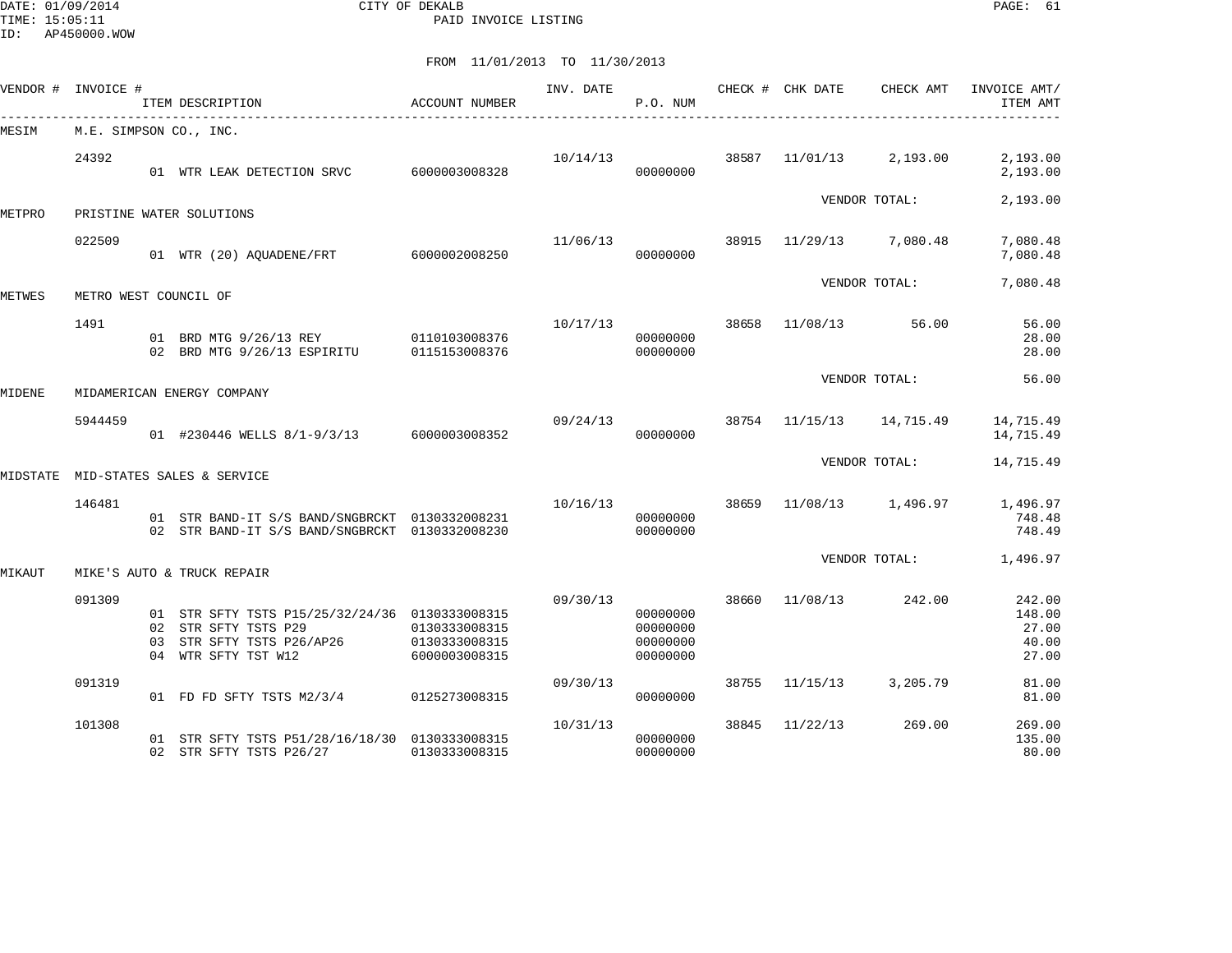CITY OF DEKALB
PAID INVOICE LISTING

DATE: 01/09/2014
TIME: 15:05:11
ID: AP450000.WOW

FROM 11/01/2013 TO 11/30/2013

| VENDOR # | INVOICE # | ITEM DESCRIPTION | ACCOUNT NUMBER | INV. DATE | P.O. NUM | CHECK # | CHK DATE | CHECK AMT | INVOICE AMT/ ITEM AMT |
|---|---|---|---|---|---|---|---|---|---|
| MESIM | M.E. SIMPSON CO., INC. | | | | | | | | |
| | 24392 | | | 10/14/13 | | 38587 | 11/01/13 | 2,193.00 | 2,193.00 |
| | | 01 WTR LEAK DETECTION SRVC | 6000003008328 | | 00000000 | | | | 2,193.00 |
| | | | | | | | | VENDOR TOTAL: | 2,193.00 |
| METPRO | PRISTINE WATER SOLUTIONS | | | | | | | | |
| | 022509 | | | 11/06/13 | | 38915 | 11/29/13 | 7,080.48 | 7,080.48 |
| | | 01 WTR (20) AQUADENE/FRT | 6000002008250 | | 00000000 | | | | 7,080.48 |
| | | | | | | | | VENDOR TOTAL: | 7,080.48 |
| METWES | METRO WEST COUNCIL OF | | | | | | | | |
| | 1491 | | | 10/17/13 | | 38658 | 11/08/13 | 56.00 | 56.00 |
| | | 01 BRD MTG 9/26/13 REY | 0110103008376 | | 00000000 | | | | 28.00 |
| | | 02 BRD MTG 9/26/13 ESPIRITU | 0115153008376 | | 00000000 | | | | 28.00 |
| | | | | | | | | VENDOR TOTAL: | 56.00 |
| MIDENE | MIDAMERICAN ENERGY COMPANY | | | | | | | | |
| | 5944459 | | | 09/24/13 | | 38754 | 11/15/13 | 14,715.49 | 14,715.49 |
| | | 01 #230446 WELLS 8/1-9/3/13 | 6000003008352 | | 00000000 | | | | 14,715.49 |
| | | | | | | | | VENDOR TOTAL: | 14,715.49 |
| MIDSTATE | MID-STATES SALES & SERVICE | | | | | | | | |
| | 146481 | | | 10/16/13 | | 38659 | 11/08/13 | 1,496.97 | 1,496.97 |
| | | 01 STR BAND-IT S/S BAND/SNGBRCKT | 0130332008231 | | 00000000 | | | | 748.48 |
| | | 02 STR BAND-IT S/S BAND/SNGBRCKT | 0130332008230 | | 00000000 | | | | 748.49 |
| | | | | | | | | VENDOR TOTAL: | 1,496.97 |
| MIKAUT | MIKE'S AUTO & TRUCK REPAIR | | | | | | | | |
| | 091309 | | | 09/30/13 | | 38660 | 11/08/13 | 242.00 | 242.00 |
| | | 01 STR SFTY TSTS P15/25/32/24/36 | 0130333008315 | | 00000000 | | | | 148.00 |
| | | 02 STR SFTY TSTS P29 | 0130333008315 | | 00000000 | | | | 27.00 |
| | | 03 STR SFTY TSTS P26/AP26 | 0130333008315 | | 00000000 | | | | 40.00 |
| | | 04 WTR SFTY TST W12 | 6000003008315 | | 00000000 | | | | 27.00 |
| | 091319 | | | 09/30/13 | | 38755 | 11/15/13 | 3,205.79 | 81.00 |
| | | 01 FD FD SFTY TSTS M2/3/4 | 0125273008315 | | 00000000 | | | | 81.00 |
| | 101308 | | | 10/31/13 | | 38845 | 11/22/13 | 269.00 | 269.00 |
| | | 01 STR SFTY TSTS P51/28/16/18/30 | 0130333008315 | | 00000000 | | | | 135.00 |
| | | 02 STR SFTY TSTS P26/27 | 0130333008315 | | 00000000 | | | | 80.00 |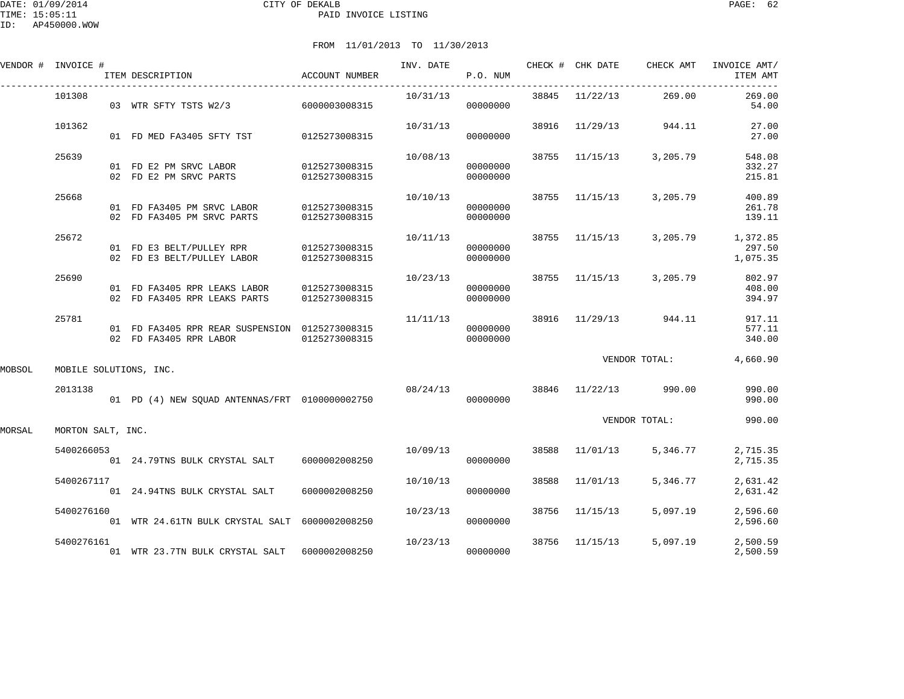CITY OF DEKALB

PAID INVOICE LISTING

DATE: 01/09/2014
TIME: 15:05:11
ID: AP450000.WOW

FROM 11/01/2013 TO 11/30/2013

| VENDOR # | INVOICE # | ITEM DESCRIPTION | ACCOUNT NUMBER | INV. DATE | P.O. NUM | CHECK # | CHK DATE | CHECK AMT | INVOICE AMT/ ITEM AMT |
|---|---|---|---|---|---|---|---|---|---|
| | 101308 | | | 10/31/13 | | 38845 | 11/22/13 | 269.00 | 269.00 |
| | | 03 WTR SFTY TSTS W2/3 | 6000003008315 | | 00000000 | | | | 54.00 |
| | 101362 | | | 10/31/13 | | 38916 | 11/29/13 | 944.11 | 27.00 |
| | | 01 FD MED FA3405 SFTY TST | 0125273008315 | | 00000000 | | | | 27.00 |
| | 25639 | | | 10/08/13 | | 38755 | 11/15/13 | 3,205.79 | 548.08 |
| | | 01 FD E2 PM SRVC LABOR | 0125273008315 | | 00000000 | | | | 332.27 |
| | | 02 FD E2 PM SRVC PARTS | 0125273008315 | | 00000000 | | | | 215.81 |
| | 25668 | | | 10/10/13 | | 38755 | 11/15/13 | 3,205.79 | 400.89 |
| | | 01 FD FA3405 PM SRVC LABOR | 0125273008315 | | 00000000 | | | | 261.78 |
| | | 02 FD FA3405 PM SRVC PARTS | 0125273008315 | | 00000000 | | | | 139.11 |
| | 25672 | | | 10/11/13 | | 38755 | 11/15/13 | 3,205.79 | 1,372.85 |
| | | 01 FD E3 BELT/PULLEY RPR | 0125273008315 | | 00000000 | | | | 297.50 |
| | | 02 FD E3 BELT/PULLEY LABOR | 0125273008315 | | 00000000 | | | | 1,075.35 |
| | 25690 | | | 10/23/13 | | 38755 | 11/15/13 | 3,205.79 | 802.97 |
| | | 01 FD FA3405 RPR LEAKS LABOR | 0125273008315 | | 00000000 | | | | 408.00 |
| | | 02 FD FA3405 RPR LEAKS PARTS | 0125273008315 | | 00000000 | | | | 394.97 |
| | 25781 | | | 11/11/13 | | 38916 | 11/29/13 | 944.11 | 917.11 |
| | | 01 FD FA3405 RPR REAR SUSPENSION | 0125273008315 | | 00000000 | | | | 577.11 |
| | | 02 FD FA3405 RPR LABOR | 0125273008315 | | 00000000 | | | | 340.00 |
| | | | | | | | | VENDOR TOTAL: | 4,660.90 |
| MOBSOL | MOBILE SOLUTIONS, INC. | | | | | | | | |
| | 2013138 | | | 08/24/13 | | 38846 | 11/22/13 | 990.00 | 990.00 |
| | | 01 PD (4) NEW SQUAD ANTENNAS/FRT | 0100000002750 | | 00000000 | | | | 990.00 |
| | | | | | | | | VENDOR TOTAL: | 990.00 |
| MORSAL | MORTON SALT, INC. | | | | | | | | |
| | 5400266053 | | | 10/09/13 | | 38588 | 11/01/13 | 5,346.77 | 2,715.35 |
| | | 01 24.79TNS BULK CRYSTAL SALT | 6000002008250 | | 00000000 | | | | 2,715.35 |
| | 5400267117 | | | 10/10/13 | | 38588 | 11/01/13 | 5,346.77 | 2,631.42 |
| | | 01 24.94TNS BULK CRYSTAL SALT | 6000002008250 | | 00000000 | | | | 2,631.42 |
| | 5400276160 | | | 10/23/13 | | 38756 | 11/15/13 | 5,097.19 | 2,596.60 |
| | | 01 WTR 24.61TN BULK CRYSTAL SALT | 6000002008250 | | 00000000 | | | | 2,596.60 |
| | 5400276161 | | | 10/23/13 | | 38756 | 11/15/13 | 5,097.19 | 2,500.59 |
| | | 01 WTR 23.7TN BULK CRYSTAL SALT | 6000002008250 | | 00000000 | | | | 2,500.59 |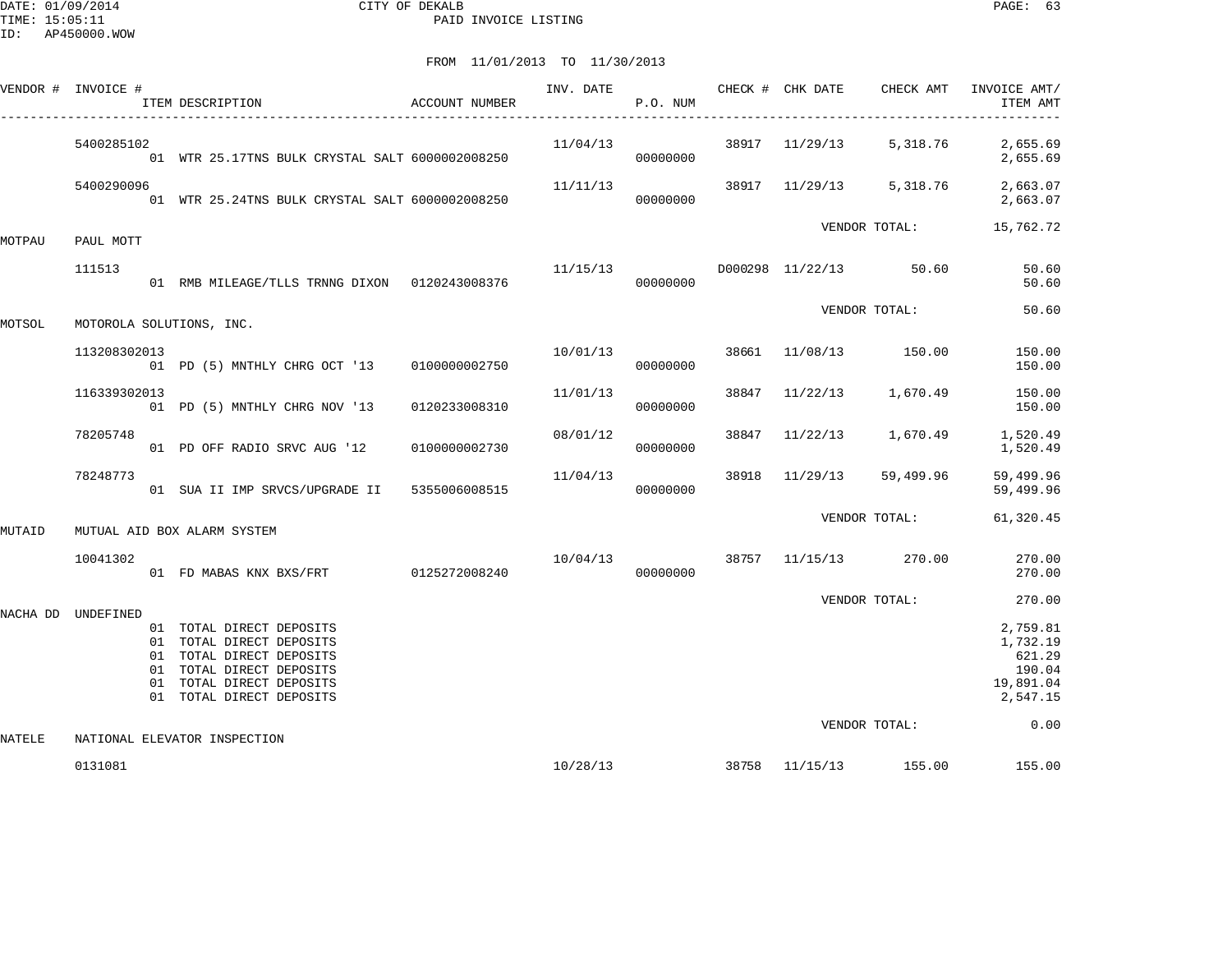DATE: 01/09/2014 CITY OF DEKALB
TIME: 15:05:11 PAID INVOICE LISTING
ID: AP450000.WOW

FROM 11/01/2013 TO 11/30/2013

| VENDOR # | INVOICE # | ITEM DESCRIPTION | ACCOUNT NUMBER | INV. DATE | P.O. NUM | CHECK # | CHK DATE | CHECK AMT | INVOICE AMT/ ITEM AMT |
|---|---|---|---|---|---|---|---|---|---|
| | 5400285102 | | | 11/04/13 | | 38917 | 11/29/13 | 5,318.76 | 2,655.69 |
| | | 01 WTR 25.17TNS BULK CRYSTAL SALT | 6000002008250 | | 00000000 | | | | 2,655.69 |
| | 5400290096 | | | 11/11/13 | | 38917 | 11/29/13 | 5,318.76 | 2,663.07 |
| | | 01 WTR 25.24TNS BULK CRYSTAL SALT | 6000002008250 | | 00000000 | | | | 2,663.07 |
| | | | | | | | VENDOR TOTAL: | | 15,762.72 |
| MOTPAU | PAUL MOTT | | | | | | | | |
| | 111513 | | | 11/15/13 | | D000298 | 11/22/13 | 50.60 | 50.60 |
| | | 01 RMB MILEAGE/TLLS TRNNG DIXON | 0120243008376 | | 00000000 | | | | 50.60 |
| | | | | | | | VENDOR TOTAL: | | 50.60 |
| MOTSOL | MOTOROLA SOLUTIONS, INC. | | | | | | | | |
| | 113208302013 | | | 10/01/13 | | 38661 | 11/08/13 | 150.00 | 150.00 |
| | | 01 PD (5) MNTHLY CHRG OCT '13 | 0100000002750 | | 00000000 | | | | 150.00 |
| | 116339302013 | | | 11/01/13 | | 38847 | 11/22/13 | 1,670.49 | 150.00 |
| | | 01 PD (5) MNTHLY CHRG NOV '13 | 0120233008310 | | 00000000 | | | | 150.00 |
| | 78205748 | | | 08/01/12 | | 38847 | 11/22/13 | 1,670.49 | 1,520.49 |
| | | 01 PD OFF RADIO SRVC AUG '12 | 0100000002730 | | 00000000 | | | | 1,520.49 |
| | 78248773 | | | 11/04/13 | | 38918 | 11/29/13 | 59,499.96 | 59,499.96 |
| | | 01 SUA II IMP SRVCS/UPGRADE II | 5355006008515 | | 00000000 | | | | 59,499.96 |
| | | | | | | | VENDOR TOTAL: | | 61,320.45 |
| MUTAID | MUTUAL AID BOX ALARM SYSTEM | | | | | | | | |
| | 10041302 | | | 10/04/13 | | 38757 | 11/15/13 | 270.00 | 270.00 |
| | | 01 FD MABAS KNX BXS/FRT | 0125272008240 | | 00000000 | | | | 270.00 |
| | | | | | | | VENDOR TOTAL: | | 270.00 |
| NACHA DD | UNDEFINED | | | | | | | | |
| | | 01 TOTAL DIRECT DEPOSITS | | | | | | | 2,759.81 |
| | | 01 TOTAL DIRECT DEPOSITS | | | | | | | 1,732.19 |
| | | 01 TOTAL DIRECT DEPOSITS | | | | | | | 621.29 |
| | | 01 TOTAL DIRECT DEPOSITS | | | | | | | 190.04 |
| | | 01 TOTAL DIRECT DEPOSITS | | | | | | | 19,891.04 |
| | | 01 TOTAL DIRECT DEPOSITS | | | | | | | 2,547.15 |
| | | | | | | | VENDOR TOTAL: | | 0.00 |
| NATELE | NATIONAL ELEVATOR INSPECTION | | | | | | | | |
| | 0131081 | | | 10/28/13 | | 38758 | 11/15/13 | 155.00 | 155.00 |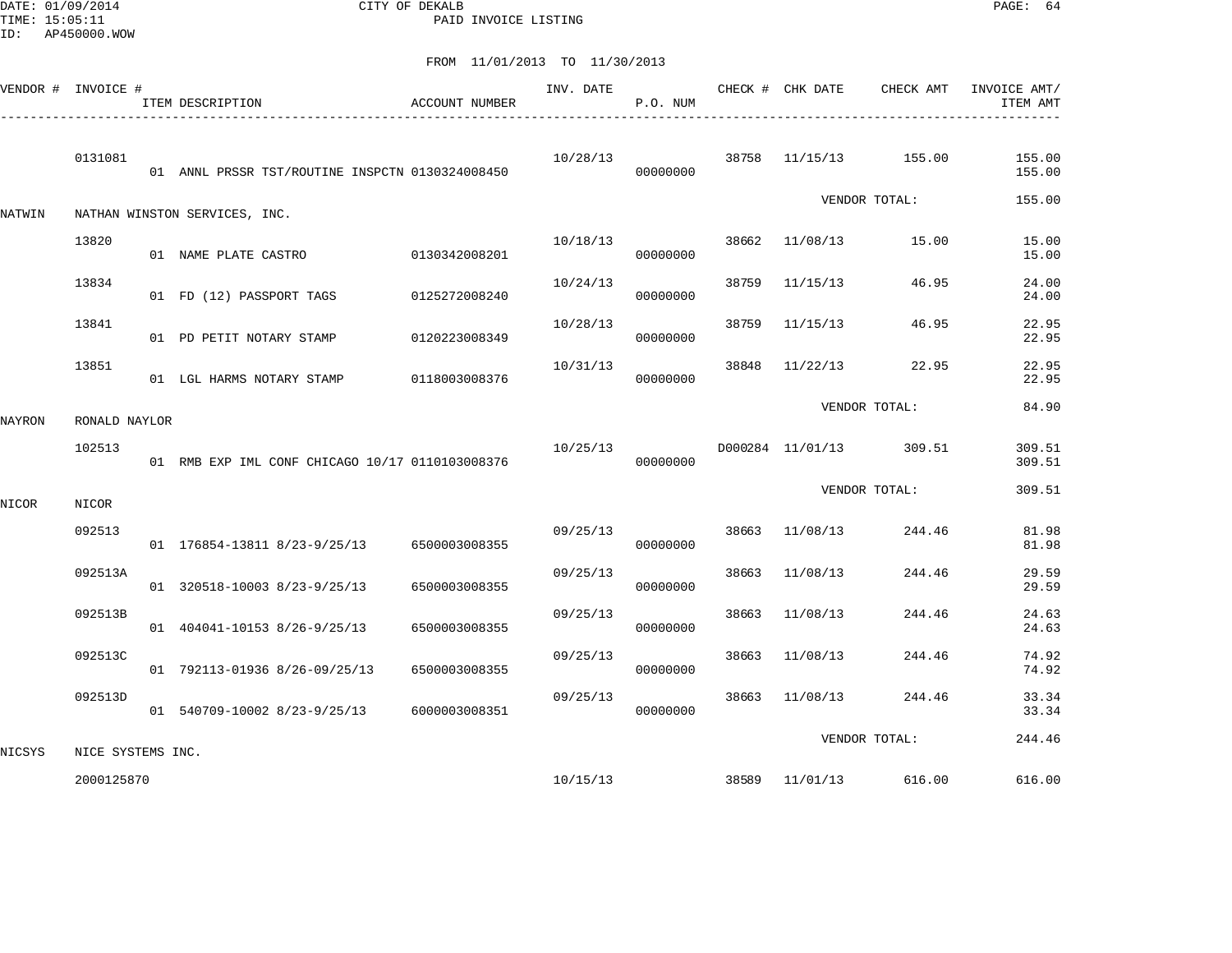CITY OF DEKALB
PAID INVOICE LISTING

FROM 11/01/2013 TO 11/30/2013

| VENDOR # | INVOICE # | ITEM DESCRIPTION | ACCOUNT NUMBER | INV. DATE | P.O. NUM | CHECK # | CHK DATE | CHECK AMT | INVOICE AMT/ ITEM AMT |
|---|---|---|---|---|---|---|---|---|---|
| | 0131081 | | | 10/28/13 | | 38758 | 11/15/13 | 155.00 | 155.00 |
| | | 01 ANNL PRSSR TST/ROUTINE INSPCTN | 0130324008450 | | 00000000 | | | | 155.00 |
| | | | | | | | VENDOR TOTAL: | | 155.00 |
| NATWIN | NATHAN WINSTON SERVICES, INC. | | | | | | | | |
| | 13820 | | | 10/18/13 | | 38662 | 11/08/13 | 15.00 | 15.00 |
| | | 01 NAME PLATE CASTRO | 0130342008201 | | 00000000 | | | | 15.00 |
| | 13834 | | | 10/24/13 | | 38759 | 11/15/13 | 46.95 | 24.00 |
| | | 01 FD (12) PASSPORT TAGS | 0125272008240 | | 00000000 | | | | 24.00 |
| | 13841 | | | 10/28/13 | | 38759 | 11/15/13 | 46.95 | 22.95 |
| | | 01 PD PETIT NOTARY STAMP | 0120223008349 | | 00000000 | | | | 22.95 |
| | 13851 | | | 10/31/13 | | 38848 | 11/22/13 | 22.95 | 22.95 |
| | | 01 LGL HARMS NOTARY STAMP | 0118003008376 | | 00000000 | | | | 22.95 |
| | | | | | | | VENDOR TOTAL: | | 84.90 |
| NAYRON | RONALD NAYLOR | | | | | | | | |
| | 102513 | | | 10/25/13 | | D000284 | 11/01/13 | 309.51 | 309.51 |
| | | 01 RMB EXP IML CONF CHICAGO 10/17 | 0110103008376 | | 00000000 | | | | 309.51 |
| | | | | | | | VENDOR TOTAL: | | 309.51 |
| NICOR | NICOR | | | | | | | | |
| | 092513 | | | 09/25/13 | | 38663 | 11/08/13 | 244.46 | 81.98 |
| | | 01 176854-13811 8/23-9/25/13 | 6500003008355 | | 00000000 | | | | 81.98 |
| | 092513A | | | 09/25/13 | | 38663 | 11/08/13 | 244.46 | 29.59 |
| | | 01 320518-10003 8/23-9/25/13 | 6500003008355 | | 00000000 | | | | 29.59 |
| | 092513B | | | 09/25/13 | | 38663 | 11/08/13 | 244.46 | 24.63 |
| | | 01 404041-10153 8/26-9/25/13 | 6500003008355 | | 00000000 | | | | 24.63 |
| | 092513C | | | 09/25/13 | | 38663 | 11/08/13 | 244.46 | 74.92 |
| | | 01 792113-01936 8/26-09/25/13 | 6500003008355 | | 00000000 | | | | 74.92 |
| | 092513D | | | 09/25/13 | | 38663 | 11/08/13 | 244.46 | 33.34 |
| | | 01 540709-10002 8/23-9/25/13 | 6000003008351 | | 00000000 | | | | 33.34 |
| | | | | | | | VENDOR TOTAL: | | 244.46 |
| NICSYS | NICE SYSTEMS INC. | | | | | | | | |
| | 2000125870 | | | 10/15/13 | | 38589 | 11/01/13 | 616.00 | 616.00 |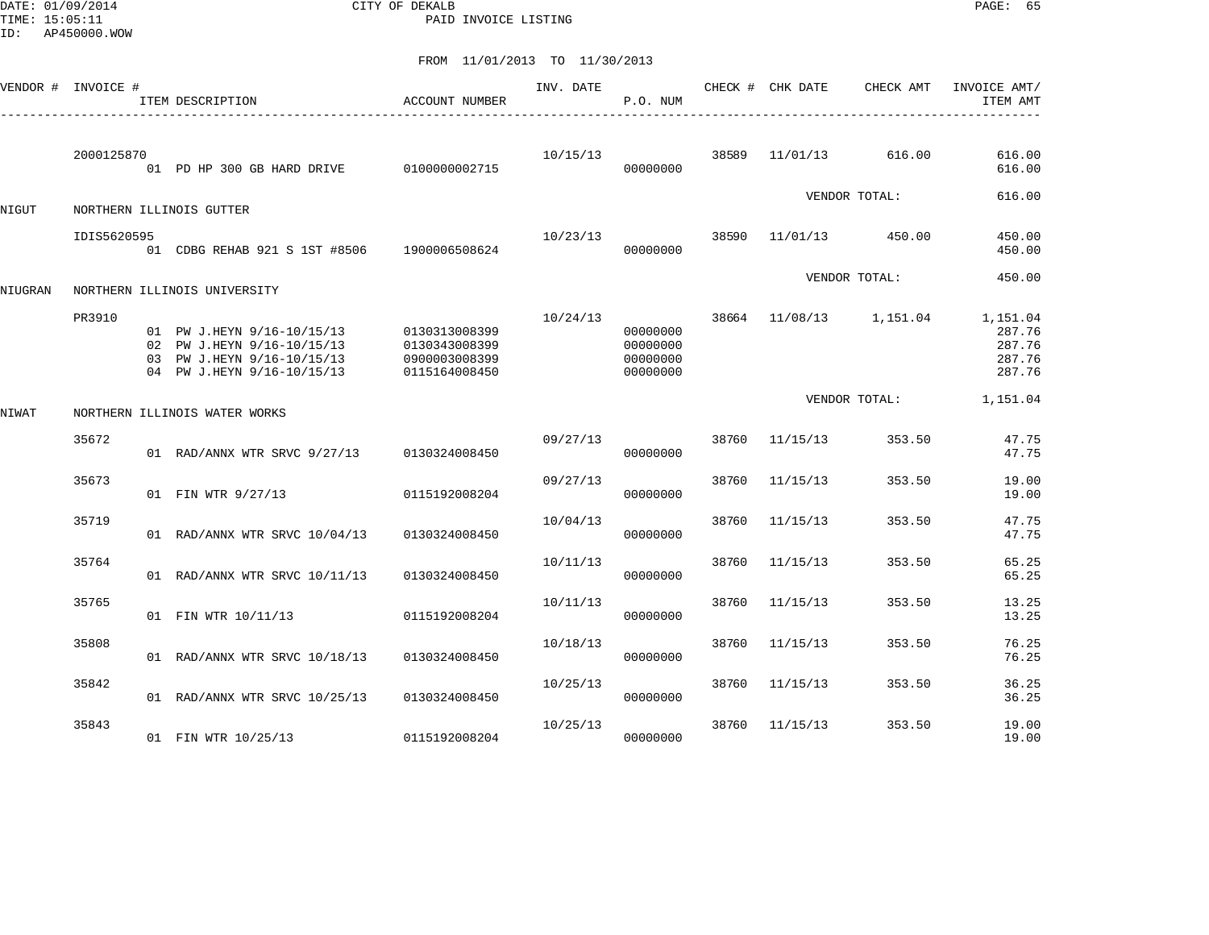CITY OF DEKALB

PAID INVOICE LISTING

FROM 11/01/2013 TO 11/30/2013

| VENDOR # | INVOICE # | ITEM DESCRIPTION | ACCOUNT NUMBER | INV. DATE | P.O. NUM | CHECK # | CHK DATE | CHECK AMT | INVOICE AMT/ ITEM AMT |
|---|---|---|---|---|---|---|---|---|---|
| | 2000125870 | | | 10/15/13 | | 38589 | 11/01/13 | 616.00 | 616.00 |
| | | 01 PD HP 300 GB HARD DRIVE | 0100000002715 | | 00000000 | | | | 616.00 |
| | | | | | | | | VENDOR TOTAL: | 616.00 |
| NIGUT | NORTHERN ILLINOIS GUTTER | | | | | | | | |
| | IDIS5620595 | | | 10/23/13 | | 38590 | 11/01/13 | 450.00 | 450.00 |
| | | 01 CDBG REHAB 921 S 1ST #8506 | 1900006508624 | | 00000000 | | | | 450.00 |
| | | | | | | | | VENDOR TOTAL: | 450.00 |
| NIUGRAN | NORTHERN ILLINOIS UNIVERSITY | | | | | | | | |
| | PR3910 | | | 10/24/13 | | 38664 | 11/08/13 | 1,151.04 | 1,151.04 |
| | | 01 PW J.HEYN 9/16-10/15/13 | 0130313008399 | | 00000000 | | | | 287.76 |
| | | 02 PW J.HEYN 9/16-10/15/13 | 0130343008399 | | 00000000 | | | | 287.76 |
| | | 03 PW J.HEYN 9/16-10/15/13 | 0900003008399 | | 00000000 | | | | 287.76 |
| | | 04 PW J.HEYN 9/16-10/15/13 | 0115164008450 | | 00000000 | | | | 287.76 |
| | | | | | | | | VENDOR TOTAL: | 1,151.04 |
| NIWAT | NORTHERN ILLINOIS WATER WORKS | | | | | | | | |
| | 35672 | | | 09/27/13 | | 38760 | 11/15/13 | 353.50 | 47.75 |
| | | 01 RAD/ANNX WTR SRVC 9/27/13 | 0130324008450 | | 00000000 | | | | 47.75 |
| | 35673 | | | 09/27/13 | | 38760 | 11/15/13 | 353.50 | 19.00 |
| | | 01 FIN WTR 9/27/13 | 0115192008204 | | 00000000 | | | | 19.00 |
| | 35719 | | | 10/04/13 | | 38760 | 11/15/13 | 353.50 | 47.75 |
| | | 01 RAD/ANNX WTR SRVC 10/04/13 | 0130324008450 | | 00000000 | | | | 47.75 |
| | 35764 | | | 10/11/13 | | 38760 | 11/15/13 | 353.50 | 65.25 |
| | | 01 RAD/ANNX WTR SRVC 10/11/13 | 0130324008450 | | 00000000 | | | | 65.25 |
| | 35765 | | | 10/11/13 | | 38760 | 11/15/13 | 353.50 | 13.25 |
| | | 01 FIN WTR 10/11/13 | 0115192008204 | | 00000000 | | | | 13.25 |
| | 35808 | | | 10/18/13 | | 38760 | 11/15/13 | 353.50 | 76.25 |
| | | 01 RAD/ANNX WTR SRVC 10/18/13 | 0130324008450 | | 00000000 | | | | 76.25 |
| | 35842 | | | 10/25/13 | | 38760 | 11/15/13 | 353.50 | 36.25 |
| | | 01 RAD/ANNX WTR SRVC 10/25/13 | 0130324008450 | | 00000000 | | | | 36.25 |
| | 35843 | | | 10/25/13 | | 38760 | 11/15/13 | 353.50 | 19.00 |
| | | 01 FIN WTR 10/25/13 | 0115192008204 | | 00000000 | | | | 19.00 |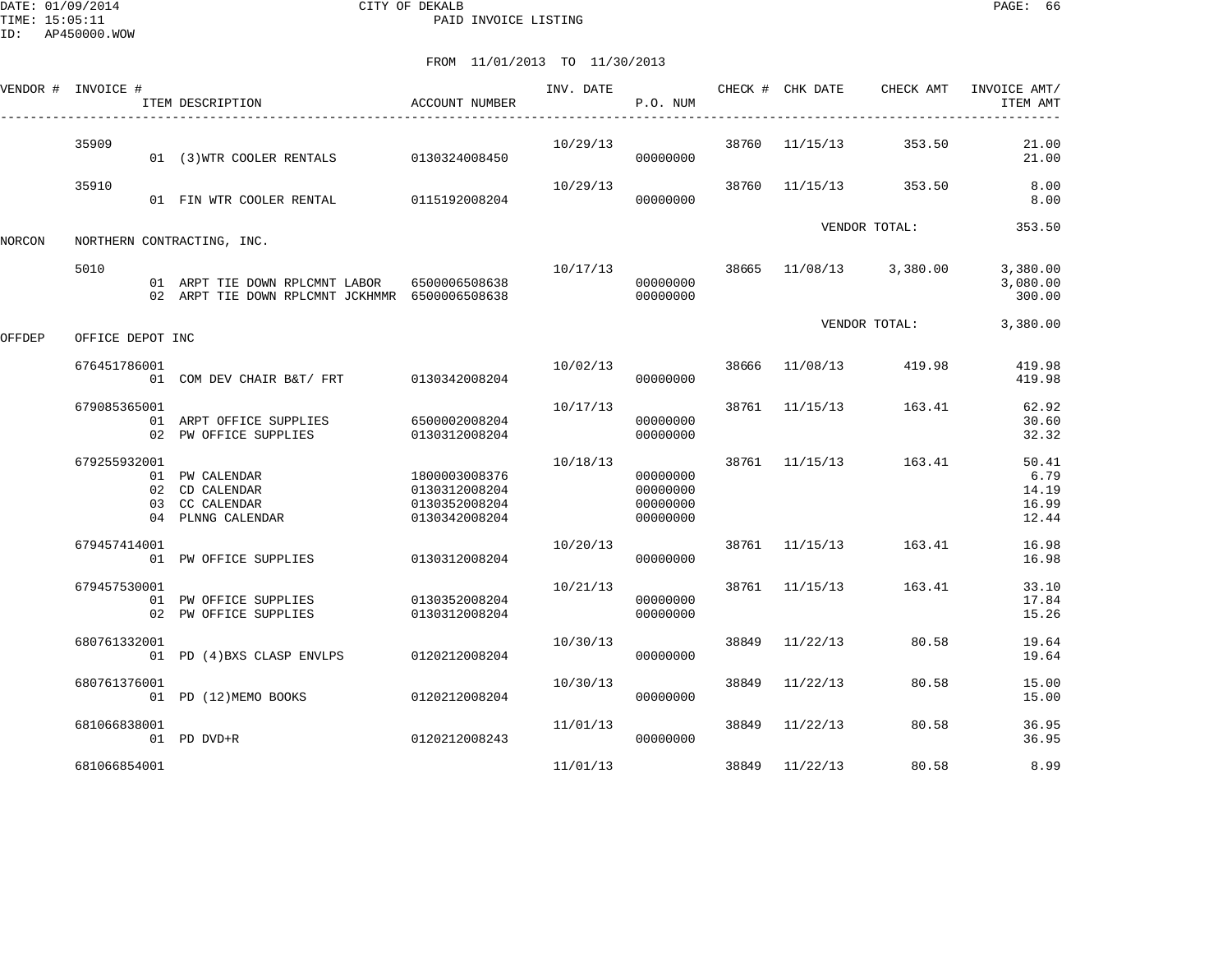DATE: 01/09/2014 CITY OF DEKALB PAGE: 66
TIME: 15:05:11 PAID INVOICE LISTING
ID: AP450000.WOW

FROM 11/01/2013 TO 11/30/2013

| VENDOR # | INVOICE # | ITEM DESCRIPTION | ACCOUNT NUMBER | INV. DATE | P.O. NUM | CHECK # | CHK DATE | CHECK AMT | INVOICE AMT/ ITEM AMT |
|---|---|---|---|---|---|---|---|---|---|
| | 35909 | | | 10/29/13 | | 38760 | 11/15/13 | 353.50 | 21.00 |
| | | 01 (3)WTR COOLER RENTALS | 0130324008450 | | 00000000 | | | | 21.00 |
| | 35910 | | | 10/29/13 | | 38760 | 11/15/13 | 353.50 | 8.00 |
| | | 01 FIN WTR COOLER RENTAL | 0115192008204 | | 00000000 | | | | 8.00 |
| | | | | | | | VENDOR TOTAL: | | 353.50 |
| NORCON | NORTHERN CONTRACTING, INC. | | | | | | | | |
| | 5010 | | | 10/17/13 | | 38665 | 11/08/13 | 3,380.00 | 3,380.00 |
| | | 01 ARPT TIE DOWN RPLCMNT LABOR | 6500006508638 | | 00000000 | | | | 3,080.00 |
| | | 02 ARPT TIE DOWN RPLCMNT JCKHMMR | 6500006508638 | | 00000000 | | | | 300.00 |
| | | | | | | | VENDOR TOTAL: | | 3,380.00 |
| OFFDEP | OFFICE DEPOT INC | | | | | | | | |
| | 676451786001 | | | 10/02/13 | | 38666 | 11/08/13 | 419.98 | 419.98 |
| | | 01 COM DEV CHAIR B&T/ FRT | 0130342008204 | | 00000000 | | | | 419.98 |
| | 679085365001 | | | 10/17/13 | | 38761 | 11/15/13 | 163.41 | 62.92 |
| | | 01 ARPT OFFICE SUPPLIES | 6500002008204 | | 00000000 | | | | 30.60 |
| | | 02 PW OFFICE SUPPLIES | 0130312008204 | | 00000000 | | | | 32.32 |
| | 679255932001 | | | 10/18/13 | | 38761 | 11/15/13 | 163.41 | 50.41 |
| | | 01 PW CALENDAR | 1800003008376 | | 00000000 | | | | 6.79 |
| | | 02 CD CALENDAR | 0130312008204 | | 00000000 | | | | 14.19 |
| | | 03 CC CALENDAR | 0130352008204 | | 00000000 | | | | 16.99 |
| | | 04 PLNNG CALENDAR | 0130342008204 | | 00000000 | | | | 12.44 |
| | 679457414001 | | | 10/20/13 | | 38761 | 11/15/13 | 163.41 | 16.98 |
| | | 01 PW OFFICE SUPPLIES | 0130312008204 | | 00000000 | | | | 16.98 |
| | 679457530001 | | | 10/21/13 | | 38761 | 11/15/13 | 163.41 | 33.10 |
| | | 01 PW OFFICE SUPPLIES | 0130352008204 | | 00000000 | | | | 17.84 |
| | | 02 PW OFFICE SUPPLIES | 0130312008204 | | 00000000 | | | | 15.26 |
| | 680761332001 | | | 10/30/13 | | 38849 | 11/22/13 | 80.58 | 19.64 |
| | | 01 PD (4)BXS CLASP ENVLPS | 0120212008204 | | 00000000 | | | | 19.64 |
| | 680761376001 | | | 10/30/13 | | 38849 | 11/22/13 | 80.58 | 15.00 |
| | | 01 PD (12)MEMO BOOKS | 0120212008204 | | 00000000 | | | | 15.00 |
| | 681066838001 | | | 11/01/13 | | 38849 | 11/22/13 | 80.58 | 36.95 |
| | | 01 PD DVD+R | 0120212008243 | | 00000000 | | | | 36.95 |
| | 681066854001 | | | 11/01/13 | | 38849 | 11/22/13 | 80.58 | 8.99 |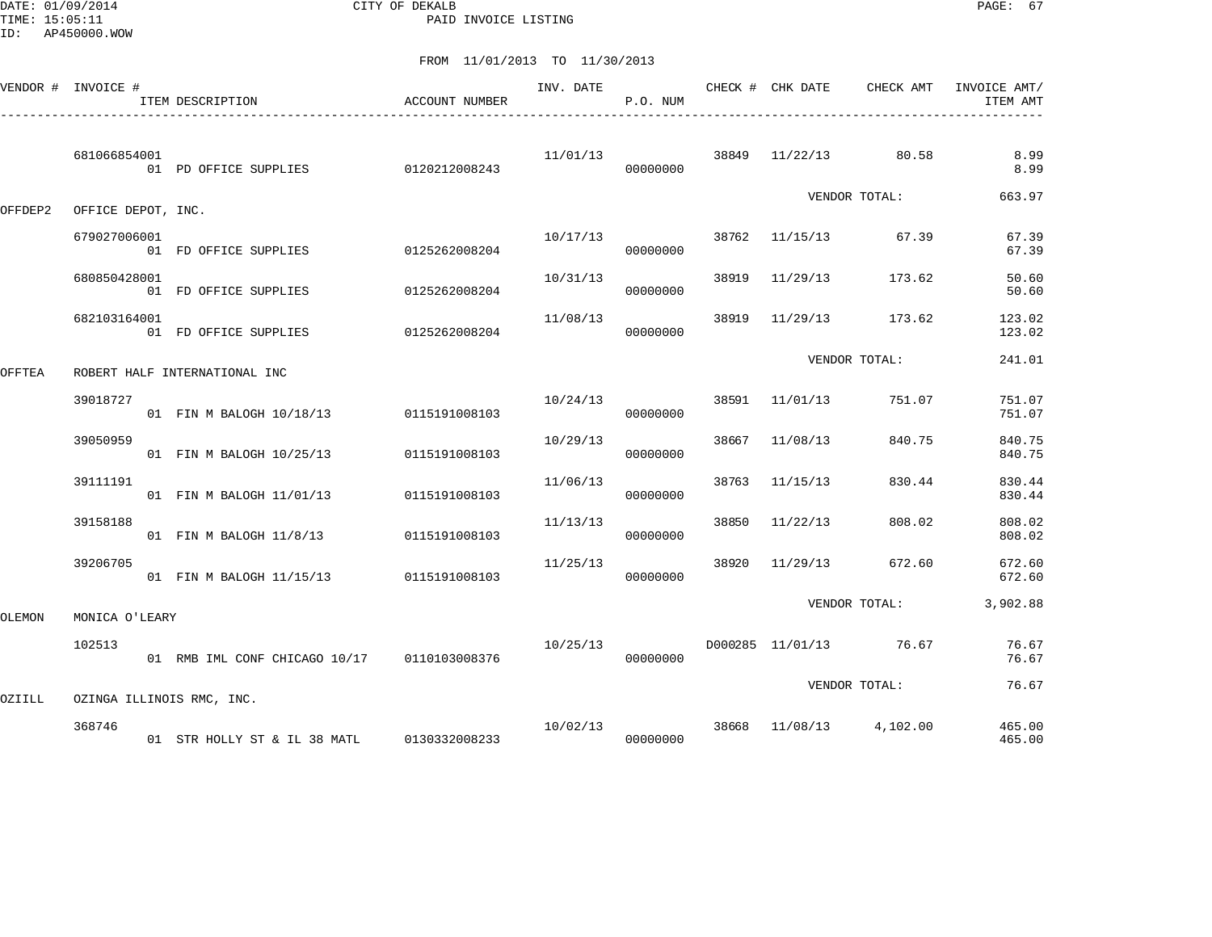DATE: 01/09/2014 CITY OF DEKALB
TIME: 15:05:11 PAID INVOICE LISTING
ID: AP450000.WOW

FROM 11/01/2013 TO 11/30/2013

| VENDOR # | INVOICE # | ITEM DESCRIPTION | ACCOUNT NUMBER | INV. DATE | P.O. NUM | CHECK # | CHK DATE | CHECK AMT | INVOICE AMT/ ITEM AMT |
|---|---|---|---|---|---|---|---|---|---|
| | 681066854001 | | | 11/01/13 | | 38849 | 11/22/13 | 80.58 | 8.99 |
| | | 01 PD OFFICE SUPPLIES | 0120212008243 | | 00000000 | | | | 8.99 |
| | | | | | | | VENDOR TOTAL: | | 663.97 |
| OFFDEP2 | OFFICE DEPOT, INC. | | | | | | | | |
| | 679027006001 | | | 10/17/13 | | 38762 | 11/15/13 | 67.39 | 67.39 |
| | | 01 FD OFFICE SUPPLIES | 0125262008204 | | 00000000 | | | | 67.39 |
| | 680850428001 | | | 10/31/13 | | 38919 | 11/29/13 | 173.62 | 50.60 |
| | | 01 FD OFFICE SUPPLIES | 0125262008204 | | 00000000 | | | | 50.60 |
| | 682103164001 | | | 11/08/13 | | 38919 | 11/29/13 | 173.62 | 123.02 |
| | | 01 FD OFFICE SUPPLIES | 0125262008204 | | 00000000 | | | | 123.02 |
| | | | | | | | VENDOR TOTAL: | | 241.01 |
| OFFTEA | ROBERT HALF INTERNATIONAL INC | | | | | | | | |
| | 39018727 | | | 10/24/13 | | 38591 | 11/01/13 | 751.07 | 751.07 |
| | | 01 FIN M BALOGH 10/18/13 | 0115191008103 | | 00000000 | | | | 751.07 |
| | 39050959 | | | 10/29/13 | | 38667 | 11/08/13 | 840.75 | 840.75 |
| | | 01 FIN M BALOGH 10/25/13 | 0115191008103 | | 00000000 | | | | 840.75 |
| | 39111191 | | | 11/06/13 | | 38763 | 11/15/13 | 830.44 | 830.44 |
| | | 01 FIN M BALOGH 11/01/13 | 0115191008103 | | 00000000 | | | | 830.44 |
| | 39158188 | | | 11/13/13 | | 38850 | 11/22/13 | 808.02 | 808.02 |
| | | 01 FIN M BALOGH 11/8/13 | 0115191008103 | | 00000000 | | | | 808.02 |
| | 39206705 | | | 11/25/13 | | 38920 | 11/29/13 | 672.60 | 672.60 |
| | | 01 FIN M BALOGH 11/15/13 | 0115191008103 | | 00000000 | | | | 672.60 |
| | | | | | | | VENDOR TOTAL: | | 3,902.88 |
| OLEMON | MONICA O'LEARY | | | | | | | | |
| | 102513 | | | 10/25/13 | | D000285 | 11/01/13 | 76.67 | 76.67 |
| | | 01 RMB IML CONF CHICAGO 10/17 | 0110103008376 | | 00000000 | | | | 76.67 |
| | | | | | | | VENDOR TOTAL: | | 76.67 |
| OZIILL | OZINGA ILLINOIS RMC, INC. | | | | | | | | |
| | 368746 | | | 10/02/13 | | 38668 | 11/08/13 | 4,102.00 | 465.00 |
| | | 01 STR HOLLY ST & IL 38 MATL | 0130332008233 | | 00000000 | | | | 465.00 |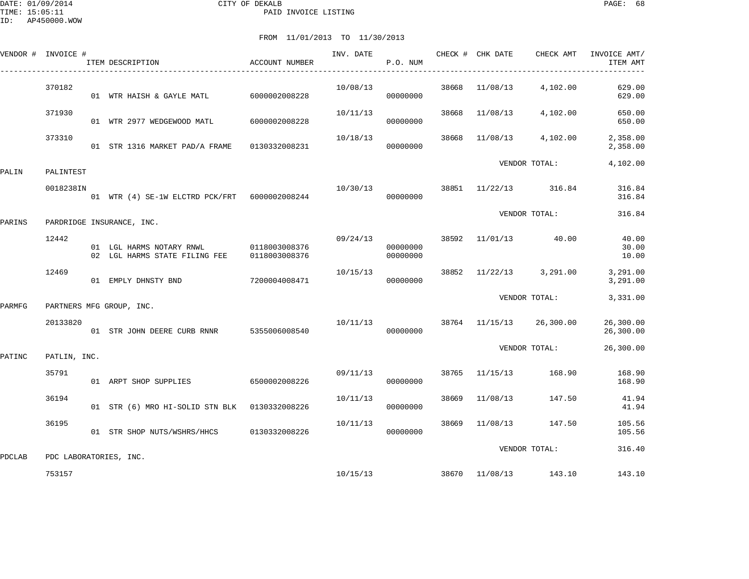DATE: 01/09/2014 CITY OF DEKALB
TIME: 15:05:11 PAID INVOICE LISTING
ID: AP450000.WOW

FROM 11/01/2013 TO 11/30/2013

| VENDOR # | INVOICE # | ITEM DESCRIPTION | ACCOUNT NUMBER | INV. DATE | P.O. NUM | CHECK # | CHK DATE | CHECK AMT | INVOICE AMT/ ITEM AMT |
|---|---|---|---|---|---|---|---|---|---|
| | 370182 | | | 10/08/13 | | 38668 | 11/08/13 | 4,102.00 | 629.00 |
| | | 01 WTR HAISH & GAYLE MATL | 6000002008228 | | 00000000 | | | | 629.00 |
| | 371930 | | | 10/11/13 | | 38668 | 11/08/13 | 4,102.00 | 650.00 |
| | | 01 WTR 2977 WEDGEWOOD MATL | 6000002008228 | | 00000000 | | | | 650.00 |
| | 373310 | | | 10/18/13 | | 38668 | 11/08/13 | 4,102.00 | 2,358.00 |
| | | 01 STR 1316 MARKET PAD/A FRAME | 0130332008231 | | 00000000 | | | | 2,358.00 |
| | | | | | | | VENDOR TOTAL: | | 4,102.00 |
| PALIN | PALINTEST | | | | | | | | |
| | 0018238IN | | | 10/30/13 | | 38851 | 11/22/13 | 316.84 | 316.84 |
| | | 01 WTR (4) SE-1W ELCTRD PCK/FRT | 6000002008244 | | 00000000 | | | | 316.84 |
| | | | | | | | VENDOR TOTAL: | | 316.84 |
| PARINS | PARDRIDGE INSURANCE, INC. | | | | | | | | |
| | 12442 | | | 09/24/13 | | 38592 | 11/01/13 | 40.00 | 40.00 |
| | | 01 LGL HARMS NOTARY RNWL | 0118003008376 | | 00000000 | | | | 30.00 |
| | | 02 LGL HARMS STATE FILING FEE | 0118003008376 | | 00000000 | | | | 10.00 |
| | 12469 | | | 10/15/13 | | 38852 | 11/22/13 | 3,291.00 | 3,291.00 |
| | | 01 EMPLY DHNSTY BND | 7200004008471 | | 00000000 | | | | 3,291.00 |
| | | | | | | | VENDOR TOTAL: | | 3,331.00 |
| PARMFG | PARTNERS MFG GROUP, INC. | | | | | | | | |
| | 20133820 | | | 10/11/13 | | 38764 | 11/15/13 | 26,300.00 | 26,300.00 |
| | | 01 STR JOHN DEERE CURB RNNR | 5355006008540 | | 00000000 | | | | 26,300.00 |
| | | | | | | | VENDOR TOTAL: | | 26,300.00 |
| PATINC | PATLIN, INC. | | | | | | | | |
| | 35791 | | | 09/11/13 | | 38765 | 11/15/13 | 168.90 | 168.90 |
| | | 01 ARPT SHOP SUPPLIES | 6500002008226 | | 00000000 | | | | 168.90 |
| | 36194 | | | 10/11/13 | | 38669 | 11/08/13 | 147.50 | 41.94 |
| | | 01 STR (6) MRO HI-SOLID STN BLK | 0130332008226 | | 00000000 | | | | 41.94 |
| | 36195 | | | 10/11/13 | | 38669 | 11/08/13 | 147.50 | 105.56 |
| | | 01 STR SHOP NUTS/WSHRS/HHCS | 0130332008226 | | 00000000 | | | | 105.56 |
| | | | | | | | VENDOR TOTAL: | | 316.40 |
| PDCLAB | PDC LABORATORIES, INC. | | | | | | | | |
| | 753157 | | | 10/15/13 | | 38670 | 11/08/13 | 143.10 | 143.10 |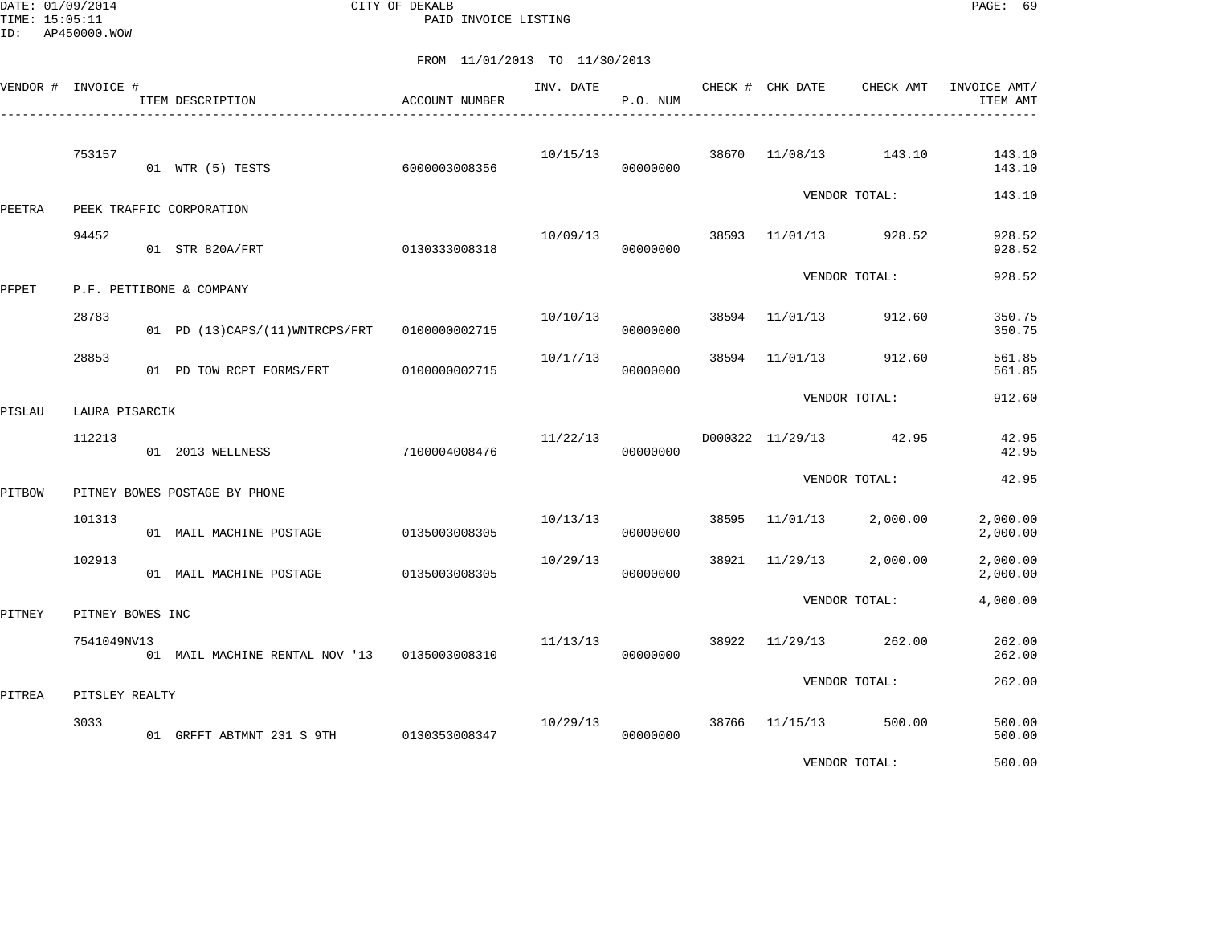CITY OF DEKALB

PAID INVOICE LISTING

DATE: 01/09/2014
TIME: 15:05:11
ID: AP450000.WOW

FROM 11/01/2013 TO 11/30/2013

| VENDOR # | INVOICE # | ITEM DESCRIPTION | ACCOUNT NUMBER | INV. DATE | P.O. NUM | CHECK # | CHK DATE | CHECK AMT | INVOICE AMT/ ITEM AMT |
|---|---|---|---|---|---|---|---|---|---|
| | 753157 | | | 10/15/13 | | 38670 | 11/08/13 | 143.10 | 143.10 |
| | | 01 WTR (5) TESTS | 6000003008356 | | 00000000 | | | | 143.10 |
| | | | | | | | VENDOR TOTAL: | | 143.10 |
| PEETRA | PEEK TRAFFIC CORPORATION | | | | | | | | |
| | 94452 | | | 10/09/13 | | 38593 | 11/01/13 | 928.52 | 928.52 |
| | | 01 STR 820A/FRT | 0130333008318 | | 00000000 | | | | 928.52 |
| | | | | | | | VENDOR TOTAL: | | 928.52 |
| PFPET | P.F. PETTIBONE & COMPANY | | | | | | | | |
| | 28783 | | | 10/10/13 | | 38594 | 11/01/13 | 912.60 | 350.75 |
| | | 01 PD (13)CAPS/(11)WNTRCPS/FRT | 0100000002715 | | 00000000 | | | | 350.75 |
| | 28853 | | | 10/17/13 | | 38594 | 11/01/13 | 912.60 | 561.85 |
| | | 01 PD TOW RCPT FORMS/FRT | 0100000002715 | | 00000000 | | | | 561.85 |
| | | | | | | | VENDOR TOTAL: | | 912.60 |
| PISLAU | LAURA PISARCIK | | | | | | | | |
| | 112213 | | | 11/22/13 | | D000322 | 11/29/13 | 42.95 | 42.95 |
| | | 01 2013 WELLNESS | 7100004008476 | | 00000000 | | | | 42.95 |
| | | | | | | | VENDOR TOTAL: | | 42.95 |
| PITBOW | PITNEY BOWES POSTAGE BY PHONE | | | | | | | | |
| | 101313 | | | 10/13/13 | | 38595 | 11/01/13 | 2,000.00 | 2,000.00 |
| | | 01 MAIL MACHINE POSTAGE | 0135003008305 | | 00000000 | | | | 2,000.00 |
| | 102913 | | | 10/29/13 | | 38921 | 11/29/13 | 2,000.00 | 2,000.00 |
| | | 01 MAIL MACHINE POSTAGE | 0135003008305 | | 00000000 | | | | 2,000.00 |
| | | | | | | | VENDOR TOTAL: | | 4,000.00 |
| PITNEY | PITNEY BOWES INC | | | | | | | | |
| | 7541049NV13 | | | 11/13/13 | | 38922 | 11/29/13 | 262.00 | 262.00 |
| | | 01 MAIL MACHINE RENTAL NOV '13 | 0135003008310 | | 00000000 | | | | 262.00 |
| | | | | | | | VENDOR TOTAL: | | 262.00 |
| PITREA | PITSLEY REALTY | | | | | | | | |
| | 3033 | | | 10/29/13 | | 38766 | 11/15/13 | 500.00 | 500.00 |
| | | 01 GRFFT ABTMNT 231 S 9TH | 0130353008347 | | 00000000 | | | | 500.00 |
| | | | | | | | VENDOR TOTAL: | | 500.00 |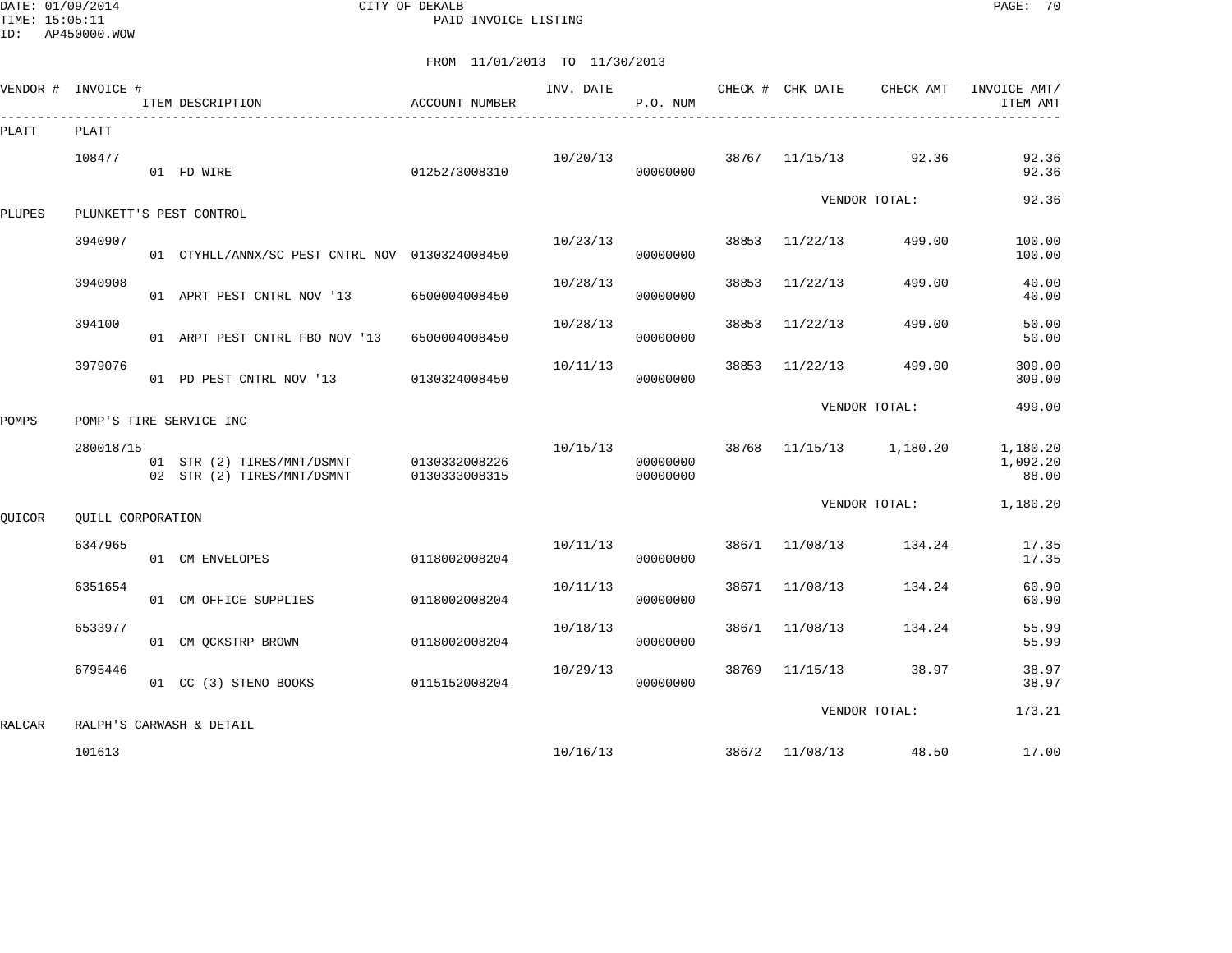DATE: 01/09/2014 CITY OF DEKALB
TIME: 15:05:11 PAID INVOICE LISTING
ID: AP450000.WOW

FROM 11/01/2013 TO 11/30/2013

| VENDOR # | INVOICE # | ITEM DESCRIPTION | ACCOUNT NUMBER | INV. DATE | P.O. NUM | CHECK # | CHK DATE | CHECK AMT | INVOICE AMT/ ITEM AMT |
|---|---|---|---|---|---|---|---|---|---|
| PLATT | PLATT | | | | | | | | |
| | 108477 | | | 10/20/13 | | 38767 | 11/15/13 | 92.36 | 92.36 |
| | | 01 FD WIRE | 0125273008310 | | 00000000 | | | | 92.36 |
| | | | | | | | VENDOR TOTAL: | | 92.36 |
| PLUPES | PLUNKETT'S PEST CONTROL | | | | | | | | |
| | 3940907 | | | 10/23/13 | | 38853 | 11/22/13 | 499.00 | 100.00 |
| | | 01 CTYHLL/ANNX/SC PEST CNTRL NOV | 0130324008450 | | 00000000 | | | | 100.00 |
| | 3940908 | | | 10/28/13 | | 38853 | 11/22/13 | 499.00 | 40.00 |
| | | 01 APRT PEST CNTRL NOV '13 | 6500004008450 | | 00000000 | | | | 40.00 |
| | 394100 | | | 10/28/13 | | 38853 | 11/22/13 | 499.00 | 50.00 |
| | | 01 ARPT PEST CNTRL FBO NOV '13 | 6500004008450 | | 00000000 | | | | 50.00 |
| | 3979076 | | | 10/11/13 | | 38853 | 11/22/13 | 499.00 | 309.00 |
| | | 01 PD PEST CNTRL NOV '13 | 0130324008450 | | 00000000 | | | | 309.00 |
| | | | | | | | VENDOR TOTAL: | | 499.00 |
| POMPS | POMP'S TIRE SERVICE INC | | | | | | | | |
| | 280018715 | | | 10/15/13 | | 38768 | 11/15/13 | 1,180.20 | 1,180.20 |
| | | 01 STR (2) TIRES/MNT/DSMNT | 0130332008226 | | 00000000 | | | | 1,092.20 |
| | | 02 STR (2) TIRES/MNT/DSMNT | 0130333008315 | | 00000000 | | | | 88.00 |
| | | | | | | | VENDOR TOTAL: | | 1,180.20 |
| QUICOR | QUILL CORPORATION | | | | | | | | |
| | 6347965 | | | 10/11/13 | | 38671 | 11/08/13 | 134.24 | 17.35 |
| | | 01 CM ENVELOPES | 0118002008204 | | 00000000 | | | | 17.35 |
| | 6351654 | | | 10/11/13 | | 38671 | 11/08/13 | 134.24 | 60.90 |
| | | 01 CM OFFICE SUPPLIES | 0118002008204 | | 00000000 | | | | 60.90 |
| | 6533977 | | | 10/18/13 | | 38671 | 11/08/13 | 134.24 | 55.99 |
| | | 01 CM QCKSTRP BROWN | 0118002008204 | | 00000000 | | | | 55.99 |
| | 6795446 | | | 10/29/13 | | 38769 | 11/15/13 | 38.97 | 38.97 |
| | | 01 CC (3) STENO BOOKS | 0115152008204 | | 00000000 | | | | 38.97 |
| | | | | | | | VENDOR TOTAL: | | 173.21 |
| RALCAR | RALPH'S CARWASH & DETAIL | | | | | | | | |
| | 101613 | | | 10/16/13 | | 38672 | 11/08/13 | 48.50 | 17.00 |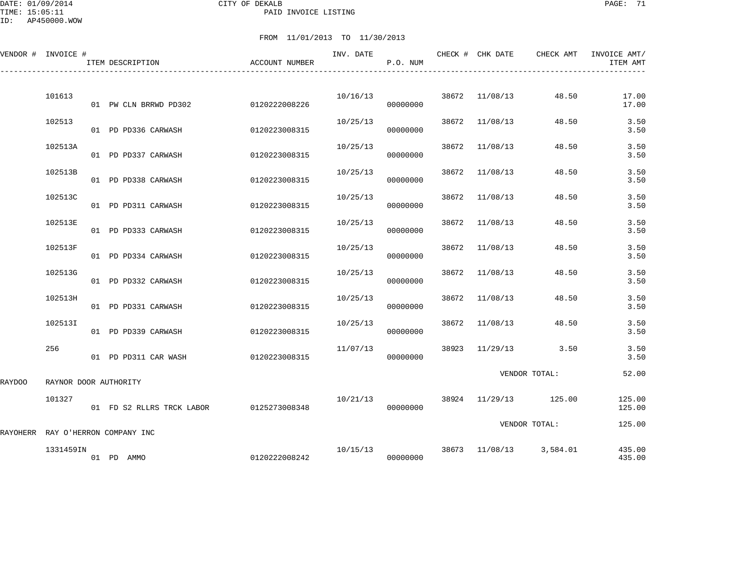DATE: 01/09/2014 CITY OF DEKALB
TIME: 15:05:11 PAID INVOICE LISTING
ID: AP450000.WOW

FROM 11/01/2013 TO 11/30/2013

| VENDOR # | INVOICE # | ITEM DESCRIPTION | ACCOUNT NUMBER | INV. DATE | P.O. NUM | CHECK # | CHK DATE | CHECK AMT | INVOICE AMT/ ITEM AMT |
|---|---|---|---|---|---|---|---|---|---|
| | 101613 | | | 10/16/13 | | 38672 | 11/08/13 | 48.50 | 17.00 |
| | | 01 PW CLN BRRWD PD302 | 0120222008226 | | 00000000 | | | | 17.00 |
| | 102513 | | | 10/25/13 | | 38672 | 11/08/13 | 48.50 | 3.50 |
| | | 01 PD PD336 CARWASH | 0120223008315 | | 00000000 | | | | 3.50 |
| | 102513A | | | 10/25/13 | | 38672 | 11/08/13 | 48.50 | 3.50 |
| | | 01 PD PD337 CARWASH | 0120223008315 | | 00000000 | | | | 3.50 |
| | 102513B | | | 10/25/13 | | 38672 | 11/08/13 | 48.50 | 3.50 |
| | | 01 PD PD338 CARWASH | 0120223008315 | | 00000000 | | | | 3.50 |
| | 102513C | | | 10/25/13 | | 38672 | 11/08/13 | 48.50 | 3.50 |
| | | 01 PD PD311 CARWASH | 0120223008315 | | 00000000 | | | | 3.50 |
| | 102513E | | | 10/25/13 | | 38672 | 11/08/13 | 48.50 | 3.50 |
| | | 01 PD PD333 CARWASH | 0120223008315 | | 00000000 | | | | 3.50 |
| | 102513F | | | 10/25/13 | | 38672 | 11/08/13 | 48.50 | 3.50 |
| | | 01 PD PD334 CARWASH | 0120223008315 | | 00000000 | | | | 3.50 |
| | 102513G | | | 10/25/13 | | 38672 | 11/08/13 | 48.50 | 3.50 |
| | | 01 PD PD332 CARWASH | 0120223008315 | | 00000000 | | | | 3.50 |
| | 102513H | | | 10/25/13 | | 38672 | 11/08/13 | 48.50 | 3.50 |
| | | 01 PD PD331 CARWASH | 0120223008315 | | 00000000 | | | | 3.50 |
| | 102513I | | | 10/25/13 | | 38672 | 11/08/13 | 48.50 | 3.50 |
| | | 01 PD PD339 CARWASH | 0120223008315 | | 00000000 | | | | 3.50 |
| | 256 | | | 11/07/13 | | 38923 | 11/29/13 | 3.50 | 3.50 |
| | | 01 PD PD311 CAR WASH | 0120223008315 | | 00000000 | | | | 3.50 |
| | | | | | | | VENDOR TOTAL: | | 52.00 |
| RAYDOO | RAYNOR DOOR AUTHORITY | | | | | | | | |
| | 101327 | | | 10/21/13 | | 38924 | 11/29/13 | 125.00 | 125.00 |
| | | 01 FD S2 RLLRS TRCK LABOR | 0125273008348 | | 00000000 | | | | 125.00 |
| | | | | | | | VENDOR TOTAL: | | 125.00 |
| RAYOHERR | RAY O'HERRON COMPANY INC | | | | | | | | |
| | 1331459IN | | | 10/15/13 | | 38673 | 11/08/13 | 3,584.01 | 435.00 |
| | | 01 PD AMMO | 0120222008242 | | 00000000 | | | | 435.00 |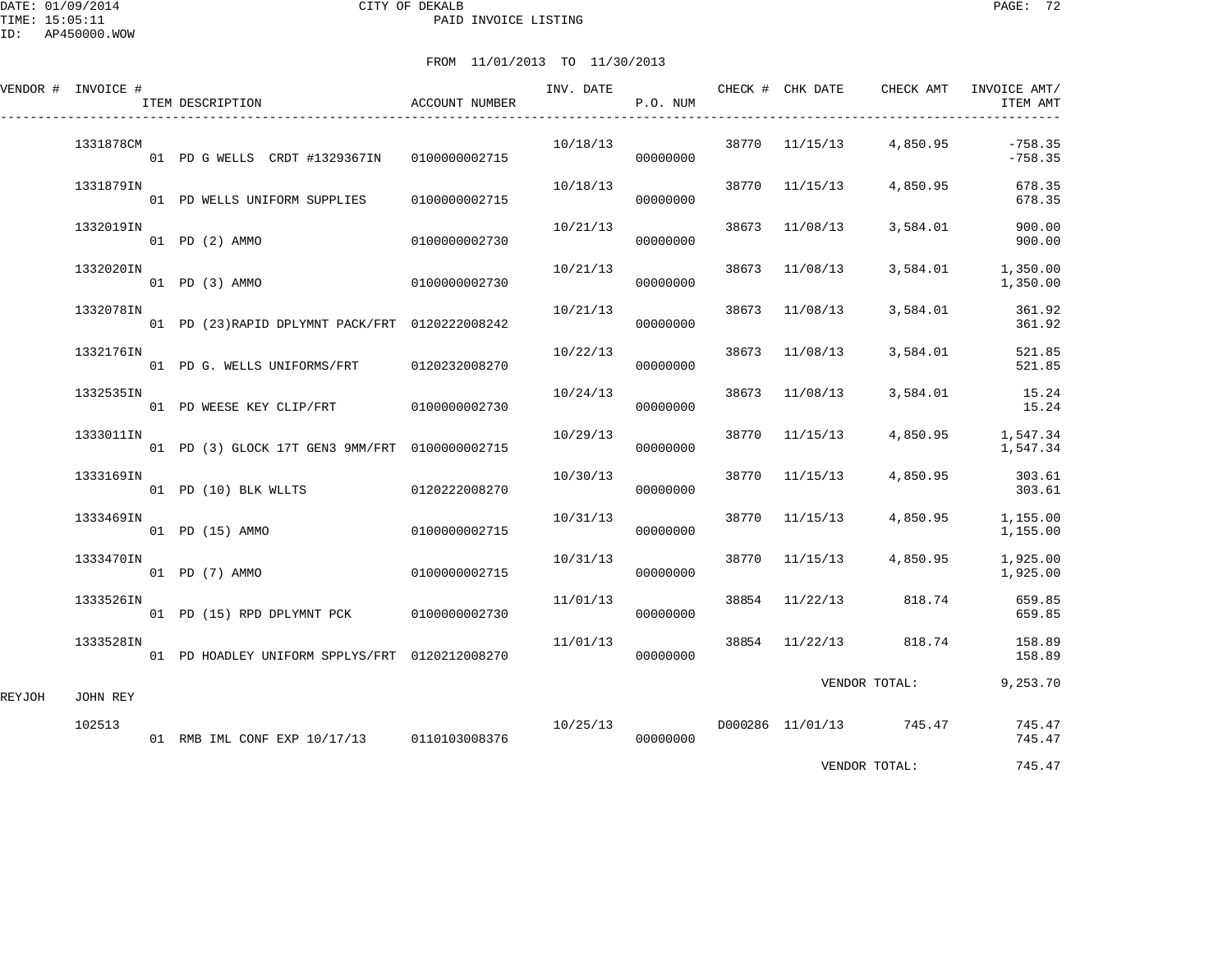CITY OF DEKALB
PAID INVOICE LISTING

DATE: 01/09/2014
TIME: 15:05:11
ID: AP450000.WOW

FROM 11/01/2013 TO 11/30/2013

| VENDOR # | INVOICE # | ITEM DESCRIPTION | ACCOUNT NUMBER | INV. DATE | P.O. NUM | CHECK # | CHK DATE | CHECK AMT | INVOICE AMT/ ITEM AMT |
|---|---|---|---|---|---|---|---|---|---|
| | 1331878CM | | | 10/18/13 | | 38770 | 11/15/13 | 4,850.95 | -758.35 |
| | | 01 PD G WELLS CRDT #1329367IN | 0100000002715 | | 00000000 | | | | -758.35 |
| | 1331879IN | | | 10/18/13 | | 38770 | 11/15/13 | 4,850.95 | 678.35 |
| | | 01 PD WELLS UNIFORM SUPPLIES | 0100000002715 | | 00000000 | | | | 678.35 |
| | 1332019IN | | | 10/21/13 | | 38673 | 11/08/13 | 3,584.01 | 900.00 |
| | | 01 PD (2) AMMO | 0100000002730 | | 00000000 | | | | 900.00 |
| | 1332020IN | | | 10/21/13 | | 38673 | 11/08/13 | 3,584.01 | 1,350.00 |
| | | 01 PD (3) AMMO | 0100000002730 | | 00000000 | | | | 1,350.00 |
| | 1332078IN | | | 10/21/13 | | 38673 | 11/08/13 | 3,584.01 | 361.92 |
| | | 01 PD (23)RAPID DPLYMNT PACK/FRT | 0120222008242 | | 00000000 | | | | 361.92 |
| | 1332176IN | | | 10/22/13 | | 38673 | 11/08/13 | 3,584.01 | 521.85 |
| | | 01 PD G. WELLS UNIFORMS/FRT | 0120232008270 | | 00000000 | | | | 521.85 |
| | 1332535IN | | | 10/24/13 | | 38673 | 11/08/13 | 3,584.01 | 15.24 |
| | | 01 PD WEESE KEY CLIP/FRT | 0100000002730 | | 00000000 | | | | 15.24 |
| | 1333011IN | | | 10/29/13 | | 38770 | 11/15/13 | 4,850.95 | 1,547.34 |
| | | 01 PD (3) GLOCK 17T GEN3 9MM/FRT | 0100000002715 | | 00000000 | | | | 1,547.34 |
| | 1333169IN | | | 10/30/13 | | 38770 | 11/15/13 | 4,850.95 | 303.61 |
| | | 01 PD (10) BLK WLLTS | 0120222008270 | | 00000000 | | | | 303.61 |
| | 1333469IN | | | 10/31/13 | | 38770 | 11/15/13 | 4,850.95 | 1,155.00 |
| | | 01 PD (15) AMMO | 0100000002715 | | 00000000 | | | | 1,155.00 |
| | 1333470IN | | | 10/31/13 | | 38770 | 11/15/13 | 4,850.95 | 1,925.00 |
| | | 01 PD (7) AMMO | 0100000002715 | | 00000000 | | | | 1,925.00 |
| | 1333526IN | | | 11/01/13 | | 38854 | 11/22/13 | 818.74 | 659.85 |
| | | 01 PD (15) RPD DPLYMNT PCK | 0100000002730 | | 00000000 | | | | 659.85 |
| | 1333528IN | | | 11/01/13 | | 38854 | 11/22/13 | 818.74 | 158.89 |
| | | 01 PD HOADLEY UNIFORM SPPLYS/FRT | 0120212008270 | | 00000000 | | | | 158.89 |
| | | | | | | | | VENDOR TOTAL: | 9,253.70 |
| REYJOH | JOHN REY | | | | | | | | |
| | 102513 | | | 10/25/13 | | D000286 | 11/01/13 | 745.47 | 745.47 |
| | | 01 RMB IML CONF EXP 10/17/13 | 0110103008376 | | 00000000 | | | | 745.47 |
| | | | | | | | | VENDOR TOTAL: | 745.47 |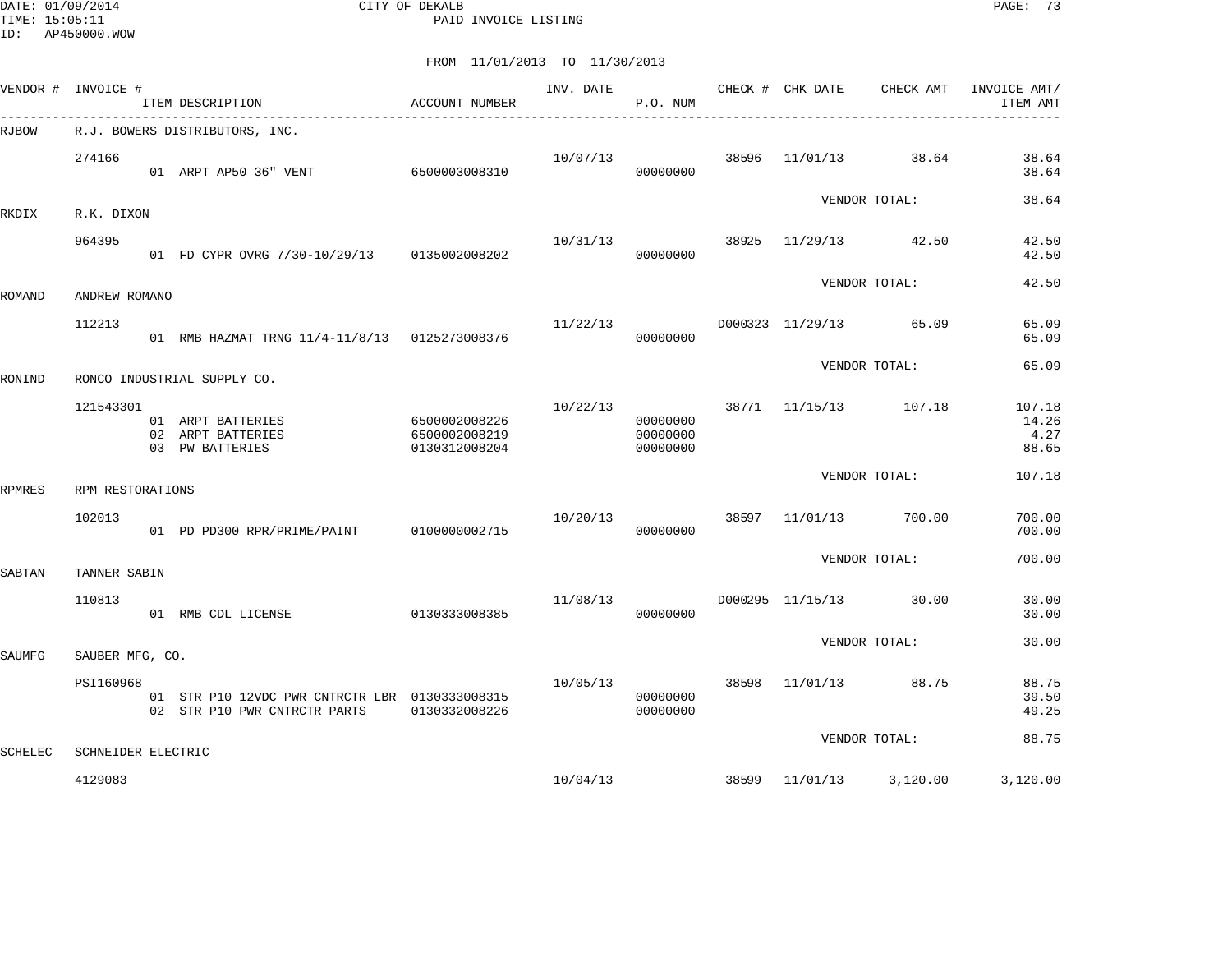CITY OF DEKALB
PAID INVOICE LISTING

DATE: 01/09/2014
TIME: 15:05:11
ID: AP450000.WOW

FROM 11/01/2013 TO 11/30/2013

| VENDOR # | INVOICE # | ITEM DESCRIPTION | ACCOUNT NUMBER | INV. DATE | P.O. NUM | CHECK # | CHK DATE | CHECK AMT | INVOICE AMT/ ITEM AMT |
|---|---|---|---|---|---|---|---|---|---|
| RJBOW | R.J. BOWERS DISTRIBUTORS, INC. | | | | | | | | |
| | 274166 | | | 10/07/13 | | 38596 | 11/01/13 | 38.64 | 38.64 |
| | | 01 ARPT AP50 36" VENT | 6500003008310 | | 00000000 | | | | 38.64 |
| | | | | | | | | VENDOR TOTAL: | 38.64 |
| RKDIX | R.K. DIXON | | | | | | | | |
| | 964395 | | | 10/31/13 | | 38925 | 11/29/13 | 42.50 | 42.50 |
| | | 01 FD CYPR OVRG 7/30-10/29/13 | 0135002008202 | | 00000000 | | | | 42.50 |
| | | | | | | | | VENDOR TOTAL: | 42.50 |
| ROMAND | ANDREW ROMANO | | | | | | | | |
| | 112213 | | | 11/22/13 | | D000323 | 11/29/13 | 65.09 | 65.09 |
| | | 01 RMB HAZMAT TRNG 11/4-11/8/13 | 0125273008376 | | 00000000 | | | | 65.09 |
| | | | | | | | | VENDOR TOTAL: | 65.09 |
| RONIND | RONCO INDUSTRIAL SUPPLY CO. | | | | | | | | |
| | 121543301 | | | 10/22/13 | | 38771 | 11/15/13 | 107.18 | 107.18 |
| | | 01 ARPT BATTERIES | 6500002008226 | | 00000000 | | | | 14.26 |
| | | 02 ARPT BATTERIES | 6500002008219 | | 00000000 | | | | 4.27 |
| | | 03 PW BATTERIES | 0130312008204 | | 00000000 | | | | 88.65 |
| | | | | | | | | VENDOR TOTAL: | 107.18 |
| RPMRES | RPM RESTORATIONS | | | | | | | | |
| | 102013 | | | 10/20/13 | | 38597 | 11/01/13 | 700.00 | 700.00 |
| | | 01 PD PD300 RPR/PRIME/PAINT | 0100000002715 | | 00000000 | | | | 700.00 |
| | | | | | | | | VENDOR TOTAL: | 700.00 |
| SABTAN | TANNER SABIN | | | | | | | | |
| | 110813 | | | 11/08/13 | | D000295 | 11/15/13 | 30.00 | 30.00 |
| | | 01 RMB CDL LICENSE | 0130333008385 | | 00000000 | | | | 30.00 |
| | | | | | | | | VENDOR TOTAL: | 30.00 |
| SAUMFG | SAUBER MFG, CO. | | | | | | | | |
| | PSI160968 | | | 10/05/13 | | 38598 | 11/01/13 | 88.75 | 88.75 |
| | | 01 STR P10 12VDC PWR CNTRCTR LBR | 0130333008315 | | 00000000 | | | | 39.50 |
| | | 02 STR P10 PWR CNTRCTR PARTS | 0130332008226 | | 00000000 | | | | 49.25 |
| | | | | | | | | VENDOR TOTAL: | 88.75 |
| SCHELEC | SCHNEIDER ELECTRIC | | | | | | | | |
| | 4129083 | | | 10/04/13 | | 38599 | 11/01/13 | 3,120.00 | 3,120.00 |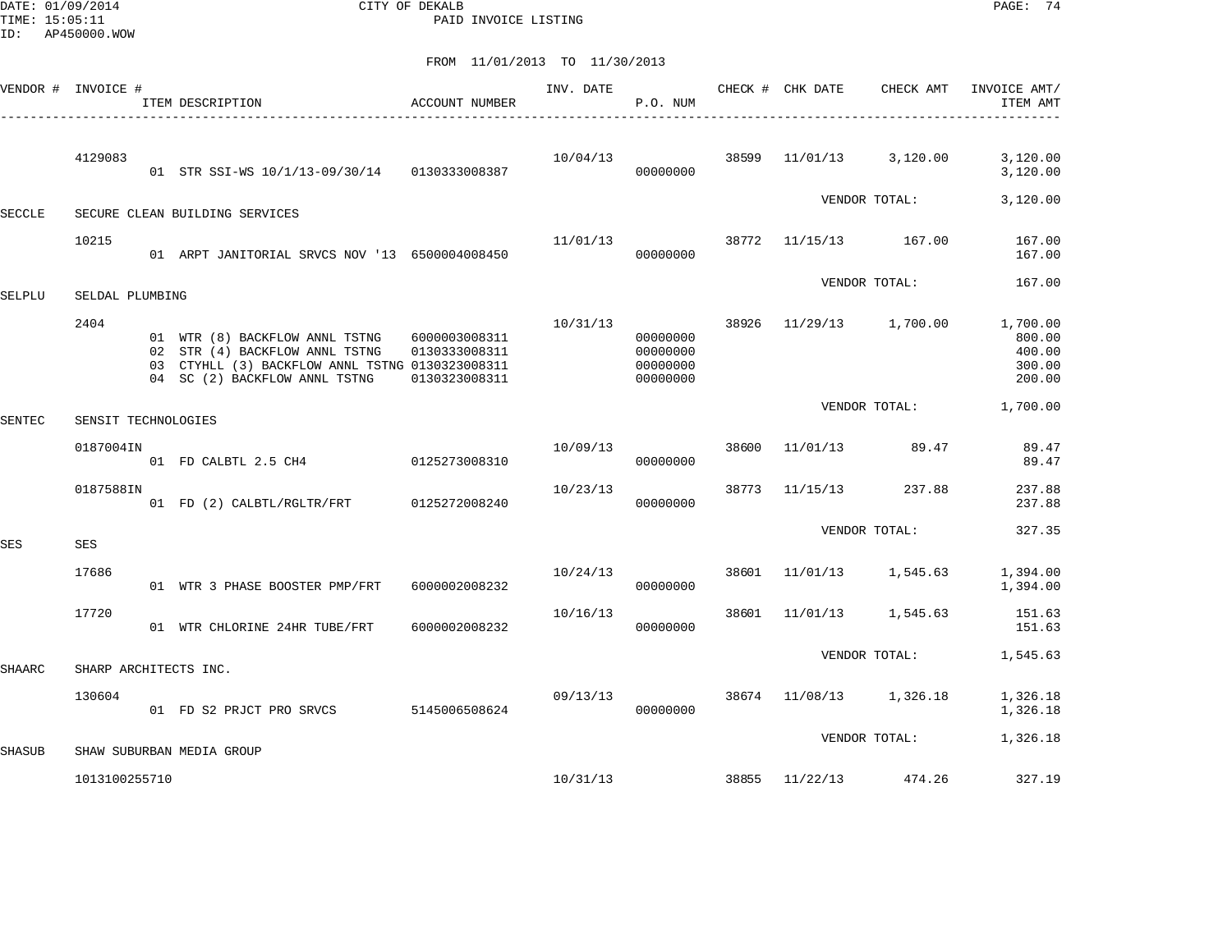CITY OF DEKALB
PAID INVOICE LISTING

FROM 11/01/2013 TO 11/30/2013

| VENDOR # | INVOICE # | ITEM DESCRIPTION | ACCOUNT NUMBER | INV. DATE | P.O. NUM | CHECK # | CHK DATE | CHECK AMT | INVOICE AMT/ ITEM AMT |
|---|---|---|---|---|---|---|---|---|---|
| | 4129083 | | | 10/04/13 | | 38599 | 11/01/13 | 3,120.00 | 3,120.00 |
| | | 01 STR SSI-WS 10/1/13-09/30/14 | 0130333008387 | | 00000000 | | | | 3,120.00 |
| | | | | | | | | VENDOR TOTAL: | 3,120.00 |
| SECCLE | SECURE CLEAN BUILDING SERVICES | | | | | | | | |
| | 10215 | | | 11/01/13 | | 38772 | 11/15/13 | 167.00 | 167.00 |
| | | 01 ARPT JANITORIAL SRVCS NOV '13 | 6500004008450 | | 00000000 | | | | 167.00 |
| | | | | | | | | VENDOR TOTAL: | 167.00 |
| SELPLU | SELDAL PLUMBING | | | | | | | | |
| | 2404 | | | 10/31/13 | | 38926 | 11/29/13 | 1,700.00 | 1,700.00 |
| | | 01 WTR (8) BACKFLOW ANNL TSTNG | 6000003008311 | | 00000000 | | | | 800.00 |
| | | 02 STR (4) BACKFLOW ANNL TSTNG | 0130333008311 | | 00000000 | | | | 400.00 |
| | | 03 CTYHLL (3) BACKFLOW ANNL TSTNG | 0130323008311 | | 00000000 | | | | 300.00 |
| | | 04 SC (2) BACKFLOW ANNL TSTNG | 0130323008311 | | 00000000 | | | | 200.00 |
| | | | | | | | | VENDOR TOTAL: | 1,700.00 |
| SENTEC | SENSIT TECHNOLOGIES | | | | | | | | |
| | 0187004IN | | | 10/09/13 | | 38600 | 11/01/13 | 89.47 | 89.47 |
| | | 01 FD CALBTL 2.5 CH4 | 0125273008310 | | 00000000 | | | | 89.47 |
| | 0187588IN | | | 10/23/13 | | 38773 | 11/15/13 | 237.88 | 237.88 |
| | | 01 FD (2) CALBTL/RGLTR/FRT | 0125272008240 | | 00000000 | | | | 237.88 |
| | | | | | | | | VENDOR TOTAL: | 327.35 |
| SES | SES | | | | | | | | |
| | 17686 | | | 10/24/13 | | 38601 | 11/01/13 | 1,545.63 | 1,394.00 |
| | | 01 WTR 3 PHASE BOOSTER PMP/FRT | 6000002008232 | | 00000000 | | | | 1,394.00 |
| | 17720 | | | 10/16/13 | | 38601 | 11/01/13 | 1,545.63 | 151.63 |
| | | 01 WTR CHLORINE 24HR TUBE/FRT | 6000002008232 | | 00000000 | | | | 151.63 |
| | | | | | | | | VENDOR TOTAL: | 1,545.63 |
| SHAARC | SHARP ARCHITECTS INC. | | | | | | | | |
| | 130604 | | | 09/13/13 | | 38674 | 11/08/13 | 1,326.18 | 1,326.18 |
| | | 01 FD S2 PRJCT PRO SRVCS | 5145006508624 | | 00000000 | | | | 1,326.18 |
| | | | | | | | | VENDOR TOTAL: | 1,326.18 |
| SHASUB | SHAW SUBURBAN MEDIA GROUP | | | | | | | | |
| | 1013100255710 | | | 10/31/13 | | 38855 | 11/22/13 | 474.26 | 327.19 |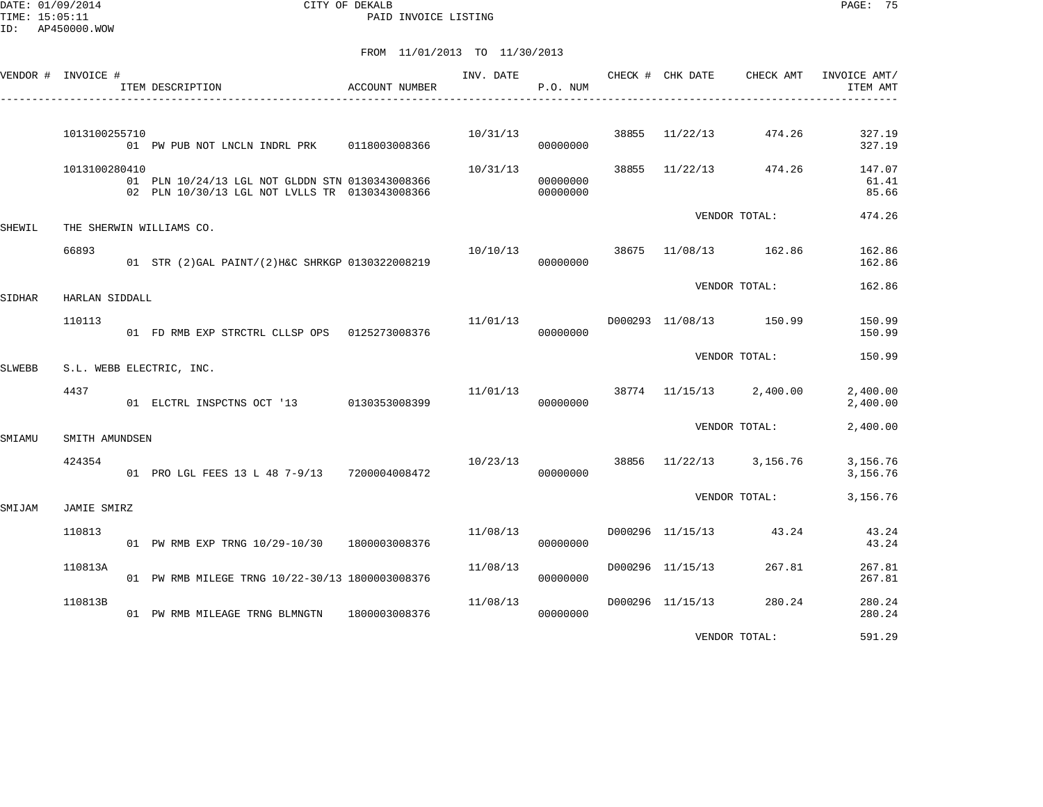CITY OF DEKALB
PAID INVOICE LISTING

FROM 11/01/2013 TO 11/30/2013

| VENDOR # | INVOICE # | ITEM DESCRIPTION | ACCOUNT NUMBER | INV. DATE | P.O. NUM | CHECK # | CHK DATE | CHECK AMT | INVOICE AMT/ ITEM AMT |
|---|---|---|---|---|---|---|---|---|---|
| | 1013100255710 | | | 10/31/13 | | 38855 | 11/22/13 | 474.26 | 327.19 |
| | | 01 PW PUB NOT LNCLN INDRL PRK | 0118003008366 | | 00000000 | | | | 327.19 |
| | 1013100280410 | | | 10/31/13 | | 38855 | 11/22/13 | 474.26 | 147.07 |
| | | 01 PLN 10/24/13 LGL NOT GLDDN STN | 0130343008366 | | 00000000 | | | | 61.41 |
| | | 02 PLN 10/30/13 LGL NOT LVLLS TR | 0130343008366 | | 00000000 | | | | 85.66 |
| | | | | | | | VENDOR TOTAL: | | 474.26 |
| SHEWIL | THE SHERWIN WILLIAMS CO. | | | | | | | | |
| | 66893 | | | 10/10/13 | | 38675 | 11/08/13 | 162.86 | 162.86 |
| | | 01 STR (2)GAL PAINT/(2)H&C SHRKGP | 0130322008219 | | 00000000 | | | | 162.86 |
| | | | | | | | VENDOR TOTAL: | | 162.86 |
| SIDHAR | HARLAN SIDDALL | | | | | | | | |
| | 110113 | | | 11/01/13 | | D000293 | 11/08/13 | 150.99 | 150.99 |
| | | 01 FD RMB EXP STRCTRL CLLSP OPS | 0125273008376 | | 00000000 | | | | 150.99 |
| | | | | | | | VENDOR TOTAL: | | 150.99 |
| SLWEBB | S.L. WEBB ELECTRIC, INC. | | | | | | | | |
| | 4437 | | | 11/01/13 | | 38774 | 11/15/13 | 2,400.00 | 2,400.00 |
| | | 01 ELCTRL INSPCTNS OCT '13 | 0130353008399 | | 00000000 | | | | 2,400.00 |
| | | | | | | | VENDOR TOTAL: | | 2,400.00 |
| SMIAMU | SMITH AMUNDSEN | | | | | | | | |
| | 424354 | | | 10/23/13 | | 38856 | 11/22/13 | 3,156.76 | 3,156.76 |
| | | 01 PRO LGL FEES 13 L 48 7-9/13 | 7200004008472 | | 00000000 | | | | 3,156.76 |
| | | | | | | | VENDOR TOTAL: | | 3,156.76 |
| SMIJAM | JAMIE SMIRZ | | | | | | | | |
| | 110813 | | | 11/08/13 | | D000296 | 11/15/13 | 43.24 | 43.24 |
| | | 01 PW RMB EXP TRNG 10/29-10/30 | 1800003008376 | | 00000000 | | | | 43.24 |
| | 110813A | | | 11/08/13 | | D000296 | 11/15/13 | 267.81 | 267.81 |
| | | 01 PW RMB MILEGE TRNG 10/22-30/13 | 1800003008376 | | 00000000 | | | | 267.81 |
| | 110813B | | | 11/08/13 | | D000296 | 11/15/13 | 280.24 | 280.24 |
| | | 01 PW RMB MILEAGE TRNG BLMNGTN | 1800003008376 | | 00000000 | | | | 280.24 |
| | | | | | | | VENDOR TOTAL: | | 591.29 |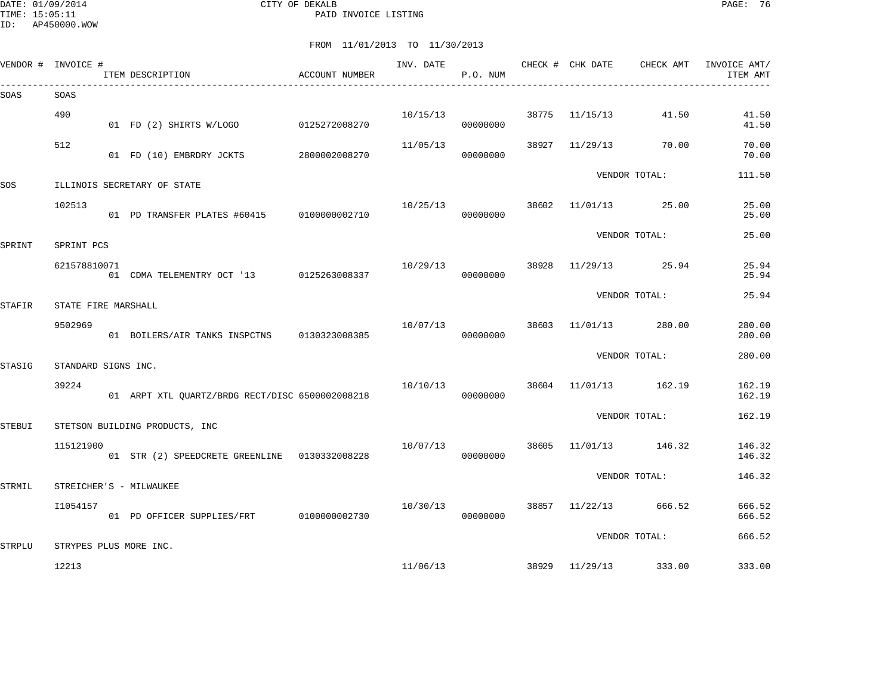CITY OF DEKALB
PAID INVOICE LISTING

DATE: 01/09/2014
TIME: 15:05:11
ID: AP450000.WOW

FROM 11/01/2013 TO 11/30/2013

| VENDOR # | INVOICE # | ITEM DESCRIPTION | ACCOUNT NUMBER | INV. DATE | P.O. NUM | CHECK # | CHK DATE | CHECK AMT | INVOICE AMT/ ITEM AMT |
|---|---|---|---|---|---|---|---|---|---|
| SOAS | SOAS | | | | | | | | |
| | 490 | | | 10/15/13 | | 38775 | 11/15/13 | 41.50 | 41.50 |
| | | 01 FD (2) SHIRTS W/LOGO | 0125272008270 | | 00000000 | | | | 41.50 |
| | 512 | | | 11/05/13 | | 38927 | 11/29/13 | 70.00 | 70.00 |
| | | 01 FD (10) EMBRDRY JCKTS | 2800002008270 | | 00000000 | | | | 70.00 |
| | | | | | | | VENDOR TOTAL: | | 111.50 |
| SOS | ILLINOIS SECRETARY OF STATE | | | | | | | | |
| | 102513 | | | 10/25/13 | | 38602 | 11/01/13 | 25.00 | 25.00 |
| | | 01 PD TRANSFER PLATES #60415 | 0100000002710 | | 00000000 | | | | 25.00 |
| | | | | | | | VENDOR TOTAL: | | 25.00 |
| SPRINT | SPRINT PCS | | | | | | | | |
| | 621578810071 | | | 10/29/13 | | 38928 | 11/29/13 | 25.94 | 25.94 |
| | | 01 CDMA TELEMENTRY OCT '13 | 0125263008337 | | 00000000 | | | | 25.94 |
| | | | | | | | VENDOR TOTAL: | | 25.94 |
| STAFIR | STATE FIRE MARSHALL | | | | | | | | |
| | 9502969 | | | 10/07/13 | | 38603 | 11/01/13 | 280.00 | 280.00 |
| | | 01 BOILERS/AIR TANKS INSPCTNS | 0130323008385 | | 00000000 | | | | 280.00 |
| | | | | | | | VENDOR TOTAL: | | 280.00 |
| STASIG | STANDARD SIGNS INC. | | | | | | | | |
| | 39224 | | | 10/10/13 | | 38604 | 11/01/13 | 162.19 | 162.19 |
| | | 01 ARPT XTL QUARTZ/BRDG RECT/DISC | 6500002008218 | | 00000000 | | | | 162.19 |
| | | | | | | | VENDOR TOTAL: | | 162.19 |
| STEBUI | STETSON BUILDING PRODUCTS, INC | | | | | | | | |
| | 115121900 | | | 10/07/13 | | 38605 | 11/01/13 | 146.32 | 146.32 |
| | | 01 STR (2) SPEEDCRETE GREENLINE | 0130332008228 | | 00000000 | | | | 146.32 |
| | | | | | | | VENDOR TOTAL: | | 146.32 |
| STRMIL | STREICHER'S - MILWAUKEE | | | | | | | | |
| | I1054157 | | | 10/30/13 | | 38857 | 11/22/13 | 666.52 | 666.52 |
| | | 01 PD OFFICER SUPPLIES/FRT | 0100000002730 | | 00000000 | | | | 666.52 |
| | | | | | | | VENDOR TOTAL: | | 666.52 |
| STRPLU | STRYPES PLUS MORE INC. | | | | | | | | |
| | 12213 | | | 11/06/13 | | 38929 | 11/29/13 | 333.00 | 333.00 |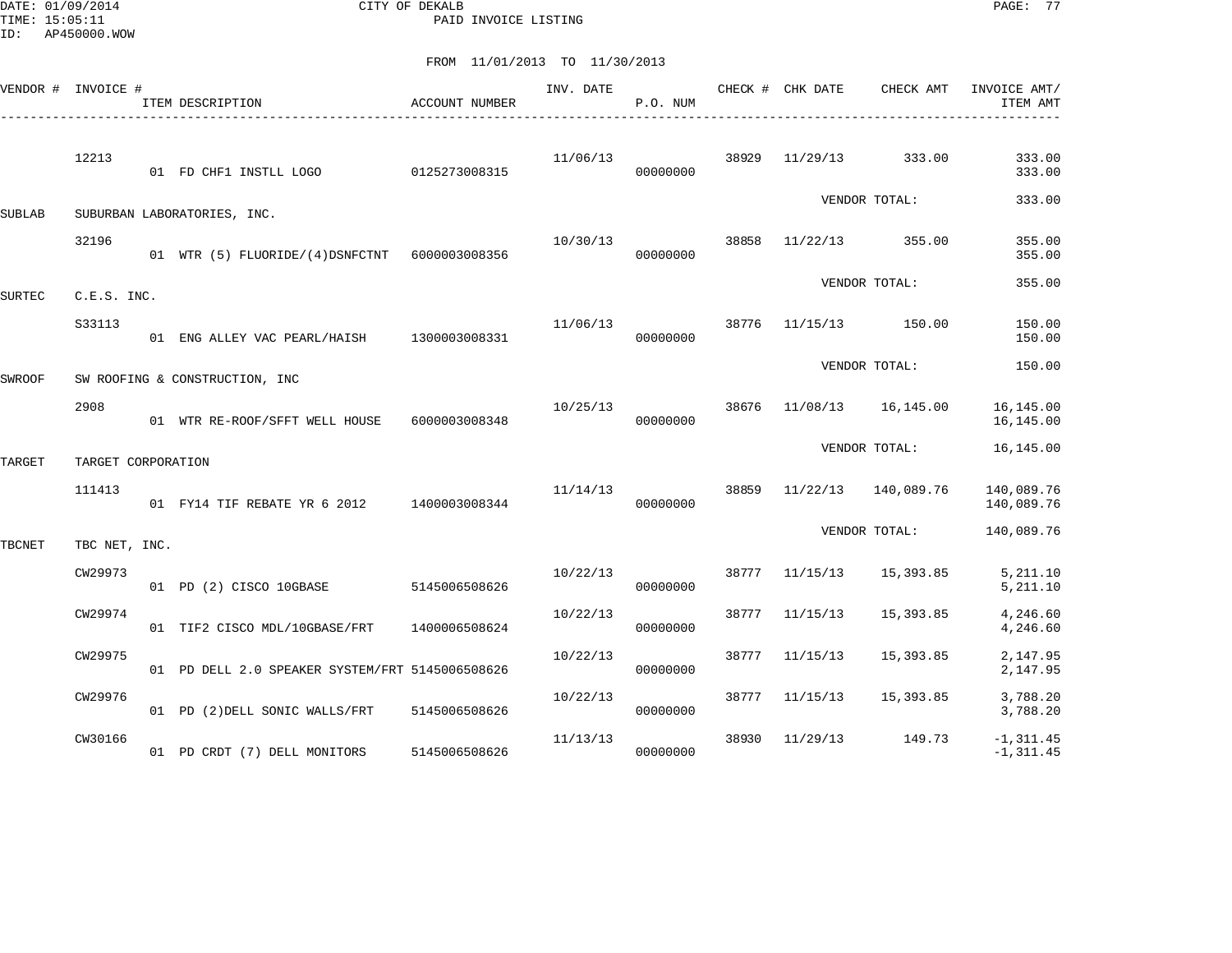FROM 11/01/2013 TO 11/30/2013

| VENDOR # | INVOICE # | ITEM DESCRIPTION | ACCOUNT NUMBER | INV. DATE | P.O. NUM | CHECK # | CHK DATE | CHECK AMT | INVOICE AMT/ ITEM AMT |
|---|---|---|---|---|---|---|---|---|---|
| | 12213 | | | 11/06/13 | | 38929 | 11/29/13 | 333.00 | 333.00 |
| | | 01 FD CHF1 INSTLL LOGO | 0125273008315 | | 00000000 | | | | 333.00 |
| | | | | | | | | VENDOR TOTAL: | 333.00 |
| SUBLAB | SUBURBAN LABORATORIES, INC. | | | | | | | | |
| | 32196 | | | 10/30/13 | | 38858 | 11/22/13 | 355.00 | 355.00 |
| | | 01 WTR (5) FLUORIDE/(4)DSNFCTNT | 6000003008356 | | 00000000 | | | | 355.00 |
| | | | | | | | | VENDOR TOTAL: | 355.00 |
| SURTEC | C.E.S. INC. | | | | | | | | |
| | S33113 | | | 11/06/13 | | 38776 | 11/15/13 | 150.00 | 150.00 |
| | | 01 ENG ALLEY VAC PEARL/HAISH | 1300003008331 | | 00000000 | | | | 150.00 |
| | | | | | | | | VENDOR TOTAL: | 150.00 |
| SWROOF | SW ROOFING & CONSTRUCTION, INC | | | | | | | | |
| | 2908 | | | 10/25/13 | | 38676 | 11/08/13 | 16,145.00 | 16,145.00 |
| | | 01 WTR RE-ROOF/SFFT WELL HOUSE | 6000003008348 | | 00000000 | | | | 16,145.00 |
| | | | | | | | | VENDOR TOTAL: | 16,145.00 |
| TARGET | TARGET CORPORATION | | | | | | | | |
| | 111413 | | | 11/14/13 | | 38859 | 11/22/13 | 140,089.76 | 140,089.76 |
| | | 01 FY14 TIF REBATE YR 6 2012 | 1400003008344 | | 00000000 | | | | 140,089.76 |
| | | | | | | | | VENDOR TOTAL: | 140,089.76 |
| TBCNET | TBC NET, INC. | | | | | | | | |
| | CW29973 | | | 10/22/13 | | 38777 | 11/15/13 | 15,393.85 | 5,211.10 |
| | | 01 PD (2) CISCO 10GBASE | 5145006508626 | | 00000000 | | | | 5,211.10 |
| | CW29974 | | | 10/22/13 | | 38777 | 11/15/13 | 15,393.85 | 4,246.60 |
| | | 01 TIF2 CISCO MDL/10GBASE/FRT | 1400006508624 | | 00000000 | | | | 4,246.60 |
| | CW29975 | | | 10/22/13 | | 38777 | 11/15/13 | 15,393.85 | 2,147.95 |
| | | 01 PD DELL 2.0 SPEAKER SYSTEM/FRT | 5145006508626 | | 00000000 | | | | 2,147.95 |
| | CW29976 | | | 10/22/13 | | 38777 | 11/15/13 | 15,393.85 | 3,788.20 |
| | | 01 PD (2)DELL SONIC WALLS/FRT | 5145006508626 | | 00000000 | | | | 3,788.20 |
| | CW30166 | | | 11/13/13 | | 38930 | 11/29/13 | 149.73 | -1,311.45 |
| | | 01 PD CRDT (7) DELL MONITORS | 5145006508626 | | 00000000 | | | | -1,311.45 |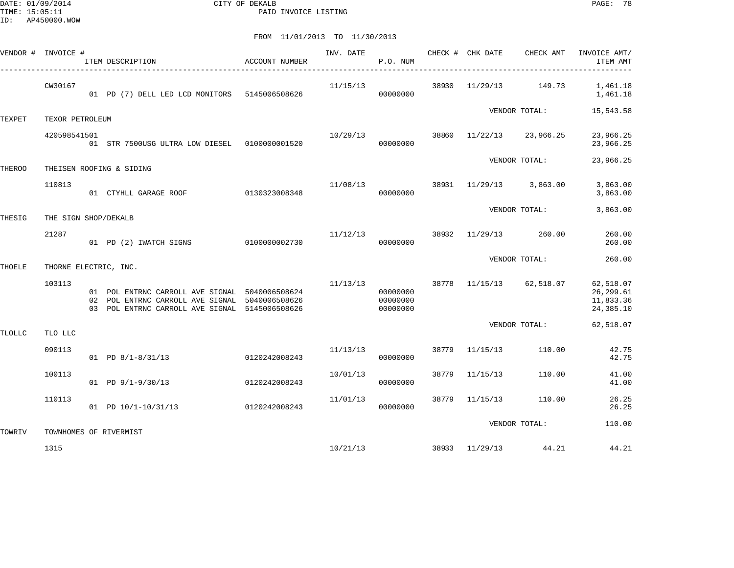CITY OF DEKALB
PAID INVOICE LISTING

DATE: 01/09/2014
TIME: 15:05:11
ID: AP450000.WOW

FROM 11/01/2013 TO 11/30/2013

| VENDOR # | INVOICE # | ITEM DESCRIPTION | ACCOUNT NUMBER | INV. DATE | P.O. NUM | CHECK # | CHK DATE | CHECK AMT | INVOICE AMT/ ITEM AMT |
|---|---|---|---|---|---|---|---|---|---|
| | CW30167 | | | 11/15/13 | | 38930 | 11/29/13 | 149.73 | 1,461.18 |
| | | 01 PD (7) DELL LED LCD MONITORS | 5145006508626 | | 00000000 | | | | 1,461.18 |
| | | | | | | | VENDOR TOTAL: | | 15,543.58 |
| TEXPET | TEXOR PETROLEUM | | | | | | | | |
| | 420598541501 | | | 10/29/13 | | 38860 | 11/22/13 | 23,966.25 | 23,966.25 |
| | | 01 STR 7500USG ULTRA LOW DIESEL | 0100000001520 | | 00000000 | | | | 23,966.25 |
| | | | | | | | VENDOR TOTAL: | | 23,966.25 |
| THEROO | THEISEN ROOFING & SIDING | | | | | | | | |
| | 110813 | | | 11/08/13 | | 38931 | 11/29/13 | 3,863.00 | 3,863.00 |
| | | 01 CTYHLL GARAGE ROOF | 0130323008348 | | 00000000 | | | | 3,863.00 |
| | | | | | | | VENDOR TOTAL: | | 3,863.00 |
| THESIG | THE SIGN SHOP/DEKALB | | | | | | | | |
| | 21287 | | | 11/12/13 | | 38932 | 11/29/13 | 260.00 | 260.00 |
| | | 01 PD (2) IWATCH SIGNS | 0100000002730 | | 00000000 | | | | 260.00 |
| | | | | | | | VENDOR TOTAL: | | 260.00 |
| THOELE | THORNE ELECTRIC, INC. | | | | | | | | |
| | 103113 | | | 11/13/13 | | 38778 | 11/15/13 | 62,518.07 | 62,518.07 |
| | | 01 POL ENTRNC CARROLL AVE SIGNAL | 5040006508624 | | 00000000 | | | | 26,299.61 |
| | | 02 POL ENTRNC CARROLL AVE SIGNAL | 5040006508626 | | 00000000 | | | | 11,833.36 |
| | | 03 POL ENTRNC CARROLL AVE SIGNAL | 5145006508626 | | 00000000 | | | | 24,385.10 |
| | | | | | | | VENDOR TOTAL: | | 62,518.07 |
| TLOLLC | TLO LLC | | | | | | | | |
| | 090113 | | | 11/13/13 | | 38779 | 11/15/13 | 110.00 | 42.75 |
| | | 01 PD 8/1-8/31/13 | 0120242008243 | | 00000000 | | | | 42.75 |
| | 100113 | | | 10/01/13 | | 38779 | 11/15/13 | 110.00 | 41.00 |
| | | 01 PD 9/1-9/30/13 | 0120242008243 | | 00000000 | | | | 41.00 |
| | 110113 | | | 11/01/13 | | 38779 | 11/15/13 | 110.00 | 26.25 |
| | | 01 PD 10/1-10/31/13 | 0120242008243 | | 00000000 | | | | 26.25 |
| | | | | | | | VENDOR TOTAL: | | 110.00 |
| TOWRIV | TOWNHOMES OF RIVERMIST | | | | | | | | |
| | 1315 | | | 10/21/13 | | 38933 | 11/29/13 | 44.21 | 44.21 |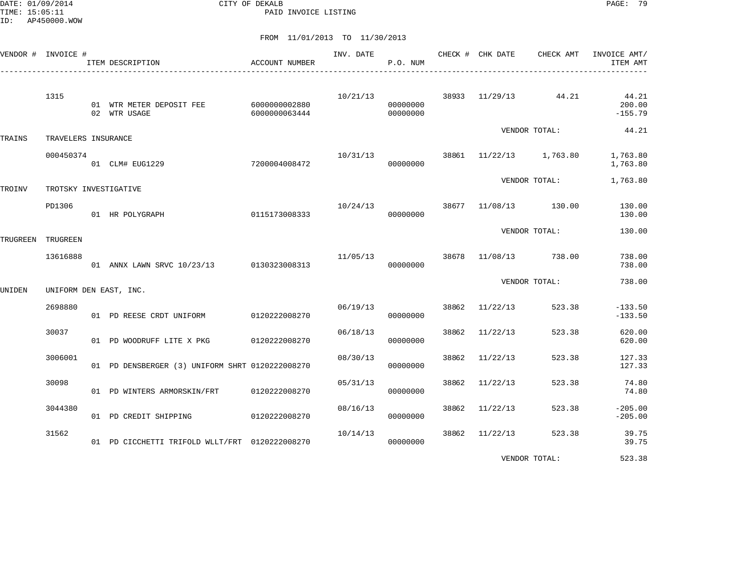DATE: 01/09/2014
TIME: 15:05:11
ID: AP450000.WOW

CITY OF DEKALB
PAID INVOICE LISTING

FROM 11/01/2013 TO 11/30/2013

| VENDOR # | INVOICE # | ITEM DESCRIPTION | ACCOUNT NUMBER | INV. DATE | P.O. NUM | CHECK # | CHK DATE | CHECK AMT | INVOICE AMT/ ITEM AMT |
|---|---|---|---|---|---|---|---|---|---|
| | 1315 | | | 10/21/13 | | 38933 | 11/29/13 | 44.21 | 44.21 |
| | | 01 WTR METER DEPOSIT FEE | 6000000002880 | | 00000000 | | | | 200.00 |
| | | 02 WTR USAGE | 6000000063444 | | 00000000 | | | | -155.79 |
| | | | | | | | VENDOR TOTAL: | | 44.21 |
| TRAINS | TRAVELERS INSURANCE | | | | | | | | |
| | 000450374 | | | 10/31/13 | | 38861 | 11/22/13 | 1,763.80 | 1,763.80 |
| | | 01 CLM# EUG1229 | 7200004008472 | | 00000000 | | | | 1,763.80 |
| | | | | | | | VENDOR TOTAL: | | 1,763.80 |
| TROINV | TROTSKY INVESTIGATIVE | | | | | | | | |
| | PD1306 | | | 10/24/13 | | 38677 | 11/08/13 | 130.00 | 130.00 |
| | | 01 HR POLYGRAPH | 0115173008333 | | 00000000 | | | | 130.00 |
| | | | | | | | VENDOR TOTAL: | | 130.00 |
| TRUGREEN | TRUGREEN | | | | | | | | |
| | 13616888 | | | 11/05/13 | | 38678 | 11/08/13 | 738.00 | 738.00 |
| | | 01 ANNX LAWN SRVC 10/23/13 | 0130323008313 | | 00000000 | | | | 738.00 |
| | | | | | | | VENDOR TOTAL: | | 738.00 |
| UNIDEN | UNIFORM DEN EAST, INC. | | | | | | | | |
| | 2698880 | | | 06/19/13 | | 38862 | 11/22/13 | 523.38 | -133.50 |
| | | 01 PD REESE CRDT UNIFORM | 0120222008270 | | 00000000 | | | | -133.50 |
| | 30037 | | | 06/18/13 | | 38862 | 11/22/13 | 523.38 | 620.00 |
| | | 01 PD WOODRUFF LITE X PKG | 0120222008270 | | 00000000 | | | | 620.00 |
| | 3006001 | | | 08/30/13 | | 38862 | 11/22/13 | 523.38 | 127.33 |
| | | 01 PD DENSBERGER (3) UNIFORM SHRT | 0120222008270 | | 00000000 | | | | 127.33 |
| | 30098 | | | 05/31/13 | | 38862 | 11/22/13 | 523.38 | 74.80 |
| | | 01 PD WINTERS ARMORSKIN/FRT | 0120222008270 | | 00000000 | | | | 74.80 |
| | 3044380 | | | 08/16/13 | | 38862 | 11/22/13 | 523.38 | -205.00 |
| | | 01 PD CREDIT SHIPPING | 0120222008270 | | 00000000 | | | | -205.00 |
| | 31562 | | | 10/14/13 | | 38862 | 11/22/13 | 523.38 | 39.75 |
| | | 01 PD CICCHETTI TRIFOLD WLLT/FRT | 0120222008270 | | 00000000 | | | | 39.75 |
| | | | | | | | VENDOR TOTAL: | | 523.38 |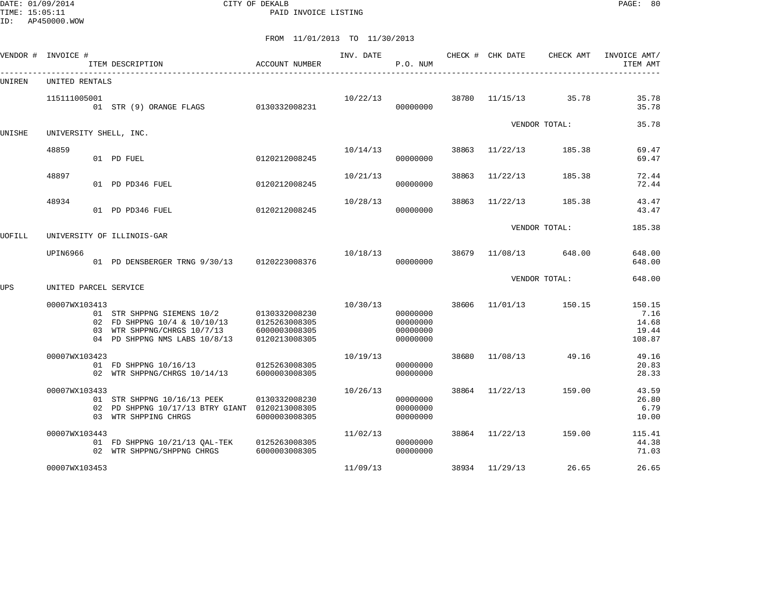DATE: 01/09/2014
TIME: 15:05:11
ID: AP450000.WOW

CITY OF DEKALB
PAID INVOICE LISTING

FROM 11/01/2013 TO 11/30/2013

| VENDOR # | INVOICE # / ITEM DESCRIPTION | ACCOUNT NUMBER | INV. DATE | P.O. NUM | CHECK # | CHK DATE | CHECK AMT | INVOICE AMT/ ITEM AMT |
|---|---|---|---|---|---|---|---|---|
| UNIREN | UNITED RENTALS | | | | | | | |
| | 115111005001 | | 10/22/13 | | 38780 | 11/15/13 | 35.78 | 35.78 |
| | 01 STR (9) ORANGE FLAGS | 0130332008231 | | 00000000 | | | | 35.78 |
| | | | | | | VENDOR TOTAL: | | 35.78 |
| UNISHE | UNIVERSITY SHELL, INC. | | | | | | | |
| | 48859 | | 10/14/13 | | 38863 | 11/22/13 | 185.38 | 69.47 |
| | 01 PD FUEL | 0120212008245 | | 00000000 | | | | 69.47 |
| | 48897 | | 10/21/13 | | 38863 | 11/22/13 | 185.38 | 72.44 |
| | 01 PD PD346 FUEL | 0120212008245 | | 00000000 | | | | 72.44 |
| | 48934 | | 10/28/13 | | 38863 | 11/22/13 | 185.38 | 43.47 |
| | 01 PD PD346 FUEL | 0120212008245 | | 00000000 | | | | 43.47 |
| | | | | | | VENDOR TOTAL: | | 185.38 |
| UOFILL | UNIVERSITY OF ILLINOIS-GAR | | | | | | | |
| | UPIN6966 | | 10/18/13 | | 38679 | 11/08/13 | 648.00 | 648.00 |
| | 01 PD DENSBERGER TRNG 9/30/13 | 0120223008376 | | 00000000 | | | | 648.00 |
| | | | | | | VENDOR TOTAL: | | 648.00 |
| UPS | UNITED PARCEL SERVICE | | | | | | | |
| | 00007WX103413 | | 10/30/13 | | 38606 | 11/01/13 | 150.15 | 150.15 |
| | 01 STR SHPPNG SIEMENS 10/2 | 0130332008230 | | 00000000 | | | | 7.16 |
| | 02 FD SHPPNG 10/4 & 10/10/13 | 0125263008305 | | 00000000 | | | | 14.68 |
| | 03 WTR SHPPNG/CHRGS 10/7/13 | 6000003008305 | | 00000000 | | | | 19.44 |
| | 04 PD SHPPNG NMS LABS 10/8/13 | 0120213008305 | | 00000000 | | | | 108.87 |
| | 00007WX103423 | | 10/19/13 | | 38680 | 11/08/13 | 49.16 | 49.16 |
| | 01 FD SHPPNG 10/16/13 | 0125263008305 | | 00000000 | | | | 20.83 |
| | 02 WTR SHPPNG/CHRGS 10/14/13 | 6000003008305 | | 00000000 | | | | 28.33 |
| | 00007WX103433 | | 10/26/13 | | 38864 | 11/22/13 | 159.00 | 43.59 |
| | 01 STR SHPPNG 10/16/13 PEEK | 0130332008230 | | 00000000 | | | | 26.80 |
| | 02 PD SHPPNG 10/17/13 BTRY GIANT | 0120213008305 | | 00000000 | | | | 6.79 |
| | 03 WTR SHPPING CHRGS | 6000003008305 | | 00000000 | | | | 10.00 |
| | 00007WX103443 | | 11/02/13 | | 38864 | 11/22/13 | 159.00 | 115.41 |
| | 01 FD SHPPNG 10/21/13 QAL-TEK | 0125263008305 | | 00000000 | | | | 44.38 |
| | 02 WTR SHPPNG/SHPPNG CHRGS | 6000003008305 | | 00000000 | | | | 71.03 |
| | 00007WX103453 | | 11/09/13 | | 38934 | 11/29/13 | 26.65 | 26.65 |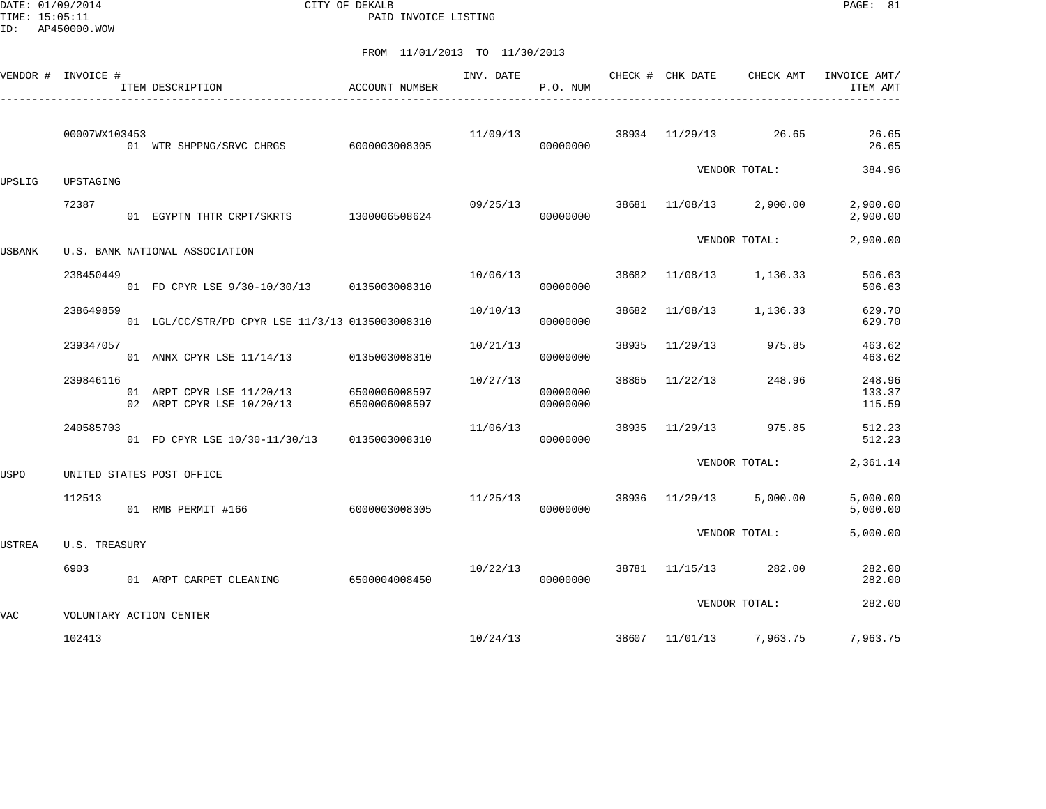DATE: 01/09/2014 CITY OF DEKALB
TIME: 15:05:11 PAID INVOICE LISTING
ID: AP450000.WOW

FROM 11/01/2013 TO 11/30/2013

| VENDOR # | INVOICE # | ITEM DESCRIPTION | ACCOUNT NUMBER | INV. DATE | P.O. NUM | CHECK # | CHK DATE | CHECK AMT | INVOICE AMT/ ITEM AMT |
|---|---|---|---|---|---|---|---|---|---|
| | 00007WX103453 | | | 11/09/13 | | 38934 | 11/29/13 | 26.65 | 26.65 |
| | | 01 WTR SHPPNG/SRVC CHRGS | 6000003008305 | | 00000000 | | | | 26.65 |
| | | | | | | | | VENDOR TOTAL: | 384.96 |
| UPSLIG | UPSTAGING | | | | | | | | |
| | 72387 | | | 09/25/13 | | 38681 | 11/08/13 | 2,900.00 | 2,900.00 |
| | | 01 EGYPTN THTR CRPT/SKRTS | 1300006508624 | | 00000000 | | | | 2,900.00 |
| | | | | | | | | VENDOR TOTAL: | 2,900.00 |
| USBANK | U.S. BANK NATIONAL ASSOCIATION | | | | | | | | |
| | 238450449 | | | 10/06/13 | | 38682 | 11/08/13 | 1,136.33 | 506.63 |
| | | 01 FD CPYR LSE 9/30-10/30/13 | 0135003008310 | | 00000000 | | | | 506.63 |
| | 238649859 | | | 10/10/13 | | 38682 | 11/08/13 | 1,136.33 | 629.70 |
| | | 01 LGL/CC/STR/PD CPYR LSE 11/3/13 | 0135003008310 | | 00000000 | | | | 629.70 |
| | 239347057 | | | 10/21/13 | | 38935 | 11/29/13 | 975.85 | 463.62 |
| | | 01 ANNX CPYR LSE 11/14/13 | 0135003008310 | | 00000000 | | | | 463.62 |
| | 239846116 | | | 10/27/13 | | 38865 | 11/22/13 | 248.96 | 248.96 |
| | | 01 ARPT CPYR LSE 11/20/13 | 6500006008597 | | 00000000 | | | | 133.37 |
| | | 02 ARPT CPYR LSE 10/20/13 | 6500006008597 | | 00000000 | | | | 115.59 |
| | 240585703 | | | 11/06/13 | | 38935 | 11/29/13 | 975.85 | 512.23 |
| | | 01 FD CPYR LSE 10/30-11/30/13 | 0135003008310 | | 00000000 | | | | 512.23 |
| | | | | | | | | VENDOR TOTAL: | 2,361.14 |
| USPO | UNITED STATES POST OFFICE | | | | | | | | |
| | 112513 | | | 11/25/13 | | 38936 | 11/29/13 | 5,000.00 | 5,000.00 |
| | | 01 RMB PERMIT #166 | 6000003008305 | | 00000000 | | | | 5,000.00 |
| | | | | | | | | VENDOR TOTAL: | 5,000.00 |
| USTREA | U.S. TREASURY | | | | | | | | |
| | 6903 | | | 10/22/13 | | 38781 | 11/15/13 | 282.00 | 282.00 |
| | | 01 ARPT CARPET CLEANING | 6500004008450 | | 00000000 | | | | 282.00 |
| | | | | | | | | VENDOR TOTAL: | 282.00 |
| VAC | VOLUNTARY ACTION CENTER | | | | | | | | |
| | 102413 | | | 10/24/13 | | 38607 | 11/01/13 | 7,963.75 | 7,963.75 |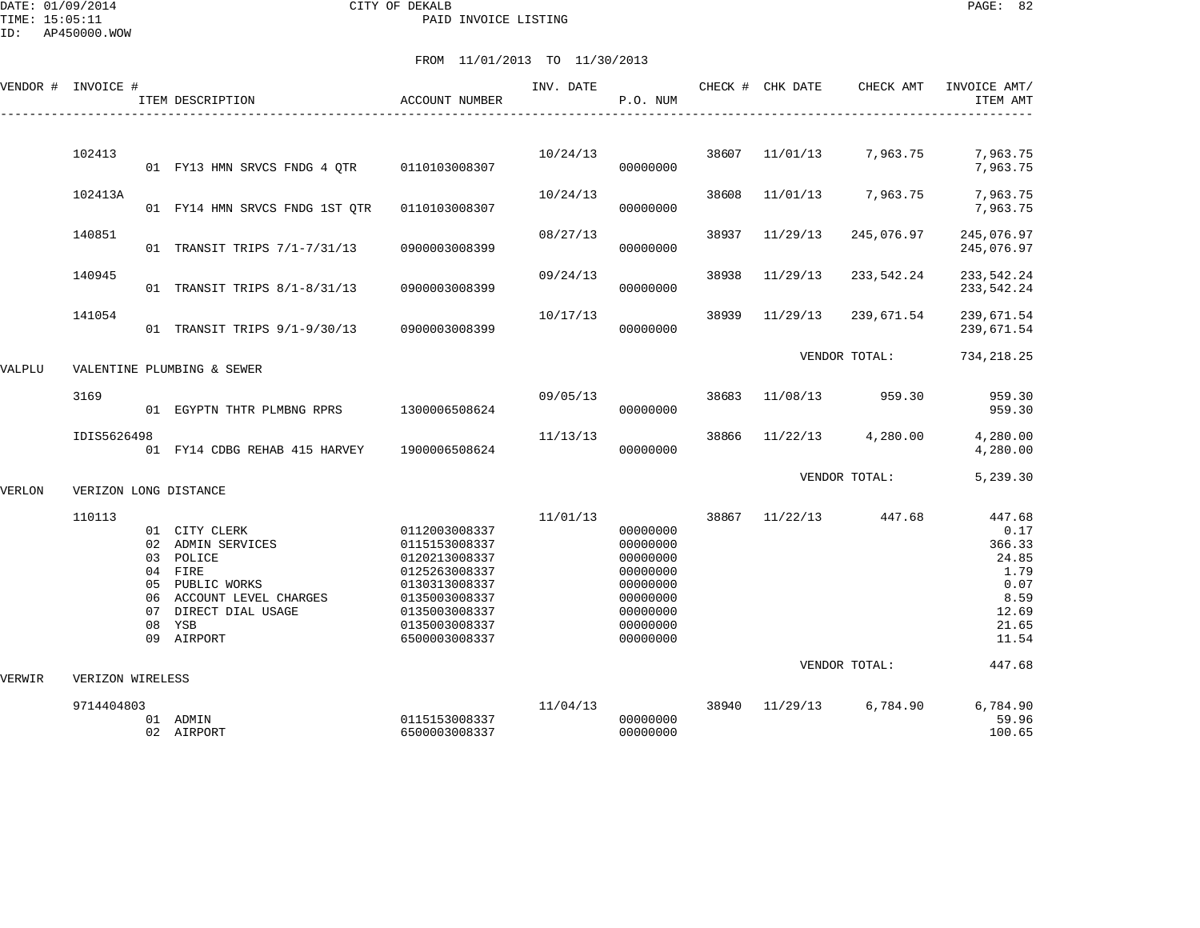CITY OF DEKALB
PAID INVOICE LISTING

DATE: 01/09/2014
TIME: 15:05:11
ID: AP450000.WOW

FROM 11/01/2013 TO 11/30/2013

| VENDOR # | INVOICE # | ITEM DESCRIPTION | ACCOUNT NUMBER | INV. DATE | P.O. NUM | CHECK # | CHK DATE | CHECK AMT | INVOICE AMT/ ITEM AMT |
|---|---|---|---|---|---|---|---|---|---|
| | 102413 | | | 10/24/13 | | 38607 | 11/01/13 | 7,963.75 | 7,963.75 |
| | | 01 FY13 HMN SRVCS FNDG 4 QTR | 0110103008307 | | 00000000 | | | | 7,963.75 |
| | 102413A | | | 10/24/13 | | 38608 | 11/01/13 | 7,963.75 | 7,963.75 |
| | | 01 FY14 HMN SRVCS FNDG 1ST QTR | 0110103008307 | | 00000000 | | | | 7,963.75 |
| | 140851 | | | 08/27/13 | | 38937 | 11/29/13 | 245,076.97 | 245,076.97 |
| | | 01 TRANSIT TRIPS 7/1-7/31/13 | 0900003008399 | | 00000000 | | | | 245,076.97 |
| | 140945 | | | 09/24/13 | | 38938 | 11/29/13 | 233,542.24 | 233,542.24 |
| | | 01 TRANSIT TRIPS 8/1-8/31/13 | 0900003008399 | | 00000000 | | | | 233,542.24 |
| | 141054 | | | 10/17/13 | | 38939 | 11/29/13 | 239,671.54 | 239,671.54 |
| | | 01 TRANSIT TRIPS 9/1-9/30/13 | 0900003008399 | | 00000000 | | | | 239,671.54 |
| | | | | | | | VENDOR TOTAL: | | 734,218.25 |
| VALPLU | VALENTINE PLUMBING & SEWER | | | | | | | | |
| | 3169 | | | 09/05/13 | | 38683 | 11/08/13 | 959.30 | 959.30 |
| | | 01 EGYPTN THTR PLMBNG RPRS | 1300006508624 | | 00000000 | | | | 959.30 |
| | IDIS5626498 | | | 11/13/13 | | 38866 | 11/22/13 | 4,280.00 | 4,280.00 |
| | | 01 FY14 CDBG REHAB 415 HARVEY | 1900006508624 | | 00000000 | | | | 4,280.00 |
| | | | | | | | VENDOR TOTAL: | | 5,239.30 |
| VERLON | VERIZON LONG DISTANCE | | | | | | | | |
| | 110113 | | | 11/01/13 | | 38867 | 11/22/13 | 447.68 | 447.68 |
| | | 01 CITY CLERK | 0112003008337 | | 00000000 | | | | 0.17 |
| | | 02 ADMIN SERVICES | 0115153008337 | | 00000000 | | | | 366.33 |
| | | 03 POLICE | 0120213008337 | | 00000000 | | | | 24.85 |
| | | 04 FIRE | 0125263008337 | | 00000000 | | | | 1.79 |
| | | 05 PUBLIC WORKS | 0130313008337 | | 00000000 | | | | 0.07 |
| | | 06 ACCOUNT LEVEL CHARGES | 0135003008337 | | 00000000 | | | | 8.59 |
| | | 07 DIRECT DIAL USAGE | 0135003008337 | | 00000000 | | | | 12.69 |
| | | 08 YSB | 0135003008337 | | 00000000 | | | | 21.65 |
| | | 09 AIRPORT | 6500003008337 | | 00000000 | | | | 11.54 |
| | | | | | | | VENDOR TOTAL: | | 447.68 |
| VERWIR | VERIZON WIRELESS | | | | | | | | |
| | 9714404803 | | | 11/04/13 | | 38940 | 11/29/13 | 6,784.90 | 6,784.90 |
| | | 01 ADMIN | 0115153008337 | | 00000000 | | | | 59.96 |
| | | 02 AIRPORT | 6500003008337 | | 00000000 | | | | 100.65 |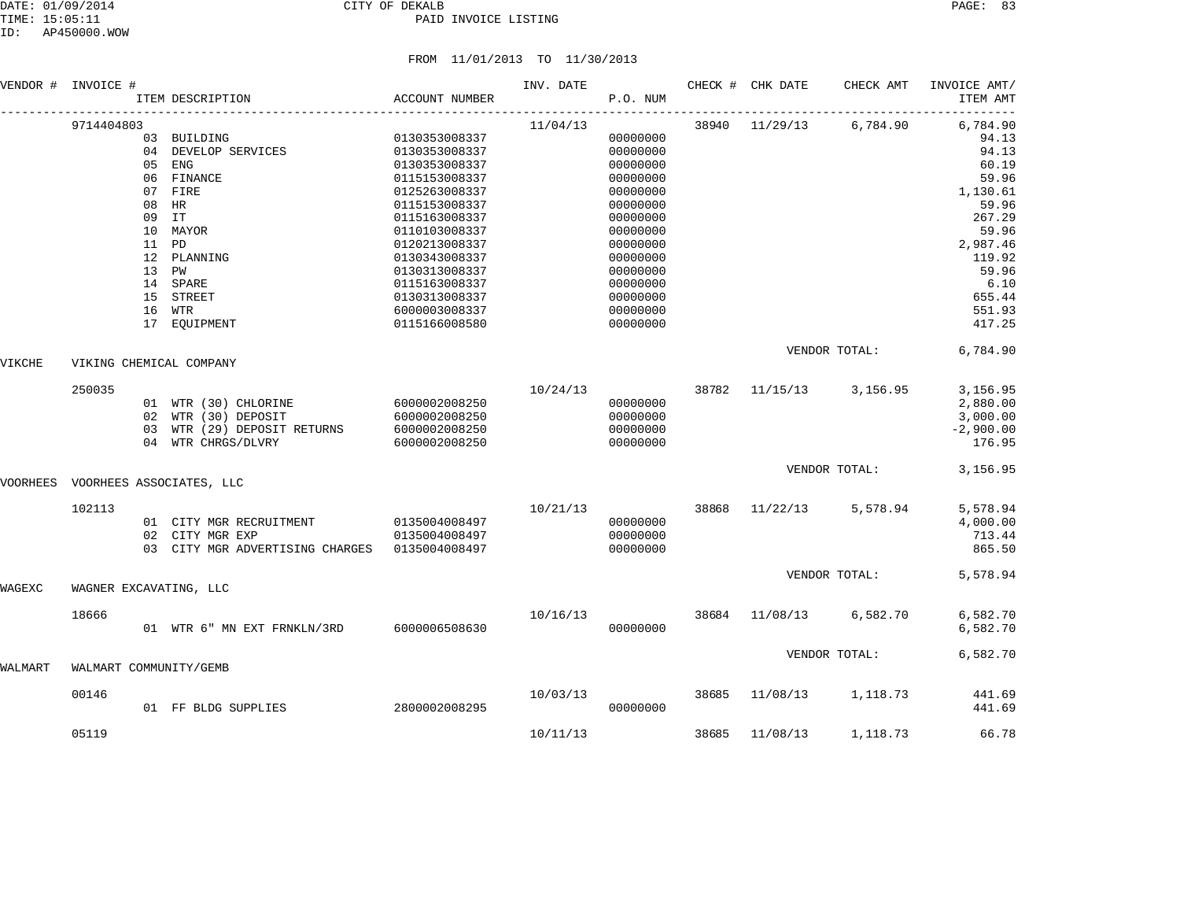CITY OF DEKALB

PAID INVOICE LISTING

FROM 11/01/2013 TO 11/30/2013

| VENDOR # | INVOICE # | ITEM DESCRIPTION | ACCOUNT NUMBER | INV. DATE | P.O. NUM | CHECK # | CHK DATE | CHECK AMT | INVOICE AMT/ ITEM AMT |
|---|---|---|---|---|---|---|---|---|---|
| | 9714404803 | | | 11/04/13 | | 38940 | 11/29/13 | 6,784.90 | 6,784.90 |
| | | 03 BUILDING | 0130353008337 | | 00000000 | | | | 94.13 |
| | | 04 DEVELOP SERVICES | 0130353008337 | | 00000000 | | | | 94.13 |
| | | 05 ENG | 0130353008337 | | 00000000 | | | | 60.19 |
| | | 06 FINANCE | 0115153008337 | | 00000000 | | | | 59.96 |
| | | 07 FIRE | 0125263008337 | | 00000000 | | | | 1,130.61 |
| | | 08 HR | 0115153008337 | | 00000000 | | | | 59.96 |
| | | 09 IT | 0115163008337 | | 00000000 | | | | 267.29 |
| | | 10 MAYOR | 0110103008337 | | 00000000 | | | | 59.96 |
| | | 11 PD | 0120213008337 | | 00000000 | | | | 2,987.46 |
| | | 12 PLANNING | 0130343008337 | | 00000000 | | | | 119.92 |
| | | 13 PW | 0130313008337 | | 00000000 | | | | 59.96 |
| | | 14 SPARE | 0115163008337 | | 00000000 | | | | 6.10 |
| | | 15 STREET | 0130313008337 | | 00000000 | | | | 655.44 |
| | | 16 WTR | 6000003008337 | | 00000000 | | | | 551.93 |
| | | 17 EQUIPMENT | 0115166008580 | | 00000000 | | | | 417.25 |
| | | | | | | | | VENDOR TOTAL: | 6,784.90 |
| VIKCHE | VIKING CHEMICAL COMPANY | | | | | | | | |
| | 250035 | | | 10/24/13 | | 38782 | 11/15/13 | 3,156.95 | 3,156.95 |
| | | 01 WTR (30) CHLORINE | 6000002008250 | | 00000000 | | | | 2,880.00 |
| | | 02 WTR (30) DEPOSIT | 6000002008250 | | 00000000 | | | | 3,000.00 |
| | | 03 WTR (29) DEPOSIT RETURNS | 6000002008250 | | 00000000 | | | | -2,900.00 |
| | | 04 WTR CHRGS/DLVRY | 6000002008250 | | 00000000 | | | | 176.95 |
| | | | | | | | | VENDOR TOTAL: | 3,156.95 |
| VOORHEES | VOORHEES ASSOCIATES, LLC | | | | | | | | |
| | 102113 | | | 10/21/13 | | 38868 | 11/22/13 | 5,578.94 | 5,578.94 |
| | | 01 CITY MGR RECRUITMENT | 0135004008497 | | 00000000 | | | | 4,000.00 |
| | | 02 CITY MGR EXP | 0135004008497 | | 00000000 | | | | 713.44 |
| | | 03 CITY MGR ADVERTISING CHARGES | 0135004008497 | | 00000000 | | | | 865.50 |
| | | | | | | | | VENDOR TOTAL: | 5,578.94 |
| WAGEXC | WAGNER EXCAVATING, LLC | | | | | | | | |
| | 18666 | | | 10/16/13 | | 38684 | 11/08/13 | 6,582.70 | 6,582.70 |
| | | 01 WTR 6" MN EXT FRNKLN/3RD | 6000006508630 | | 00000000 | | | | 6,582.70 |
| | | | | | | | | VENDOR TOTAL: | 6,582.70 |
| WALMART | WALMART COMMUNITY/GEMB | | | | | | | | |
| | 00146 | | | 10/03/13 | | 38685 | 11/08/13 | 1,118.73 | 441.69 |
| | | 01 FF BLDG SUPPLIES | 2800002008295 | | 00000000 | | | | 441.69 |
| | 05119 | | | 10/11/13 | | 38685 | 11/08/13 | 1,118.73 | 66.78 |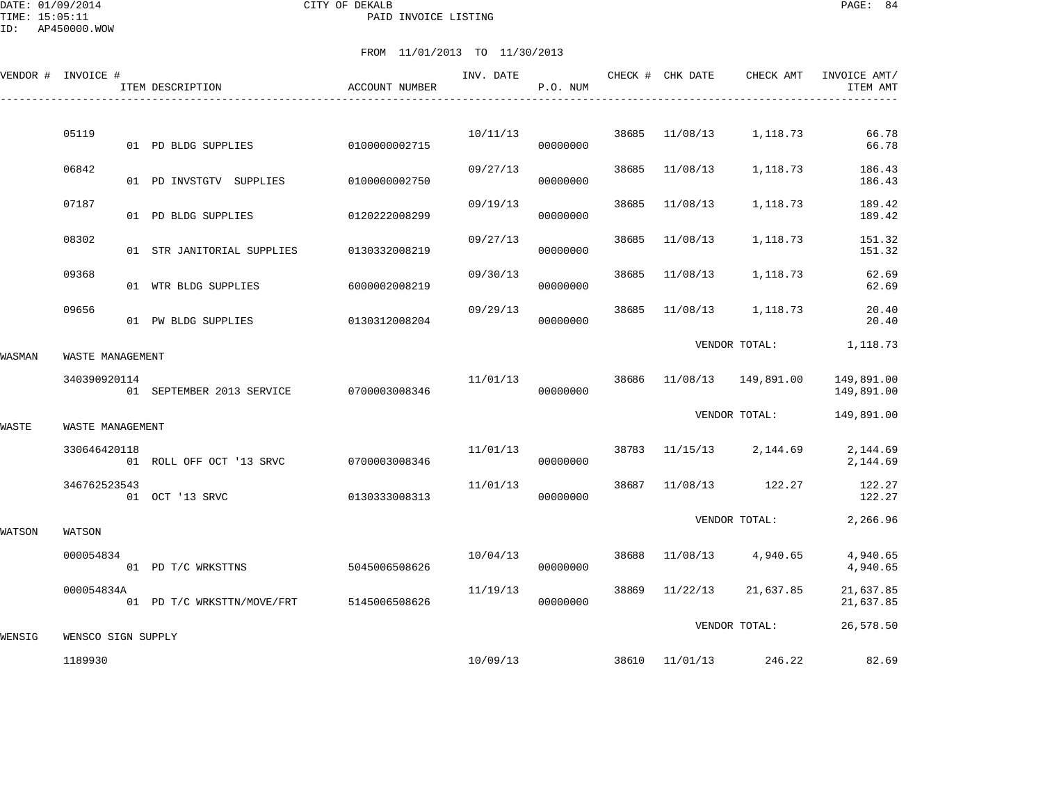DATE: 01/09/2014 CITY OF DEKALB
TIME: 15:05:11 PAID INVOICE LISTING
ID: AP450000.WOW

FROM 11/01/2013 TO 11/30/2013

| VENDOR # | INVOICE # | ITEM DESCRIPTION | ACCOUNT NUMBER | INV. DATE | P.O. NUM | CHECK # | CHK DATE | CHECK AMT | INVOICE AMT/ ITEM AMT |
|---|---|---|---|---|---|---|---|---|---|
| | 05119 | | | 10/11/13 | | 38685 | 11/08/13 | 1,118.73 | 66.78 |
| | | 01 PD BLDG SUPPLIES | 0100000002715 | | 00000000 | | | | 66.78 |
| | 06842 | | | 09/27/13 | | 38685 | 11/08/13 | 1,118.73 | 186.43 |
| | | 01 PD INVSTGTV SUPPLIES | 0100000002750 | | 00000000 | | | | 186.43 |
| | 07187 | | | 09/19/13 | | 38685 | 11/08/13 | 1,118.73 | 189.42 |
| | | 01 PD BLDG SUPPLIES | 0120222008299 | | 00000000 | | | | 189.42 |
| | 08302 | | | 09/27/13 | | 38685 | 11/08/13 | 1,118.73 | 151.32 |
| | | 01 STR JANITORIAL SUPPLIES | 0130332008219 | | 00000000 | | | | 151.32 |
| | 09368 | | | 09/30/13 | | 38685 | 11/08/13 | 1,118.73 | 62.69 |
| | | 01 WTR BLDG SUPPLIES | 6000002008219 | | 00000000 | | | | 62.69 |
| | 09656 | | | 09/29/13 | | 38685 | 11/08/13 | 1,118.73 | 20.40 |
| | | 01 PW BLDG SUPPLIES | 0130312008204 | | 00000000 | | | | 20.40 |
| | | | | | | | VENDOR TOTAL: | | 1,118.73 |
| WASMAN | WASTE MANAGEMENT | | | | | | | | |
| | 340390920114 | | | 11/01/13 | | 38686 | 11/08/13 | 149,891.00 | 149,891.00 |
| | | 01 SEPTEMBER 2013 SERVICE | 0700003008346 | | 00000000 | | | | 149,891.00 |
| | | | | | | | VENDOR TOTAL: | | 149,891.00 |
| WASTE | WASTE MANAGEMENT | | | | | | | | |
| | 330646420118 | | | 11/01/13 | | 38783 | 11/15/13 | 2,144.69 | 2,144.69 |
| | | 01 ROLL OFF OCT '13 SRVC | 0700003008346 | | 00000000 | | | | 2,144.69 |
| | 346762523543 | | | 11/01/13 | | 38687 | 11/08/13 | 122.27 | 122.27 |
| | | 01 OCT '13 SRVC | 0130333008313 | | 00000000 | | | | 122.27 |
| | | | | | | | VENDOR TOTAL: | | 2,266.96 |
| WATSON | WATSON | | | | | | | | |
| | 000054834 | | | 10/04/13 | | 38688 | 11/08/13 | 4,940.65 | 4,940.65 |
| | | 01 PD T/C WRKSTTNS | 5045006508626 | | 00000000 | | | | 4,940.65 |
| | 000054834A | | | 11/19/13 | | 38869 | 11/22/13 | 21,637.85 | 21,637.85 |
| | | 01 PD T/C WRKSTTN/MOVE/FRT | 5145006508626 | | 00000000 | | | | 21,637.85 |
| | | | | | | | VENDOR TOTAL: | | 26,578.50 |
| WENSIG | WENSCO SIGN SUPPLY | | | | | | | | |
| | 1189930 | | | 10/09/13 | | 38610 | 11/01/13 | 246.22 | 82.69 |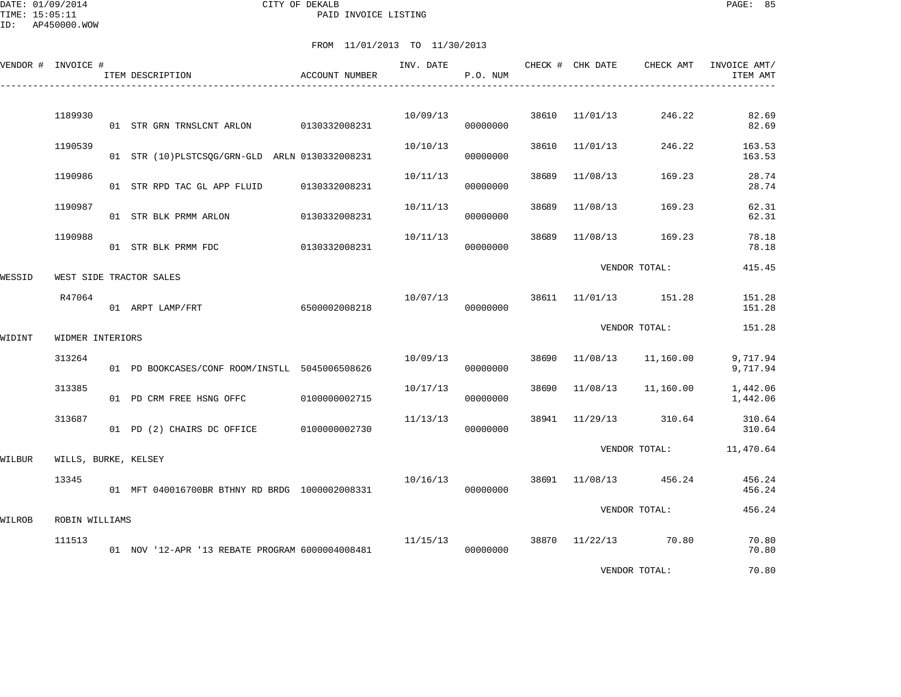DATE: 01/09/2014
TIME: 15:05:11
ID: AP450000.WOW

CITY OF DEKALB
PAID INVOICE LISTING

FROM 11/01/2013 TO 11/30/2013

| VENDOR # | INVOICE # | ITEM DESCRIPTION | ACCOUNT NUMBER | INV. DATE | P.O. NUM | CHECK # | CHK DATE | CHECK AMT | INVOICE AMT/ ITEM AMT |
|---|---|---|---|---|---|---|---|---|---|
| | 1189930 | | | 10/09/13 | | 38610 | 11/01/13 | 246.22 | 82.69 |
| | | 01 STR GRN TRNSLCNT ARLON | 0130332008231 | | 00000000 | | | | 82.69 |
| | 1190539 | | | 10/10/13 | | 38610 | 11/01/13 | 246.22 | 163.53 |
| | | 01 STR (10)PLSTCSQG/GRN-GLD ARLN | 0130332008231 | | 00000000 | | | | 163.53 |
| | 1190986 | | | 10/11/13 | | 38689 | 11/08/13 | 169.23 | 28.74 |
| | | 01 STR RPD TAC GL APP FLUID | 0130332008231 | | 00000000 | | | | 28.74 |
| | 1190987 | | | 10/11/13 | | 38689 | 11/08/13 | 169.23 | 62.31 |
| | | 01 STR BLK PRMM ARLON | 0130332008231 | | 00000000 | | | | 62.31 |
| | 1190988 | | | 10/11/13 | | 38689 | 11/08/13 | 169.23 | 78.18 |
| | | 01 STR BLK PRMM FDC | 0130332008231 | | 00000000 | | | | 78.18 |
| | | | | | | | VENDOR TOTAL: | | 415.45 |
| WESSID | WEST SIDE TRACTOR SALES | | | | | | | | |
| | R47064 | | | 10/07/13 | | 38611 | 11/01/13 | 151.28 | 151.28 |
| | | 01 ARPT LAMP/FRT | 6500002008218 | | 00000000 | | | | 151.28 |
| | | | | | | | VENDOR TOTAL: | | 151.28 |
| WIDINT | WIDMER INTERIORS | | | | | | | | |
| | 313264 | | | 10/09/13 | | 38690 | 11/08/13 | 11,160.00 | 9,717.94 |
| | | 01 PD BOOKCASES/CONF ROOM/INSTLL | 5045006508626 | | 00000000 | | | | 9,717.94 |
| | 313385 | | | 10/17/13 | | 38690 | 11/08/13 | 11,160.00 | 1,442.06 |
| | | 01 PD CRM FREE HSNG OFFC | 0100000002715 | | 00000000 | | | | 1,442.06 |
| | 313687 | | | 11/13/13 | | 38941 | 11/29/13 | 310.64 | 310.64 |
| | | 01 PD (2) CHAIRS DC OFFICE | 0100000002730 | | 00000000 | | | | 310.64 |
| | | | | | | | VENDOR TOTAL: | | 11,470.64 |
| WILBUR | WILLS, BURKE, KELSEY | | | | | | | | |
| | 13345 | | | 10/16/13 | | 38691 | 11/08/13 | 456.24 | 456.24 |
| | | 01 MFT 040016700BR BTHNY RD BRDG | 1000002008331 | | 00000000 | | | | 456.24 |
| | | | | | | | VENDOR TOTAL: | | 456.24 |
| WILROB | ROBIN WILLIAMS | | | | | | | | |
| | 111513 | | | 11/15/13 | | 38870 | 11/22/13 | 70.80 | 70.80 |
| | | 01 NOV '12-APR '13 REBATE PROGRAM | 6000004008481 | | 00000000 | | | | 70.80 |
| | | | | | | | VENDOR TOTAL: | | 70.80 |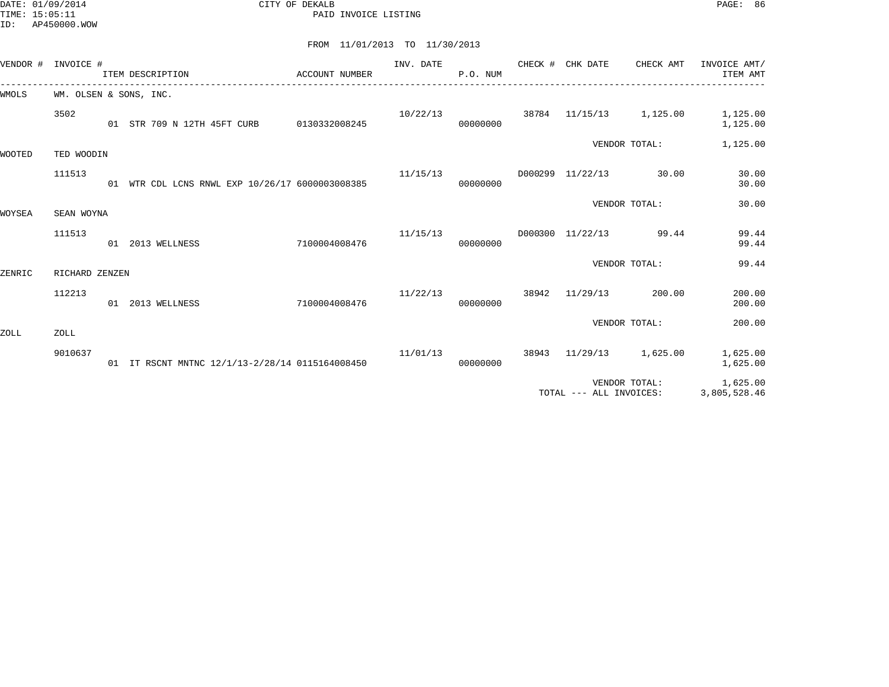DATE: 01/09/2014
TIME: 15:05:11
ID: AP450000.WOW

CITY OF DEKALB
PAID INVOICE LISTING

FROM 11/01/2013 TO 11/30/2013

| VENDOR # | INVOICE # | ITEM DESCRIPTION | ACCOUNT NUMBER | INV. DATE | P.O. NUM | CHECK # | CHK DATE | CHECK AMT | INVOICE AMT/ ITEM AMT |
|---|---|---|---|---|---|---|---|---|---|
| WMOLS | WM. OLSEN & SONS, INC. | | | | | | | | |
| | 3502 | | | 10/22/13 | | 38784 | 11/15/13 | 1,125.00 | 1,125.00 |
| | | 01 STR 709 N 12TH 45FT CURB | 0130332008245 | | 00000000 | | | | 1,125.00 |
| | | | | | | | VENDOR TOTAL: | | 1,125.00 |
| WOOTED | TED WOODIN | | | | | | | | |
| | 111513 | | | 11/15/13 | | D000299 | 11/22/13 | 30.00 | 30.00 |
| | | 01 WTR CDL LCNS RNWL EXP 10/26/17 | 6000003008385 | | 00000000 | | | | 30.00 |
| | | | | | | | VENDOR TOTAL: | | 30.00 |
| WOYSEA | SEAN WOYNA | | | | | | | | |
| | 111513 | | | 11/15/13 | | D000300 | 11/22/13 | 99.44 | 99.44 |
| | | 01 2013 WELLNESS | 7100004008476 | | 00000000 | | | | 99.44 |
| | | | | | | | VENDOR TOTAL: | | 99.44 |
| ZENRIC | RICHARD ZENZEN | | | | | | | | |
| | 112213 | | | 11/22/13 | | 38942 | 11/29/13 | 200.00 | 200.00 |
| | | 01 2013 WELLNESS | 7100004008476 | | 00000000 | | | | 200.00 |
| | | | | | | | VENDOR TOTAL: | | 200.00 |
| ZOLL | ZOLL | | | | | | | | |
| | 9010637 | | | 11/01/13 | | 38943 | 11/29/13 | 1,625.00 | 1,625.00 |
| | | 01 IT RSCNT MNTNC 12/1/13-2/28/14 | 0115164008450 | | 00000000 | | | | 1,625.00 |
| | | | | | | | VENDOR TOTAL: | | 1,625.00 |
| | | | | | | | TOTAL --- ALL INVOICES: | | 3,805,528.46 |